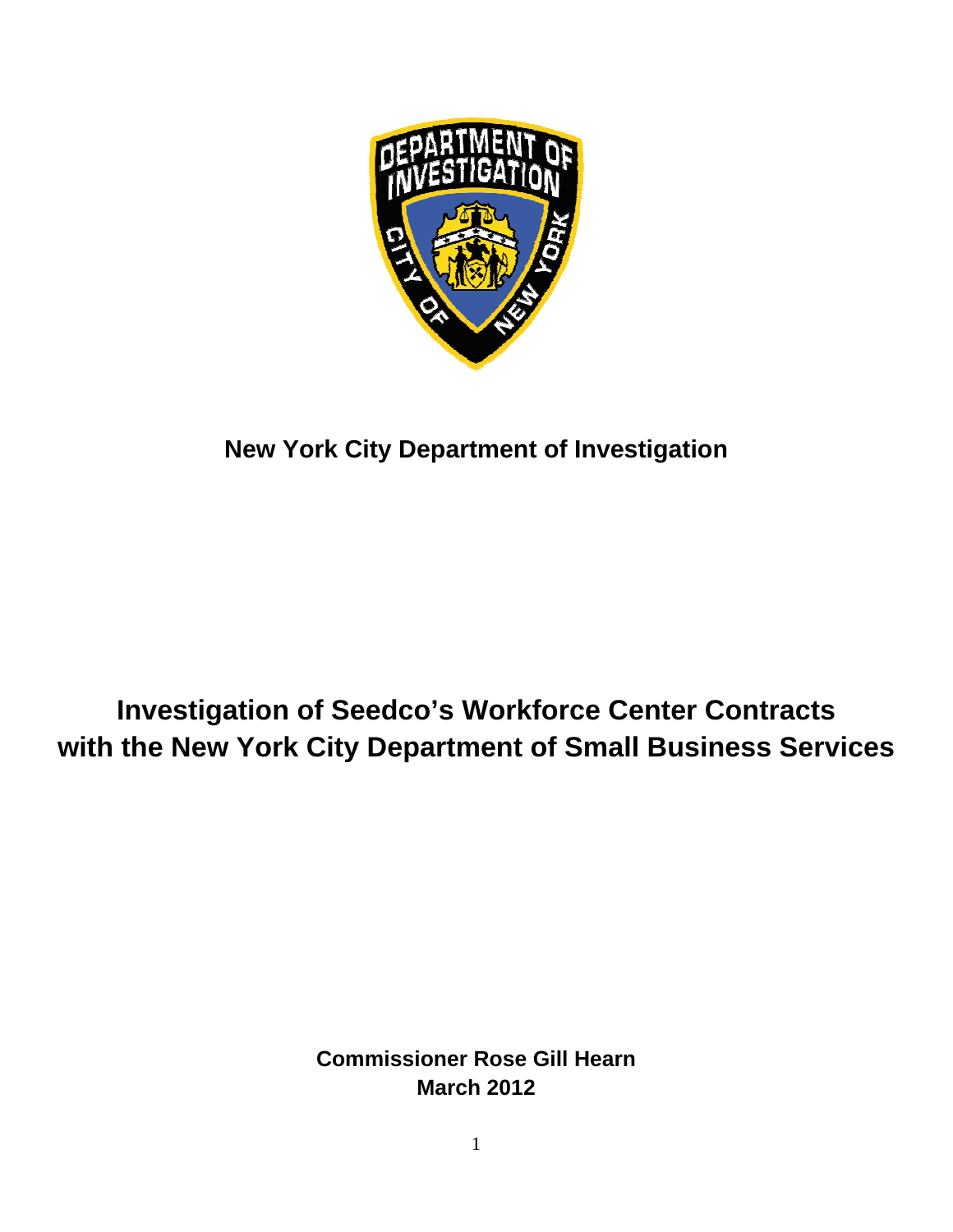**New York City Department of Investigation**

# Investigation of Seedco's Workforce Center Contracts with the New York City Department of Small Business Services

**Commissioner Rose Gill Hearn**
**March 2012**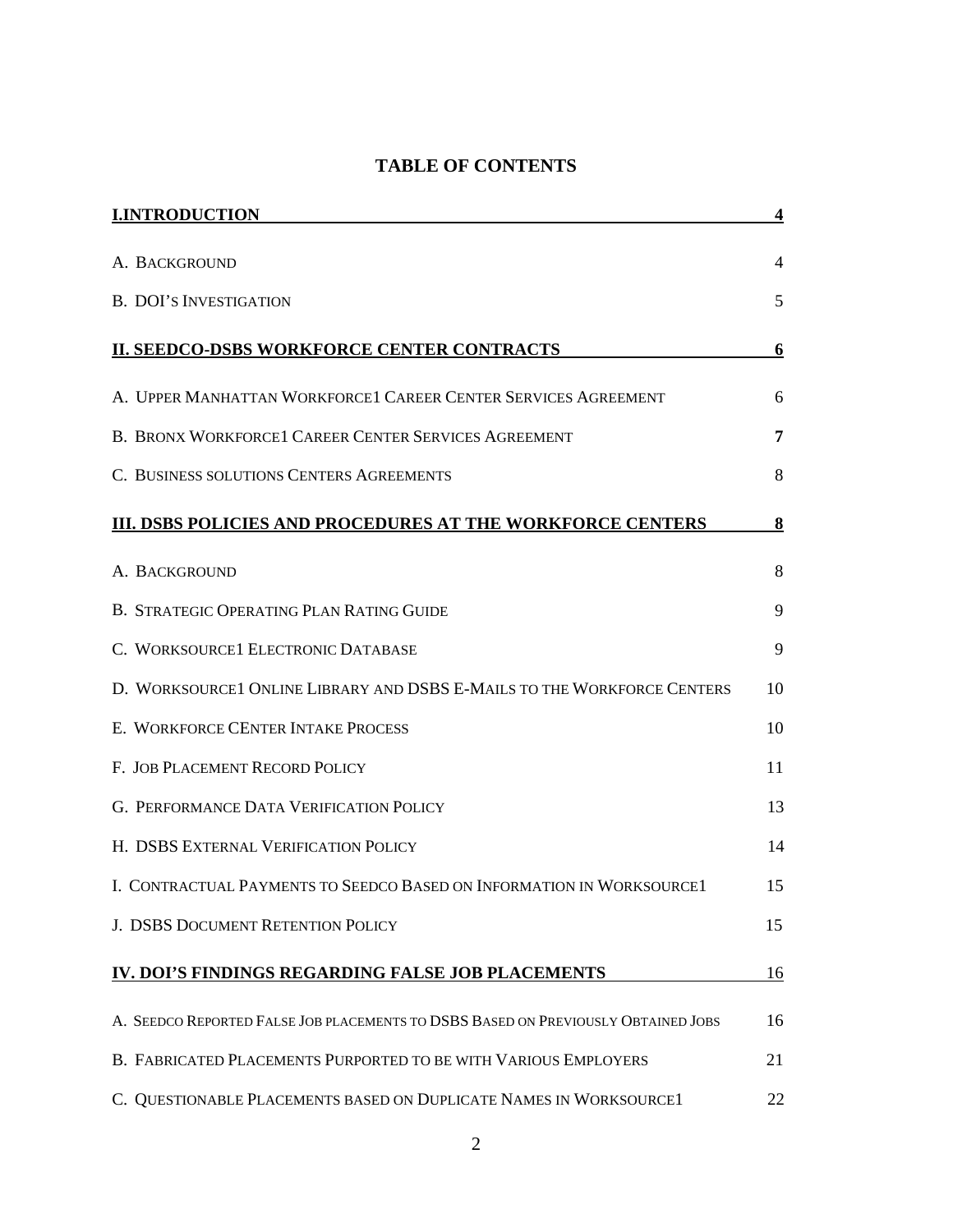# TABLE OF CONTENTS

| | |
|---|---|
| **I.INTRODUCTION** | **4** |
| A. BACKGROUND | 4 |
| B. DOI'S INVESTIGATION | 5 |
| **II. SEEDCO-DSBS WORKFORCE CENTER CONTRACTS** | **6** |
| A. UPPER MANHATTAN WORKFORCE1 CAREER CENTER SERVICES AGREEMENT | 6 |
| B. BRONX WORKFORCE1 CAREER CENTER SERVICES AGREEMENT | **7** |
| C. BUSINESS SOLUTIONS CENTERS AGREEMENTS | 8 |
| **III. DSBS POLICIES AND PROCEDURES AT THE WORKFORCE CENTERS** | **8** |
| A. BACKGROUND | 8 |
| B. STRATEGIC OPERATING PLAN RATING GUIDE | 9 |
| C. WORKSOURCE1 ELECTRONIC DATABASE | 9 |
| D. WORKSOURCE1 ONLINE LIBRARY AND DSBS E-MAILS TO THE WORKFORCE CENTERS | 10 |
| E. WORKFORCE CENTER INTAKE PROCESS | 10 |
| F. JOB PLACEMENT RECORD POLICY | 11 |
| G. PERFORMANCE DATA VERIFICATION POLICY | 13 |
| H. DSBS EXTERNAL VERIFICATION POLICY | 14 |
| I. CONTRACTUAL PAYMENTS TO SEEDCO BASED ON INFORMATION IN WORKSOURCE1 | 15 |
| J. DSBS DOCUMENT RETENTION POLICY | 15 |
| **IV. DOI'S FINDINGS REGARDING FALSE JOB PLACEMENTS** | 16 |
| A. SEEDCO REPORTED FALSE JOB PLACEMENTS TO DSBS BASED ON PREVIOUSLY OBTAINED JOBS | 16 |
| B. FABRICATED PLACEMENTS PURPORTED TO BE WITH VARIOUS EMPLOYERS | 21 |
| C. QUESTIONABLE PLACEMENTS BASED ON DUPLICATE NAMES IN WORKSOURCE1 | 22 |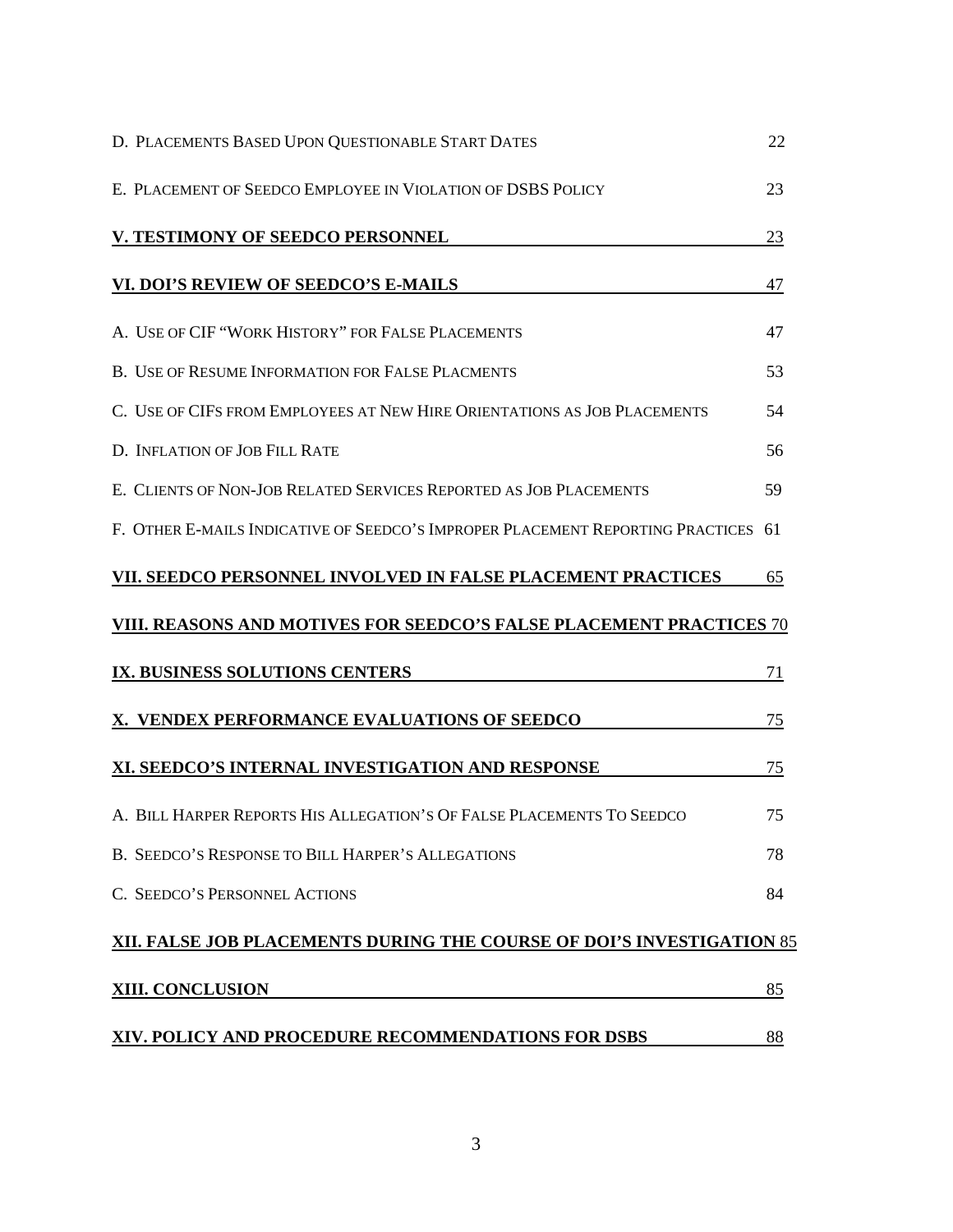D. Placements Based Upon Questionable Start Dates 22

E. Placement of Seedco Employee in Violation of DSBS Policy 23

**V. TESTIMONY OF SEEDCO PERSONNEL 23**

**VI. DOI'S REVIEW OF SEEDCO'S E-MAILS 47**

A. Use of CIF "Work History" for False Placements 47

B. Use of Resume Information for False Placments 53

C. Use of CIFs from Employees at New Hire Orientations as Job Placements 54

D. Inflation of Job Fill Rate 56

E. Clients of Non-Job Related Services Reported as Job Placements 59

F. Other E-mails Indicative of Seedco's Improper Placement Reporting Practices 61

**VII. SEEDCO PERSONNEL INVOLVED IN FALSE PLACEMENT PRACTICES 65**

**VIII. REASONS AND MOTIVES FOR SEEDCO'S FALSE PLACEMENT PRACTICES 70**

**IX. BUSINESS SOLUTIONS CENTERS 71**

**X. VENDEX PERFORMANCE EVALUATIONS OF SEEDCO 75**

**XI. SEEDCO'S INTERNAL INVESTIGATION AND RESPONSE 75**

A. Bill Harper Reports His Allegation's Of False Placements To Seedco 75

B. Seedco's Response to Bill Harper's Allegations 78

C. Seedco's Personnel Actions 84

**XII. FALSE JOB PLACEMENTS DURING THE COURSE OF DOI'S INVESTIGATION 85**

**XIII. CONCLUSION 85**

**XIV. POLICY AND PROCEDURE RECOMMENDATIONS FOR DSBS 88**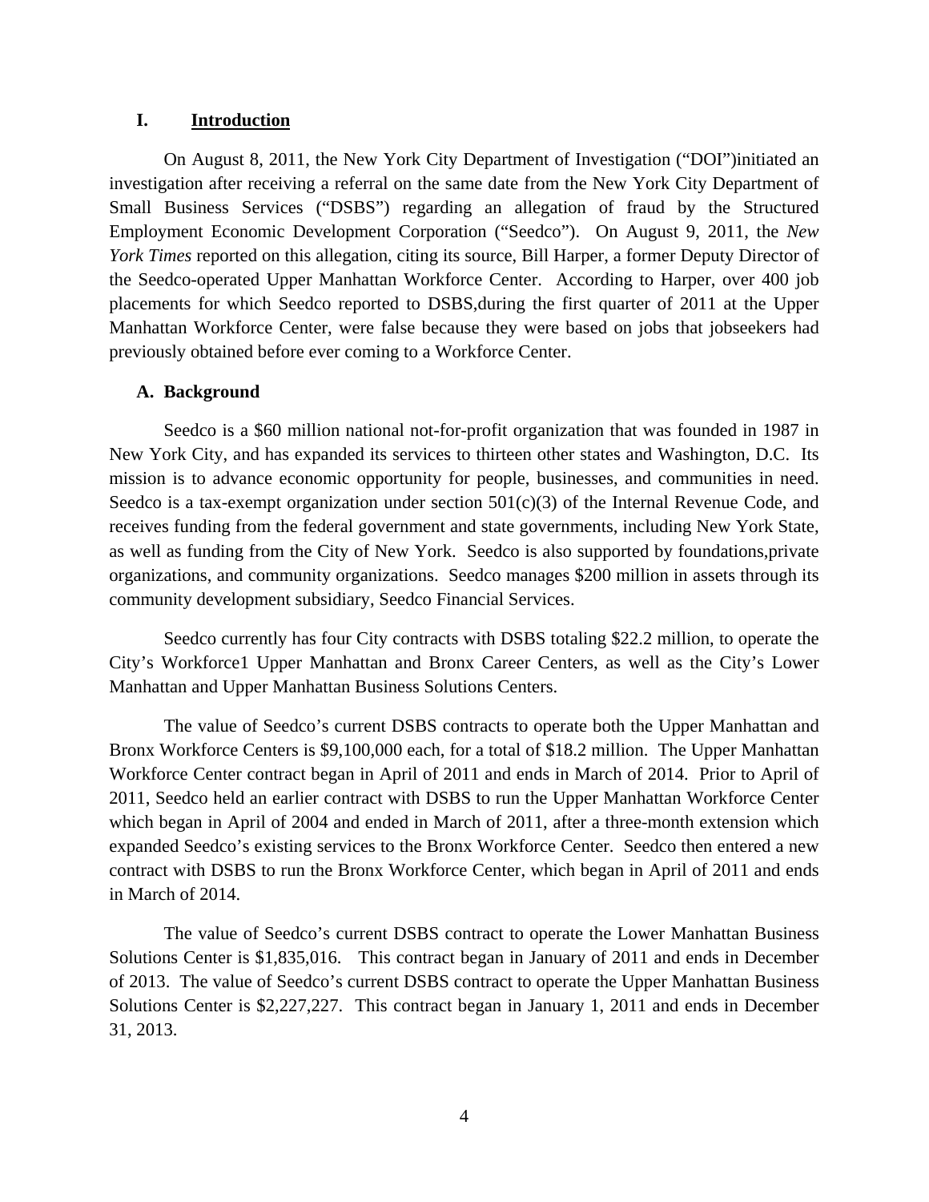## I. Introduction

On August 8, 2011, the New York City Department of Investigation ("DOI")initiated an investigation after receiving a referral on the same date from the New York City Department of Small Business Services ("DSBS") regarding an allegation of fraud by the Structured Employment Economic Development Corporation ("Seedco"). On August 9, 2011, the *New York Times* reported on this allegation, citing its source, Bill Harper, a former Deputy Director of the Seedco-operated Upper Manhattan Workforce Center. According to Harper, over 400 job placements for which Seedco reported to DSBS,during the first quarter of 2011 at the Upper Manhattan Workforce Center, were false because they were based on jobs that jobseekers had previously obtained before ever coming to a Workforce Center.

### A. Background

Seedco is a $60 million national not-for-profit organization that was founded in 1987 in New York City, and has expanded its services to thirteen other states and Washington, D.C. Its mission is to advance economic opportunity for people, businesses, and communities in need. Seedco is a tax-exempt organization under section 501(c)(3) of the Internal Revenue Code, and receives funding from the federal government and state governments, including New York State, as well as funding from the City of New York. Seedco is also supported by foundations,private organizations, and community organizations. Seedco manages $200 million in assets through its community development subsidiary, Seedco Financial Services.

Seedco currently has four City contracts with DSBS totaling $22.2 million, to operate the City's Workforce1 Upper Manhattan and Bronx Career Centers, as well as the City's Lower Manhattan and Upper Manhattan Business Solutions Centers.

The value of Seedco's current DSBS contracts to operate both the Upper Manhattan and Bronx Workforce Centers is $9,100,000 each, for a total of $18.2 million. The Upper Manhattan Workforce Center contract began in April of 2011 and ends in March of 2014. Prior to April of 2011, Seedco held an earlier contract with DSBS to run the Upper Manhattan Workforce Center which began in April of 2004 and ended in March of 2011, after a three-month extension which expanded Seedco's existing services to the Bronx Workforce Center. Seedco then entered a new contract with DSBS to run the Bronx Workforce Center, which began in April of 2011 and ends in March of 2014.

The value of Seedco's current DSBS contract to operate the Lower Manhattan Business Solutions Center is $1,835,016. This contract began in January of 2011 and ends in December of 2013. The value of Seedco's current DSBS contract to operate the Upper Manhattan Business Solutions Center is $2,227,227. This contract began in January 1, 2011 and ends in December 31, 2013.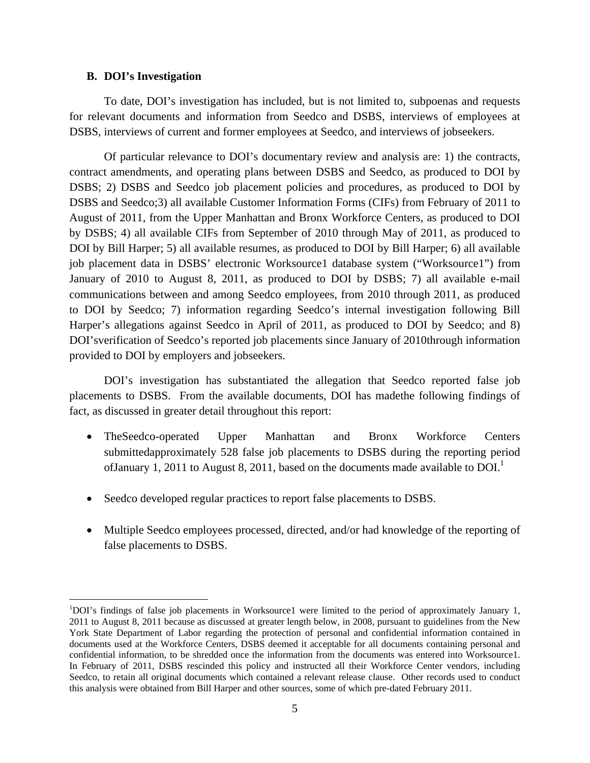### B. DOI's Investigation

To date, DOI's investigation has included, but is not limited to, subpoenas and requests for relevant documents and information from Seedco and DSBS, interviews of employees at DSBS, interviews of current and former employees at Seedco, and interviews of jobseekers.

Of particular relevance to DOI's documentary review and analysis are: 1) the contracts, contract amendments, and operating plans between DSBS and Seedco, as produced to DOI by DSBS; 2) DSBS and Seedco job placement policies and procedures, as produced to DOI by DSBS and Seedco;3) all available Customer Information Forms (CIFs) from February of 2011 to August of 2011, from the Upper Manhattan and Bronx Workforce Centers, as produced to DOI by DSBS; 4) all available CIFs from September of 2010 through May of 2011, as produced to DOI by Bill Harper; 5) all available resumes, as produced to DOI by Bill Harper; 6) all available job placement data in DSBS' electronic Worksource1 database system ("Worksource1") from January of 2010 to August 8, 2011, as produced to DOI by DSBS; 7) all available e-mail communications between and among Seedco employees, from 2010 through 2011, as produced to DOI by Seedco; 7) information regarding Seedco's internal investigation following Bill Harper's allegations against Seedco in April of 2011, as produced to DOI by Seedco; and 8) DOI'sverification of Seedco's reported job placements since January of 2010through information provided to DOI by employers and jobseekers.

DOI's investigation has substantiated the allegation that Seedco reported false job placements to DSBS. From the available documents, DOI has madethe following findings of fact, as discussed in greater detail throughout this report:

- TheSeedco-operated Upper Manhattan and Bronx Workforce Centers submittedapproximately 528 false job placements to DSBS during the reporting period ofJanuary 1, 2011 to August 8, 2011, based on the documents made available to DOI.[1]

- Seedco developed regular practices to report false placements to DSBS.

- Multiple Seedco employees processed, directed, and/or had knowledge of the reporting of false placements to DSBS.

---

[1]DOI's findings of false job placements in Worksource1 were limited to the period of approximately January 1, 2011 to August 8, 2011 because as discussed at greater length below, in 2008, pursuant to guidelines from the New York State Department of Labor regarding the protection of personal and confidential information contained in documents used at the Workforce Centers, DSBS deemed it acceptable for all documents containing personal and confidential information, to be shredded once the information from the documents was entered into Worksource1. In February of 2011, DSBS rescinded this policy and instructed all their Workforce Center vendors, including Seedco, to retain all original documents which contained a relevant release clause. Other records used to conduct this analysis were obtained from Bill Harper and other sources, some of which pre-dated February 2011.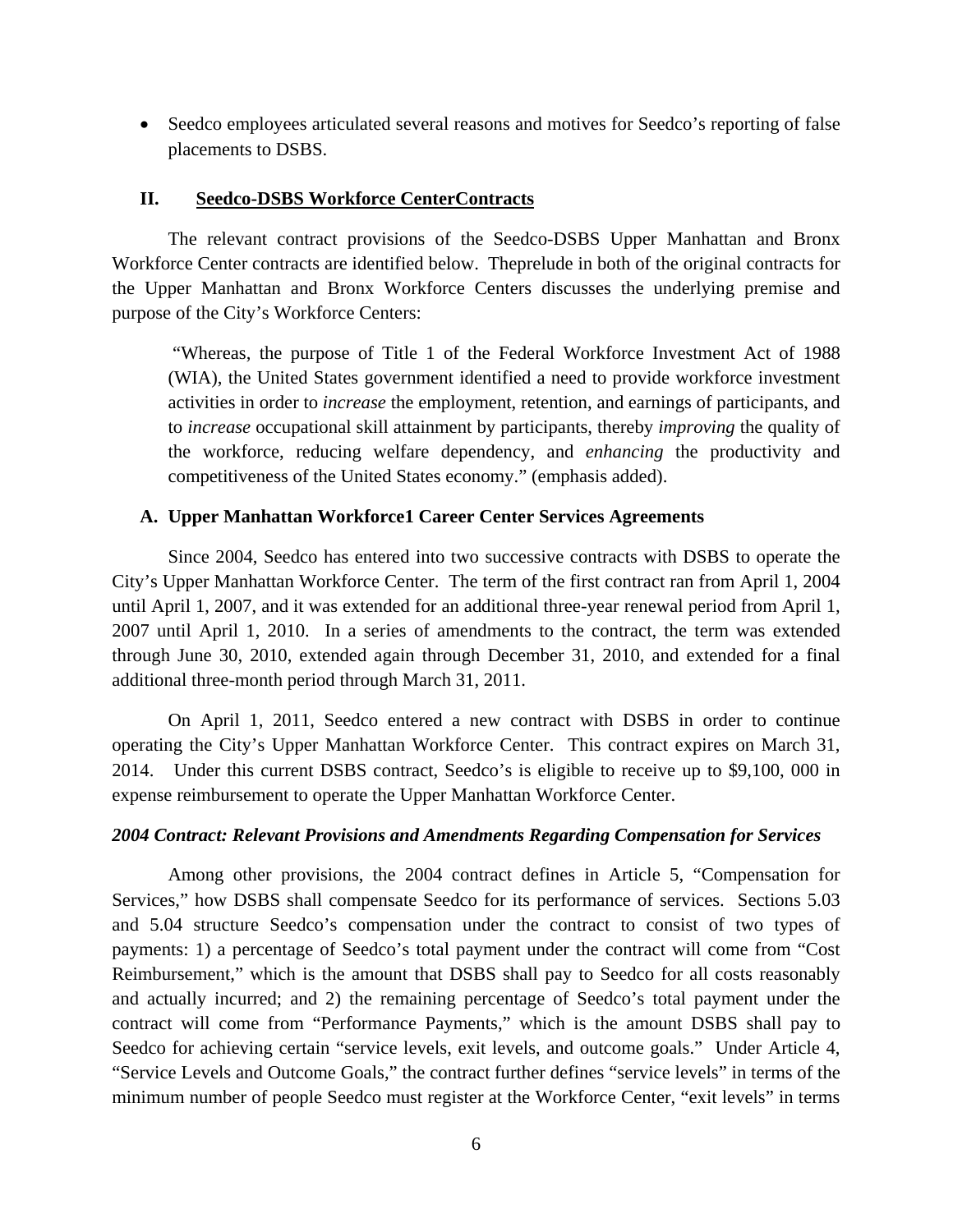- Seedco employees articulated several reasons and motives for Seedco's reporting of false placements to DSBS.

## II. Seedco-DSBS Workforce CenterContracts

The relevant contract provisions of the Seedco-DSBS Upper Manhattan and Bronx Workforce Center contracts are identified below. Theprelude in both of the original contracts for the Upper Manhattan and Bronx Workforce Centers discusses the underlying premise and purpose of the City's Workforce Centers:

> "Whereas, the purpose of Title 1 of the Federal Workforce Investment Act of 1988 (WIA), the United States government identified a need to provide workforce investment activities in order to *increase* the employment, retention, and earnings of participants, and to *increase* occupational skill attainment by participants, thereby *improving* the quality of the workforce, reducing welfare dependency, and *enhancing* the productivity and competitiveness of the United States economy." (emphasis added).

### A. Upper Manhattan Workforce1 Career Center Services Agreements

Since 2004, Seedco has entered into two successive contracts with DSBS to operate the City's Upper Manhattan Workforce Center. The term of the first contract ran from April 1, 2004 until April 1, 2007, and it was extended for an additional three-year renewal period from April 1, 2007 until April 1, 2010. In a series of amendments to the contract, the term was extended through June 30, 2010, extended again through December 31, 2010, and extended for a final additional three-month period through March 31, 2011.

On April 1, 2011, Seedco entered a new contract with DSBS in order to continue operating the City's Upper Manhattan Workforce Center. This contract expires on March 31, 2014. Under this current DSBS contract, Seedco's is eligible to receive up to $9,100, 000 in expense reimbursement to operate the Upper Manhattan Workforce Center.

#### *2004 Contract: Relevant Provisions and Amendments Regarding Compensation for Services*

Among other provisions, the 2004 contract defines in Article 5, "Compensation for Services," how DSBS shall compensate Seedco for its performance of services. Sections 5.03 and 5.04 structure Seedco's compensation under the contract to consist of two types of payments: 1) a percentage of Seedco's total payment under the contract will come from "Cost Reimbursement," which is the amount that DSBS shall pay to Seedco for all costs reasonably and actually incurred; and 2) the remaining percentage of Seedco's total payment under the contract will come from "Performance Payments," which is the amount DSBS shall pay to Seedco for achieving certain "service levels, exit levels, and outcome goals." Under Article 4, "Service Levels and Outcome Goals," the contract further defines "service levels" in terms of the minimum number of people Seedco must register at the Workforce Center, "exit levels" in terms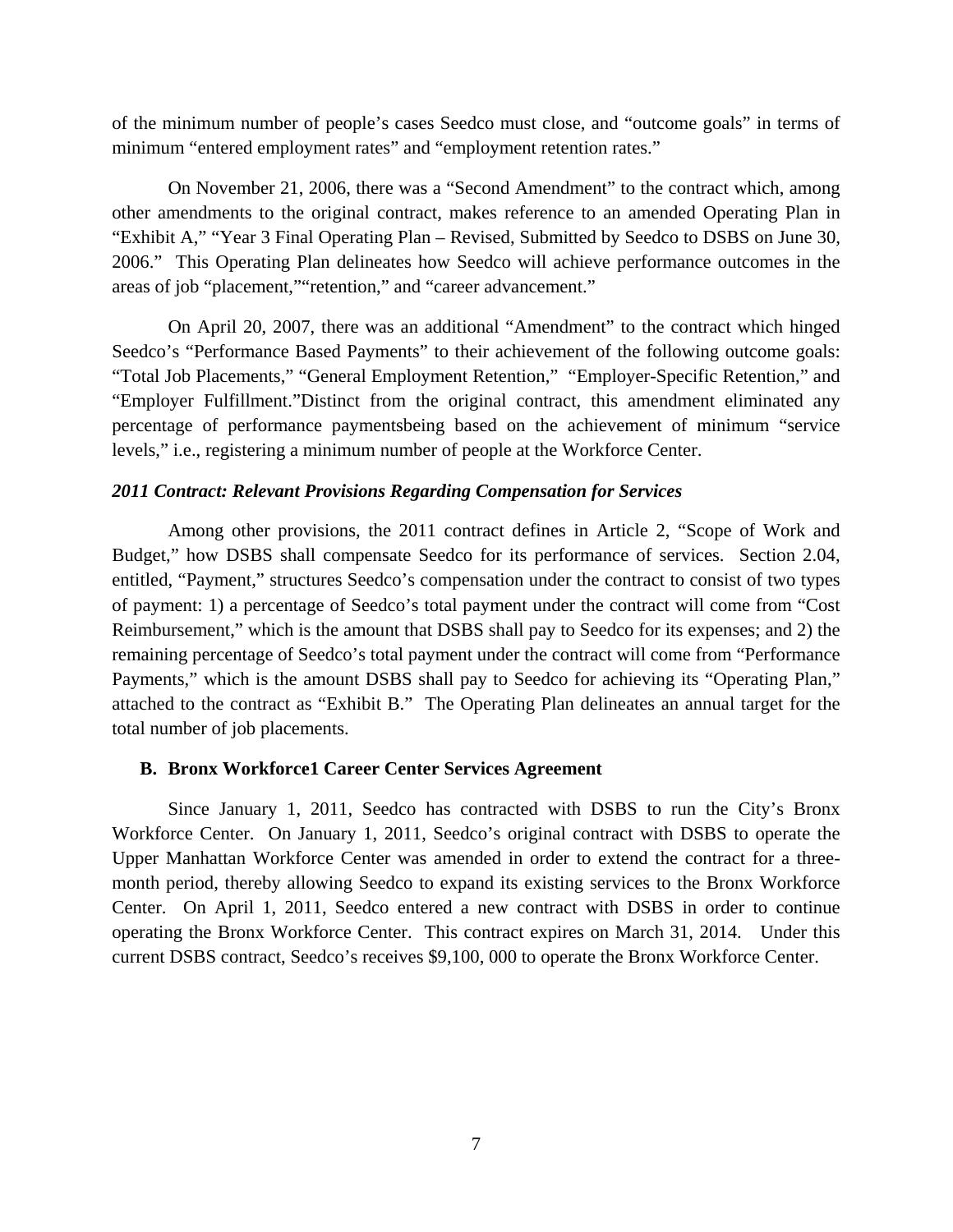of the minimum number of people's cases Seedco must close, and "outcome goals" in terms of minimum "entered employment rates" and "employment retention rates."

On November 21, 2006, there was a "Second Amendment" to the contract which, among other amendments to the original contract, makes reference to an amended Operating Plan in "Exhibit A," "Year 3 Final Operating Plan – Revised, Submitted by Seedco to DSBS on June 30, 2006." This Operating Plan delineates how Seedco will achieve performance outcomes in the areas of job "placement,""retention," and "career advancement."

On April 20, 2007, there was an additional "Amendment" to the contract which hinged Seedco's "Performance Based Payments" to their achievement of the following outcome goals: "Total Job Placements," "General Employment Retention," "Employer-Specific Retention," and "Employer Fulfillment."Distinct from the original contract, this amendment eliminated any percentage of performance paymentsbeing based on the achievement of minimum "service levels," i.e., registering a minimum number of people at the Workforce Center.

***2011 Contract: Relevant Provisions Regarding Compensation for Services***

Among other provisions, the 2011 contract defines in Article 2, "Scope of Work and Budget," how DSBS shall compensate Seedco for its performance of services. Section 2.04, entitled, "Payment," structures Seedco's compensation under the contract to consist of two types of payment: 1) a percentage of Seedco's total payment under the contract will come from "Cost Reimbursement," which is the amount that DSBS shall pay to Seedco for its expenses; and 2) the remaining percentage of Seedco's total payment under the contract will come from "Performance Payments," which is the amount DSBS shall pay to Seedco for achieving its "Operating Plan," attached to the contract as "Exhibit B." The Operating Plan delineates an annual target for the total number of job placements.

**B. Bronx Workforce1 Career Center Services Agreement**

Since January 1, 2011, Seedco has contracted with DSBS to run the City's Bronx Workforce Center. On January 1, 2011, Seedco's original contract with DSBS to operate the Upper Manhattan Workforce Center was amended in order to extend the contract for a three-month period, thereby allowing Seedco to expand its existing services to the Bronx Workforce Center. On April 1, 2011, Seedco entered a new contract with DSBS in order to continue operating the Bronx Workforce Center. This contract expires on March 31, 2014. Under this current DSBS contract, Seedco's receives $9,100, 000 to operate the Bronx Workforce Center.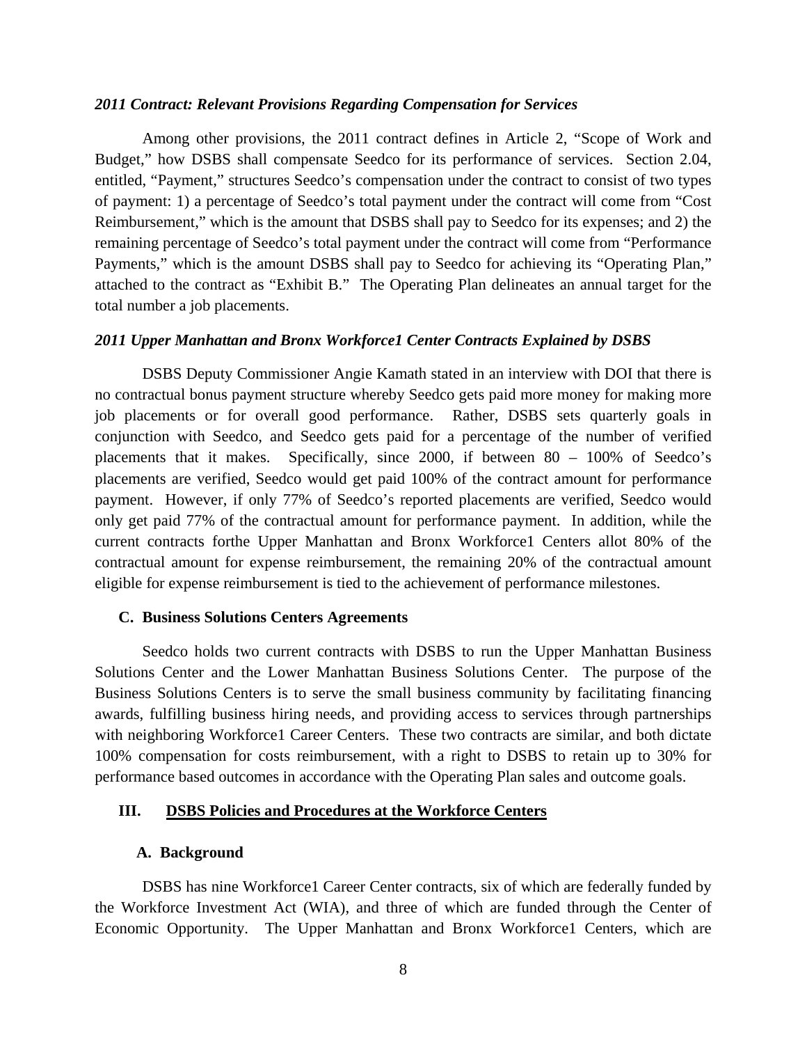*2011 Contract: Relevant Provisions Regarding Compensation for Services*

Among other provisions, the 2011 contract defines in Article 2, "Scope of Work and Budget," how DSBS shall compensate Seedco for its performance of services. Section 2.04, entitled, "Payment," structures Seedco's compensation under the contract to consist of two types of payment: 1) a percentage of Seedco's total payment under the contract will come from "Cost Reimbursement," which is the amount that DSBS shall pay to Seedco for its expenses; and 2) the remaining percentage of Seedco's total payment under the contract will come from "Performance Payments," which is the amount DSBS shall pay to Seedco for achieving its "Operating Plan," attached to the contract as "Exhibit B." The Operating Plan delineates an annual target for the total number a job placements.

*2011 Upper Manhattan and Bronx Workforce1 Center Contracts Explained by DSBS*

DSBS Deputy Commissioner Angie Kamath stated in an interview with DOI that there is no contractual bonus payment structure whereby Seedco gets paid more money for making more job placements or for overall good performance. Rather, DSBS sets quarterly goals in conjunction with Seedco, and Seedco gets paid for a percentage of the number of verified placements that it makes. Specifically, since 2000, if between 80 – 100% of Seedco's placements are verified, Seedco would get paid 100% of the contract amount for performance payment. However, if only 77% of Seedco's reported placements are verified, Seedco would only get paid 77% of the contractual amount for performance payment. In addition, while the current contracts forthe Upper Manhattan and Bronx Workforce1 Centers allot 80% of the contractual amount for expense reimbursement, the remaining 20% of the contractual amount eligible for expense reimbursement is tied to the achievement of performance milestones.

### C. Business Solutions Centers Agreements

Seedco holds two current contracts with DSBS to run the Upper Manhattan Business Solutions Center and the Lower Manhattan Business Solutions Center. The purpose of the Business Solutions Centers is to serve the small business community by facilitating financing awards, fulfilling business hiring needs, and providing access to services through partnerships with neighboring Workforce1 Career Centers. These two contracts are similar, and both dictate 100% compensation for costs reimbursement, with a right to DSBS to retain up to 30% for performance based outcomes in accordance with the Operating Plan sales and outcome goals.

## III. DSBS Policies and Procedures at the Workforce Centers

### A. Background

DSBS has nine Workforce1 Career Center contracts, six of which are federally funded by the Workforce Investment Act (WIA), and three of which are funded through the Center of Economic Opportunity. The Upper Manhattan and Bronx Workforce1 Centers, which are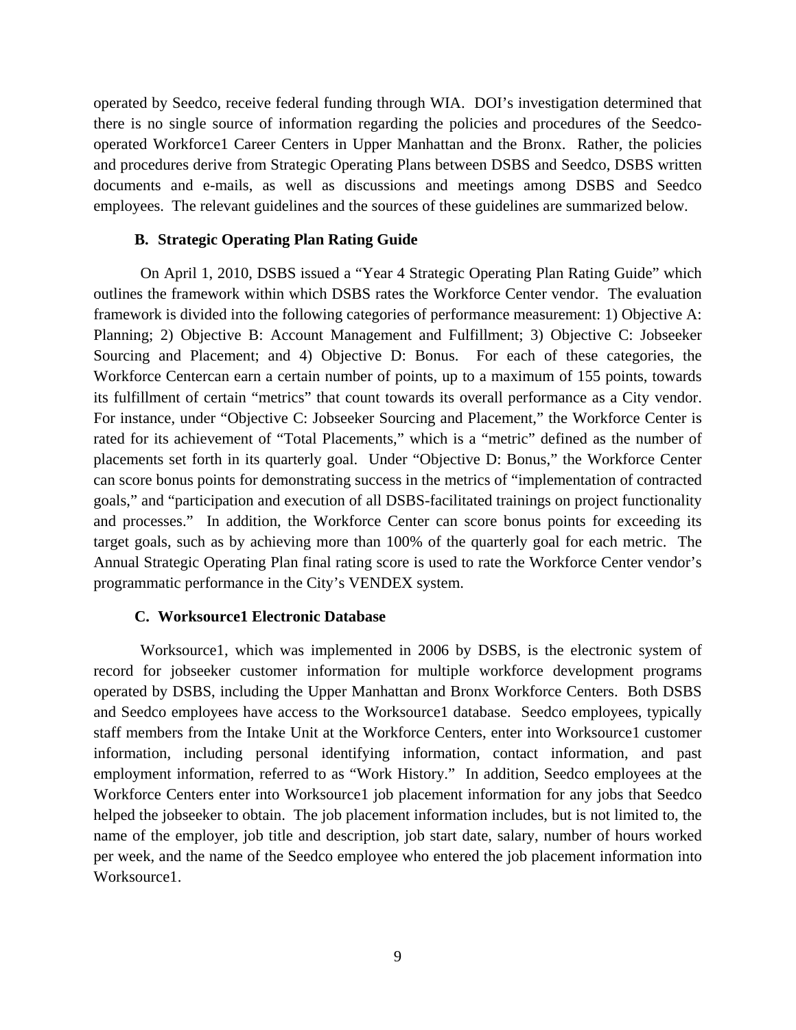operated by Seedco, receive federal funding through WIA. DOI's investigation determined that there is no single source of information regarding the policies and procedures of the Seedco-operated Workforce1 Career Centers in Upper Manhattan and the Bronx. Rather, the policies and procedures derive from Strategic Operating Plans between DSBS and Seedco, DSBS written documents and e-mails, as well as discussions and meetings among DSBS and Seedco employees. The relevant guidelines and the sources of these guidelines are summarized below.

### B. Strategic Operating Plan Rating Guide

On April 1, 2010, DSBS issued a "Year 4 Strategic Operating Plan Rating Guide" which outlines the framework within which DSBS rates the Workforce Center vendor. The evaluation framework is divided into the following categories of performance measurement: 1) Objective A: Planning; 2) Objective B: Account Management and Fulfillment; 3) Objective C: Jobseeker Sourcing and Placement; and 4) Objective D: Bonus. For each of these categories, the Workforce Centercan earn a certain number of points, up to a maximum of 155 points, towards its fulfillment of certain "metrics" that count towards its overall performance as a City vendor. For instance, under "Objective C: Jobseeker Sourcing and Placement," the Workforce Center is rated for its achievement of "Total Placements," which is a "metric" defined as the number of placements set forth in its quarterly goal. Under "Objective D: Bonus," the Workforce Center can score bonus points for demonstrating success in the metrics of "implementation of contracted goals," and "participation and execution of all DSBS-facilitated trainings on project functionality and processes." In addition, the Workforce Center can score bonus points for exceeding its target goals, such as by achieving more than 100% of the quarterly goal for each metric. The Annual Strategic Operating Plan final rating score is used to rate the Workforce Center vendor's programmatic performance in the City's VENDEX system.

### C. Worksource1 Electronic Database

Worksource1, which was implemented in 2006 by DSBS, is the electronic system of record for jobseeker customer information for multiple workforce development programs operated by DSBS, including the Upper Manhattan and Bronx Workforce Centers. Both DSBS and Seedco employees have access to the Worksource1 database. Seedco employees, typically staff members from the Intake Unit at the Workforce Centers, enter into Worksource1 customer information, including personal identifying information, contact information, and past employment information, referred to as "Work History." In addition, Seedco employees at the Workforce Centers enter into Worksource1 job placement information for any jobs that Seedco helped the jobseeker to obtain. The job placement information includes, but is not limited to, the name of the employer, job title and description, job start date, salary, number of hours worked per week, and the name of the Seedco employee who entered the job placement information into Worksource1.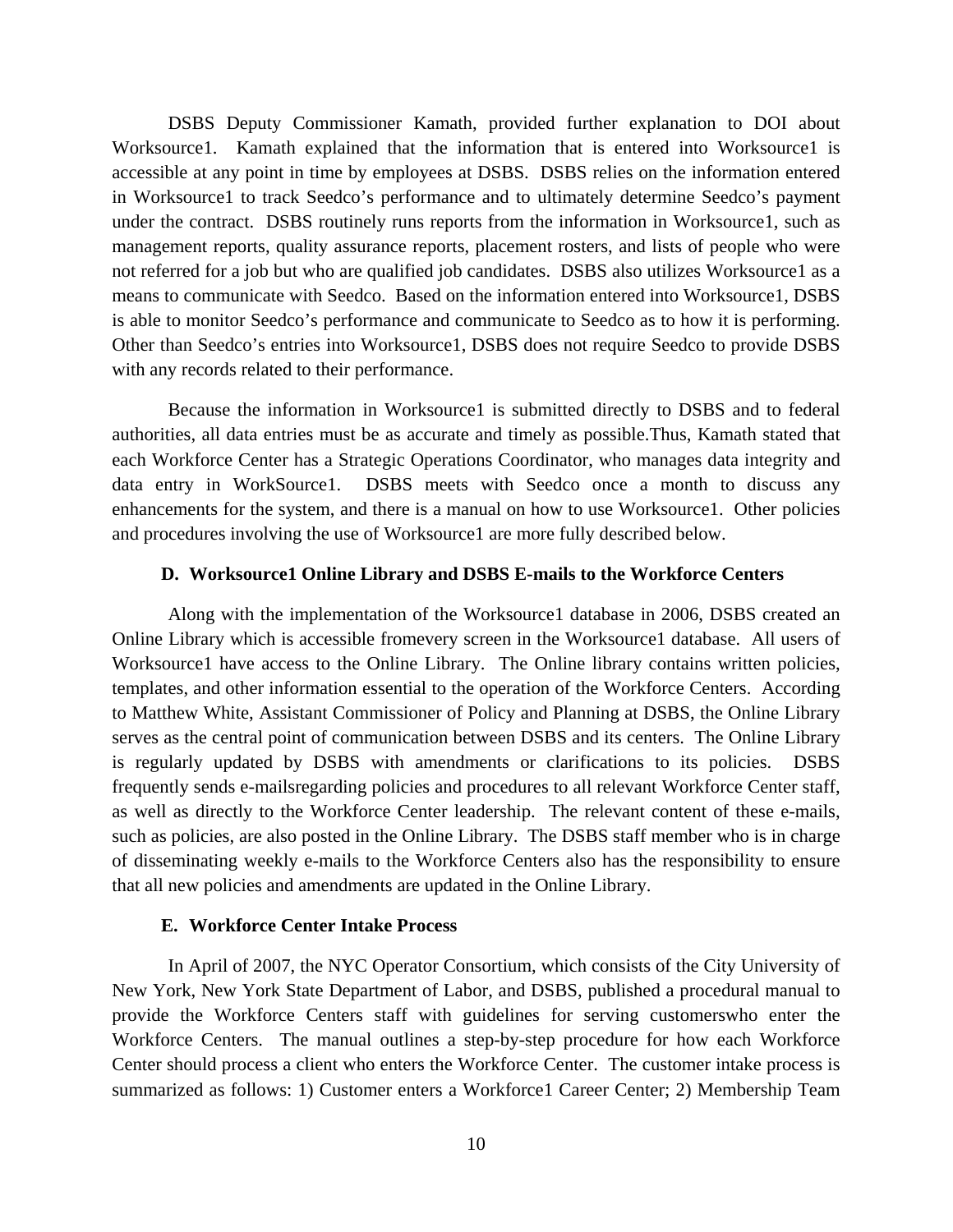DSBS Deputy Commissioner Kamath, provided further explanation to DOI about Worksource1. Kamath explained that the information that is entered into Worksource1 is accessible at any point in time by employees at DSBS. DSBS relies on the information entered in Worksource1 to track Seedco's performance and to ultimately determine Seedco's payment under the contract. DSBS routinely runs reports from the information in Worksource1, such as management reports, quality assurance reports, placement rosters, and lists of people who were not referred for a job but who are qualified job candidates. DSBS also utilizes Worksource1 as a means to communicate with Seedco. Based on the information entered into Worksource1, DSBS is able to monitor Seedco's performance and communicate to Seedco as to how it is performing. Other than Seedco's entries into Worksource1, DSBS does not require Seedco to provide DSBS with any records related to their performance.

Because the information in Worksource1 is submitted directly to DSBS and to federal authorities, all data entries must be as accurate and timely as possible.Thus, Kamath stated that each Workforce Center has a Strategic Operations Coordinator, who manages data integrity and data entry in WorkSource1. DSBS meets with Seedco once a month to discuss any enhancements for the system, and there is a manual on how to use Worksource1. Other policies and procedures involving the use of Worksource1 are more fully described below.

### D. Worksource1 Online Library and DSBS E-mails to the Workforce Centers

Along with the implementation of the Worksource1 database in 2006, DSBS created an Online Library which is accessible fromevery screen in the Worksource1 database. All users of Worksource1 have access to the Online Library. The Online library contains written policies, templates, and other information essential to the operation of the Workforce Centers. According to Matthew White, Assistant Commissioner of Policy and Planning at DSBS, the Online Library serves as the central point of communication between DSBS and its centers. The Online Library is regularly updated by DSBS with amendments or clarifications to its policies. DSBS frequently sends e-mailsregarding policies and procedures to all relevant Workforce Center staff, as well as directly to the Workforce Center leadership. The relevant content of these e-mails, such as policies, are also posted in the Online Library. The DSBS staff member who is in charge of disseminating weekly e-mails to the Workforce Centers also has the responsibility to ensure that all new policies and amendments are updated in the Online Library.

### E. Workforce Center Intake Process

In April of 2007, the NYC Operator Consortium, which consists of the City University of New York, New York State Department of Labor, and DSBS, published a procedural manual to provide the Workforce Centers staff with guidelines for serving customerswho enter the Workforce Centers. The manual outlines a step-by-step procedure for how each Workforce Center should process a client who enters the Workforce Center. The customer intake process is summarized as follows: 1) Customer enters a Workforce1 Career Center; 2) Membership Team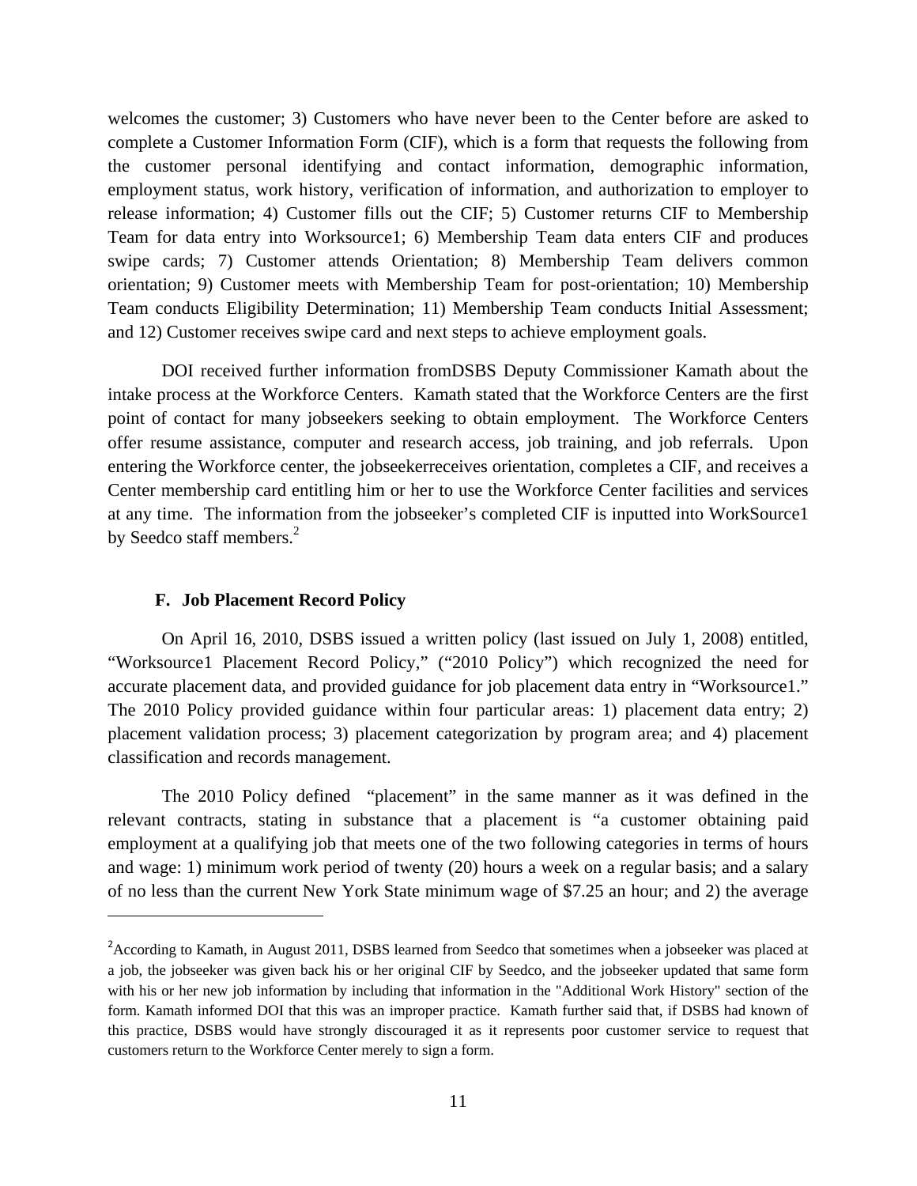welcomes the customer; 3) Customers who have never been to the Center before are asked to complete a Customer Information Form (CIF), which is a form that requests the following from the customer personal identifying and contact information, demographic information, employment status, work history, verification of information, and authorization to employer to release information; 4) Customer fills out the CIF; 5) Customer returns CIF to Membership Team for data entry into Worksource1; 6) Membership Team data enters CIF and produces swipe cards; 7) Customer attends Orientation; 8) Membership Team delivers common orientation; 9) Customer meets with Membership Team for post-orientation; 10) Membership Team conducts Eligibility Determination; 11) Membership Team conducts Initial Assessment; and 12) Customer receives swipe card and next steps to achieve employment goals.

DOI received further information fromDSBS Deputy Commissioner Kamath about the intake process at the Workforce Centers. Kamath stated that the Workforce Centers are the first point of contact for many jobseekers seeking to obtain employment. The Workforce Centers offer resume assistance, computer and research access, job training, and job referrals. Upon entering the Workforce center, the jobseekerreceives orientation, completes a CIF, and receives a Center membership card entitling him or her to use the Workforce Center facilities and services at any time. The information from the jobseeker's completed CIF is inputted into WorkSource1 by Seedco staff members.[2]

### F. Job Placement Record Policy

On April 16, 2010, DSBS issued a written policy (last issued on July 1, 2008) entitled, "Worksource1 Placement Record Policy," ("2010 Policy") which recognized the need for accurate placement data, and provided guidance for job placement data entry in "Worksource1." The 2010 Policy provided guidance within four particular areas: 1) placement data entry; 2) placement validation process; 3) placement categorization by program area; and 4) placement classification and records management.

The 2010 Policy defined "placement" in the same manner as it was defined in the relevant contracts, stating in substance that a placement is "a customer obtaining paid employment at a qualifying job that meets one of the two following categories in terms of hours and wage: 1) minimum work period of twenty (20) hours a week on a regular basis; and a salary of no less than the current New York State minimum wage of $7.25 an hour; and 2) the average

---

[2] According to Kamath, in August 2011, DSBS learned from Seedco that sometimes when a jobseeker was placed at a job, the jobseeker was given back his or her original CIF by Seedco, and the jobseeker updated that same form with his or her new job information by including that information in the "Additional Work History" section of the form. Kamath informed DOI that this was an improper practice. Kamath further said that, if DSBS had known of this practice, DSBS would have strongly discouraged it as it represents poor customer service to request that customers return to the Workforce Center merely to sign a form.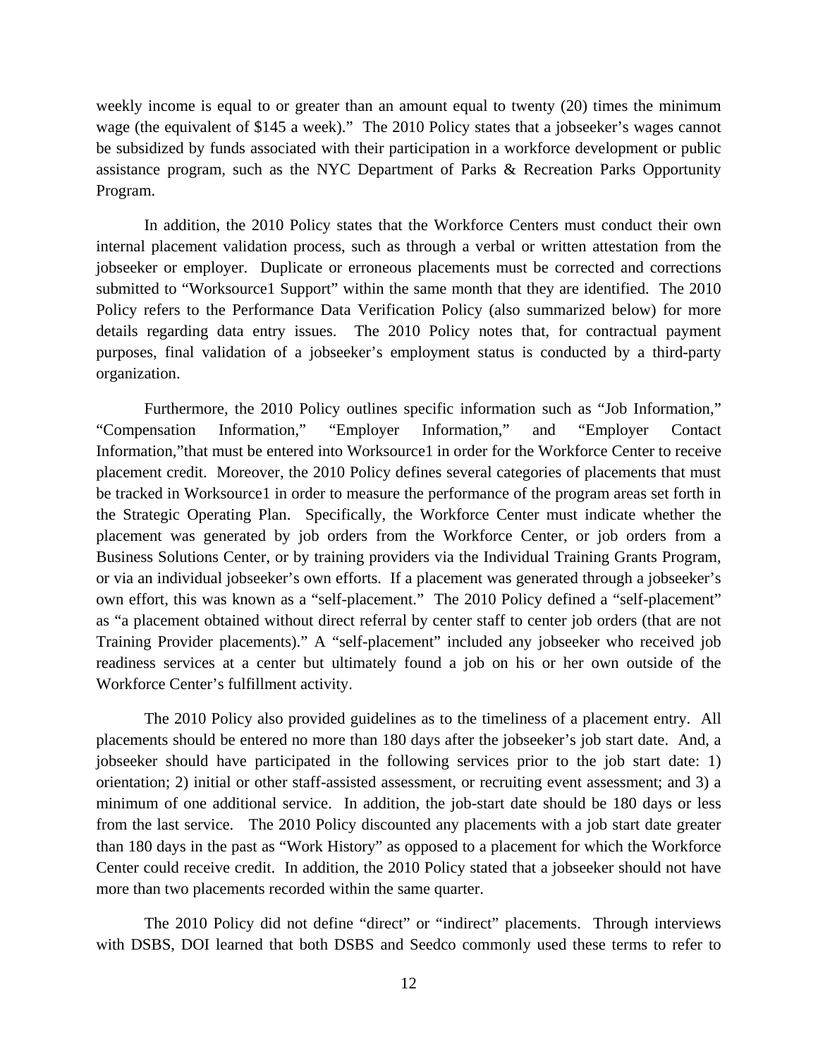weekly income is equal to or greater than an amount equal to twenty (20) times the minimum wage (the equivalent of $145 a week)." The 2010 Policy states that a jobseeker's wages cannot be subsidized by funds associated with their participation in a workforce development or public assistance program, such as the NYC Department of Parks & Recreation Parks Opportunity Program.

In addition, the 2010 Policy states that the Workforce Centers must conduct their own internal placement validation process, such as through a verbal or written attestation from the jobseeker or employer. Duplicate or erroneous placements must be corrected and corrections submitted to "Worksource1 Support" within the same month that they are identified. The 2010 Policy refers to the Performance Data Verification Policy (also summarized below) for more details regarding data entry issues. The 2010 Policy notes that, for contractual payment purposes, final validation of a jobseeker's employment status is conducted by a third-party organization.

Furthermore, the 2010 Policy outlines specific information such as "Job Information," "Compensation Information," "Employer Information," and "Employer Contact Information,"that must be entered into Worksource1 in order for the Workforce Center to receive placement credit. Moreover, the 2010 Policy defines several categories of placements that must be tracked in Worksource1 in order to measure the performance of the program areas set forth in the Strategic Operating Plan. Specifically, the Workforce Center must indicate whether the placement was generated by job orders from the Workforce Center, or job orders from a Business Solutions Center, or by training providers via the Individual Training Grants Program, or via an individual jobseeker's own efforts. If a placement was generated through a jobseeker's own effort, this was known as a "self-placement." The 2010 Policy defined a "self-placement" as "a placement obtained without direct referral by center staff to center job orders (that are not Training Provider placements)." A "self-placement" included any jobseeker who received job readiness services at a center but ultimately found a job on his or her own outside of the Workforce Center's fulfillment activity.

The 2010 Policy also provided guidelines as to the timeliness of a placement entry. All placements should be entered no more than 180 days after the jobseeker's job start date. And, a jobseeker should have participated in the following services prior to the job start date: 1) orientation; 2) initial or other staff-assisted assessment, or recruiting event assessment; and 3) a minimum of one additional service. In addition, the job-start date should be 180 days or less from the last service. The 2010 Policy discounted any placements with a job start date greater than 180 days in the past as "Work History" as opposed to a placement for which the Workforce Center could receive credit. In addition, the 2010 Policy stated that a jobseeker should not have more than two placements recorded within the same quarter.

The 2010 Policy did not define "direct" or "indirect" placements. Through interviews with DSBS, DOI learned that both DSBS and Seedco commonly used these terms to refer to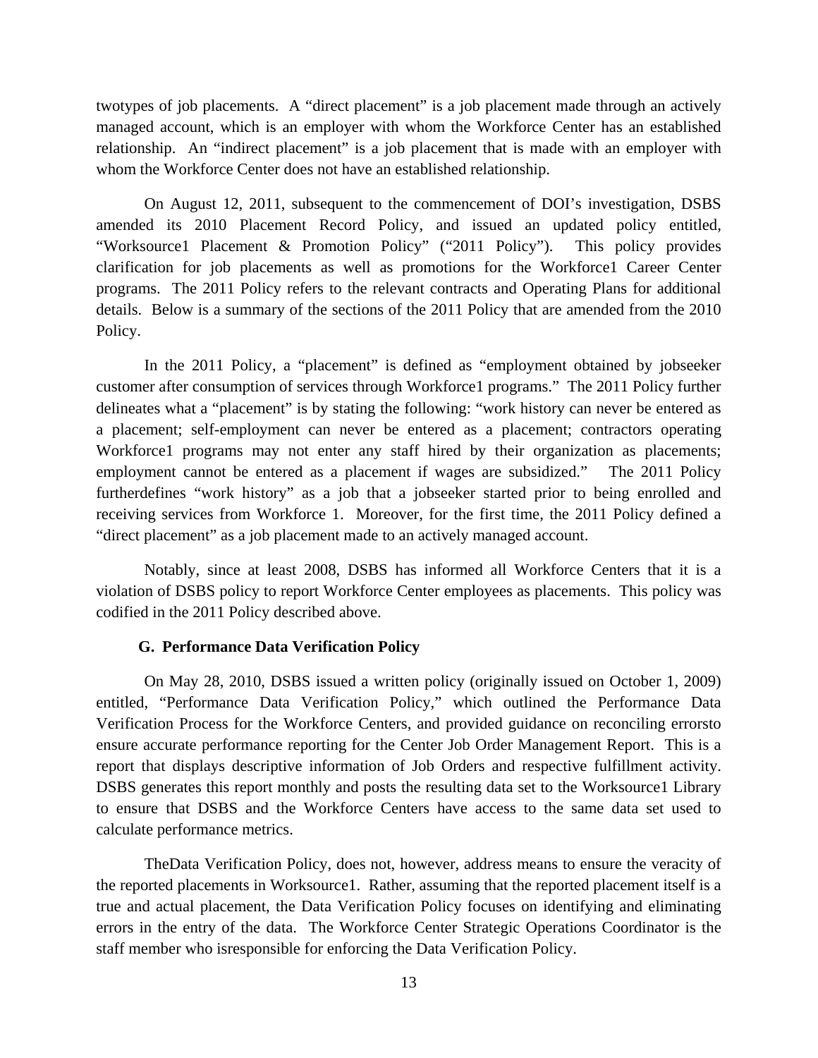twotypes of job placements. A "direct placement" is a job placement made through an actively managed account, which is an employer with whom the Workforce Center has an established relationship. An "indirect placement" is a job placement that is made with an employer with whom the Workforce Center does not have an established relationship.

On August 12, 2011, subsequent to the commencement of DOI's investigation, DSBS amended its 2010 Placement Record Policy, and issued an updated policy entitled, "Worksource1 Placement & Promotion Policy" ("2011 Policy"). This policy provides clarification for job placements as well as promotions for the Workforce1 Career Center programs. The 2011 Policy refers to the relevant contracts and Operating Plans for additional details. Below is a summary of the sections of the 2011 Policy that are amended from the 2010 Policy.

In the 2011 Policy, a "placement" is defined as "employment obtained by jobseeker customer after consumption of services through Workforce1 programs." The 2011 Policy further delineates what a "placement" is by stating the following: "work history can never be entered as a placement; self-employment can never be entered as a placement; contractors operating Workforce1 programs may not enter any staff hired by their organization as placements; employment cannot be entered as a placement if wages are subsidized." The 2011 Policy furtherdefines "work history" as a job that a jobseeker started prior to being enrolled and receiving services from Workforce 1. Moreover, for the first time, the 2011 Policy defined a "direct placement" as a job placement made to an actively managed account.

Notably, since at least 2008, DSBS has informed all Workforce Centers that it is a violation of DSBS policy to report Workforce Center employees as placements. This policy was codified in the 2011 Policy described above.

### G. Performance Data Verification Policy

On May 28, 2010, DSBS issued a written policy (originally issued on October 1, 2009) entitled, "Performance Data Verification Policy," which outlined the Performance Data Verification Process for the Workforce Centers, and provided guidance on reconciling errorsto ensure accurate performance reporting for the Center Job Order Management Report. This is a report that displays descriptive information of Job Orders and respective fulfillment activity. DSBS generates this report monthly and posts the resulting data set to the Worksource1 Library to ensure that DSBS and the Workforce Centers have access to the same data set used to calculate performance metrics.

TheData Verification Policy, does not, however, address means to ensure the veracity of the reported placements in Worksource1. Rather, assuming that the reported placement itself is a true and actual placement, the Data Verification Policy focuses on identifying and eliminating errors in the entry of the data. The Workforce Center Strategic Operations Coordinator is the staff member who isresponsible for enforcing the Data Verification Policy.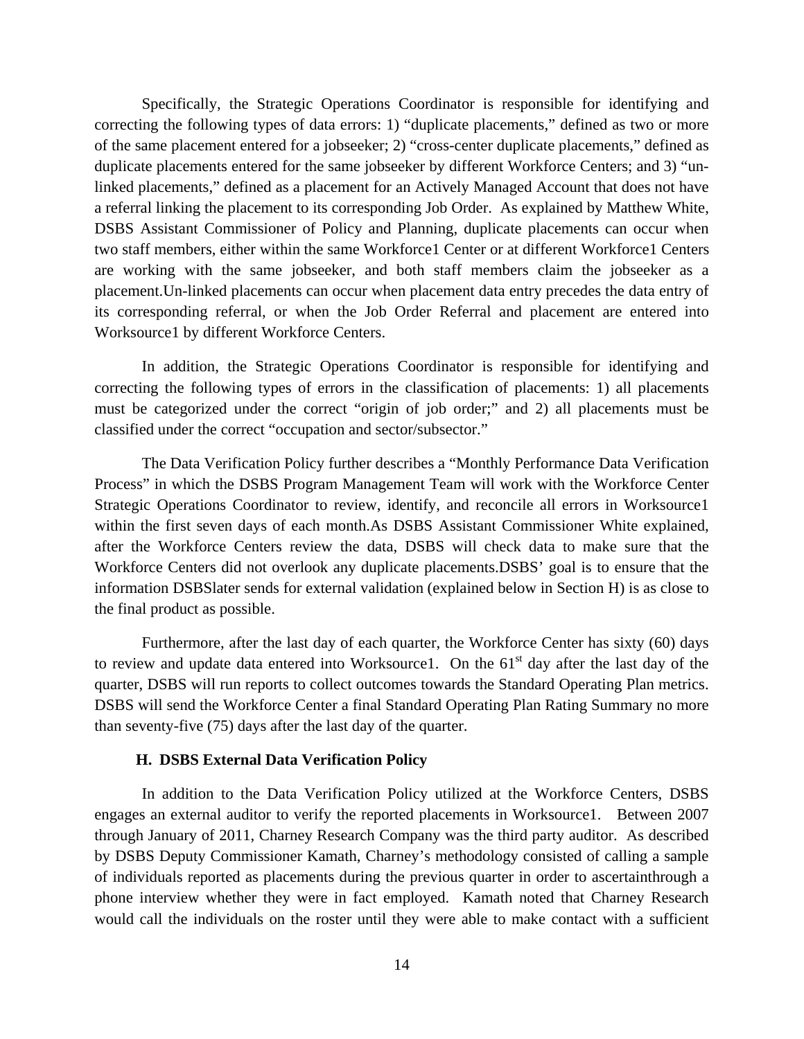Specifically, the Strategic Operations Coordinator is responsible for identifying and correcting the following types of data errors: 1) "duplicate placements," defined as two or more of the same placement entered for a jobseeker; 2) "cross-center duplicate placements," defined as duplicate placements entered for the same jobseeker by different Workforce Centers; and 3) "un-linked placements," defined as a placement for an Actively Managed Account that does not have a referral linking the placement to its corresponding Job Order. As explained by Matthew White, DSBS Assistant Commissioner of Policy and Planning, duplicate placements can occur when two staff members, either within the same Workforce1 Center or at different Workforce1 Centers are working with the same jobseeker, and both staff members claim the jobseeker as a placement.Un-linked placements can occur when placement data entry precedes the data entry of its corresponding referral, or when the Job Order Referral and placement are entered into Worksource1 by different Workforce Centers.

In addition, the Strategic Operations Coordinator is responsible for identifying and correcting the following types of errors in the classification of placements: 1) all placements must be categorized under the correct "origin of job order;" and 2) all placements must be classified under the correct "occupation and sector/subsector."

The Data Verification Policy further describes a "Monthly Performance Data Verification Process" in which the DSBS Program Management Team will work with the Workforce Center Strategic Operations Coordinator to review, identify, and reconcile all errors in Worksource1 within the first seven days of each month.As DSBS Assistant Commissioner White explained, after the Workforce Centers review the data, DSBS will check data to make sure that the Workforce Centers did not overlook any duplicate placements.DSBS' goal is to ensure that the information DSBSlater sends for external validation (explained below in Section H) is as close to the final product as possible.

Furthermore, after the last day of each quarter, the Workforce Center has sixty (60) days to review and update data entered into Worksource1. On the 61st day after the last day of the quarter, DSBS will run reports to collect outcomes towards the Standard Operating Plan metrics. DSBS will send the Workforce Center a final Standard Operating Plan Rating Summary no more than seventy-five (75) days after the last day of the quarter.

### H. DSBS External Data Verification Policy

In addition to the Data Verification Policy utilized at the Workforce Centers, DSBS engages an external auditor to verify the reported placements in Worksource1. Between 2007 through January of 2011, Charney Research Company was the third party auditor. As described by DSBS Deputy Commissioner Kamath, Charney's methodology consisted of calling a sample of individuals reported as placements during the previous quarter in order to ascertainthrough a phone interview whether they were in fact employed. Kamath noted that Charney Research would call the individuals on the roster until they were able to make contact with a sufficient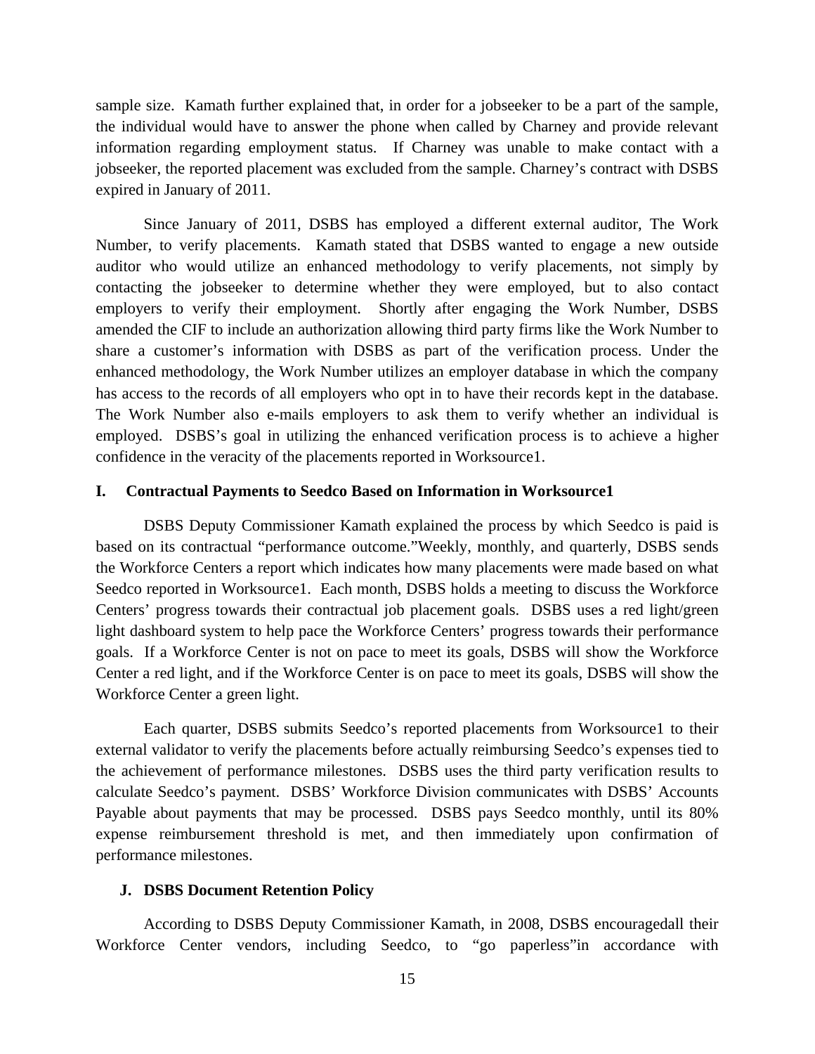sample size. Kamath further explained that, in order for a jobseeker to be a part of the sample, the individual would have to answer the phone when called by Charney and provide relevant information regarding employment status. If Charney was unable to make contact with a jobseeker, the reported placement was excluded from the sample. Charney's contract with DSBS expired in January of 2011.

Since January of 2011, DSBS has employed a different external auditor, The Work Number, to verify placements. Kamath stated that DSBS wanted to engage a new outside auditor who would utilize an enhanced methodology to verify placements, not simply by contacting the jobseeker to determine whether they were employed, but to also contact employers to verify their employment. Shortly after engaging the Work Number, DSBS amended the CIF to include an authorization allowing third party firms like the Work Number to share a customer's information with DSBS as part of the verification process. Under the enhanced methodology, the Work Number utilizes an employer database in which the company has access to the records of all employers who opt in to have their records kept in the database. The Work Number also e-mails employers to ask them to verify whether an individual is employed. DSBS's goal in utilizing the enhanced verification process is to achieve a higher confidence in the veracity of the placements reported in Worksource1.

### I. Contractual Payments to Seedco Based on Information in Worksource1

DSBS Deputy Commissioner Kamath explained the process by which Seedco is paid is based on its contractual "performance outcome."Weekly, monthly, and quarterly, DSBS sends the Workforce Centers a report which indicates how many placements were made based on what Seedco reported in Worksource1. Each month, DSBS holds a meeting to discuss the Workforce Centers' progress towards their contractual job placement goals. DSBS uses a red light/green light dashboard system to help pace the Workforce Centers' progress towards their performance goals. If a Workforce Center is not on pace to meet its goals, DSBS will show the Workforce Center a red light, and if the Workforce Center is on pace to meet its goals, DSBS will show the Workforce Center a green light.

Each quarter, DSBS submits Seedco's reported placements from Worksource1 to their external validator to verify the placements before actually reimbursing Seedco's expenses tied to the achievement of performance milestones. DSBS uses the third party verification results to calculate Seedco's payment. DSBS' Workforce Division communicates with DSBS' Accounts Payable about payments that may be processed. DSBS pays Seedco monthly, until its 80% expense reimbursement threshold is met, and then immediately upon confirmation of performance milestones.

### J. DSBS Document Retention Policy

According to DSBS Deputy Commissioner Kamath, in 2008, DSBS encouragedall their Workforce Center vendors, including Seedco, to "go paperless"in accordance with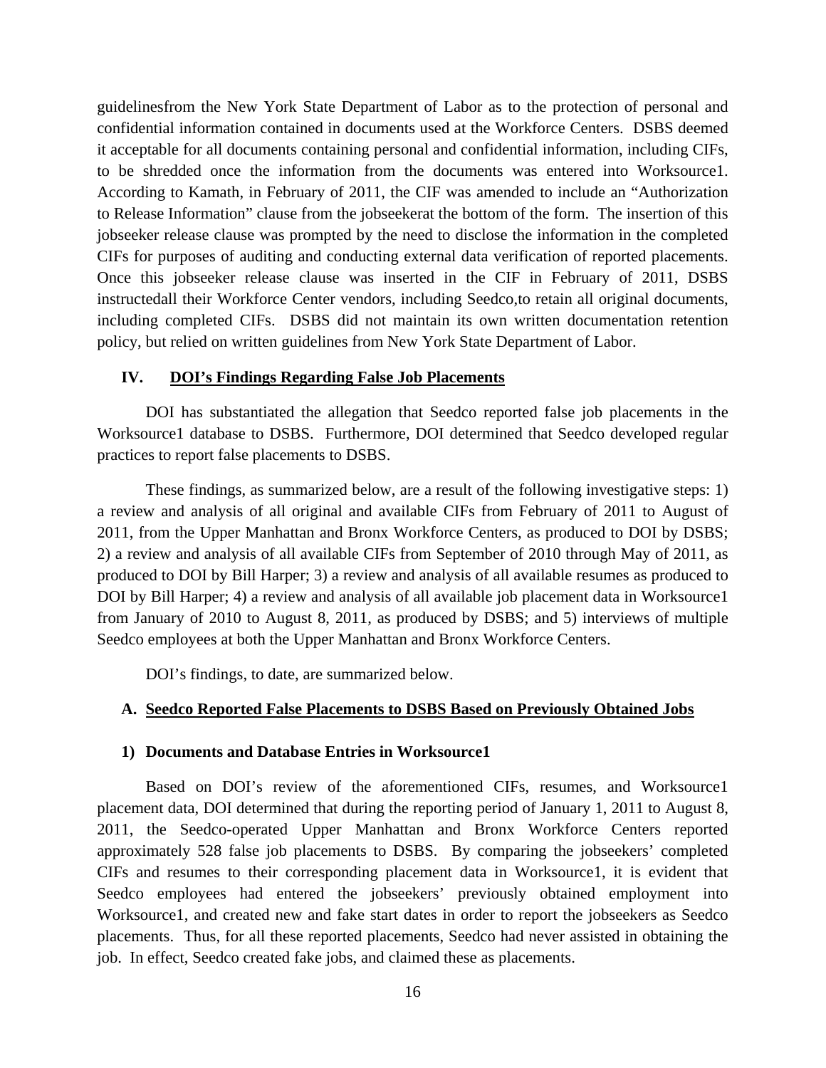guidelinesfrom the New York State Department of Labor as to the protection of personal and confidential information contained in documents used at the Workforce Centers. DSBS deemed it acceptable for all documents containing personal and confidential information, including CIFs, to be shredded once the information from the documents was entered into Worksource1. According to Kamath, in February of 2011, the CIF was amended to include an "Authorization to Release Information" clause from the jobseekerat the bottom of the form. The insertion of this jobseeker release clause was prompted by the need to disclose the information in the completed CIFs for purposes of auditing and conducting external data verification of reported placements. Once this jobseeker release clause was inserted in the CIF in February of 2011, DSBS instructedall their Workforce Center vendors, including Seedco,to retain all original documents, including completed CIFs. DSBS did not maintain its own written documentation retention policy, but relied on written guidelines from New York State Department of Labor.

## IV. DOI's Findings Regarding False Job Placements

DOI has substantiated the allegation that Seedco reported false job placements in the Worksource1 database to DSBS. Furthermore, DOI determined that Seedco developed regular practices to report false placements to DSBS.

These findings, as summarized below, are a result of the following investigative steps: 1) a review and analysis of all original and available CIFs from February of 2011 to August of 2011, from the Upper Manhattan and Bronx Workforce Centers, as produced to DOI by DSBS; 2) a review and analysis of all available CIFs from September of 2010 through May of 2011, as produced to DOI by Bill Harper; 3) a review and analysis of all available resumes as produced to DOI by Bill Harper; 4) a review and analysis of all available job placement data in Worksource1 from January of 2010 to August 8, 2011, as produced by DSBS; and 5) interviews of multiple Seedco employees at both the Upper Manhattan and Bronx Workforce Centers.

DOI's findings, to date, are summarized below.

### A. Seedco Reported False Placements to DSBS Based on Previously Obtained Jobs

#### 1) Documents and Database Entries in Worksource1

Based on DOI's review of the aforementioned CIFs, resumes, and Worksource1 placement data, DOI determined that during the reporting period of January 1, 2011 to August 8, 2011, the Seedco-operated Upper Manhattan and Bronx Workforce Centers reported approximately 528 false job placements to DSBS. By comparing the jobseekers' completed CIFs and resumes to their corresponding placement data in Worksource1, it is evident that Seedco employees had entered the jobseekers' previously obtained employment into Worksource1, and created new and fake start dates in order to report the jobseekers as Seedco placements. Thus, for all these reported placements, Seedco had never assisted in obtaining the job. In effect, Seedco created fake jobs, and claimed these as placements.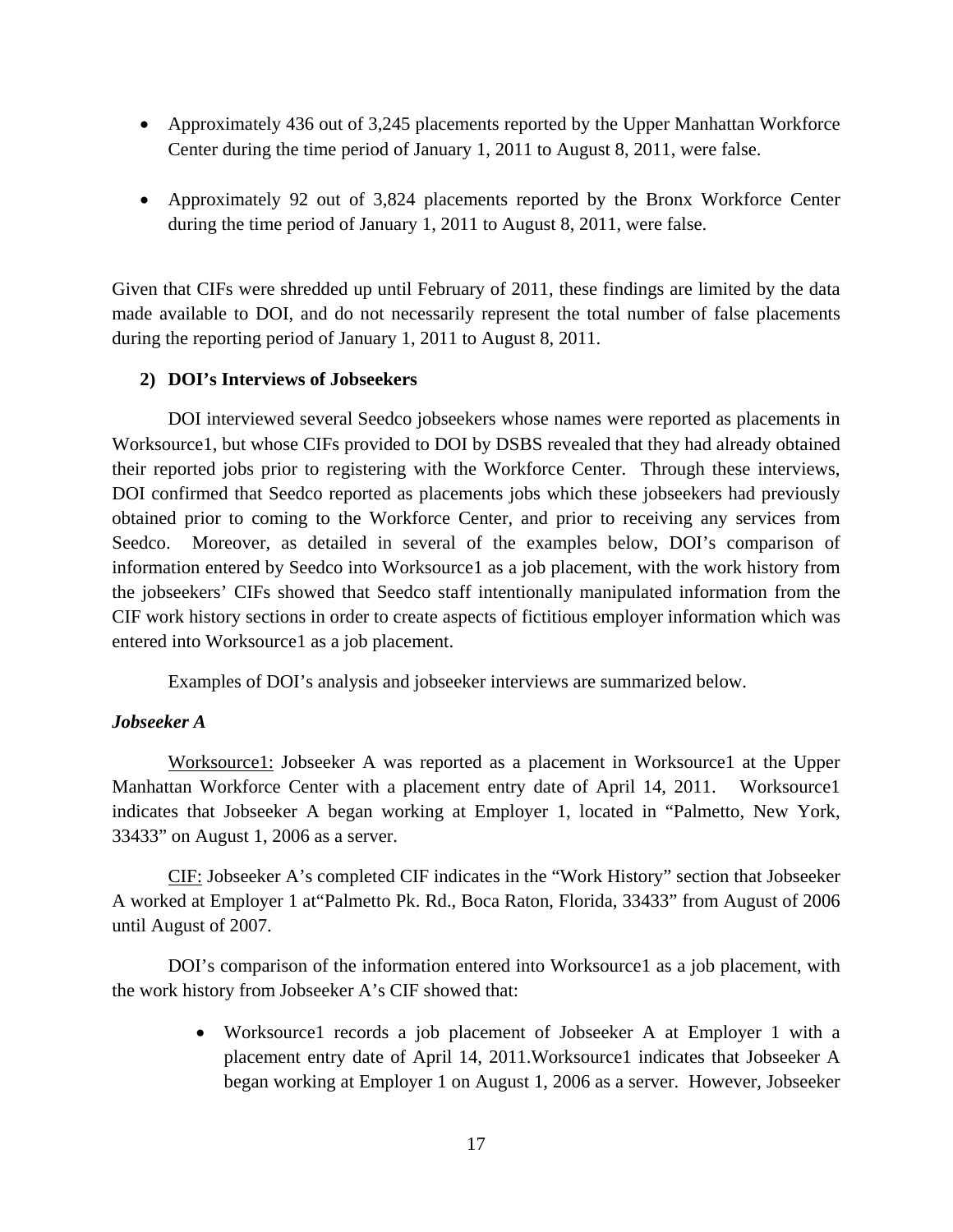- Approximately 436 out of 3,245 placements reported by the Upper Manhattan Workforce Center during the time period of January 1, 2011 to August 8, 2011, were false.

- Approximately 92 out of 3,824 placements reported by the Bronx Workforce Center during the time period of January 1, 2011 to August 8, 2011, were false.

Given that CIFs were shredded up until February of 2011, these findings are limited by the data made available to DOI, and do not necessarily represent the total number of false placements during the reporting period of January 1, 2011 to August 8, 2011.

**2) DOI's Interviews of Jobseekers**

DOI interviewed several Seedco jobseekers whose names were reported as placements in Worksource1, but whose CIFs provided to DOI by DSBS revealed that they had already obtained their reported jobs prior to registering with the Workforce Center. Through these interviews, DOI confirmed that Seedco reported as placements jobs which these jobseekers had previously obtained prior to coming to the Workforce Center, and prior to receiving any services from Seedco. Moreover, as detailed in several of the examples below, DOI's comparison of information entered by Seedco into Worksource1 as a job placement, with the work history from the jobseekers' CIFs showed that Seedco staff intentionally manipulated information from the CIF work history sections in order to create aspects of fictitious employer information which was entered into Worksource1 as a job placement.

Examples of DOI's analysis and jobseeker interviews are summarized below.

***Jobseeker A***

Worksource1: Jobseeker A was reported as a placement in Worksource1 at the Upper Manhattan Workforce Center with a placement entry date of April 14, 2011. Worksource1 indicates that Jobseeker A began working at Employer 1, located in "Palmetto, New York, 33433" on August 1, 2006 as a server.

CIF: Jobseeker A's completed CIF indicates in the "Work History" section that Jobseeker A worked at Employer 1 at"Palmetto Pk. Rd., Boca Raton, Florida, 33433" from August of 2006 until August of 2007.

DOI's comparison of the information entered into Worksource1 as a job placement, with the work history from Jobseeker A's CIF showed that:

- Worksource1 records a job placement of Jobseeker A at Employer 1 with a placement entry date of April 14, 2011.Worksource1 indicates that Jobseeker A began working at Employer 1 on August 1, 2006 as a server. However, Jobseeker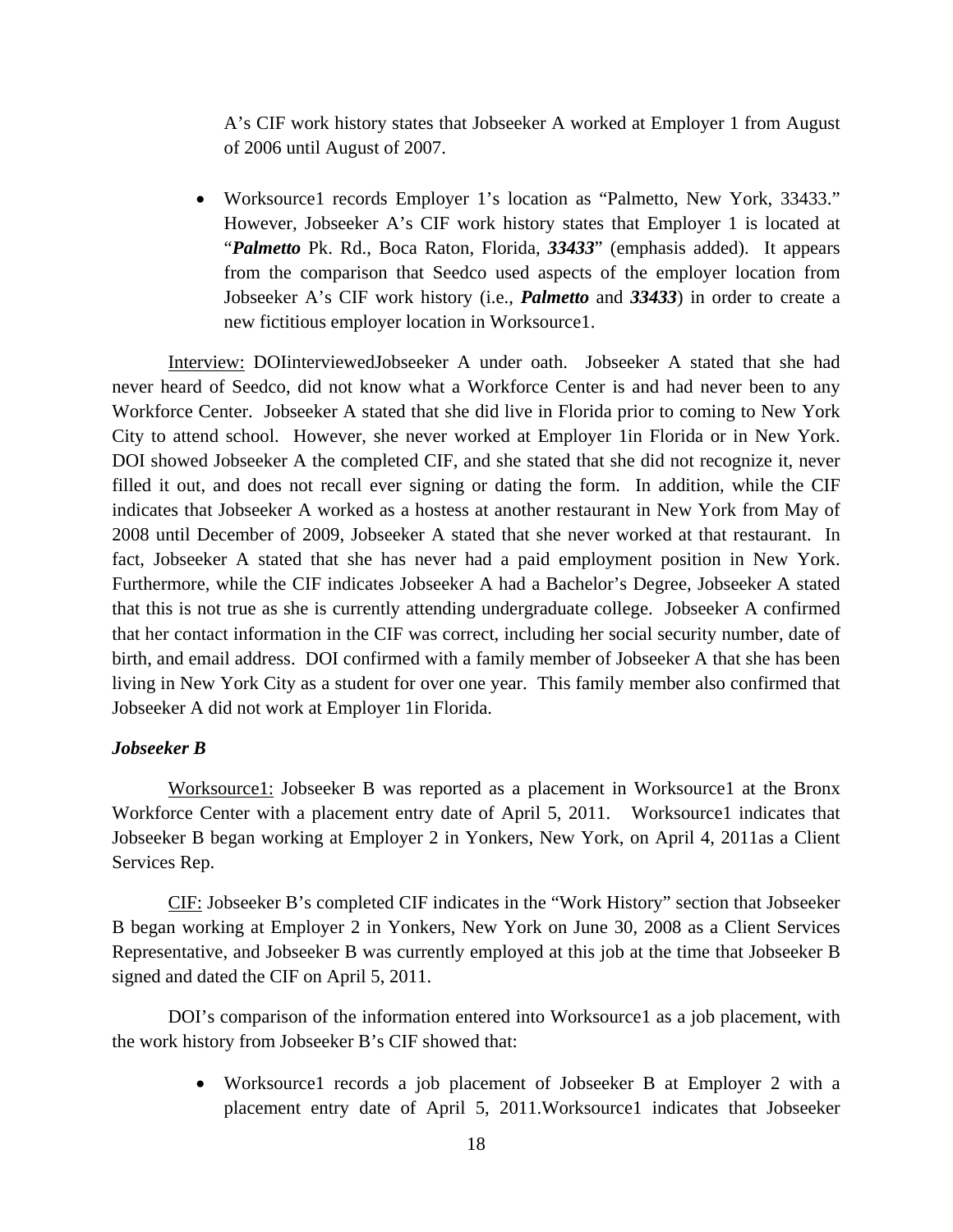A's CIF work history states that Jobseeker A worked at Employer 1 from August of 2006 until August of 2007.

- Worksource1 records Employer 1's location as "Palmetto, New York, 33433." However, Jobseeker A's CIF work history states that Employer 1 is located at "***Palmetto*** Pk. Rd., Boca Raton, Florida, ***33433***" (emphasis added). It appears from the comparison that Seedco used aspects of the employer location from Jobseeker A's CIF work history (i.e., ***Palmetto*** and ***33433***) in order to create a new fictitious employer location in Worksource1.

<u>Interview:</u> DOIinterviewedJobseeker A under oath. Jobseeker A stated that she had never heard of Seedco, did not know what a Workforce Center is and had never been to any Workforce Center. Jobseeker A stated that she did live in Florida prior to coming to New York City to attend school. However, she never worked at Employer 1in Florida or in New York. DOI showed Jobseeker A the completed CIF, and she stated that she did not recognize it, never filled it out, and does not recall ever signing or dating the form. In addition, while the CIF indicates that Jobseeker A worked as a hostess at another restaurant in New York from May of 2008 until December of 2009, Jobseeker A stated that she never worked at that restaurant. In fact, Jobseeker A stated that she has never had a paid employment position in New York. Furthermore, while the CIF indicates Jobseeker A had a Bachelor's Degree, Jobseeker A stated that this is not true as she is currently attending undergraduate college. Jobseeker A confirmed that her contact information in the CIF was correct, including her social security number, date of birth, and email address. DOI confirmed with a family member of Jobseeker A that she has been living in New York City as a student for over one year. This family member also confirmed that Jobseeker A did not work at Employer 1in Florida.

***Jobseeker B***

<u>Worksource1:</u> Jobseeker B was reported as a placement in Worksource1 at the Bronx Workforce Center with a placement entry date of April 5, 2011. Worksource1 indicates that Jobseeker B began working at Employer 2 in Yonkers, New York, on April 4, 2011as a Client Services Rep.

<u>CIF:</u> Jobseeker B's completed CIF indicates in the "Work History" section that Jobseeker B began working at Employer 2 in Yonkers, New York on June 30, 2008 as a Client Services Representative, and Jobseeker B was currently employed at this job at the time that Jobseeker B signed and dated the CIF on April 5, 2011.

DOI's comparison of the information entered into Worksource1 as a job placement, with the work history from Jobseeker B's CIF showed that:

- Worksource1 records a job placement of Jobseeker B at Employer 2 with a placement entry date of April 5, 2011.Worksource1 indicates that Jobseeker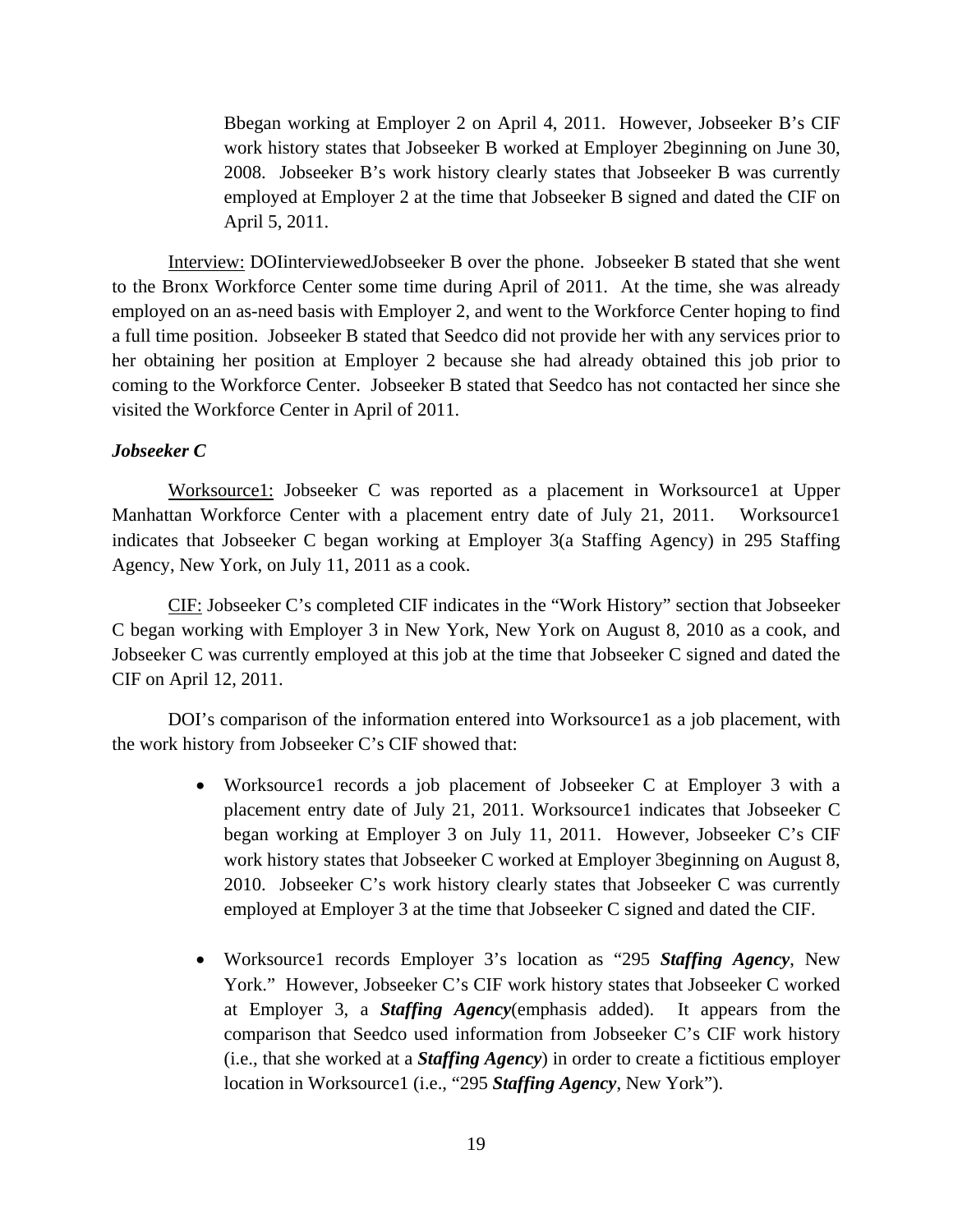Bbegan working at Employer 2 on April 4, 2011. However, Jobseeker B's CIF work history states that Jobseeker B worked at Employer 2beginning on June 30, 2008. Jobseeker B's work history clearly states that Jobseeker B was currently employed at Employer 2 at the time that Jobseeker B signed and dated the CIF on April 5, 2011.

Interview: DOIinterviewedJobseeker B over the phone. Jobseeker B stated that she went to the Bronx Workforce Center some time during April of 2011. At the time, she was already employed on an as-need basis with Employer 2, and went to the Workforce Center hoping to find a full time position. Jobseeker B stated that Seedco did not provide her with any services prior to her obtaining her position at Employer 2 because she had already obtained this job prior to coming to the Workforce Center. Jobseeker B stated that Seedco has not contacted her since she visited the Workforce Center in April of 2011.

***Jobseeker C***

Worksource1: Jobseeker C was reported as a placement in Worksource1 at Upper Manhattan Workforce Center with a placement entry date of July 21, 2011. Worksource1 indicates that Jobseeker C began working at Employer 3(a Staffing Agency) in 295 Staffing Agency, New York, on July 11, 2011 as a cook.

CIF: Jobseeker C's completed CIF indicates in the "Work History" section that Jobseeker C began working with Employer 3 in New York, New York on August 8, 2010 as a cook, and Jobseeker C was currently employed at this job at the time that Jobseeker C signed and dated the CIF on April 12, 2011.

DOI's comparison of the information entered into Worksource1 as a job placement, with the work history from Jobseeker C's CIF showed that:

- Worksource1 records a job placement of Jobseeker C at Employer 3 with a placement entry date of July 21, 2011. Worksource1 indicates that Jobseeker C began working at Employer 3 on July 11, 2011. However, Jobseeker C's CIF work history states that Jobseeker C worked at Employer 3beginning on August 8, 2010. Jobseeker C's work history clearly states that Jobseeker C was currently employed at Employer 3 at the time that Jobseeker C signed and dated the CIF.

- Worksource1 records Employer 3's location as "295 ***Staffing Agency***, New York." However, Jobseeker C's CIF work history states that Jobseeker C worked at Employer 3, a ***Staffing Agency***(emphasis added). It appears from the comparison that Seedco used information from Jobseeker C's CIF work history (i.e., that she worked at a ***Staffing Agency***) in order to create a fictitious employer location in Worksource1 (i.e., "295 ***Staffing Agency***, New York").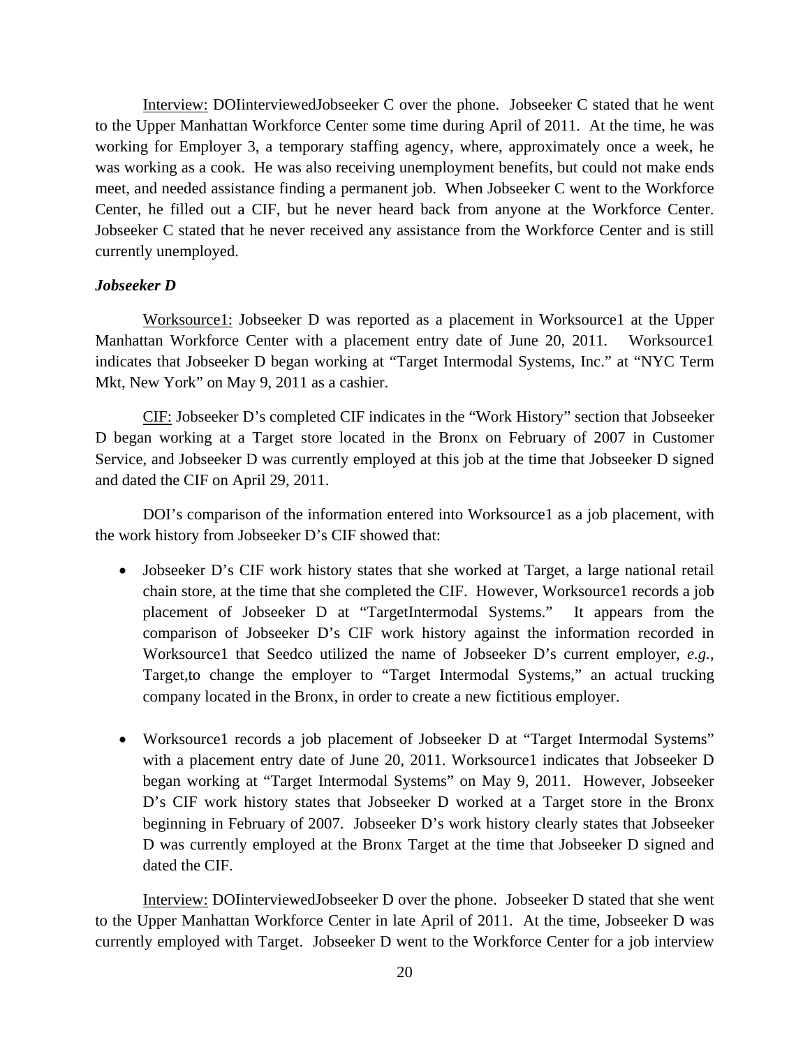Interview: DOIinterviewedJobseeker C over the phone. Jobseeker C stated that he went to the Upper Manhattan Workforce Center some time during April of 2011. At the time, he was working for Employer 3, a temporary staffing agency, where, approximately once a week, he was working as a cook. He was also receiving unemployment benefits, but could not make ends meet, and needed assistance finding a permanent job. When Jobseeker C went to the Workforce Center, he filled out a CIF, but he never heard back from anyone at the Workforce Center. Jobseeker C stated that he never received any assistance from the Workforce Center and is still currently unemployed.

***Jobseeker D***

Worksource1: Jobseeker D was reported as a placement in Worksource1 at the Upper Manhattan Workforce Center with a placement entry date of June 20, 2011. Worksource1 indicates that Jobseeker D began working at "Target Intermodal Systems, Inc." at "NYC Term Mkt, New York" on May 9, 2011 as a cashier.

CIF: Jobseeker D's completed CIF indicates in the "Work History" section that Jobseeker D began working at a Target store located in the Bronx on February of 2007 in Customer Service, and Jobseeker D was currently employed at this job at the time that Jobseeker D signed and dated the CIF on April 29, 2011.

DOI's comparison of the information entered into Worksource1 as a job placement, with the work history from Jobseeker D's CIF showed that:

- Jobseeker D's CIF work history states that she worked at Target, a large national retail chain store, at the time that she completed the CIF. However, Worksource1 records a job placement of Jobseeker D at "TargetIntermodal Systems." It appears from the comparison of Jobseeker D's CIF work history against the information recorded in Worksource1 that Seedco utilized the name of Jobseeker D's current employer, *e.g.*, Target,to change the employer to "Target Intermodal Systems," an actual trucking company located in the Bronx, in order to create a new fictitious employer.

- Worksource1 records a job placement of Jobseeker D at "Target Intermodal Systems" with a placement entry date of June 20, 2011. Worksource1 indicates that Jobseeker D began working at "Target Intermodal Systems" on May 9, 2011. However, Jobseeker D's CIF work history states that Jobseeker D worked at a Target store in the Bronx beginning in February of 2007. Jobseeker D's work history clearly states that Jobseeker D was currently employed at the Bronx Target at the time that Jobseeker D signed and dated the CIF.

Interview: DOIinterviewedJobseeker D over the phone. Jobseeker D stated that she went to the Upper Manhattan Workforce Center in late April of 2011. At the time, Jobseeker D was currently employed with Target. Jobseeker D went to the Workforce Center for a job interview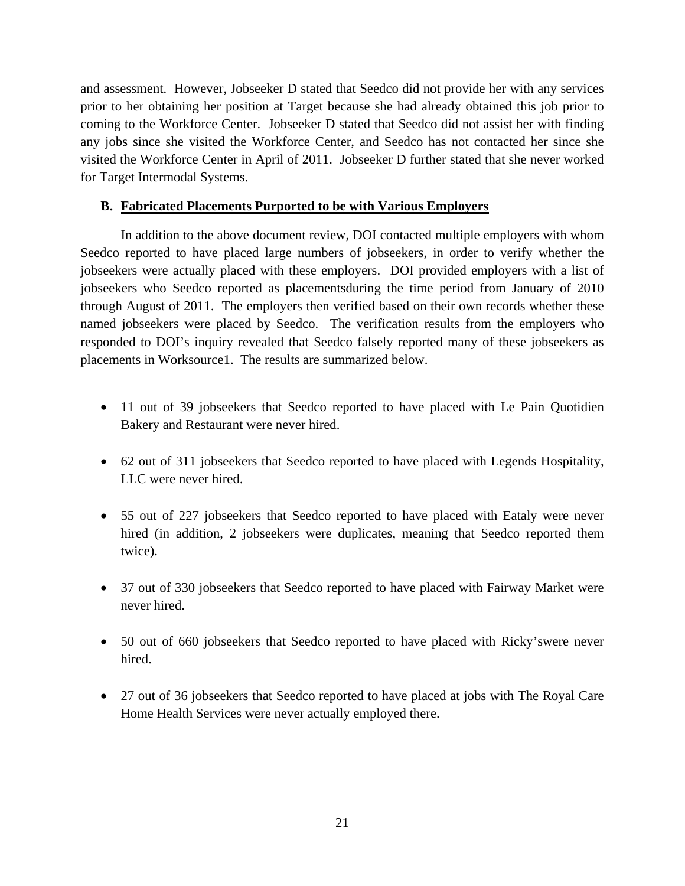and assessment. However, Jobseeker D stated that Seedco did not provide her with any services prior to her obtaining her position at Target because she had already obtained this job prior to coming to the Workforce Center. Jobseeker D stated that Seedco did not assist her with finding any jobs since she visited the Workforce Center, and Seedco has not contacted her since she visited the Workforce Center in April of 2011. Jobseeker D further stated that she never worked for Target Intermodal Systems.

### B. Fabricated Placements Purported to be with Various Employers

In addition to the above document review, DOI contacted multiple employers with whom Seedco reported to have placed large numbers of jobseekers, in order to verify whether the jobseekers were actually placed with these employers. DOI provided employers with a list of jobseekers who Seedco reported as placementsduring the time period from January of 2010 through August of 2011. The employers then verified based on their own records whether these named jobseekers were placed by Seedco. The verification results from the employers who responded to DOI's inquiry revealed that Seedco falsely reported many of these jobseekers as placements in Worksource1. The results are summarized below.

- 11 out of 39 jobseekers that Seedco reported to have placed with Le Pain Quotidien Bakery and Restaurant were never hired.
- 62 out of 311 jobseekers that Seedco reported to have placed with Legends Hospitality, LLC were never hired.
- 55 out of 227 jobseekers that Seedco reported to have placed with Eataly were never hired (in addition, 2 jobseekers were duplicates, meaning that Seedco reported them twice).
- 37 out of 330 jobseekers that Seedco reported to have placed with Fairway Market were never hired.
- 50 out of 660 jobseekers that Seedco reported to have placed with Ricky'swere never hired.
- 27 out of 36 jobseekers that Seedco reported to have placed at jobs with The Royal Care Home Health Services were never actually employed there.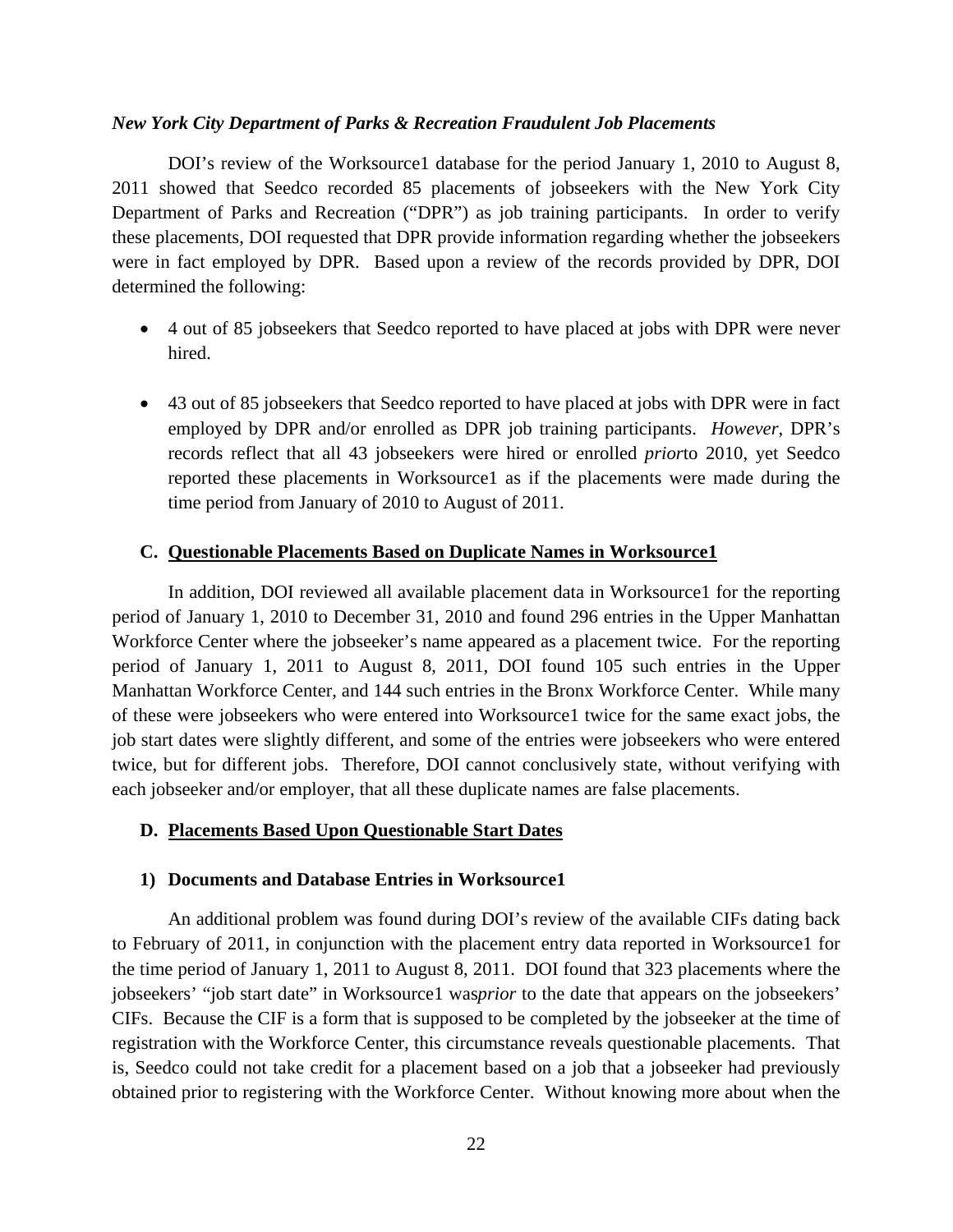***New York City Department of Parks & Recreation Fraudulent Job Placements***

DOI's review of the Worksource1 database for the period January 1, 2010 to August 8, 2011 showed that Seedco recorded 85 placements of jobseekers with the New York City Department of Parks and Recreation ("DPR") as job training participants. In order to verify these placements, DOI requested that DPR provide information regarding whether the jobseekers were in fact employed by DPR. Based upon a review of the records provided by DPR, DOI determined the following:

- 4 out of 85 jobseekers that Seedco reported to have placed at jobs with DPR were never hired.

- 43 out of 85 jobseekers that Seedco reported to have placed at jobs with DPR were in fact employed by DPR and/or enrolled as DPR job training participants. *However*, DPR's records reflect that all 43 jobseekers were hired or enrolled *prior* to 2010, yet Seedco reported these placements in Worksource1 as if the placements were made during the time period from January of 2010 to August of 2011.

### C. Questionable Placements Based on Duplicate Names in Worksource1

In addition, DOI reviewed all available placement data in Worksource1 for the reporting period of January 1, 2010 to December 31, 2010 and found 296 entries in the Upper Manhattan Workforce Center where the jobseeker's name appeared as a placement twice. For the reporting period of January 1, 2011 to August 8, 2011, DOI found 105 such entries in the Upper Manhattan Workforce Center, and 144 such entries in the Bronx Workforce Center. While many of these were jobseekers who were entered into Worksource1 twice for the same exact jobs, the job start dates were slightly different, and some of the entries were jobseekers who were entered twice, but for different jobs. Therefore, DOI cannot conclusively state, without verifying with each jobseeker and/or employer, that all these duplicate names are false placements.

### D. Placements Based Upon Questionable Start Dates

#### 1) Documents and Database Entries in Worksource1

An additional problem was found during DOI's review of the available CIFs dating back to February of 2011, in conjunction with the placement entry data reported in Worksource1 for the time period of January 1, 2011 to August 8, 2011. DOI found that 323 placements where the jobseekers' "job start date" in Worksource1 was *prior* to the date that appears on the jobseekers' CIFs. Because the CIF is a form that is supposed to be completed by the jobseeker at the time of registration with the Workforce Center, this circumstance reveals questionable placements. That is, Seedco could not take credit for a placement based on a job that a jobseeker had previously obtained prior to registering with the Workforce Center. Without knowing more about when the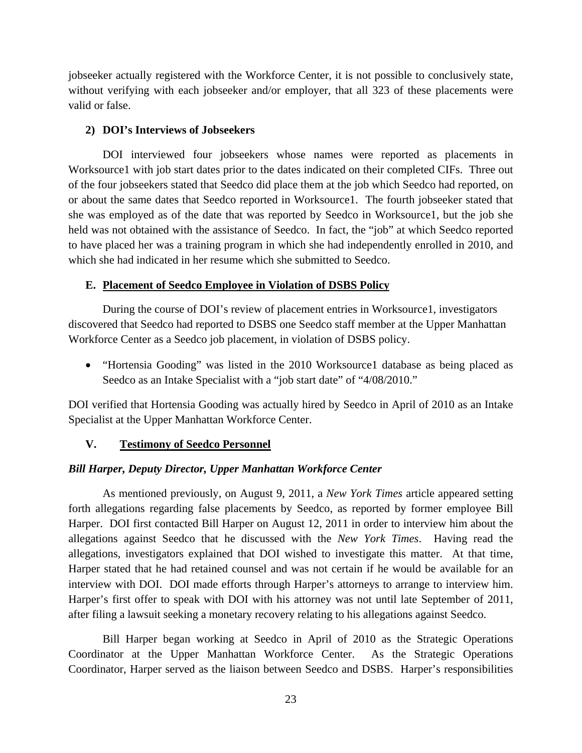jobseeker actually registered with the Workforce Center, it is not possible to conclusively state, without verifying with each jobseeker and/or employer, that all 323 of these placements were valid or false.

### 2) DOI's Interviews of Jobseekers

DOI interviewed four jobseekers whose names were reported as placements in Worksource1 with job start dates prior to the dates indicated on their completed CIFs. Three out of the four jobseekers stated that Seedco did place them at the job which Seedco had reported, on or about the same dates that Seedco reported in Worksource1. The fourth jobseeker stated that she was employed as of the date that was reported by Seedco in Worksource1, but the job she held was not obtained with the assistance of Seedco. In fact, the "job" at which Seedco reported to have placed her was a training program in which she had independently enrolled in 2010, and which she had indicated in her resume which she submitted to Seedco.

### E. Placement of Seedco Employee in Violation of DSBS Policy

During the course of DOI's review of placement entries in Worksource1, investigators discovered that Seedco had reported to DSBS one Seedco staff member at the Upper Manhattan Workforce Center as a Seedco job placement, in violation of DSBS policy.

- "Hortensia Gooding" was listed in the 2010 Worksource1 database as being placed as Seedco as an Intake Specialist with a "job start date" of "4/08/2010."

DOI verified that Hortensia Gooding was actually hired by Seedco in April of 2010 as an Intake Specialist at the Upper Manhattan Workforce Center.

## V. Testimony of Seedco Personnel

***Bill Harper, Deputy Director, Upper Manhattan Workforce Center***

As mentioned previously, on August 9, 2011, a *New York Times* article appeared setting forth allegations regarding false placements by Seedco, as reported by former employee Bill Harper. DOI first contacted Bill Harper on August 12, 2011 in order to interview him about the allegations against Seedco that he discussed with the *New York Times*. Having read the allegations, investigators explained that DOI wished to investigate this matter. At that time, Harper stated that he had retained counsel and was not certain if he would be available for an interview with DOI. DOI made efforts through Harper's attorneys to arrange to interview him. Harper's first offer to speak with DOI with his attorney was not until late September of 2011, after filing a lawsuit seeking a monetary recovery relating to his allegations against Seedco.

Bill Harper began working at Seedco in April of 2010 as the Strategic Operations Coordinator at the Upper Manhattan Workforce Center. As the Strategic Operations Coordinator, Harper served as the liaison between Seedco and DSBS. Harper's responsibilities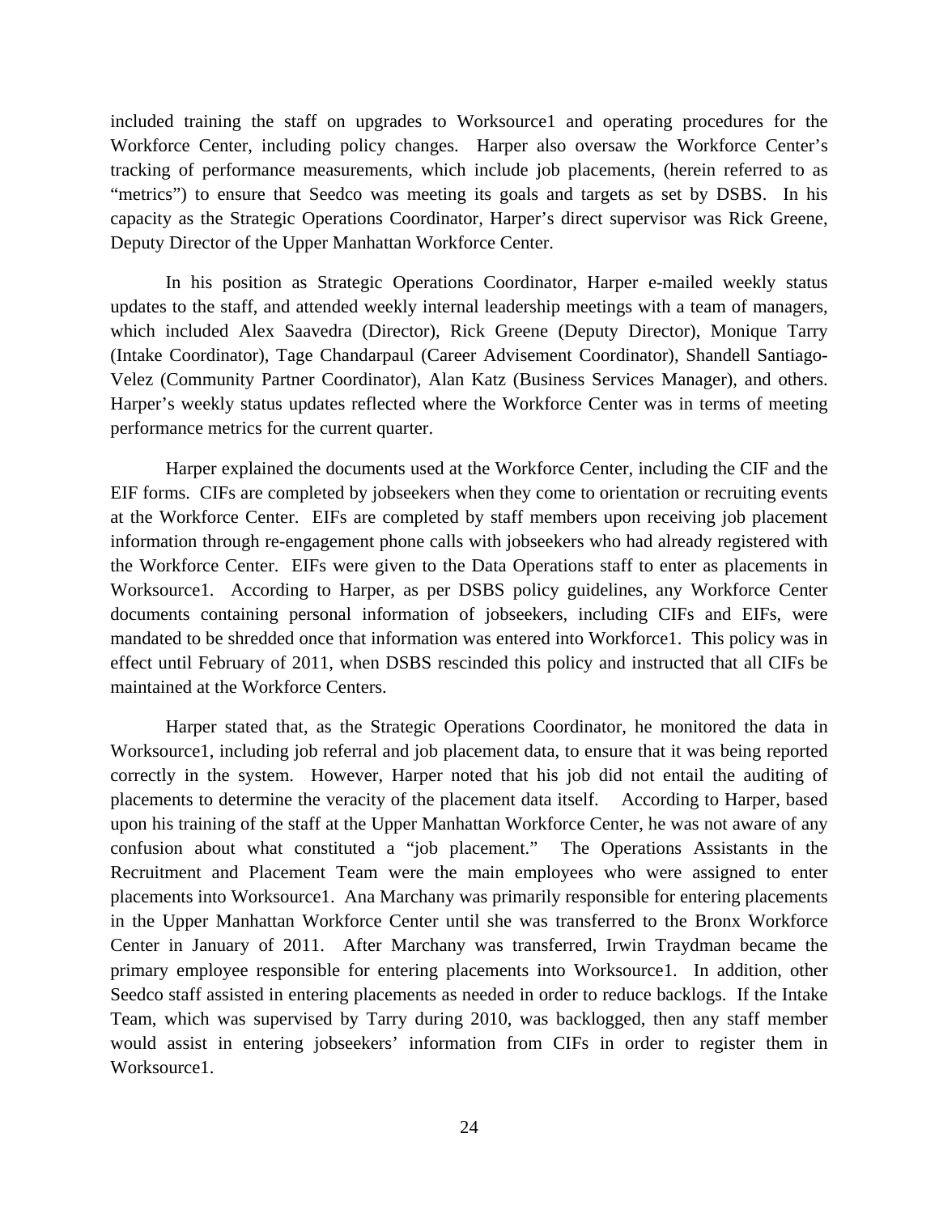included training the staff on upgrades to Worksource1 and operating procedures for the Workforce Center, including policy changes. Harper also oversaw the Workforce Center's tracking of performance measurements, which include job placements, (herein referred to as "metrics") to ensure that Seedco was meeting its goals and targets as set by DSBS. In his capacity as the Strategic Operations Coordinator, Harper's direct supervisor was Rick Greene, Deputy Director of the Upper Manhattan Workforce Center.

In his position as Strategic Operations Coordinator, Harper e-mailed weekly status updates to the staff, and attended weekly internal leadership meetings with a team of managers, which included Alex Saavedra (Director), Rick Greene (Deputy Director), Monique Tarry (Intake Coordinator), Tage Chandarpaul (Career Advisement Coordinator), Shandell Santiago-Velez (Community Partner Coordinator), Alan Katz (Business Services Manager), and others. Harper's weekly status updates reflected where the Workforce Center was in terms of meeting performance metrics for the current quarter.

Harper explained the documents used at the Workforce Center, including the CIF and the EIF forms. CIFs are completed by jobseekers when they come to orientation or recruiting events at the Workforce Center. EIFs are completed by staff members upon receiving job placement information through re-engagement phone calls with jobseekers who had already registered with the Workforce Center. EIFs were given to the Data Operations staff to enter as placements in Worksource1. According to Harper, as per DSBS policy guidelines, any Workforce Center documents containing personal information of jobseekers, including CIFs and EIFs, were mandated to be shredded once that information was entered into Workforce1. This policy was in effect until February of 2011, when DSBS rescinded this policy and instructed that all CIFs be maintained at the Workforce Centers.

Harper stated that, as the Strategic Operations Coordinator, he monitored the data in Worksource1, including job referral and job placement data, to ensure that it was being reported correctly in the system. However, Harper noted that his job did not entail the auditing of placements to determine the veracity of the placement data itself. According to Harper, based upon his training of the staff at the Upper Manhattan Workforce Center, he was not aware of any confusion about what constituted a "job placement." The Operations Assistants in the Recruitment and Placement Team were the main employees who were assigned to enter placements into Worksource1. Ana Marchany was primarily responsible for entering placements in the Upper Manhattan Workforce Center until she was transferred to the Bronx Workforce Center in January of 2011. After Marchany was transferred, Irwin Traydman became the primary employee responsible for entering placements into Worksource1. In addition, other Seedco staff assisted in entering placements as needed in order to reduce backlogs. If the Intake Team, which was supervised by Tarry during 2010, was backlogged, then any staff member would assist in entering jobseekers' information from CIFs in order to register them in Worksource1.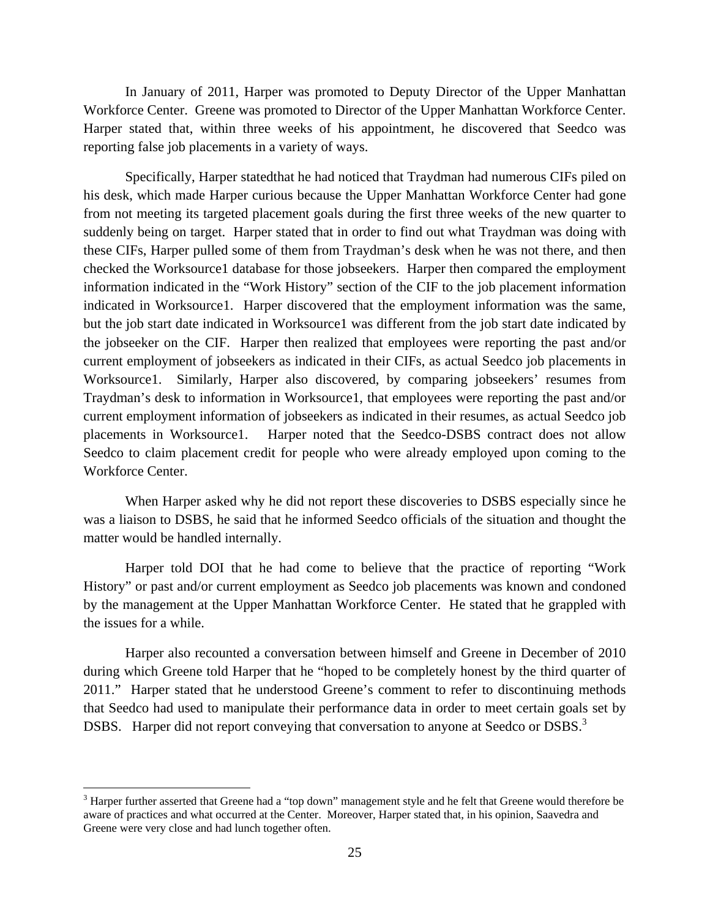In January of 2011, Harper was promoted to Deputy Director of the Upper Manhattan Workforce Center. Greene was promoted to Director of the Upper Manhattan Workforce Center. Harper stated that, within three weeks of his appointment, he discovered that Seedco was reporting false job placements in a variety of ways.

Specifically, Harper statedthat he had noticed that Traydman had numerous CIFs piled on his desk, which made Harper curious because the Upper Manhattan Workforce Center had gone from not meeting its targeted placement goals during the first three weeks of the new quarter to suddenly being on target. Harper stated that in order to find out what Traydman was doing with these CIFs, Harper pulled some of them from Traydman's desk when he was not there, and then checked the Worksource1 database for those jobseekers. Harper then compared the employment information indicated in the "Work History" section of the CIF to the job placement information indicated in Worksource1. Harper discovered that the employment information was the same, but the job start date indicated in Worksource1 was different from the job start date indicated by the jobseeker on the CIF. Harper then realized that employees were reporting the past and/or current employment of jobseekers as indicated in their CIFs, as actual Seedco job placements in Worksource1. Similarly, Harper also discovered, by comparing jobseekers' resumes from Traydman's desk to information in Worksource1, that employees were reporting the past and/or current employment information of jobseekers as indicated in their resumes, as actual Seedco job placements in Worksource1. Harper noted that the Seedco-DSBS contract does not allow Seedco to claim placement credit for people who were already employed upon coming to the Workforce Center.

When Harper asked why he did not report these discoveries to DSBS especially since he was a liaison to DSBS, he said that he informed Seedco officials of the situation and thought the matter would be handled internally.

Harper told DOI that he had come to believe that the practice of reporting "Work History" or past and/or current employment as Seedco job placements was known and condoned by the management at the Upper Manhattan Workforce Center. He stated that he grappled with the issues for a while.

Harper also recounted a conversation between himself and Greene in December of 2010 during which Greene told Harper that he "hoped to be completely honest by the third quarter of 2011." Harper stated that he understood Greene's comment to refer to discontinuing methods that Seedco had used to manipulate their performance data in order to meet certain goals set by DSBS. Harper did not report conveying that conversation to anyone at Seedco or DSBS.[3]

---

[3] Harper further asserted that Greene had a "top down" management style and he felt that Greene would therefore be aware of practices and what occurred at the Center. Moreover, Harper stated that, in his opinion, Saavedra and Greene were very close and had lunch together often.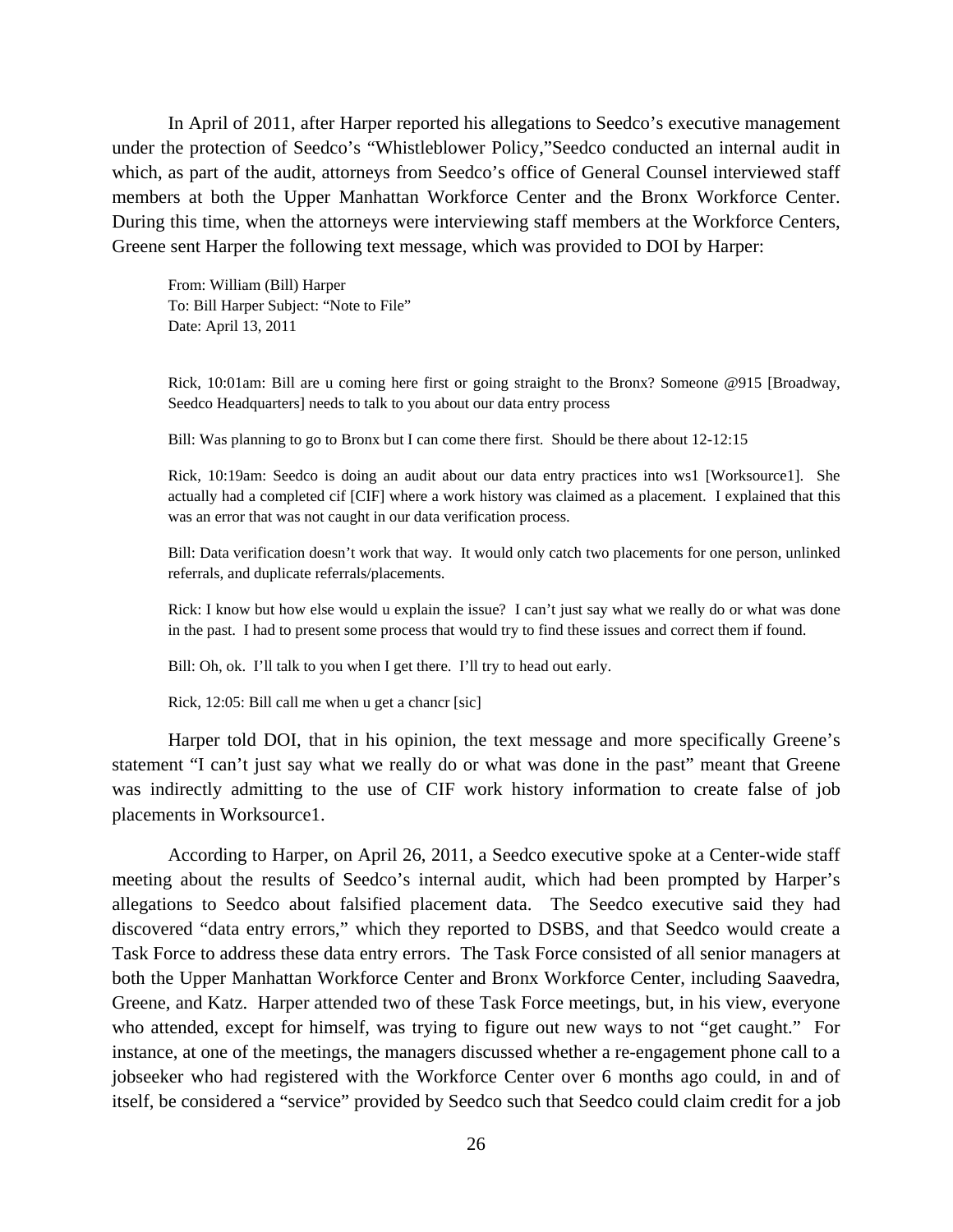In April of 2011, after Harper reported his allegations to Seedco's executive management under the protection of Seedco's "Whistleblower Policy,"Seedco conducted an internal audit in which, as part of the audit, attorneys from Seedco's office of General Counsel interviewed staff members at both the Upper Manhattan Workforce Center and the Bronx Workforce Center. During this time, when the attorneys were interviewing staff members at the Workforce Centers, Greene sent Harper the following text message, which was provided to DOI by Harper:

> From: William (Bill) Harper
> To: Bill Harper Subject: "Note to File"
> Date: April 13, 2011
>
> Rick, 10:01am: Bill are u coming here first or going straight to the Bronx? Someone @915 [Broadway, Seedco Headquarters] needs to talk to you about our data entry process
>
> Bill: Was planning to go to Bronx but I can come there first. Should be there about 12-12:15
>
> Rick, 10:19am: Seedco is doing an audit about our data entry practices into ws1 [Worksource1]. She actually had a completed cif [CIF] where a work history was claimed as a placement. I explained that this was an error that was not caught in our data verification process.
>
> Bill: Data verification doesn't work that way. It would only catch two placements for one person, unlinked referrals, and duplicate referrals/placements.
>
> Rick: I know but how else would u explain the issue? I can't just say what we really do or what was done in the past. I had to present some process that would try to find these issues and correct them if found.
>
> Bill: Oh, ok. I'll talk to you when I get there. I'll try to head out early.
>
> Rick, 12:05: Bill call me when u get a chancr [sic]

Harper told DOI, that in his opinion, the text message and more specifically Greene's statement "I can't just say what we really do or what was done in the past" meant that Greene was indirectly admitting to the use of CIF work history information to create false of job placements in Worksource1.

According to Harper, on April 26, 2011, a Seedco executive spoke at a Center-wide staff meeting about the results of Seedco's internal audit, which had been prompted by Harper's allegations to Seedco about falsified placement data. The Seedco executive said they had discovered "data entry errors," which they reported to DSBS, and that Seedco would create a Task Force to address these data entry errors. The Task Force consisted of all senior managers at both the Upper Manhattan Workforce Center and Bronx Workforce Center, including Saavedra, Greene, and Katz. Harper attended two of these Task Force meetings, but, in his view, everyone who attended, except for himself, was trying to figure out new ways to not "get caught." For instance, at one of the meetings, the managers discussed whether a re-engagement phone call to a jobseeker who had registered with the Workforce Center over 6 months ago could, in and of itself, be considered a "service" provided by Seedco such that Seedco could claim credit for a job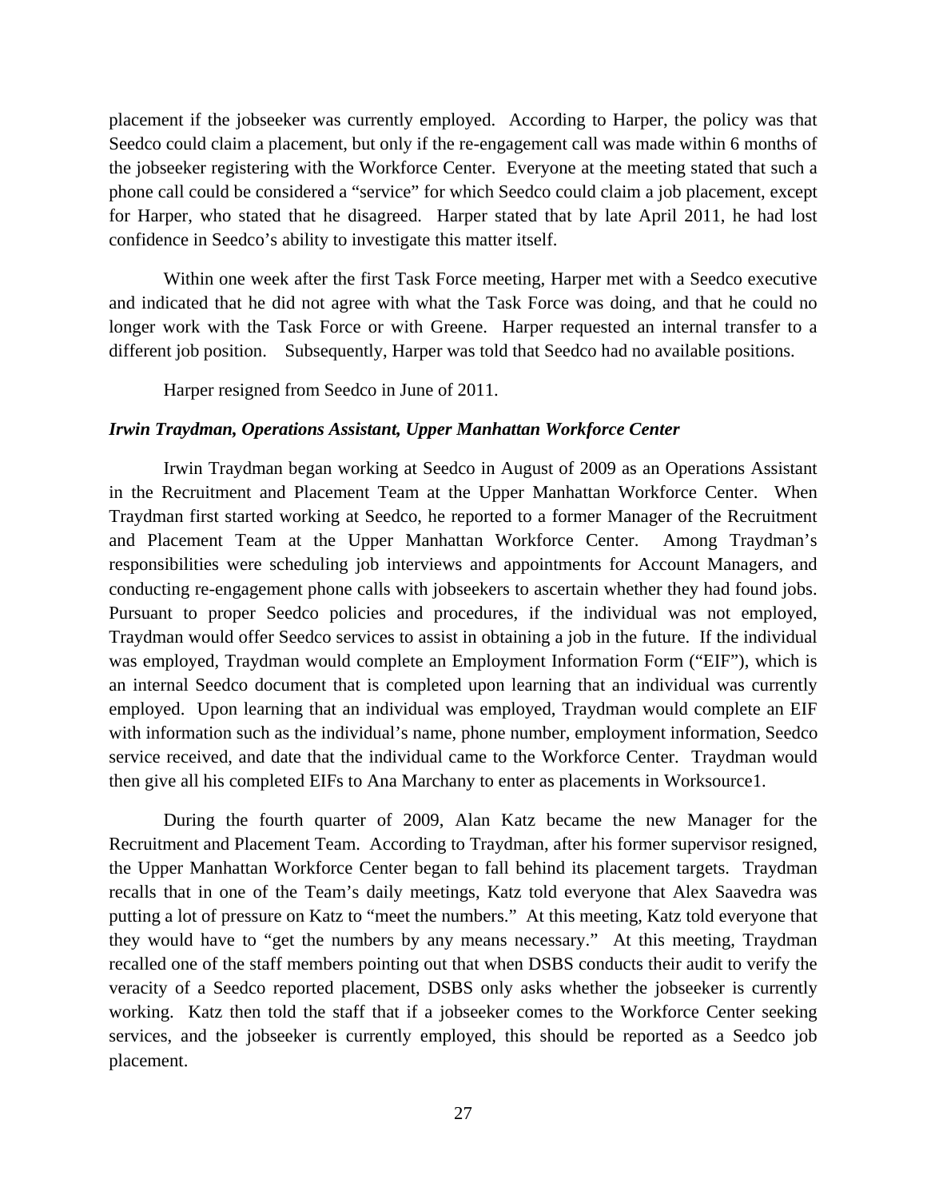placement if the jobseeker was currently employed. According to Harper, the policy was that Seedco could claim a placement, but only if the re-engagement call was made within 6 months of the jobseeker registering with the Workforce Center. Everyone at the meeting stated that such a phone call could be considered a "service" for which Seedco could claim a job placement, except for Harper, who stated that he disagreed. Harper stated that by late April 2011, he had lost confidence in Seedco's ability to investigate this matter itself.

Within one week after the first Task Force meeting, Harper met with a Seedco executive and indicated that he did not agree with what the Task Force was doing, and that he could no longer work with the Task Force or with Greene. Harper requested an internal transfer to a different job position. Subsequently, Harper was told that Seedco had no available positions.

Harper resigned from Seedco in June of 2011.

***Irwin Traydman, Operations Assistant, Upper Manhattan Workforce Center***

Irwin Traydman began working at Seedco in August of 2009 as an Operations Assistant in the Recruitment and Placement Team at the Upper Manhattan Workforce Center. When Traydman first started working at Seedco, he reported to a former Manager of the Recruitment and Placement Team at the Upper Manhattan Workforce Center. Among Traydman's responsibilities were scheduling job interviews and appointments for Account Managers, and conducting re-engagement phone calls with jobseekers to ascertain whether they had found jobs. Pursuant to proper Seedco policies and procedures, if the individual was not employed, Traydman would offer Seedco services to assist in obtaining a job in the future. If the individual was employed, Traydman would complete an Employment Information Form ("EIF"), which is an internal Seedco document that is completed upon learning that an individual was currently employed. Upon learning that an individual was employed, Traydman would complete an EIF with information such as the individual's name, phone number, employment information, Seedco service received, and date that the individual came to the Workforce Center. Traydman would then give all his completed EIFs to Ana Marchany to enter as placements in Worksource1.

During the fourth quarter of 2009, Alan Katz became the new Manager for the Recruitment and Placement Team. According to Traydman, after his former supervisor resigned, the Upper Manhattan Workforce Center began to fall behind its placement targets. Traydman recalls that in one of the Team's daily meetings, Katz told everyone that Alex Saavedra was putting a lot of pressure on Katz to "meet the numbers." At this meeting, Katz told everyone that they would have to "get the numbers by any means necessary." At this meeting, Traydman recalled one of the staff members pointing out that when DSBS conducts their audit to verify the veracity of a Seedco reported placement, DSBS only asks whether the jobseeker is currently working. Katz then told the staff that if a jobseeker comes to the Workforce Center seeking services, and the jobseeker is currently employed, this should be reported as a Seedco job placement.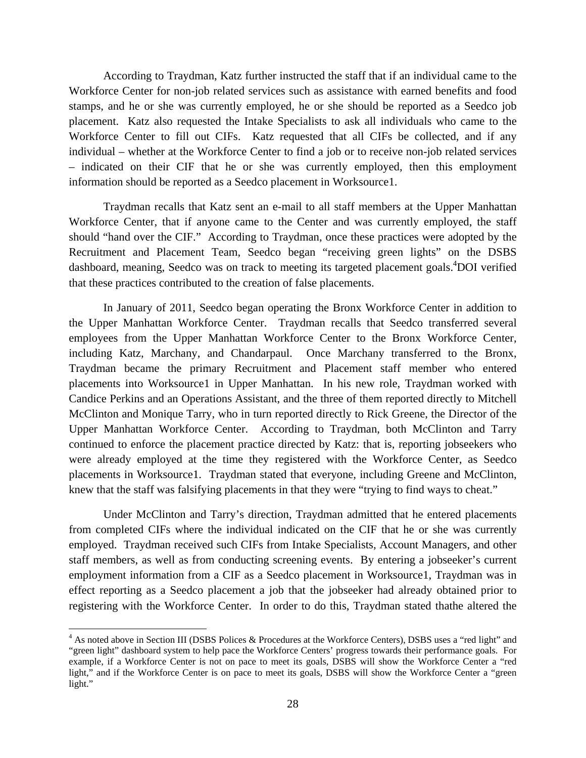According to Traydman, Katz further instructed the staff that if an individual came to the Workforce Center for non-job related services such as assistance with earned benefits and food stamps, and he or she was currently employed, he or she should be reported as a Seedco job placement. Katz also requested the Intake Specialists to ask all individuals who came to the Workforce Center to fill out CIFs. Katz requested that all CIFs be collected, and if any individual – whether at the Workforce Center to find a job or to receive non-job related services – indicated on their CIF that he or she was currently employed, then this employment information should be reported as a Seedco placement in Worksource1.

Traydman recalls that Katz sent an e-mail to all staff members at the Upper Manhattan Workforce Center, that if anyone came to the Center and was currently employed, the staff should "hand over the CIF." According to Traydman, once these practices were adopted by the Recruitment and Placement Team, Seedco began "receiving green lights" on the DSBS dashboard, meaning, Seedco was on track to meeting its targeted placement goals.[4]DOI verified that these practices contributed to the creation of false placements.

In January of 2011, Seedco began operating the Bronx Workforce Center in addition to the Upper Manhattan Workforce Center. Traydman recalls that Seedco transferred several employees from the Upper Manhattan Workforce Center to the Bronx Workforce Center, including Katz, Marchany, and Chandarpaul. Once Marchany transferred to the Bronx, Traydman became the primary Recruitment and Placement staff member who entered placements into Worksource1 in Upper Manhattan. In his new role, Traydman worked with Candice Perkins and an Operations Assistant, and the three of them reported directly to Mitchell McClinton and Monique Tarry, who in turn reported directly to Rick Greene, the Director of the Upper Manhattan Workforce Center. According to Traydman, both McClinton and Tarry continued to enforce the placement practice directed by Katz: that is, reporting jobseekers who were already employed at the time they registered with the Workforce Center, as Seedco placements in Worksource1. Traydman stated that everyone, including Greene and McClinton, knew that the staff was falsifying placements in that they were "trying to find ways to cheat."

Under McClinton and Tarry's direction, Traydman admitted that he entered placements from completed CIFs where the individual indicated on the CIF that he or she was currently employed. Traydman received such CIFs from Intake Specialists, Account Managers, and other staff members, as well as from conducting screening events. By entering a jobseeker's current employment information from a CIF as a Seedco placement in Worksource1, Traydman was in effect reporting as a Seedco placement a job that the jobseeker had already obtained prior to registering with the Workforce Center. In order to do this, Traydman stated thathe altered the

[4] As noted above in Section III (DSBS Polices & Procedures at the Workforce Centers), DSBS uses a "red light" and "green light" dashboard system to help pace the Workforce Centers' progress towards their performance goals. For example, if a Workforce Center is not on pace to meet its goals, DSBS will show the Workforce Center a "red light," and if the Workforce Center is on pace to meet its goals, DSBS will show the Workforce Center a "green light."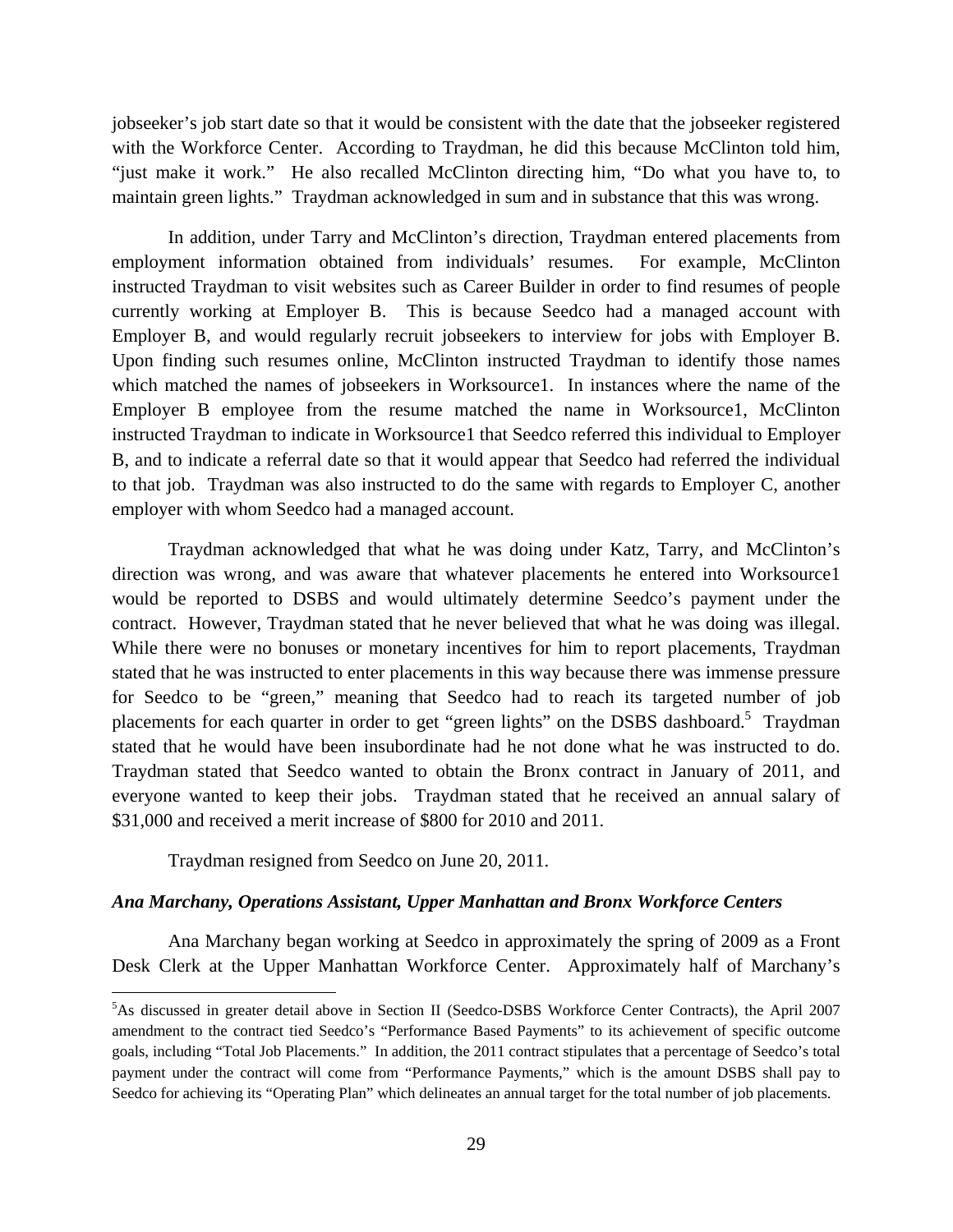jobseeker's job start date so that it would be consistent with the date that the jobseeker registered with the Workforce Center. According to Traydman, he did this because McClinton told him, "just make it work." He also recalled McClinton directing him, "Do what you have to, to maintain green lights." Traydman acknowledged in sum and in substance that this was wrong.

In addition, under Tarry and McClinton's direction, Traydman entered placements from employment information obtained from individuals' resumes. For example, McClinton instructed Traydman to visit websites such as Career Builder in order to find resumes of people currently working at Employer B. This is because Seedco had a managed account with Employer B, and would regularly recruit jobseekers to interview for jobs with Employer B. Upon finding such resumes online, McClinton instructed Traydman to identify those names which matched the names of jobseekers in Worksource1. In instances where the name of the Employer B employee from the resume matched the name in Worksource1, McClinton instructed Traydman to indicate in Worksource1 that Seedco referred this individual to Employer B, and to indicate a referral date so that it would appear that Seedco had referred the individual to that job. Traydman was also instructed to do the same with regards to Employer C, another employer with whom Seedco had a managed account.

Traydman acknowledged that what he was doing under Katz, Tarry, and McClinton's direction was wrong, and was aware that whatever placements he entered into Worksource1 would be reported to DSBS and would ultimately determine Seedco's payment under the contract. However, Traydman stated that he never believed that what he was doing was illegal. While there were no bonuses or monetary incentives for him to report placements, Traydman stated that he was instructed to enter placements in this way because there was immense pressure for Seedco to be "green," meaning that Seedco had to reach its targeted number of job placements for each quarter in order to get "green lights" on the DSBS dashboard.[5] Traydman stated that he would have been insubordinate had he not done what he was instructed to do. Traydman stated that Seedco wanted to obtain the Bronx contract in January of 2011, and everyone wanted to keep their jobs. Traydman stated that he received an annual salary of $31,000 and received a merit increase of $800 for 2010 and 2011.

Traydman resigned from Seedco on June 20, 2011.

***Ana Marchany, Operations Assistant, Upper Manhattan and Bronx Workforce Centers***

Ana Marchany began working at Seedco in approximately the spring of 2009 as a Front Desk Clerk at the Upper Manhattan Workforce Center. Approximately half of Marchany's

[5] As discussed in greater detail above in Section II (Seedco-DSBS Workforce Center Contracts), the April 2007 amendment to the contract tied Seedco's "Performance Based Payments" to its achievement of specific outcome goals, including "Total Job Placements." In addition, the 2011 contract stipulates that a percentage of Seedco's total payment under the contract will come from "Performance Payments," which is the amount DSBS shall pay to Seedco for achieving its "Operating Plan" which delineates an annual target for the total number of job placements.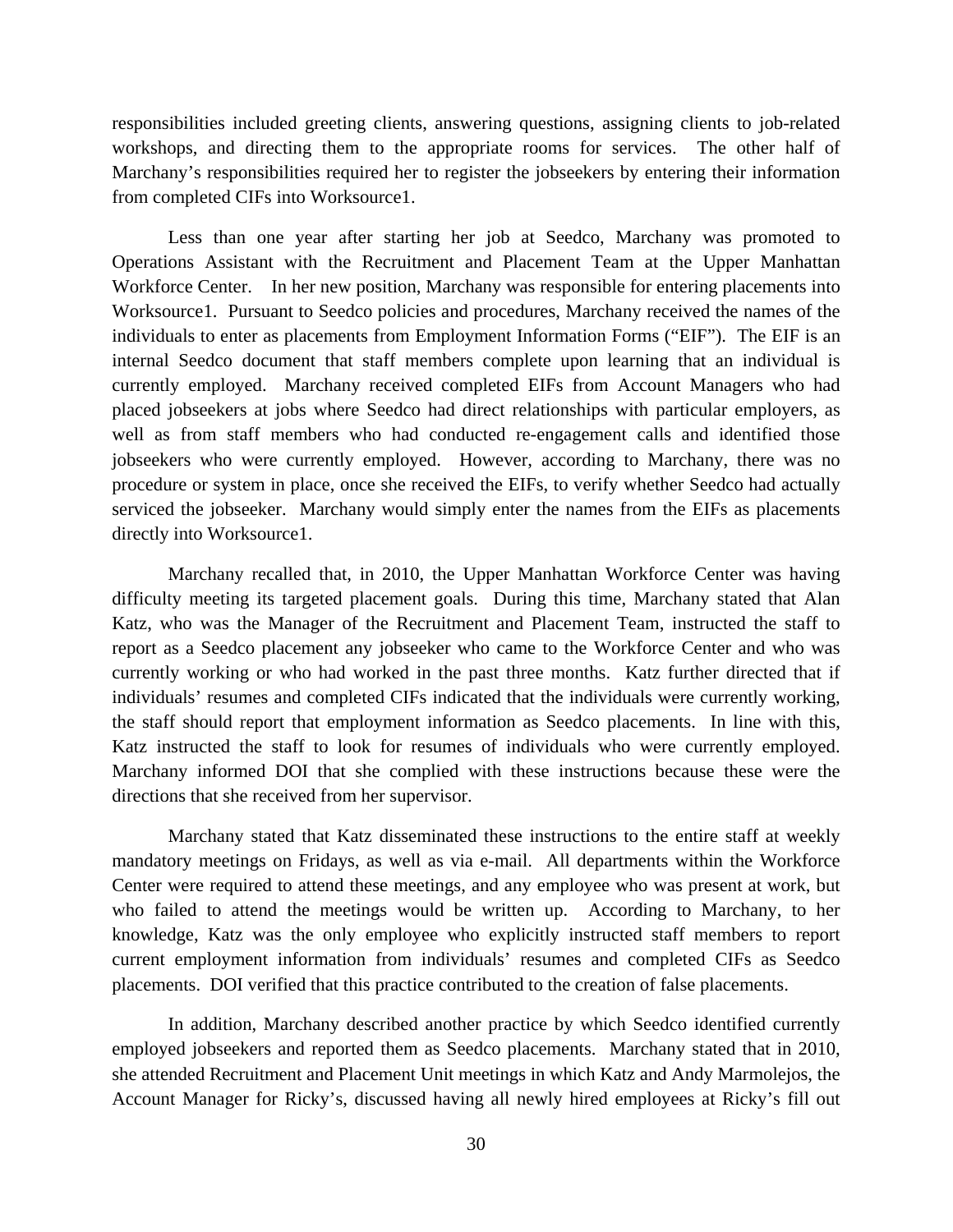responsibilities included greeting clients, answering questions, assigning clients to job-related workshops, and directing them to the appropriate rooms for services. The other half of Marchany's responsibilities required her to register the jobseekers by entering their information from completed CIFs into Worksource1.

Less than one year after starting her job at Seedco, Marchany was promoted to Operations Assistant with the Recruitment and Placement Team at the Upper Manhattan Workforce Center. In her new position, Marchany was responsible for entering placements into Worksource1. Pursuant to Seedco policies and procedures, Marchany received the names of the individuals to enter as placements from Employment Information Forms ("EIF"). The EIF is an internal Seedco document that staff members complete upon learning that an individual is currently employed. Marchany received completed EIFs from Account Managers who had placed jobseekers at jobs where Seedco had direct relationships with particular employers, as well as from staff members who had conducted re-engagement calls and identified those jobseekers who were currently employed. However, according to Marchany, there was no procedure or system in place, once she received the EIFs, to verify whether Seedco had actually serviced the jobseeker. Marchany would simply enter the names from the EIFs as placements directly into Worksource1.

Marchany recalled that, in 2010, the Upper Manhattan Workforce Center was having difficulty meeting its targeted placement goals. During this time, Marchany stated that Alan Katz, who was the Manager of the Recruitment and Placement Team, instructed the staff to report as a Seedco placement any jobseeker who came to the Workforce Center and who was currently working or who had worked in the past three months. Katz further directed that if individuals' resumes and completed CIFs indicated that the individuals were currently working, the staff should report that employment information as Seedco placements. In line with this, Katz instructed the staff to look for resumes of individuals who were currently employed. Marchany informed DOI that she complied with these instructions because these were the directions that she received from her supervisor.

Marchany stated that Katz disseminated these instructions to the entire staff at weekly mandatory meetings on Fridays, as well as via e-mail. All departments within the Workforce Center were required to attend these meetings, and any employee who was present at work, but who failed to attend the meetings would be written up. According to Marchany, to her knowledge, Katz was the only employee who explicitly instructed staff members to report current employment information from individuals' resumes and completed CIFs as Seedco placements. DOI verified that this practice contributed to the creation of false placements.

In addition, Marchany described another practice by which Seedco identified currently employed jobseekers and reported them as Seedco placements. Marchany stated that in 2010, she attended Recruitment and Placement Unit meetings in which Katz and Andy Marmolejos, the Account Manager for Ricky's, discussed having all newly hired employees at Ricky's fill out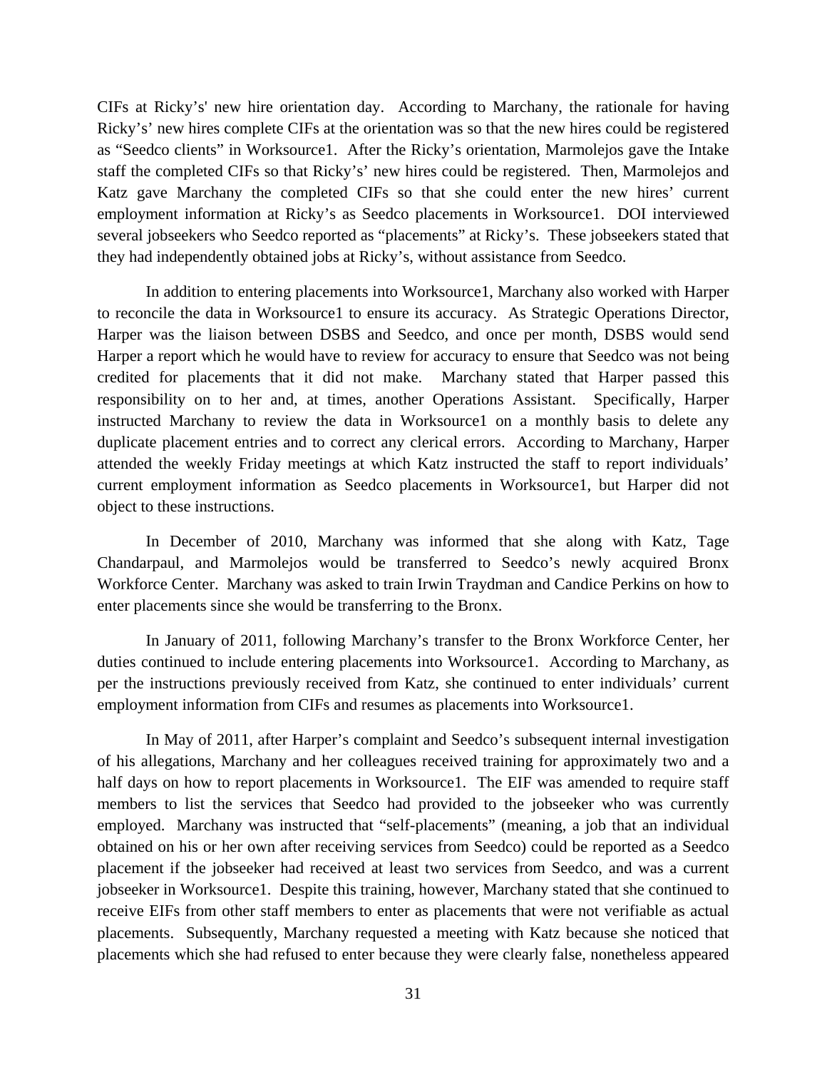CIFs at Ricky's' new hire orientation day. According to Marchany, the rationale for having Ricky's' new hires complete CIFs at the orientation was so that the new hires could be registered as "Seedco clients" in Worksource1. After the Ricky's orientation, Marmolejos gave the Intake staff the completed CIFs so that Ricky's' new hires could be registered. Then, Marmolejos and Katz gave Marchany the completed CIFs so that she could enter the new hires' current employment information at Ricky's as Seedco placements in Worksource1. DOI interviewed several jobseekers who Seedco reported as "placements" at Ricky's. These jobseekers stated that they had independently obtained jobs at Ricky's, without assistance from Seedco.

In addition to entering placements into Worksource1, Marchany also worked with Harper to reconcile the data in Worksource1 to ensure its accuracy. As Strategic Operations Director, Harper was the liaison between DSBS and Seedco, and once per month, DSBS would send Harper a report which he would have to review for accuracy to ensure that Seedco was not being credited for placements that it did not make. Marchany stated that Harper passed this responsibility on to her and, at times, another Operations Assistant. Specifically, Harper instructed Marchany to review the data in Worksource1 on a monthly basis to delete any duplicate placement entries and to correct any clerical errors. According to Marchany, Harper attended the weekly Friday meetings at which Katz instructed the staff to report individuals' current employment information as Seedco placements in Worksource1, but Harper did not object to these instructions.

In December of 2010, Marchany was informed that she along with Katz, Tage Chandarpaul, and Marmolejos would be transferred to Seedco's newly acquired Bronx Workforce Center. Marchany was asked to train Irwin Traydman and Candice Perkins on how to enter placements since she would be transferring to the Bronx.

In January of 2011, following Marchany's transfer to the Bronx Workforce Center, her duties continued to include entering placements into Worksource1. According to Marchany, as per the instructions previously received from Katz, she continued to enter individuals' current employment information from CIFs and resumes as placements into Worksource1.

In May of 2011, after Harper's complaint and Seedco's subsequent internal investigation of his allegations, Marchany and her colleagues received training for approximately two and a half days on how to report placements in Worksource1. The EIF was amended to require staff members to list the services that Seedco had provided to the jobseeker who was currently employed. Marchany was instructed that "self-placements" (meaning, a job that an individual obtained on his or her own after receiving services from Seedco) could be reported as a Seedco placement if the jobseeker had received at least two services from Seedco, and was a current jobseeker in Worksource1. Despite this training, however, Marchany stated that she continued to receive EIFs from other staff members to enter as placements that were not verifiable as actual placements. Subsequently, Marchany requested a meeting with Katz because she noticed that placements which she had refused to enter because they were clearly false, nonetheless appeared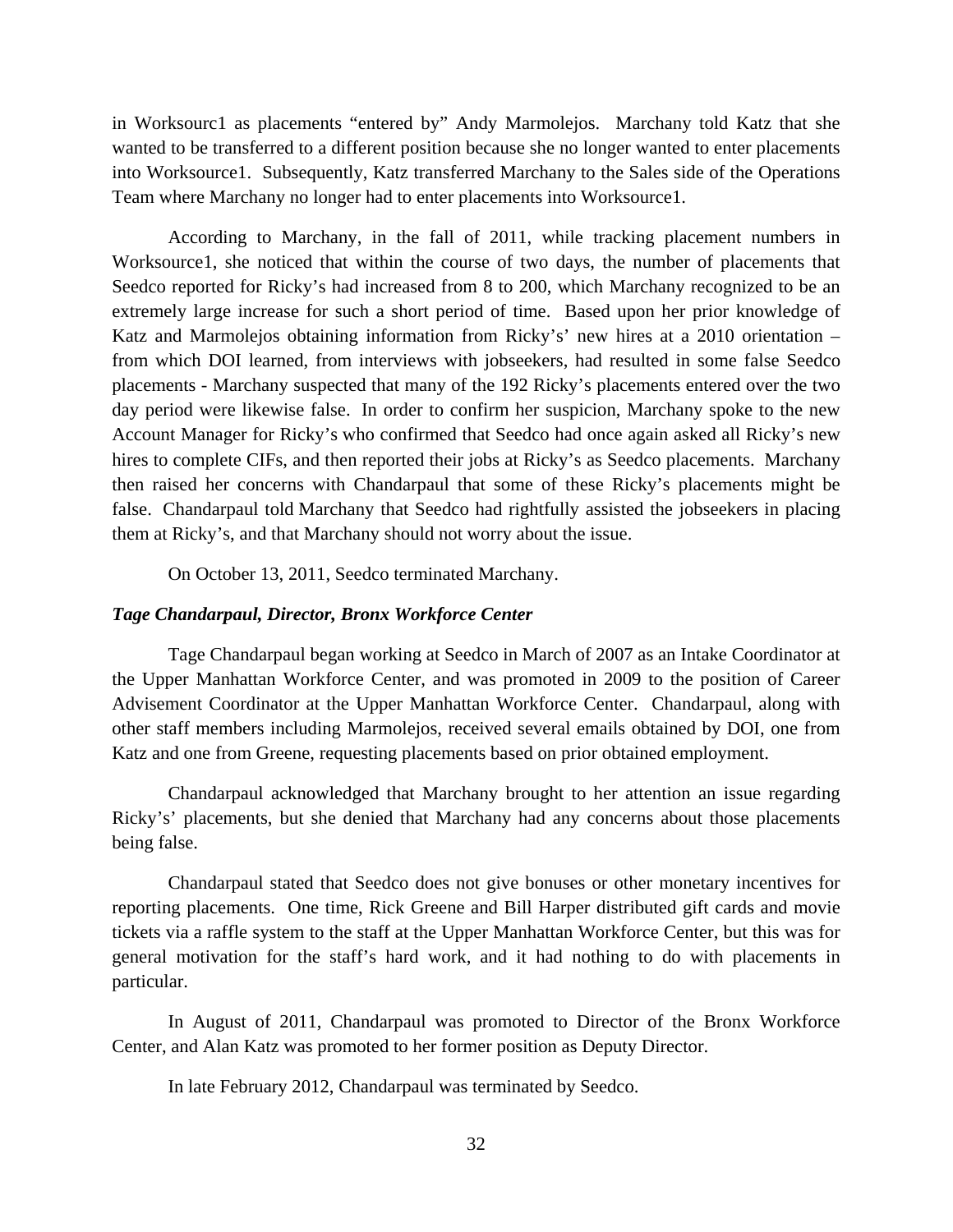in Worksourc1 as placements "entered by" Andy Marmolejos. Marchany told Katz that she wanted to be transferred to a different position because she no longer wanted to enter placements into Worksource1. Subsequently, Katz transferred Marchany to the Sales side of the Operations Team where Marchany no longer had to enter placements into Worksource1.

According to Marchany, in the fall of 2011, while tracking placement numbers in Worksource1, she noticed that within the course of two days, the number of placements that Seedco reported for Ricky's had increased from 8 to 200, which Marchany recognized to be an extremely large increase for such a short period of time. Based upon her prior knowledge of Katz and Marmolejos obtaining information from Ricky's' new hires at a 2010 orientation – from which DOI learned, from interviews with jobseekers, had resulted in some false Seedco placements - Marchany suspected that many of the 192 Ricky's placements entered over the two day period were likewise false. In order to confirm her suspicion, Marchany spoke to the new Account Manager for Ricky's who confirmed that Seedco had once again asked all Ricky's new hires to complete CIFs, and then reported their jobs at Ricky's as Seedco placements. Marchany then raised her concerns with Chandarpaul that some of these Ricky's placements might be false. Chandarpaul told Marchany that Seedco had rightfully assisted the jobseekers in placing them at Ricky's, and that Marchany should not worry about the issue.

On October 13, 2011, Seedco terminated Marchany.

***Tage Chandarpaul, Director, Bronx Workforce Center***

Tage Chandarpaul began working at Seedco in March of 2007 as an Intake Coordinator at the Upper Manhattan Workforce Center, and was promoted in 2009 to the position of Career Advisement Coordinator at the Upper Manhattan Workforce Center. Chandarpaul, along with other staff members including Marmolejos, received several emails obtained by DOI, one from Katz and one from Greene, requesting placements based on prior obtained employment.

Chandarpaul acknowledged that Marchany brought to her attention an issue regarding Ricky's' placements, but she denied that Marchany had any concerns about those placements being false.

Chandarpaul stated that Seedco does not give bonuses or other monetary incentives for reporting placements. One time, Rick Greene and Bill Harper distributed gift cards and movie tickets via a raffle system to the staff at the Upper Manhattan Workforce Center, but this was for general motivation for the staff's hard work, and it had nothing to do with placements in particular.

In August of 2011, Chandarpaul was promoted to Director of the Bronx Workforce Center, and Alan Katz was promoted to her former position as Deputy Director.

In late February 2012, Chandarpaul was terminated by Seedco.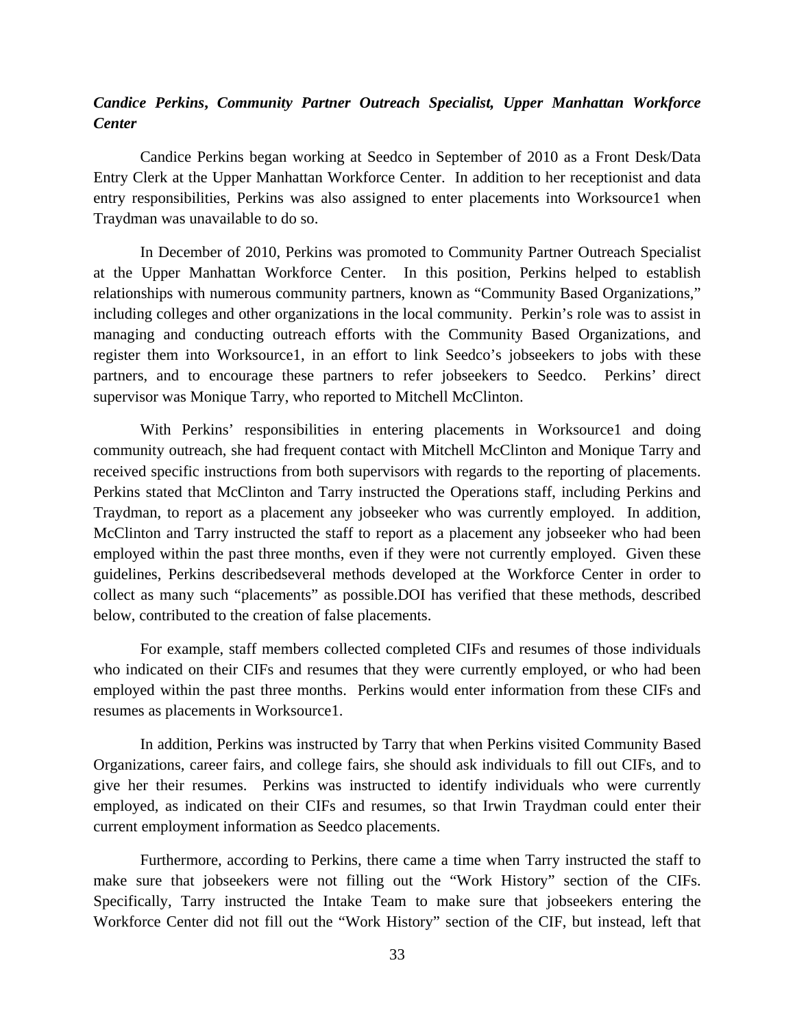***Candice Perkins*, *Community Partner Outreach Specialist, Upper Manhattan Workforce Center***

Candice Perkins began working at Seedco in September of 2010 as a Front Desk/Data Entry Clerk at the Upper Manhattan Workforce Center. In addition to her receptionist and data entry responsibilities, Perkins was also assigned to enter placements into Worksource1 when Traydman was unavailable to do so.

In December of 2010, Perkins was promoted to Community Partner Outreach Specialist at the Upper Manhattan Workforce Center. In this position, Perkins helped to establish relationships with numerous community partners, known as "Community Based Organizations," including colleges and other organizations in the local community. Perkin's role was to assist in managing and conducting outreach efforts with the Community Based Organizations, and register them into Worksource1, in an effort to link Seedco's jobseekers to jobs with these partners, and to encourage these partners to refer jobseekers to Seedco. Perkins' direct supervisor was Monique Tarry, who reported to Mitchell McClinton.

With Perkins' responsibilities in entering placements in Worksource1 and doing community outreach, she had frequent contact with Mitchell McClinton and Monique Tarry and received specific instructions from both supervisors with regards to the reporting of placements. Perkins stated that McClinton and Tarry instructed the Operations staff, including Perkins and Traydman, to report as a placement any jobseeker who was currently employed. In addition, McClinton and Tarry instructed the staff to report as a placement any jobseeker who had been employed within the past three months, even if they were not currently employed. Given these guidelines, Perkins describedseveral methods developed at the Workforce Center in order to collect as many such "placements" as possible.DOI has verified that these methods, described below, contributed to the creation of false placements.

For example, staff members collected completed CIFs and resumes of those individuals who indicated on their CIFs and resumes that they were currently employed, or who had been employed within the past three months. Perkins would enter information from these CIFs and resumes as placements in Worksource1.

In addition, Perkins was instructed by Tarry that when Perkins visited Community Based Organizations, career fairs, and college fairs, she should ask individuals to fill out CIFs, and to give her their resumes. Perkins was instructed to identify individuals who were currently employed, as indicated on their CIFs and resumes, so that Irwin Traydman could enter their current employment information as Seedco placements.

Furthermore, according to Perkins, there came a time when Tarry instructed the staff to make sure that jobseekers were not filling out the "Work History" section of the CIFs. Specifically, Tarry instructed the Intake Team to make sure that jobseekers entering the Workforce Center did not fill out the "Work History" section of the CIF, but instead, left that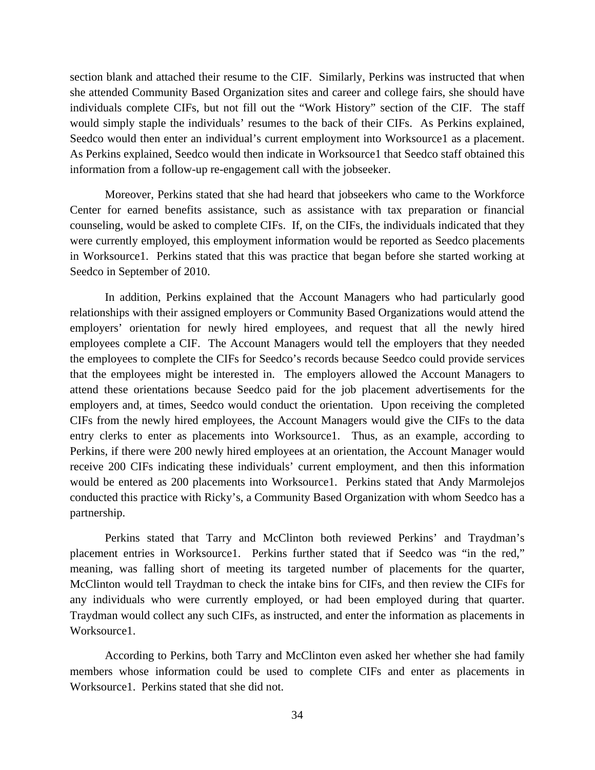section blank and attached their resume to the CIF. Similarly, Perkins was instructed that when she attended Community Based Organization sites and career and college fairs, she should have individuals complete CIFs, but not fill out the "Work History" section of the CIF. The staff would simply staple the individuals' resumes to the back of their CIFs. As Perkins explained, Seedco would then enter an individual's current employment into Worksource1 as a placement. As Perkins explained, Seedco would then indicate in Worksource1 that Seedco staff obtained this information from a follow-up re-engagement call with the jobseeker.

Moreover, Perkins stated that she had heard that jobseekers who came to the Workforce Center for earned benefits assistance, such as assistance with tax preparation or financial counseling, would be asked to complete CIFs. If, on the CIFs, the individuals indicated that they were currently employed, this employment information would be reported as Seedco placements in Worksource1. Perkins stated that this was practice that began before she started working at Seedco in September of 2010.

In addition, Perkins explained that the Account Managers who had particularly good relationships with their assigned employers or Community Based Organizations would attend the employers' orientation for newly hired employees, and request that all the newly hired employees complete a CIF. The Account Managers would tell the employers that they needed the employees to complete the CIFs for Seedco's records because Seedco could provide services that the employees might be interested in. The employers allowed the Account Managers to attend these orientations because Seedco paid for the job placement advertisements for the employers and, at times, Seedco would conduct the orientation. Upon receiving the completed CIFs from the newly hired employees, the Account Managers would give the CIFs to the data entry clerks to enter as placements into Worksource1. Thus, as an example, according to Perkins, if there were 200 newly hired employees at an orientation, the Account Manager would receive 200 CIFs indicating these individuals' current employment, and then this information would be entered as 200 placements into Worksource1. Perkins stated that Andy Marmolejos conducted this practice with Ricky's, a Community Based Organization with whom Seedco has a partnership.

Perkins stated that Tarry and McClinton both reviewed Perkins' and Traydman's placement entries in Worksource1. Perkins further stated that if Seedco was "in the red," meaning, was falling short of meeting its targeted number of placements for the quarter, McClinton would tell Traydman to check the intake bins for CIFs, and then review the CIFs for any individuals who were currently employed, or had been employed during that quarter. Traydman would collect any such CIFs, as instructed, and enter the information as placements in Worksource1.

According to Perkins, both Tarry and McClinton even asked her whether she had family members whose information could be used to complete CIFs and enter as placements in Worksource1. Perkins stated that she did not.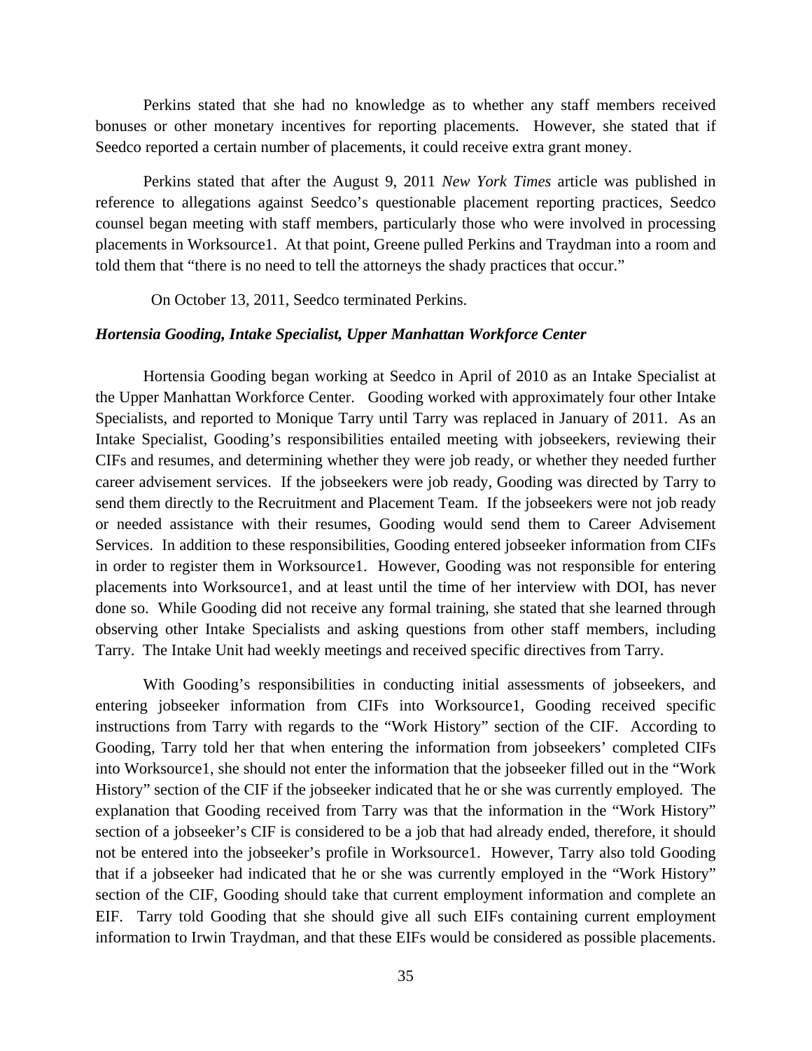Perkins stated that she had no knowledge as to whether any staff members received bonuses or other monetary incentives for reporting placements. However, she stated that if Seedco reported a certain number of placements, it could receive extra grant money.

Perkins stated that after the August 9, 2011 *New York Times* article was published in reference to allegations against Seedco's questionable placement reporting practices, Seedco counsel began meeting with staff members, particularly those who were involved in processing placements in Worksource1. At that point, Greene pulled Perkins and Traydman into a room and told them that "there is no need to tell the attorneys the shady practices that occur."

On October 13, 2011, Seedco terminated Perkins.

***Hortensia Gooding, Intake Specialist, Upper Manhattan Workforce Center***

Hortensia Gooding began working at Seedco in April of 2010 as an Intake Specialist at the Upper Manhattan Workforce Center. Gooding worked with approximately four other Intake Specialists, and reported to Monique Tarry until Tarry was replaced in January of 2011. As an Intake Specialist, Gooding's responsibilities entailed meeting with jobseekers, reviewing their CIFs and resumes, and determining whether they were job ready, or whether they needed further career advisement services. If the jobseekers were job ready, Gooding was directed by Tarry to send them directly to the Recruitment and Placement Team. If the jobseekers were not job ready or needed assistance with their resumes, Gooding would send them to Career Advisement Services. In addition to these responsibilities, Gooding entered jobseeker information from CIFs in order to register them in Worksource1. However, Gooding was not responsible for entering placements into Worksource1, and at least until the time of her interview with DOI, has never done so. While Gooding did not receive any formal training, she stated that she learned through observing other Intake Specialists and asking questions from other staff members, including Tarry. The Intake Unit had weekly meetings and received specific directives from Tarry.

With Gooding's responsibilities in conducting initial assessments of jobseekers, and entering jobseeker information from CIFs into Worksource1, Gooding received specific instructions from Tarry with regards to the "Work History" section of the CIF. According to Gooding, Tarry told her that when entering the information from jobseekers' completed CIFs into Worksource1, she should not enter the information that the jobseeker filled out in the "Work History" section of the CIF if the jobseeker indicated that he or she was currently employed. The explanation that Gooding received from Tarry was that the information in the "Work History" section of a jobseeker's CIF is considered to be a job that had already ended, therefore, it should not be entered into the jobseeker's profile in Worksource1. However, Tarry also told Gooding that if a jobseeker had indicated that he or she was currently employed in the "Work History" section of the CIF, Gooding should take that current employment information and complete an EIF. Tarry told Gooding that she should give all such EIFs containing current employment information to Irwin Traydman, and that these EIFs would be considered as possible placements.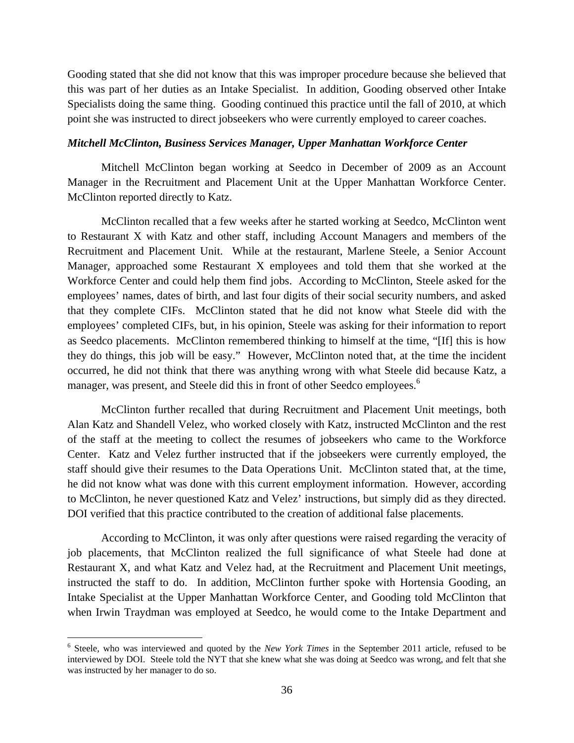Gooding stated that she did not know that this was improper procedure because she believed that this was part of her duties as an Intake Specialist. In addition, Gooding observed other Intake Specialists doing the same thing. Gooding continued this practice until the fall of 2010, at which point she was instructed to direct jobseekers who were currently employed to career coaches.

***Mitchell McClinton, Business Services Manager, Upper Manhattan Workforce Center***

Mitchell McClinton began working at Seedco in December of 2009 as an Account Manager in the Recruitment and Placement Unit at the Upper Manhattan Workforce Center. McClinton reported directly to Katz.

McClinton recalled that a few weeks after he started working at Seedco, McClinton went to Restaurant X with Katz and other staff, including Account Managers and members of the Recruitment and Placement Unit. While at the restaurant, Marlene Steele, a Senior Account Manager, approached some Restaurant X employees and told them that she worked at the Workforce Center and could help them find jobs. According to McClinton, Steele asked for the employees' names, dates of birth, and last four digits of their social security numbers, and asked that they complete CIFs. McClinton stated that he did not know what Steele did with the employees' completed CIFs, but, in his opinion, Steele was asking for their information to report as Seedco placements. McClinton remembered thinking to himself at the time, "[If] this is how they do things, this job will be easy." However, McClinton noted that, at the time the incident occurred, he did not think that there was anything wrong with what Steele did because Katz, a manager, was present, and Steele did this in front of other Seedco employees.[6]

McClinton further recalled that during Recruitment and Placement Unit meetings, both Alan Katz and Shandell Velez, who worked closely with Katz, instructed McClinton and the rest of the staff at the meeting to collect the resumes of jobseekers who came to the Workforce Center. Katz and Velez further instructed that if the jobseekers were currently employed, the staff should give their resumes to the Data Operations Unit. McClinton stated that, at the time, he did not know what was done with this current employment information. However, according to McClinton, he never questioned Katz and Velez' instructions, but simply did as they directed. DOI verified that this practice contributed to the creation of additional false placements.

According to McClinton, it was only after questions were raised regarding the veracity of job placements, that McClinton realized the full significance of what Steele had done at Restaurant X, and what Katz and Velez had, at the Recruitment and Placement Unit meetings, instructed the staff to do. In addition, McClinton further spoke with Hortensia Gooding, an Intake Specialist at the Upper Manhattan Workforce Center, and Gooding told McClinton that when Irwin Traydman was employed at Seedco, he would come to the Intake Department and

---

[6] Steele, who was interviewed and quoted by the *New York Times* in the September 2011 article, refused to be interviewed by DOI. Steele told the NYT that she knew what she was doing at Seedco was wrong, and felt that she was instructed by her manager to do so.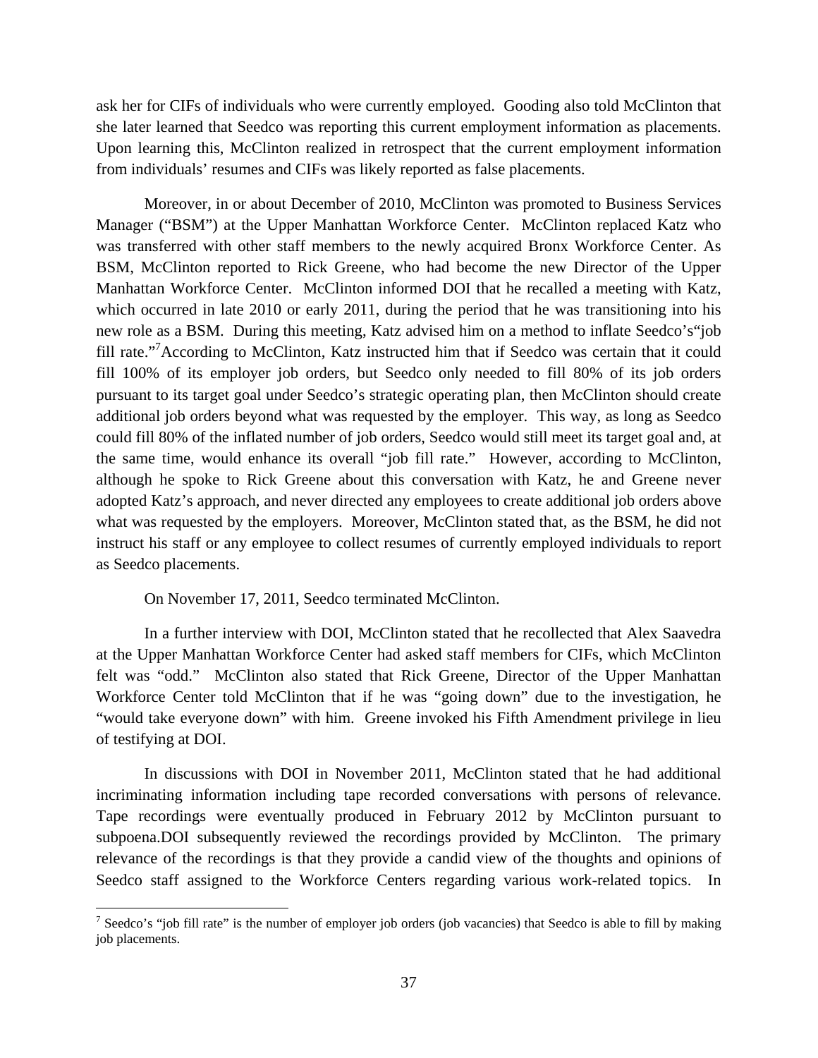ask her for CIFs of individuals who were currently employed. Gooding also told McClinton that she later learned that Seedco was reporting this current employment information as placements. Upon learning this, McClinton realized in retrospect that the current employment information from individuals' resumes and CIFs was likely reported as false placements.

Moreover, in or about December of 2010, McClinton was promoted to Business Services Manager ("BSM") at the Upper Manhattan Workforce Center. McClinton replaced Katz who was transferred with other staff members to the newly acquired Bronx Workforce Center. As BSM, McClinton reported to Rick Greene, who had become the new Director of the Upper Manhattan Workforce Center. McClinton informed DOI that he recalled a meeting with Katz, which occurred in late 2010 or early 2011, during the period that he was transitioning into his new role as a BSM. During this meeting, Katz advised him on a method to inflate Seedco's"job fill rate."[7]According to McClinton, Katz instructed him that if Seedco was certain that it could fill 100% of its employer job orders, but Seedco only needed to fill 80% of its job orders pursuant to its target goal under Seedco's strategic operating plan, then McClinton should create additional job orders beyond what was requested by the employer. This way, as long as Seedco could fill 80% of the inflated number of job orders, Seedco would still meet its target goal and, at the same time, would enhance its overall "job fill rate." However, according to McClinton, although he spoke to Rick Greene about this conversation with Katz, he and Greene never adopted Katz's approach, and never directed any employees to create additional job orders above what was requested by the employers. Moreover, McClinton stated that, as the BSM, he did not instruct his staff or any employee to collect resumes of currently employed individuals to report as Seedco placements.

On November 17, 2011, Seedco terminated McClinton.

In a further interview with DOI, McClinton stated that he recollected that Alex Saavedra at the Upper Manhattan Workforce Center had asked staff members for CIFs, which McClinton felt was "odd." McClinton also stated that Rick Greene, Director of the Upper Manhattan Workforce Center told McClinton that if he was "going down" due to the investigation, he "would take everyone down" with him. Greene invoked his Fifth Amendment privilege in lieu of testifying at DOI.

In discussions with DOI in November 2011, McClinton stated that he had additional incriminating information including tape recorded conversations with persons of relevance. Tape recordings were eventually produced in February 2012 by McClinton pursuant to subpoena.DOI subsequently reviewed the recordings provided by McClinton. The primary relevance of the recordings is that they provide a candid view of the thoughts and opinions of Seedco staff assigned to the Workforce Centers regarding various work-related topics. In

[7] Seedco's "job fill rate" is the number of employer job orders (job vacancies) that Seedco is able to fill by making job placements.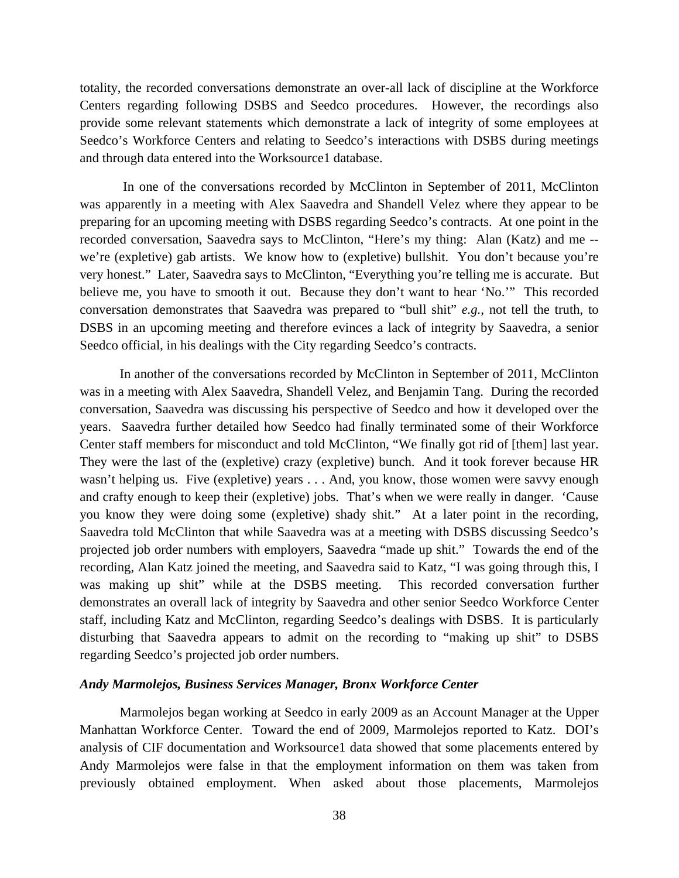totality, the recorded conversations demonstrate an over-all lack of discipline at the Workforce Centers regarding following DSBS and Seedco procedures. However, the recordings also provide some relevant statements which demonstrate a lack of integrity of some employees at Seedco's Workforce Centers and relating to Seedco's interactions with DSBS during meetings and through data entered into the Worksource1 database.

In one of the conversations recorded by McClinton in September of 2011, McClinton was apparently in a meeting with Alex Saavedra and Shandell Velez where they appear to be preparing for an upcoming meeting with DSBS regarding Seedco's contracts. At one point in the recorded conversation, Saavedra says to McClinton, "Here's my thing: Alan (Katz) and me -- we're (expletive) gab artists. We know how to (expletive) bullshit. You don't because you're very honest." Later, Saavedra says to McClinton, "Everything you're telling me is accurate. But believe me, you have to smooth it out. Because they don't want to hear 'No.'" This recorded conversation demonstrates that Saavedra was prepared to "bull shit" *e.g.*, not tell the truth, to DSBS in an upcoming meeting and therefore evinces a lack of integrity by Saavedra, a senior Seedco official, in his dealings with the City regarding Seedco's contracts.

In another of the conversations recorded by McClinton in September of 2011, McClinton was in a meeting with Alex Saavedra, Shandell Velez, and Benjamin Tang. During the recorded conversation, Saavedra was discussing his perspective of Seedco and how it developed over the years. Saavedra further detailed how Seedco had finally terminated some of their Workforce Center staff members for misconduct and told McClinton, "We finally got rid of [them] last year. They were the last of the (expletive) crazy (expletive) bunch. And it took forever because HR wasn't helping us. Five (expletive) years . . . And, you know, those women were savvy enough and crafty enough to keep their (expletive) jobs. That's when we were really in danger. 'Cause you know they were doing some (expletive) shady shit." At a later point in the recording, Saavedra told McClinton that while Saavedra was at a meeting with DSBS discussing Seedco's projected job order numbers with employers, Saavedra "made up shit." Towards the end of the recording, Alan Katz joined the meeting, and Saavedra said to Katz, "I was going through this, I was making up shit" while at the DSBS meeting. This recorded conversation further demonstrates an overall lack of integrity by Saavedra and other senior Seedco Workforce Center staff, including Katz and McClinton, regarding Seedco's dealings with DSBS. It is particularly disturbing that Saavedra appears to admit on the recording to "making up shit" to DSBS regarding Seedco's projected job order numbers.

***Andy Marmolejos, Business Services Manager, Bronx Workforce Center***

Marmolejos began working at Seedco in early 2009 as an Account Manager at the Upper Manhattan Workforce Center. Toward the end of 2009, Marmolejos reported to Katz. DOI's analysis of CIF documentation and Worksource1 data showed that some placements entered by Andy Marmolejos were false in that the employment information on them was taken from previously obtained employment. When asked about those placements, Marmolejos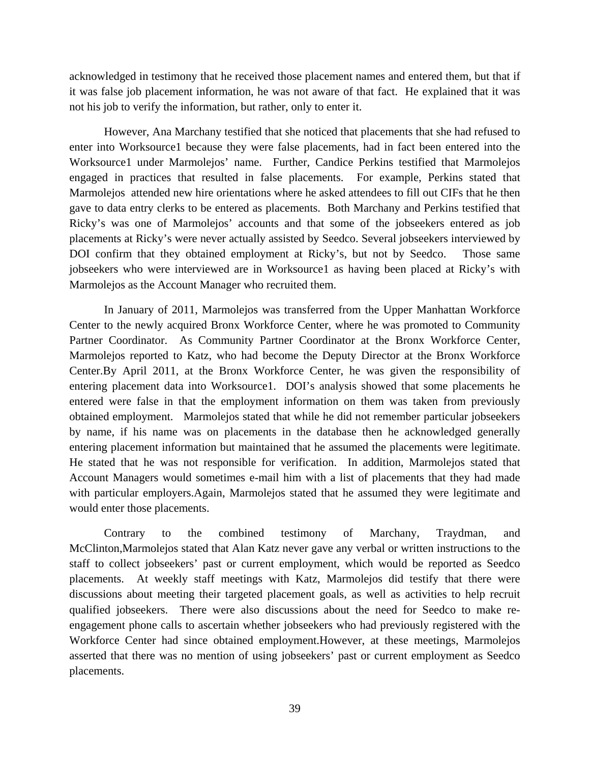acknowledged in testimony that he received those placement names and entered them, but that if it was false job placement information, he was not aware of that fact. He explained that it was not his job to verify the information, but rather, only to enter it.

However, Ana Marchany testified that she noticed that placements that she had refused to enter into Worksource1 because they were false placements, had in fact been entered into the Worksource1 under Marmolejos' name. Further, Candice Perkins testified that Marmolejos engaged in practices that resulted in false placements. For example, Perkins stated that Marmolejos attended new hire orientations where he asked attendees to fill out CIFs that he then gave to data entry clerks to be entered as placements. Both Marchany and Perkins testified that Ricky's was one of Marmolejos' accounts and that some of the jobseekers entered as job placements at Ricky's were never actually assisted by Seedco. Several jobseekers interviewed by DOI confirm that they obtained employment at Ricky's, but not by Seedco. Those same jobseekers who were interviewed are in Worksource1 as having been placed at Ricky's with Marmolejos as the Account Manager who recruited them.

In January of 2011, Marmolejos was transferred from the Upper Manhattan Workforce Center to the newly acquired Bronx Workforce Center, where he was promoted to Community Partner Coordinator. As Community Partner Coordinator at the Bronx Workforce Center, Marmolejos reported to Katz, who had become the Deputy Director at the Bronx Workforce Center.By April 2011, at the Bronx Workforce Center, he was given the responsibility of entering placement data into Worksource1. DOI's analysis showed that some placements he entered were false in that the employment information on them was taken from previously obtained employment. Marmolejos stated that while he did not remember particular jobseekers by name, if his name was on placements in the database then he acknowledged generally entering placement information but maintained that he assumed the placements were legitimate. He stated that he was not responsible for verification. In addition, Marmolejos stated that Account Managers would sometimes e-mail him with a list of placements that they had made with particular employers.Again, Marmolejos stated that he assumed they were legitimate and would enter those placements.

Contrary to the combined testimony of Marchany, Traydman, and McClinton,Marmolejos stated that Alan Katz never gave any verbal or written instructions to the staff to collect jobseekers' past or current employment, which would be reported as Seedco placements. At weekly staff meetings with Katz, Marmolejos did testify that there were discussions about meeting their targeted placement goals, as well as activities to help recruit qualified jobseekers. There were also discussions about the need for Seedco to make re-engagement phone calls to ascertain whether jobseekers who had previously registered with the Workforce Center had since obtained employment.However, at these meetings, Marmolejos asserted that there was no mention of using jobseekers' past or current employment as Seedco placements.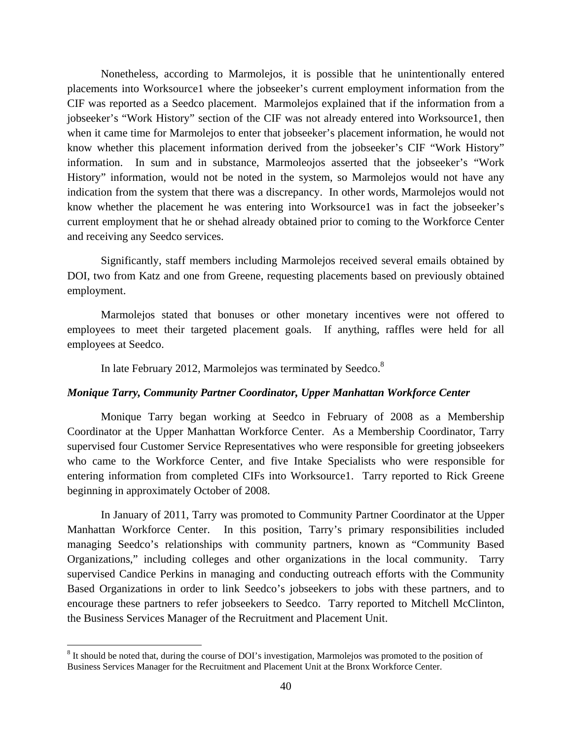Nonetheless, according to Marmolejos, it is possible that he unintentionally entered placements into Worksource1 where the jobseeker's current employment information from the CIF was reported as a Seedco placement. Marmolejos explained that if the information from a jobseeker's "Work History" section of the CIF was not already entered into Worksource1, then when it came time for Marmolejos to enter that jobseeker's placement information, he would not know whether this placement information derived from the jobseeker's CIF "Work History" information. In sum and in substance, Marmoleojos asserted that the jobseeker's "Work History" information, would not be noted in the system, so Marmolejos would not have any indication from the system that there was a discrepancy. In other words, Marmolejos would not know whether the placement he was entering into Worksource1 was in fact the jobseeker's current employment that he or shehad already obtained prior to coming to the Workforce Center and receiving any Seedco services.

Significantly, staff members including Marmolejos received several emails obtained by DOI, two from Katz and one from Greene, requesting placements based on previously obtained employment.

Marmolejos stated that bonuses or other monetary incentives were not offered to employees to meet their targeted placement goals. If anything, raffles were held for all employees at Seedco.

In late February 2012, Marmolejos was terminated by Seedco.[8]

***Monique Tarry, Community Partner Coordinator, Upper Manhattan Workforce Center***

Monique Tarry began working at Seedco in February of 2008 as a Membership Coordinator at the Upper Manhattan Workforce Center. As a Membership Coordinator, Tarry supervised four Customer Service Representatives who were responsible for greeting jobseekers who came to the Workforce Center, and five Intake Specialists who were responsible for entering information from completed CIFs into Worksource1. Tarry reported to Rick Greene beginning in approximately October of 2008.

In January of 2011, Tarry was promoted to Community Partner Coordinator at the Upper Manhattan Workforce Center. In this position, Tarry's primary responsibilities included managing Seedco's relationships with community partners, known as "Community Based Organizations," including colleges and other organizations in the local community. Tarry supervised Candice Perkins in managing and conducting outreach efforts with the Community Based Organizations in order to link Seedco's jobseekers to jobs with these partners, and to encourage these partners to refer jobseekers to Seedco. Tarry reported to Mitchell McClinton, the Business Services Manager of the Recruitment and Placement Unit.

---

[8] It should be noted that, during the course of DOI's investigation, Marmolejos was promoted to the position of Business Services Manager for the Recruitment and Placement Unit at the Bronx Workforce Center.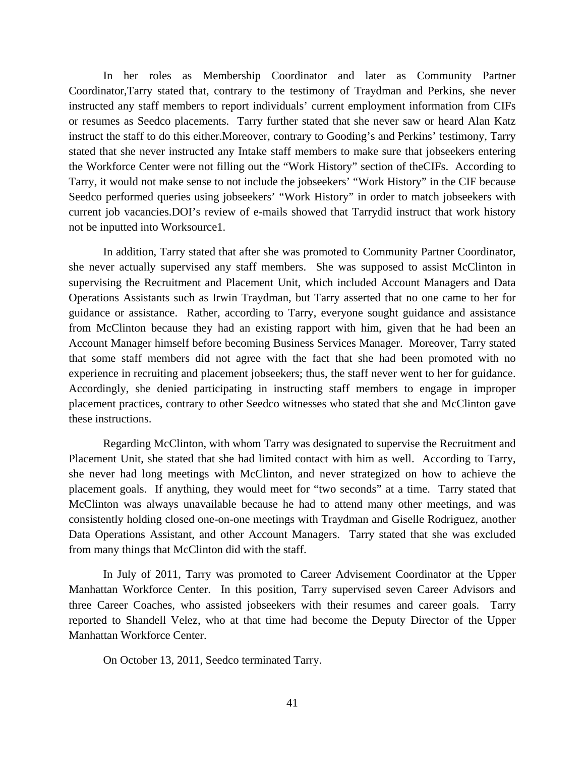In her roles as Membership Coordinator and later as Community Partner Coordinator,Tarry stated that, contrary to the testimony of Traydman and Perkins, she never instructed any staff members to report individuals' current employment information from CIFs or resumes as Seedco placements. Tarry further stated that she never saw or heard Alan Katz instruct the staff to do this either.Moreover, contrary to Gooding's and Perkins' testimony, Tarry stated that she never instructed any Intake staff members to make sure that jobseekers entering the Workforce Center were not filling out the "Work History" section of theCIFs. According to Tarry, it would not make sense to not include the jobseekers' "Work History" in the CIF because Seedco performed queries using jobseekers' "Work History" in order to match jobseekers with current job vacancies.DOI's review of e-mails showed that Tarrydid instruct that work history not be inputted into Worksource1.

In addition, Tarry stated that after she was promoted to Community Partner Coordinator, she never actually supervised any staff members. She was supposed to assist McClinton in supervising the Recruitment and Placement Unit, which included Account Managers and Data Operations Assistants such as Irwin Traydman, but Tarry asserted that no one came to her for guidance or assistance. Rather, according to Tarry, everyone sought guidance and assistance from McClinton because they had an existing rapport with him, given that he had been an Account Manager himself before becoming Business Services Manager. Moreover, Tarry stated that some staff members did not agree with the fact that she had been promoted with no experience in recruiting and placement jobseekers; thus, the staff never went to her for guidance. Accordingly, she denied participating in instructing staff members to engage in improper placement practices, contrary to other Seedco witnesses who stated that she and McClinton gave these instructions.

Regarding McClinton, with whom Tarry was designated to supervise the Recruitment and Placement Unit, she stated that she had limited contact with him as well. According to Tarry, she never had long meetings with McClinton, and never strategized on how to achieve the placement goals. If anything, they would meet for "two seconds" at a time. Tarry stated that McClinton was always unavailable because he had to attend many other meetings, and was consistently holding closed one-on-one meetings with Traydman and Giselle Rodriguez, another Data Operations Assistant, and other Account Managers. Tarry stated that she was excluded from many things that McClinton did with the staff.

In July of 2011, Tarry was promoted to Career Advisement Coordinator at the Upper Manhattan Workforce Center. In this position, Tarry supervised seven Career Advisors and three Career Coaches, who assisted jobseekers with their resumes and career goals. Tarry reported to Shandell Velez, who at that time had become the Deputy Director of the Upper Manhattan Workforce Center.

On October 13, 2011, Seedco terminated Tarry.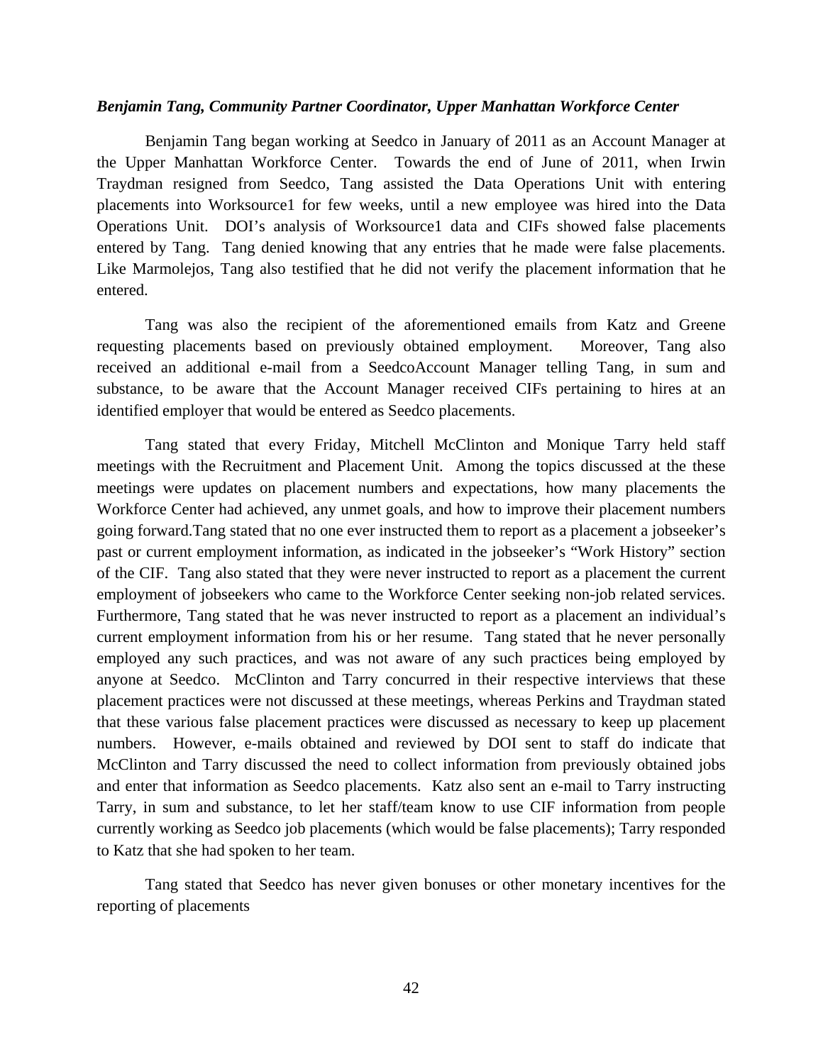***Benjamin Tang, Community Partner Coordinator, Upper Manhattan Workforce Center***

Benjamin Tang began working at Seedco in January of 2011 as an Account Manager at the Upper Manhattan Workforce Center. Towards the end of June of 2011, when Irwin Traydman resigned from Seedco, Tang assisted the Data Operations Unit with entering placements into Worksource1 for few weeks, until a new employee was hired into the Data Operations Unit. DOI's analysis of Worksource1 data and CIFs showed false placements entered by Tang. Tang denied knowing that any entries that he made were false placements. Like Marmolejos, Tang also testified that he did not verify the placement information that he entered.

Tang was also the recipient of the aforementioned emails from Katz and Greene requesting placements based on previously obtained employment. Moreover, Tang also received an additional e-mail from a SeedcoAccount Manager telling Tang, in sum and substance, to be aware that the Account Manager received CIFs pertaining to hires at an identified employer that would be entered as Seedco placements.

Tang stated that every Friday, Mitchell McClinton and Monique Tarry held staff meetings with the Recruitment and Placement Unit. Among the topics discussed at the these meetings were updates on placement numbers and expectations, how many placements the Workforce Center had achieved, any unmet goals, and how to improve their placement numbers going forward.Tang stated that no one ever instructed them to report as a placement a jobseeker's past or current employment information, as indicated in the jobseeker's "Work History" section of the CIF. Tang also stated that they were never instructed to report as a placement the current employment of jobseekers who came to the Workforce Center seeking non-job related services. Furthermore, Tang stated that he was never instructed to report as a placement an individual's current employment information from his or her resume. Tang stated that he never personally employed any such practices, and was not aware of any such practices being employed by anyone at Seedco. McClinton and Tarry concurred in their respective interviews that these placement practices were not discussed at these meetings, whereas Perkins and Traydman stated that these various false placement practices were discussed as necessary to keep up placement numbers. However, e-mails obtained and reviewed by DOI sent to staff do indicate that McClinton and Tarry discussed the need to collect information from previously obtained jobs and enter that information as Seedco placements. Katz also sent an e-mail to Tarry instructing Tarry, in sum and substance, to let her staff/team know to use CIF information from people currently working as Seedco job placements (which would be false placements); Tarry responded to Katz that she had spoken to her team.

Tang stated that Seedco has never given bonuses or other monetary incentives for the reporting of placements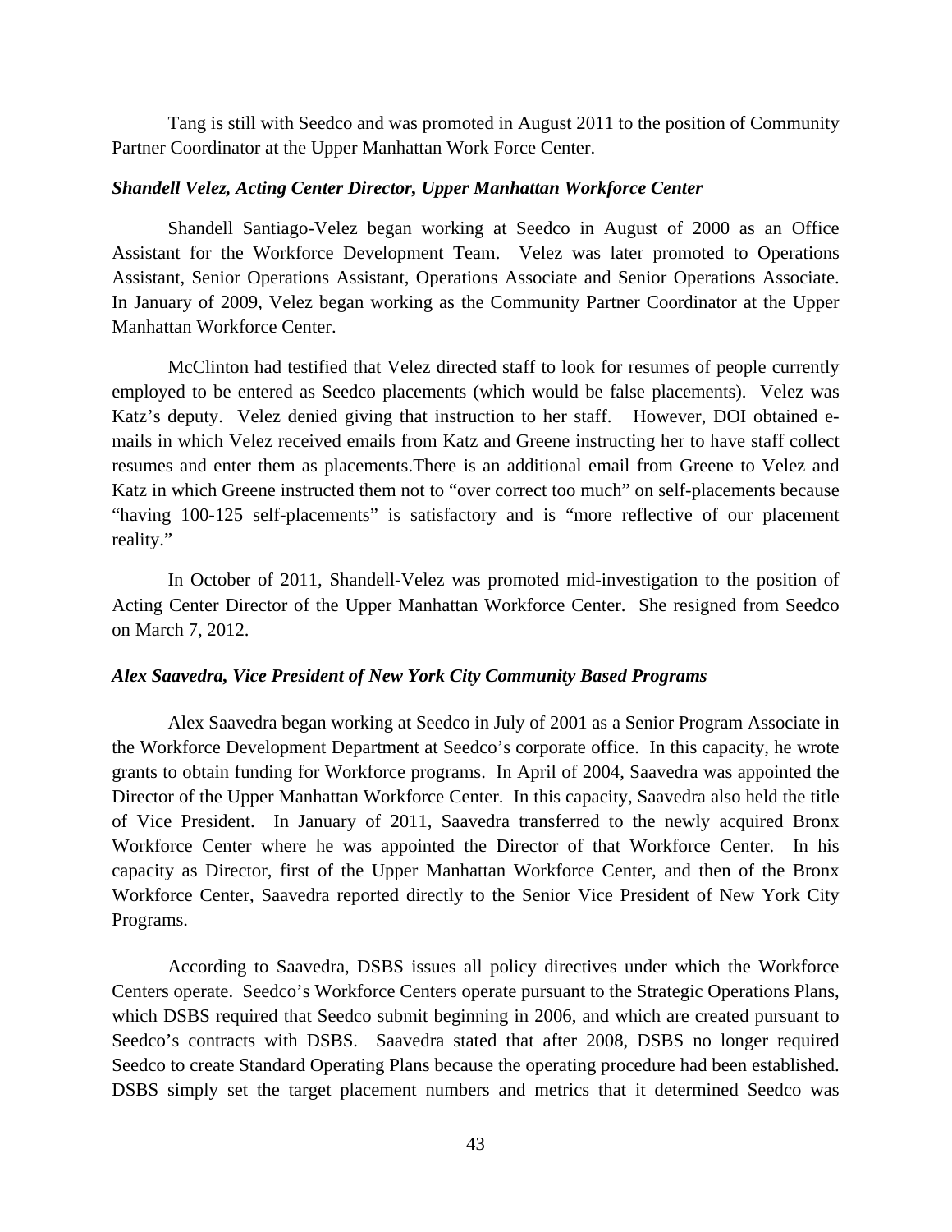Tang is still with Seedco and was promoted in August 2011 to the position of Community Partner Coordinator at the Upper Manhattan Work Force Center.

***Shandell Velez, Acting Center Director, Upper Manhattan Workforce Center***

Shandell Santiago-Velez began working at Seedco in August of 2000 as an Office Assistant for the Workforce Development Team. Velez was later promoted to Operations Assistant, Senior Operations Assistant, Operations Associate and Senior Operations Associate. In January of 2009, Velez began working as the Community Partner Coordinator at the Upper Manhattan Workforce Center.

McClinton had testified that Velez directed staff to look for resumes of people currently employed to be entered as Seedco placements (which would be false placements). Velez was Katz's deputy. Velez denied giving that instruction to her staff. However, DOI obtained e-mails in which Velez received emails from Katz and Greene instructing her to have staff collect resumes and enter them as placements.There is an additional email from Greene to Velez and Katz in which Greene instructed them not to "over correct too much" on self-placements because "having 100-125 self-placements" is satisfactory and is "more reflective of our placement reality."

In October of 2011, Shandell-Velez was promoted mid-investigation to the position of Acting Center Director of the Upper Manhattan Workforce Center. She resigned from Seedco on March 7, 2012.

***Alex Saavedra, Vice President of New York City Community Based Programs***

Alex Saavedra began working at Seedco in July of 2001 as a Senior Program Associate in the Workforce Development Department at Seedco's corporate office. In this capacity, he wrote grants to obtain funding for Workforce programs. In April of 2004, Saavedra was appointed the Director of the Upper Manhattan Workforce Center. In this capacity, Saavedra also held the title of Vice President. In January of 2011, Saavedra transferred to the newly acquired Bronx Workforce Center where he was appointed the Director of that Workforce Center. In his capacity as Director, first of the Upper Manhattan Workforce Center, and then of the Bronx Workforce Center, Saavedra reported directly to the Senior Vice President of New York City Programs.

According to Saavedra, DSBS issues all policy directives under which the Workforce Centers operate. Seedco's Workforce Centers operate pursuant to the Strategic Operations Plans, which DSBS required that Seedco submit beginning in 2006, and which are created pursuant to Seedco's contracts with DSBS. Saavedra stated that after 2008, DSBS no longer required Seedco to create Standard Operating Plans because the operating procedure had been established. DSBS simply set the target placement numbers and metrics that it determined Seedco was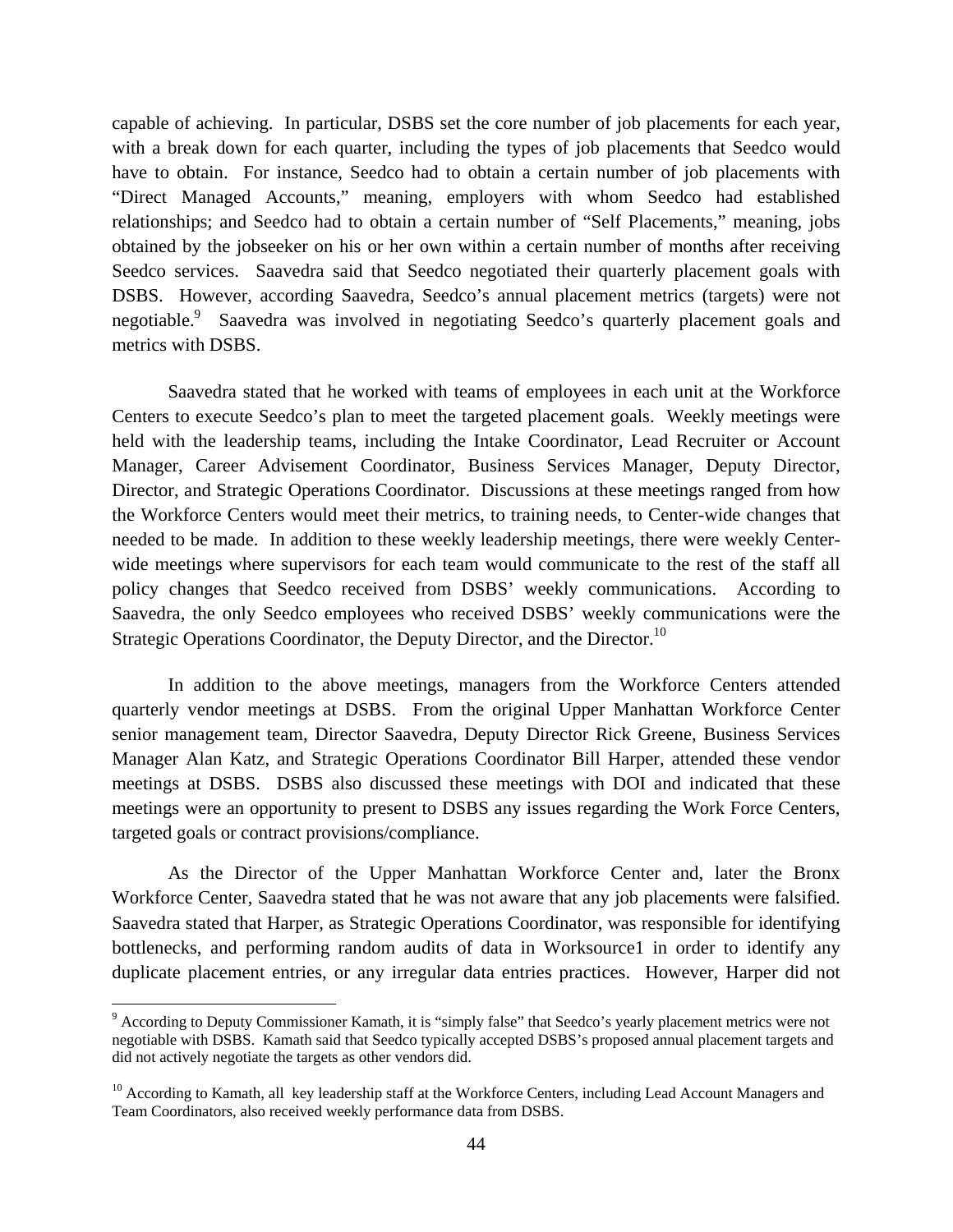capable of achieving. In particular, DSBS set the core number of job placements for each year, with a break down for each quarter, including the types of job placements that Seedco would have to obtain. For instance, Seedco had to obtain a certain number of job placements with "Direct Managed Accounts," meaning, employers with whom Seedco had established relationships; and Seedco had to obtain a certain number of "Self Placements," meaning, jobs obtained by the jobseeker on his or her own within a certain number of months after receiving Seedco services. Saavedra said that Seedco negotiated their quarterly placement goals with DSBS. However, according Saavedra, Seedco's annual placement metrics (targets) were not negotiable.[9] Saavedra was involved in negotiating Seedco's quarterly placement goals and metrics with DSBS.

Saavedra stated that he worked with teams of employees in each unit at the Workforce Centers to execute Seedco's plan to meet the targeted placement goals. Weekly meetings were held with the leadership teams, including the Intake Coordinator, Lead Recruiter or Account Manager, Career Advisement Coordinator, Business Services Manager, Deputy Director, Director, and Strategic Operations Coordinator. Discussions at these meetings ranged from how the Workforce Centers would meet their metrics, to training needs, to Center-wide changes that needed to be made. In addition to these weekly leadership meetings, there were weekly Center-wide meetings where supervisors for each team would communicate to the rest of the staff all policy changes that Seedco received from DSBS' weekly communications. According to Saavedra, the only Seedco employees who received DSBS' weekly communications were the Strategic Operations Coordinator, the Deputy Director, and the Director.[10]

In addition to the above meetings, managers from the Workforce Centers attended quarterly vendor meetings at DSBS. From the original Upper Manhattan Workforce Center senior management team, Director Saavedra, Deputy Director Rick Greene, Business Services Manager Alan Katz, and Strategic Operations Coordinator Bill Harper, attended these vendor meetings at DSBS. DSBS also discussed these meetings with DOI and indicated that these meetings were an opportunity to present to DSBS any issues regarding the Work Force Centers, targeted goals or contract provisions/compliance.

As the Director of the Upper Manhattan Workforce Center and, later the Bronx Workforce Center, Saavedra stated that he was not aware that any job placements were falsified. Saavedra stated that Harper, as Strategic Operations Coordinator, was responsible for identifying bottlenecks, and performing random audits of data in Worksource1 in order to identify any duplicate placement entries, or any irregular data entries practices. However, Harper did not

[9] According to Deputy Commissioner Kamath, it is "simply false" that Seedco's yearly placement metrics were not negotiable with DSBS. Kamath said that Seedco typically accepted DSBS's proposed annual placement targets and did not actively negotiate the targets as other vendors did.

[10] According to Kamath, all key leadership staff at the Workforce Centers, including Lead Account Managers and Team Coordinators, also received weekly performance data from DSBS.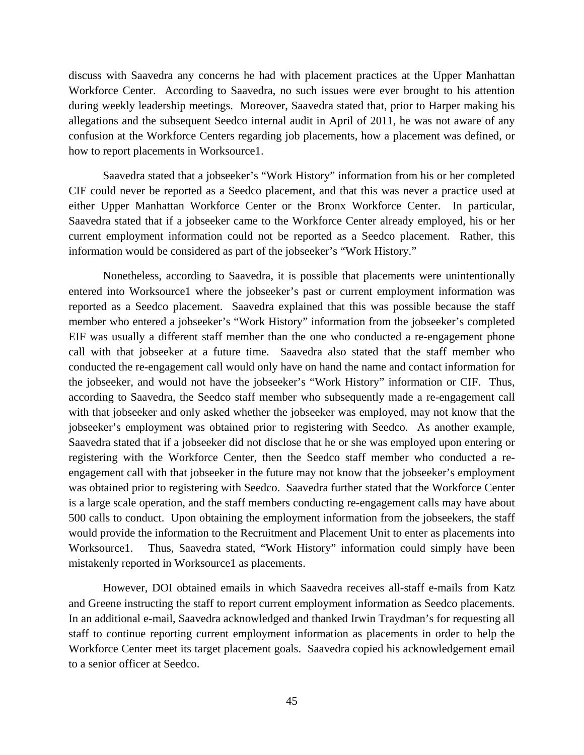discuss with Saavedra any concerns he had with placement practices at the Upper Manhattan Workforce Center. According to Saavedra, no such issues were ever brought to his attention during weekly leadership meetings. Moreover, Saavedra stated that, prior to Harper making his allegations and the subsequent Seedco internal audit in April of 2011, he was not aware of any confusion at the Workforce Centers regarding job placements, how a placement was defined, or how to report placements in Worksource1.

Saavedra stated that a jobseeker's "Work History" information from his or her completed CIF could never be reported as a Seedco placement, and that this was never a practice used at either Upper Manhattan Workforce Center or the Bronx Workforce Center. In particular, Saavedra stated that if a jobseeker came to the Workforce Center already employed, his or her current employment information could not be reported as a Seedco placement. Rather, this information would be considered as part of the jobseeker's "Work History."

Nonetheless, according to Saavedra, it is possible that placements were unintentionally entered into Worksource1 where the jobseeker's past or current employment information was reported as a Seedco placement. Saavedra explained that this was possible because the staff member who entered a jobseeker's "Work History" information from the jobseeker's completed EIF was usually a different staff member than the one who conducted a re-engagement phone call with that jobseeker at a future time. Saavedra also stated that the staff member who conducted the re-engagement call would only have on hand the name and contact information for the jobseeker, and would not have the jobseeker's "Work History" information or CIF. Thus, according to Saavedra, the Seedco staff member who subsequently made a re-engagement call with that jobseeker and only asked whether the jobseeker was employed, may not know that the jobseeker's employment was obtained prior to registering with Seedco. As another example, Saavedra stated that if a jobseeker did not disclose that he or she was employed upon entering or registering with the Workforce Center, then the Seedco staff member who conducted a re-engagement call with that jobseeker in the future may not know that the jobseeker's employment was obtained prior to registering with Seedco. Saavedra further stated that the Workforce Center is a large scale operation, and the staff members conducting re-engagement calls may have about 500 calls to conduct. Upon obtaining the employment information from the jobseekers, the staff would provide the information to the Recruitment and Placement Unit to enter as placements into Worksource1. Thus, Saavedra stated, "Work History" information could simply have been mistakenly reported in Worksource1 as placements.

However, DOI obtained emails in which Saavedra receives all-staff e-mails from Katz and Greene instructing the staff to report current employment information as Seedco placements. In an additional e-mail, Saavedra acknowledged and thanked Irwin Traydman's for requesting all staff to continue reporting current employment information as placements in order to help the Workforce Center meet its target placement goals. Saavedra copied his acknowledgement email to a senior officer at Seedco.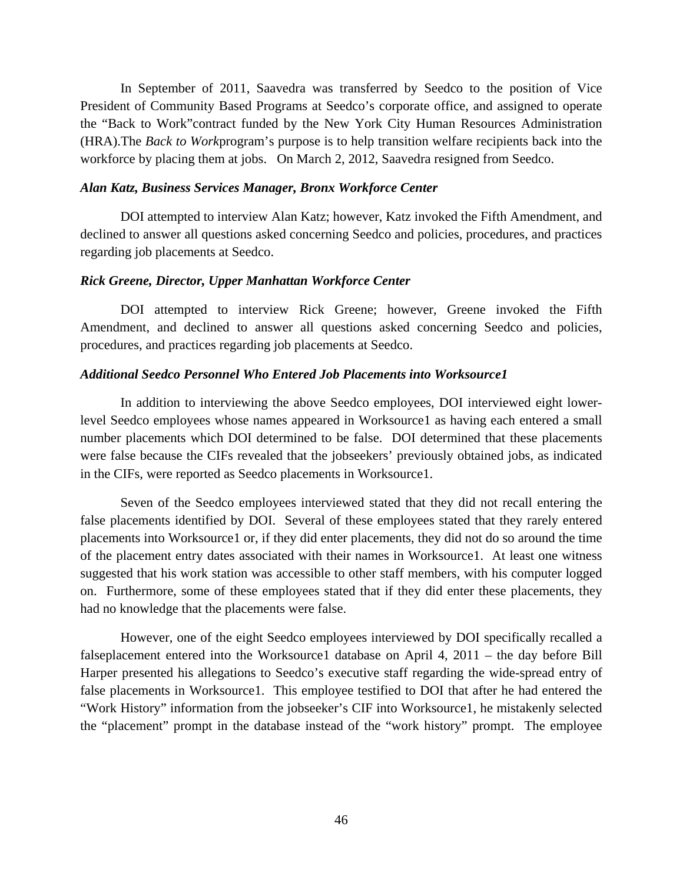In September of 2011, Saavedra was transferred by Seedco to the position of Vice President of Community Based Programs at Seedco's corporate office, and assigned to operate the "Back to Work"contract funded by the New York City Human Resources Administration (HRA).The *Back to Work*program's purpose is to help transition welfare recipients back into the workforce by placing them at jobs. On March 2, 2012, Saavedra resigned from Seedco.

***Alan Katz, Business Services Manager, Bronx Workforce Center***

DOI attempted to interview Alan Katz; however, Katz invoked the Fifth Amendment, and declined to answer all questions asked concerning Seedco and policies, procedures, and practices regarding job placements at Seedco.

***Rick Greene, Director, Upper Manhattan Workforce Center***

DOI attempted to interview Rick Greene; however, Greene invoked the Fifth Amendment, and declined to answer all questions asked concerning Seedco and policies, procedures, and practices regarding job placements at Seedco.

***Additional Seedco Personnel Who Entered Job Placements into Worksource1***

In addition to interviewing the above Seedco employees, DOI interviewed eight lower-level Seedco employees whose names appeared in Worksource1 as having each entered a small number placements which DOI determined to be false. DOI determined that these placements were false because the CIFs revealed that the jobseekers' previously obtained jobs, as indicated in the CIFs, were reported as Seedco placements in Worksource1.

Seven of the Seedco employees interviewed stated that they did not recall entering the false placements identified by DOI. Several of these employees stated that they rarely entered placements into Worksource1 or, if they did enter placements, they did not do so around the time of the placement entry dates associated with their names in Worksource1. At least one witness suggested that his work station was accessible to other staff members, with his computer logged on. Furthermore, some of these employees stated that if they did enter these placements, they had no knowledge that the placements were false.

However, one of the eight Seedco employees interviewed by DOI specifically recalled a falseplacement entered into the Worksource1 database on April 4, 2011 – the day before Bill Harper presented his allegations to Seedco's executive staff regarding the wide-spread entry of false placements in Worksource1. This employee testified to DOI that after he had entered the "Work History" information from the jobseeker's CIF into Worksource1, he mistakenly selected the "placement" prompt in the database instead of the "work history" prompt. The employee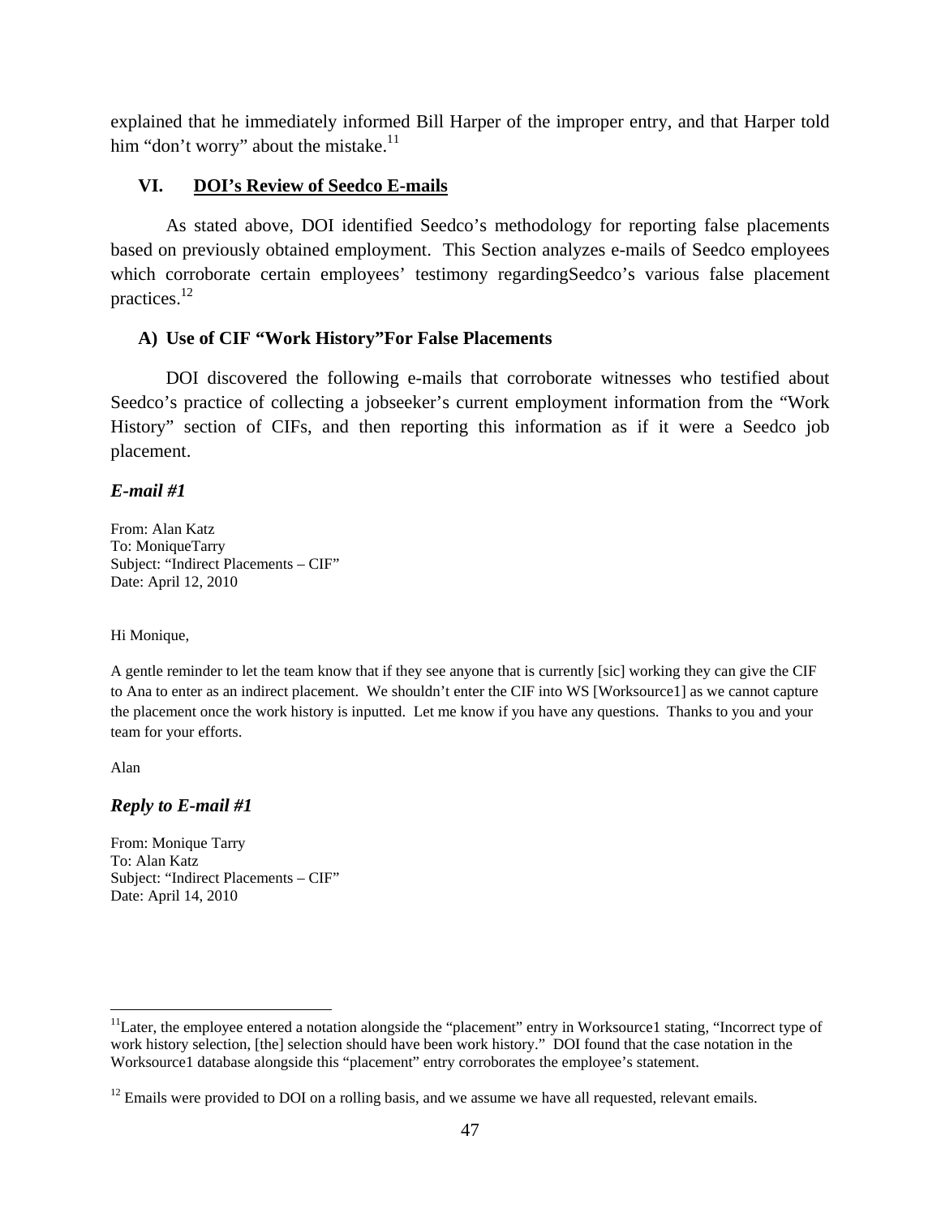explained that he immediately informed Bill Harper of the improper entry, and that Harper told him "don't worry" about the mistake.[11]

## VI. DOI's Review of Seedco E-mails

As stated above, DOI identified Seedco's methodology for reporting false placements based on previously obtained employment. This Section analyzes e-mails of Seedco employees which corroborate certain employees' testimony regardingSeedco's various false placement practices.[12]

### A) Use of CIF "Work History"For False Placements

DOI discovered the following e-mails that corroborate witnesses who testified about Seedco's practice of collecting a jobseeker's current employment information from the "Work History" section of CIFs, and then reporting this information as if it were a Seedco job placement.

***E-mail #1***

From: Alan Katz
To: MoniqueTarry
Subject: "Indirect Placements – CIF"
Date: April 12, 2010

Hi Monique,

A gentle reminder to let the team know that if they see anyone that is currently [sic] working they can give the CIF to Ana to enter as an indirect placement. We shouldn't enter the CIF into WS [Worksource1] as we cannot capture the placement once the work history is inputted. Let me know if you have any questions. Thanks to you and your team for your efforts.

Alan

***Reply to E-mail #1***

From: Monique Tarry
To: Alan Katz
Subject: "Indirect Placements – CIF"
Date: April 14, 2010

---

[11] Later, the employee entered a notation alongside the "placement" entry in Worksource1 stating, "Incorrect type of work history selection, [the] selection should have been work history." DOI found that the case notation in the Worksource1 database alongside this "placement" entry corroborates the employee's statement.

[12] Emails were provided to DOI on a rolling basis, and we assume we have all requested, relevant emails.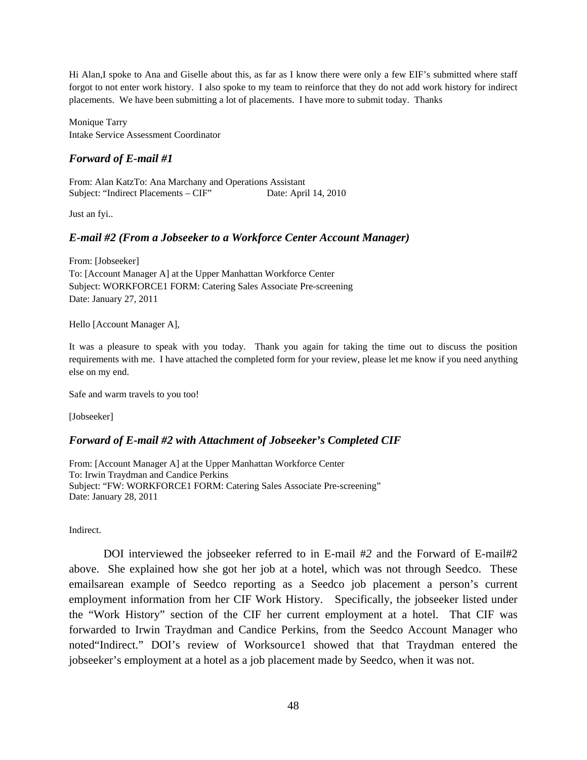Hi Alan,I spoke to Ana and Giselle about this, as far as I know there were only a few EIF's submitted where staff forgot to not enter work history. I also spoke to my team to reinforce that they do not add work history for indirect placements. We have been submitting a lot of placements. I have more to submit today. Thanks

Monique Tarry
Intake Service Assessment Coordinator

### *Forward of E-mail #1*

From: Alan KatzTo: Ana Marchany and Operations Assistant
Subject: "Indirect Placements – CIF" Date: April 14, 2010

Just an fyi..

### *E-mail #2 (From a Jobseeker to a Workforce Center Account Manager)*

From: [Jobseeker]
To: [Account Manager A] at the Upper Manhattan Workforce Center
Subject: WORKFORCE1 FORM: Catering Sales Associate Pre-screening
Date: January 27, 2011

Hello [Account Manager A],

It was a pleasure to speak with you today. Thank you again for taking the time out to discuss the position requirements with me. I have attached the completed form for your review, please let me know if you need anything else on my end.

Safe and warm travels to you too!

[Jobseeker]

### *Forward of E-mail #2 with Attachment of Jobseeker's Completed CIF*

From: [Account Manager A] at the Upper Manhattan Workforce Center
To: Irwin Traydman and Candice Perkins
Subject: "FW: WORKFORCE1 FORM: Catering Sales Associate Pre-screening"
Date: January 28, 2011

Indirect.

DOI interviewed the jobseeker referred to in E-mail *#2* and the Forward of E-mail#2 above. She explained how she got her job at a hotel, which was not through Seedco. These emailsarean example of Seedco reporting as a Seedco job placement a person's current employment information from her CIF Work History. Specifically, the jobseeker listed under the "Work History" section of the CIF her current employment at a hotel. That CIF was forwarded to Irwin Traydman and Candice Perkins, from the Seedco Account Manager who noted"Indirect." DOI's review of Worksource1 showed that that Traydman entered the jobseeker's employment at a hotel as a job placement made by Seedco, when it was not.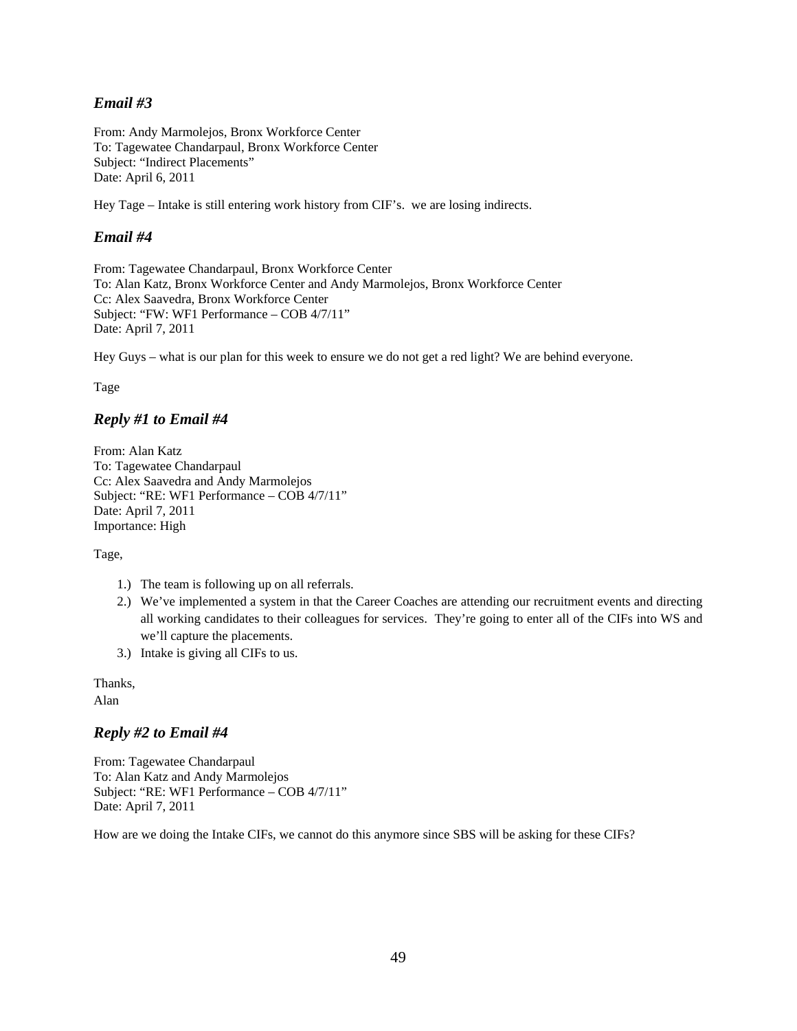### *Email #3*

From: Andy Marmolejos, Bronx Workforce Center
To: Tagewatee Chandarpaul, Bronx Workforce Center
Subject: "Indirect Placements"
Date: April 6, 2011

Hey Tage – Intake is still entering work history from CIF's. we are losing indirects.

### *Email #4*

From: Tagewatee Chandarpaul, Bronx Workforce Center
To: Alan Katz, Bronx Workforce Center and Andy Marmolejos, Bronx Workforce Center
Cc: Alex Saavedra, Bronx Workforce Center
Subject: "FW: WF1 Performance – COB 4/7/11"
Date: April 7, 2011

Hey Guys – what is our plan for this week to ensure we do not get a red light? We are behind everyone.

Tage

### *Reply #1 to Email #4*

From: Alan Katz
To: Tagewatee Chandarpaul
Cc: Alex Saavedra and Andy Marmolejos
Subject: "RE: WF1 Performance – COB 4/7/11"
Date: April 7, 2011
Importance: High

Tage,

1.) The team is following up on all referrals.
2.) We've implemented a system in that the Career Coaches are attending our recruitment events and directing all working candidates to their colleagues for services. They're going to enter all of the CIFs into WS and we'll capture the placements.
3.) Intake is giving all CIFs to us.

Thanks,
Alan

### *Reply #2 to Email #4*

From: Tagewatee Chandarpaul
To: Alan Katz and Andy Marmolejos
Subject: "RE: WF1 Performance – COB 4/7/11"
Date: April 7, 2011

How are we doing the Intake CIFs, we cannot do this anymore since SBS will be asking for these CIFs?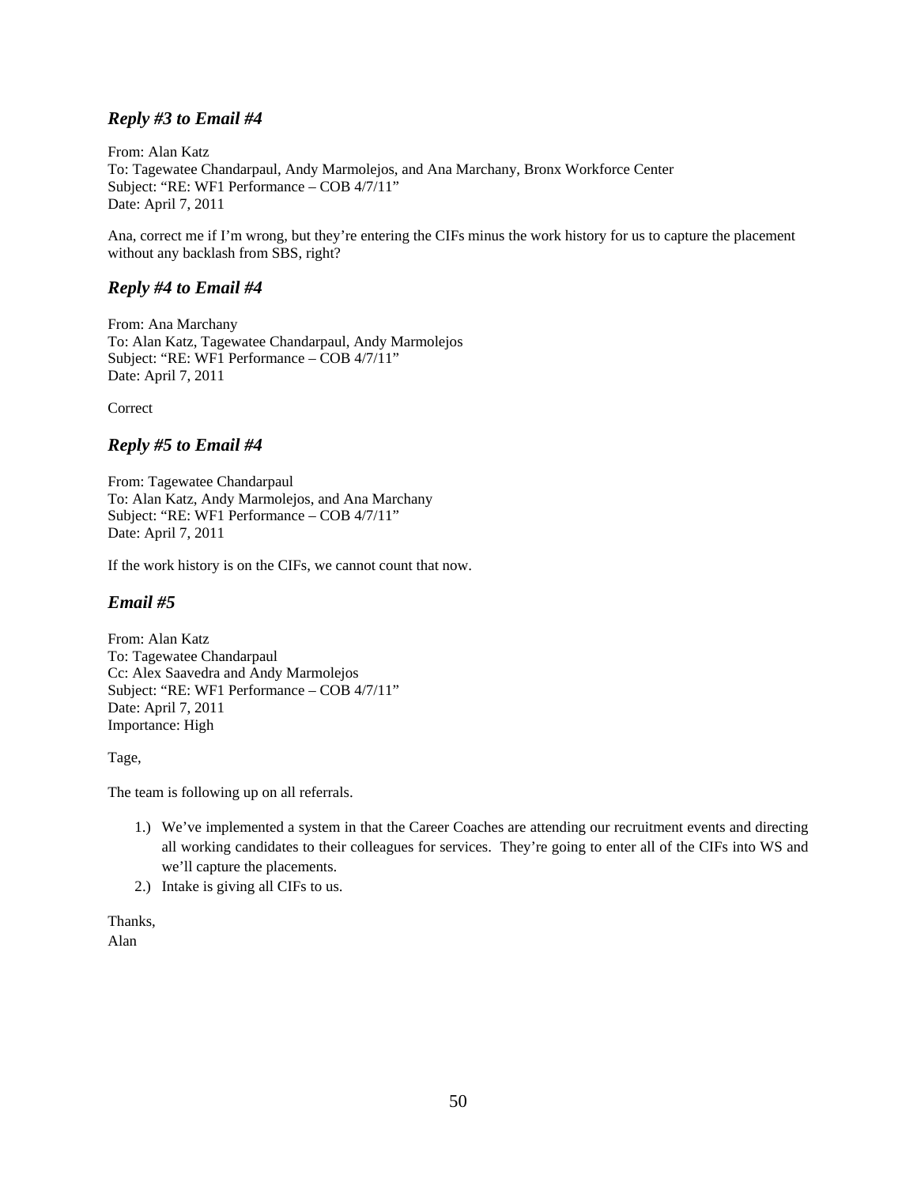### *Reply #3 to Email #4*

From: Alan Katz
To: Tagewatee Chandarpaul, Andy Marmolejos, and Ana Marchany, Bronx Workforce Center
Subject: "RE: WF1 Performance – COB 4/7/11"
Date: April 7, 2011

Ana, correct me if I'm wrong, but they're entering the CIFs minus the work history for us to capture the placement without any backlash from SBS, right?

### *Reply #4 to Email #4*

From: Ana Marchany
To: Alan Katz, Tagewatee Chandarpaul, Andy Marmolejos
Subject: "RE: WF1 Performance – COB 4/7/11"
Date: April 7, 2011

Correct

### *Reply #5 to Email #4*

From: Tagewatee Chandarpaul
To: Alan Katz, Andy Marmolejos, and Ana Marchany
Subject: "RE: WF1 Performance – COB 4/7/11"
Date: April 7, 2011

If the work history is on the CIFs, we cannot count that now.

### *Email #5*

From: Alan Katz
To: Tagewatee Chandarpaul
Cc: Alex Saavedra and Andy Marmolejos
Subject: "RE: WF1 Performance – COB 4/7/11"
Date: April 7, 2011
Importance: High

Tage,

The team is following up on all referrals.

1.) We've implemented a system in that the Career Coaches are attending our recruitment events and directing all working candidates to their colleagues for services. They're going to enter all of the CIFs into WS and we'll capture the placements.
2.) Intake is giving all CIFs to us.

Thanks,
Alan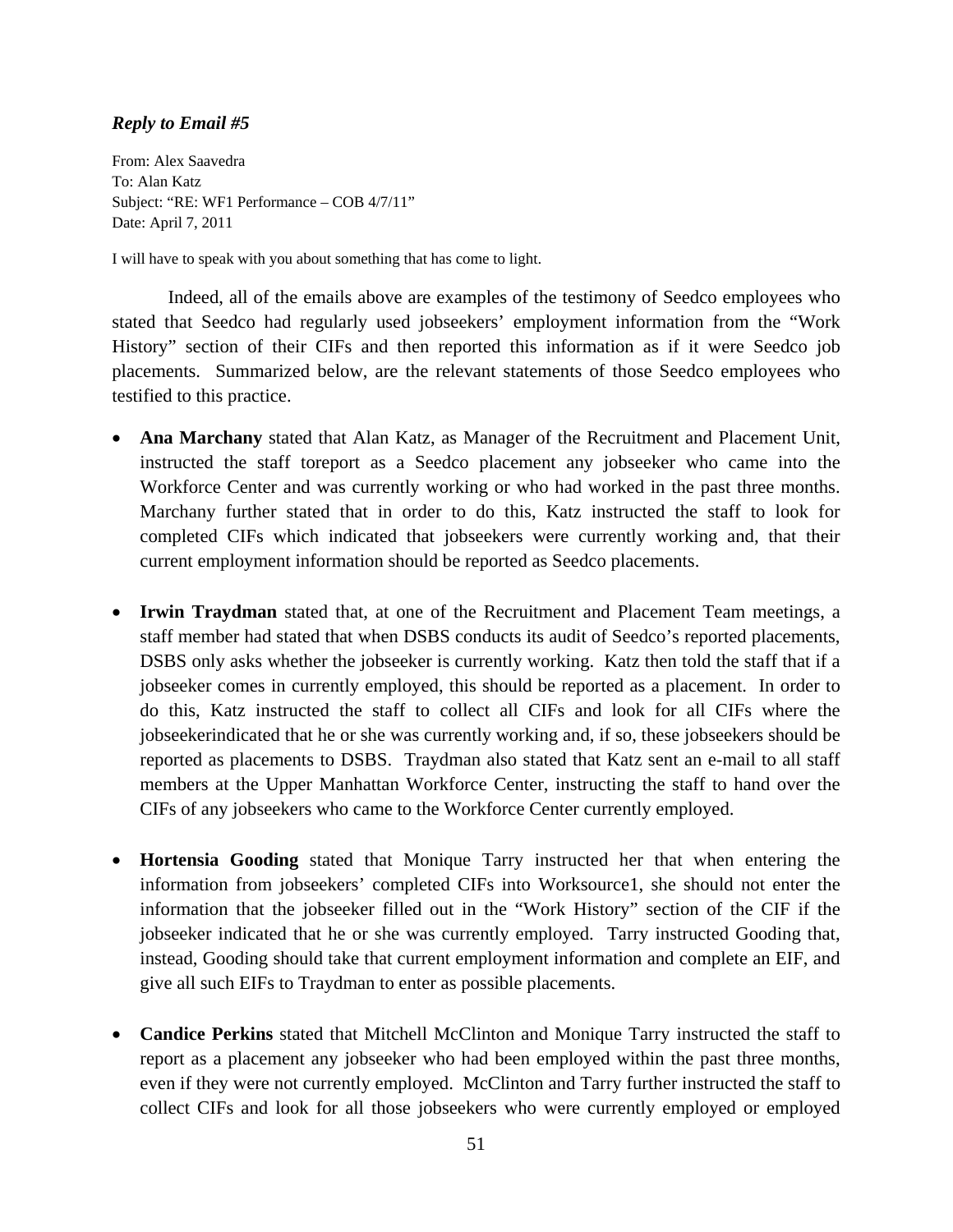***Reply to Email #5***

From: Alex Saavedra
To: Alan Katz
Subject: "RE: WF1 Performance – COB 4/7/11"
Date: April 7, 2011

I will have to speak with you about something that has come to light.

Indeed, all of the emails above are examples of the testimony of Seedco employees who stated that Seedco had regularly used jobseekers' employment information from the "Work History" section of their CIFs and then reported this information as if it were Seedco job placements. Summarized below, are the relevant statements of those Seedco employees who testified to this practice.

- **Ana Marchany** stated that Alan Katz, as Manager of the Recruitment and Placement Unit, instructed the staff toreport as a Seedco placement any jobseeker who came into the Workforce Center and was currently working or who had worked in the past three months. Marchany further stated that in order to do this, Katz instructed the staff to look for completed CIFs which indicated that jobseekers were currently working and, that their current employment information should be reported as Seedco placements.

- **Irwin Traydman** stated that, at one of the Recruitment and Placement Team meetings, a staff member had stated that when DSBS conducts its audit of Seedco's reported placements, DSBS only asks whether the jobseeker is currently working. Katz then told the staff that if a jobseeker comes in currently employed, this should be reported as a placement. In order to do this, Katz instructed the staff to collect all CIFs and look for all CIFs where the jobseekerindicated that he or she was currently working and, if so, these jobseekers should be reported as placements to DSBS. Traydman also stated that Katz sent an e-mail to all staff members at the Upper Manhattan Workforce Center, instructing the staff to hand over the CIFs of any jobseekers who came to the Workforce Center currently employed.

- **Hortensia Gooding** stated that Monique Tarry instructed her that when entering the information from jobseekers' completed CIFs into Worksource1, she should not enter the information that the jobseeker filled out in the "Work History" section of the CIF if the jobseeker indicated that he or she was currently employed. Tarry instructed Gooding that, instead, Gooding should take that current employment information and complete an EIF, and give all such EIFs to Traydman to enter as possible placements.

- **Candice Perkins** stated that Mitchell McClinton and Monique Tarry instructed the staff to report as a placement any jobseeker who had been employed within the past three months, even if they were not currently employed. McClinton and Tarry further instructed the staff to collect CIFs and look for all those jobseekers who were currently employed or employed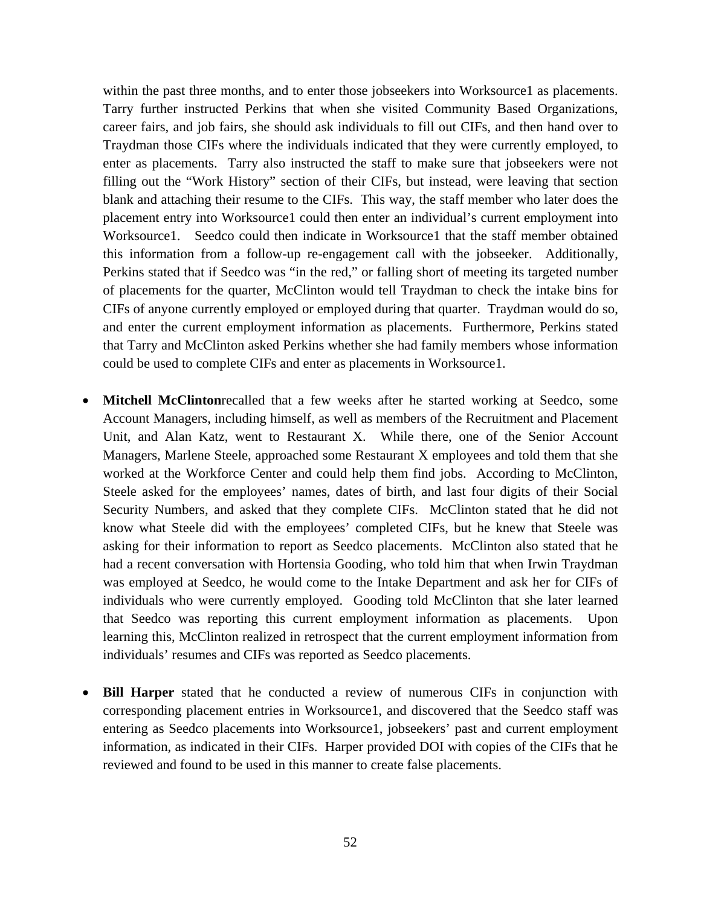within the past three months, and to enter those jobseekers into Worksource1 as placements. Tarry further instructed Perkins that when she visited Community Based Organizations, career fairs, and job fairs, she should ask individuals to fill out CIFs, and then hand over to Traydman those CIFs where the individuals indicated that they were currently employed, to enter as placements. Tarry also instructed the staff to make sure that jobseekers were not filling out the "Work History" section of their CIFs, but instead, were leaving that section blank and attaching their resume to the CIFs. This way, the staff member who later does the placement entry into Worksource1 could then enter an individual's current employment into Worksource1. Seedco could then indicate in Worksource1 that the staff member obtained this information from a follow-up re-engagement call with the jobseeker. Additionally, Perkins stated that if Seedco was "in the red," or falling short of meeting its targeted number of placements for the quarter, McClinton would tell Traydman to check the intake bins for CIFs of anyone currently employed or employed during that quarter. Traydman would do so, and enter the current employment information as placements. Furthermore, Perkins stated that Tarry and McClinton asked Perkins whether she had family members whose information could be used to complete CIFs and enter as placements in Worksource1.

- **Mitchell McClinton**recalled that a few weeks after he started working at Seedco, some Account Managers, including himself, as well as members of the Recruitment and Placement Unit, and Alan Katz, went to Restaurant X. While there, one of the Senior Account Managers, Marlene Steele, approached some Restaurant X employees and told them that she worked at the Workforce Center and could help them find jobs. According to McClinton, Steele asked for the employees' names, dates of birth, and last four digits of their Social Security Numbers, and asked that they complete CIFs. McClinton stated that he did not know what Steele did with the employees' completed CIFs, but he knew that Steele was asking for their information to report as Seedco placements. McClinton also stated that he had a recent conversation with Hortensia Gooding, who told him that when Irwin Traydman was employed at Seedco, he would come to the Intake Department and ask her for CIFs of individuals who were currently employed. Gooding told McClinton that she later learned that Seedco was reporting this current employment information as placements. Upon learning this, McClinton realized in retrospect that the current employment information from individuals' resumes and CIFs was reported as Seedco placements.

- **Bill Harper** stated that he conducted a review of numerous CIFs in conjunction with corresponding placement entries in Worksource1, and discovered that the Seedco staff was entering as Seedco placements into Worksource1, jobseekers' past and current employment information, as indicated in their CIFs. Harper provided DOI with copies of the CIFs that he reviewed and found to be used in this manner to create false placements.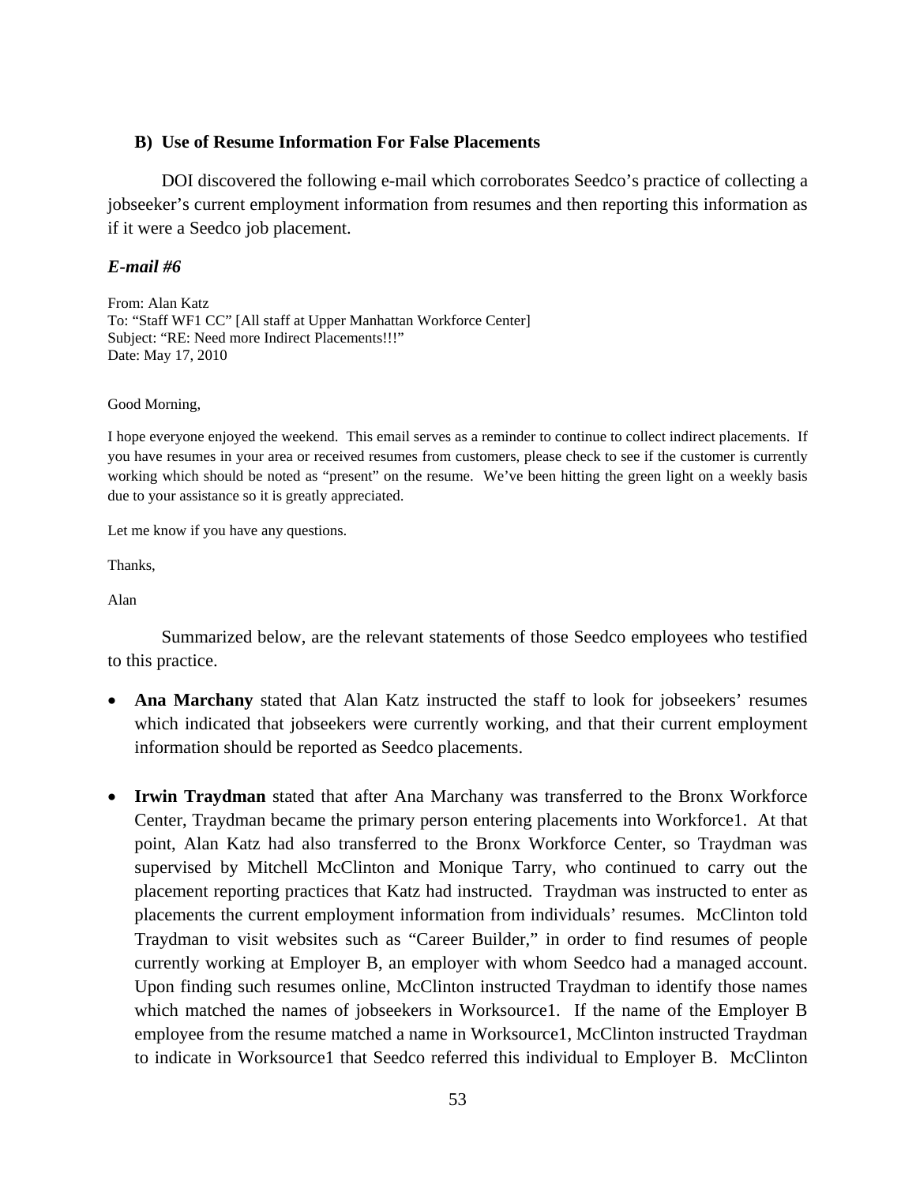### B) Use of Resume Information For False Placements

DOI discovered the following e-mail which corroborates Seedco's practice of collecting a jobseeker's current employment information from resumes and then reporting this information as if it were a Seedco job placement.

***E-mail #6***

From: Alan Katz
To: "Staff WF1 CC" [All staff at Upper Manhattan Workforce Center]
Subject: "RE: Need more Indirect Placements!!!"
Date: May 17, 2010

Good Morning,

I hope everyone enjoyed the weekend. This email serves as a reminder to continue to collect indirect placements. If you have resumes in your area or received resumes from customers, please check to see if the customer is currently working which should be noted as "present" on the resume. We've been hitting the green light on a weekly basis due to your assistance so it is greatly appreciated.

Let me know if you have any questions.

Thanks,

Alan

Summarized below, are the relevant statements of those Seedco employees who testified to this practice.

- **Ana Marchany** stated that Alan Katz instructed the staff to look for jobseekers' resumes which indicated that jobseekers were currently working, and that their current employment information should be reported as Seedco placements.

- **Irwin Traydman** stated that after Ana Marchany was transferred to the Bronx Workforce Center, Traydman became the primary person entering placements into Workforce1. At that point, Alan Katz had also transferred to the Bronx Workforce Center, so Traydman was supervised by Mitchell McClinton and Monique Tarry, who continued to carry out the placement reporting practices that Katz had instructed. Traydman was instructed to enter as placements the current employment information from individuals' resumes. McClinton told Traydman to visit websites such as "Career Builder," in order to find resumes of people currently working at Employer B, an employer with whom Seedco had a managed account. Upon finding such resumes online, McClinton instructed Traydman to identify those names which matched the names of jobseekers in Worksource1. If the name of the Employer B employee from the resume matched a name in Worksource1, McClinton instructed Traydman to indicate in Worksource1 that Seedco referred this individual to Employer B. McClinton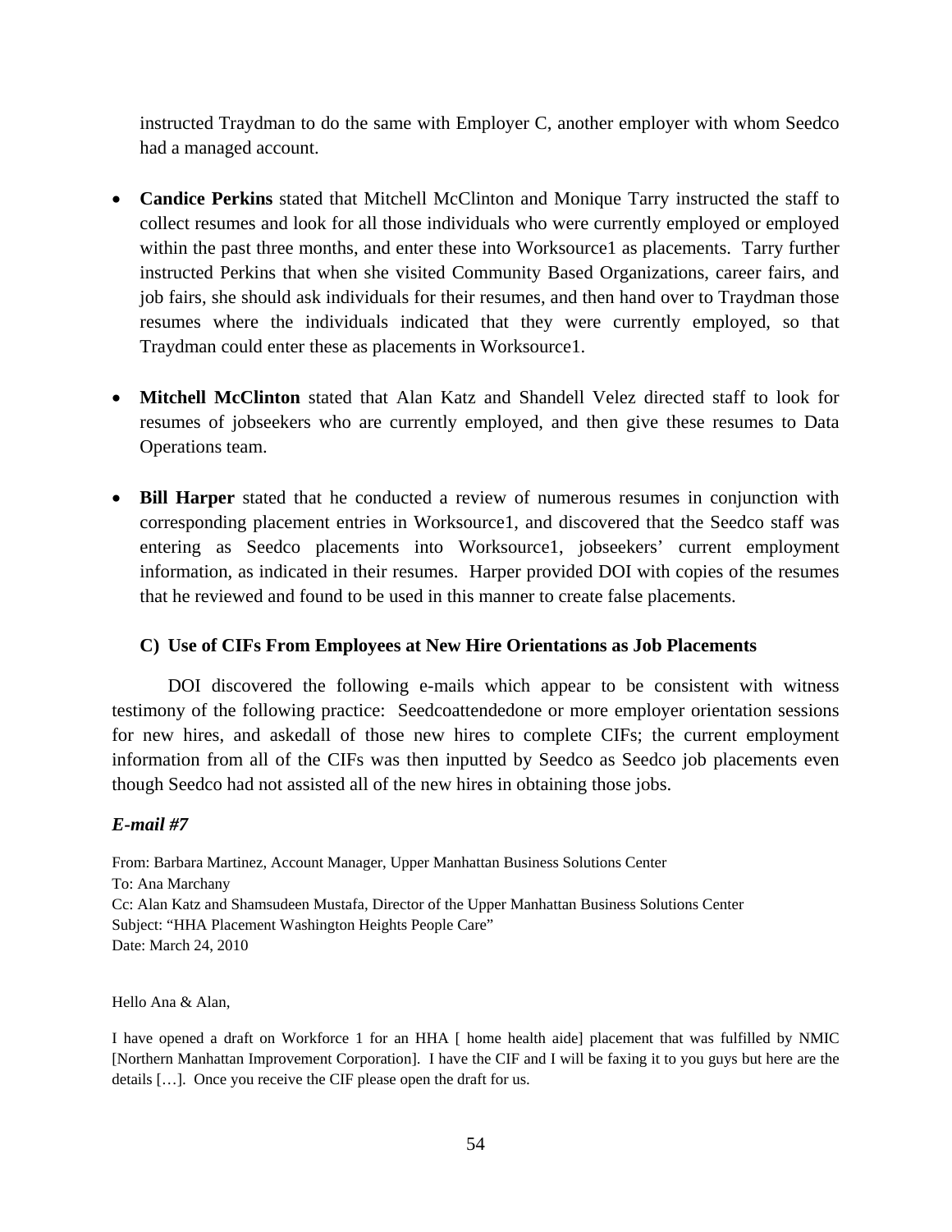instructed Traydman to do the same with Employer C, another employer with whom Seedco had a managed account.

- **Candice Perkins** stated that Mitchell McClinton and Monique Tarry instructed the staff to collect resumes and look for all those individuals who were currently employed or employed within the past three months, and enter these into Worksource1 as placements. Tarry further instructed Perkins that when she visited Community Based Organizations, career fairs, and job fairs, she should ask individuals for their resumes, and then hand over to Traydman those resumes where the individuals indicated that they were currently employed, so that Traydman could enter these as placements in Worksource1.

- **Mitchell McClinton** stated that Alan Katz and Shandell Velez directed staff to look for resumes of jobseekers who are currently employed, and then give these resumes to Data Operations team.

- **Bill Harper** stated that he conducted a review of numerous resumes in conjunction with corresponding placement entries in Worksource1, and discovered that the Seedco staff was entering as Seedco placements into Worksource1, jobseekers' current employment information, as indicated in their resumes. Harper provided DOI with copies of the resumes that he reviewed and found to be used in this manner to create false placements.

### C) Use of CIFs From Employees at New Hire Orientations as Job Placements

DOI discovered the following e-mails which appear to be consistent with witness testimony of the following practice: Seedcoattendedone or more employer orientation sessions for new hires, and askedall of those new hires to complete CIFs; the current employment information from all of the CIFs was then inputted by Seedco as Seedco job placements even though Seedco had not assisted all of the new hires in obtaining those jobs.

***E-mail #7***

From: Barbara Martinez, Account Manager, Upper Manhattan Business Solutions Center
To: Ana Marchany
Cc: Alan Katz and Shamsudeen Mustafa, Director of the Upper Manhattan Business Solutions Center
Subject: "HHA Placement Washington Heights People Care"
Date: March 24, 2010

Hello Ana & Alan,

I have opened a draft on Workforce 1 for an HHA [ home health aide] placement that was fulfilled by NMIC [Northern Manhattan Improvement Corporation]. I have the CIF and I will be faxing it to you guys but here are the details […]. Once you receive the CIF please open the draft for us.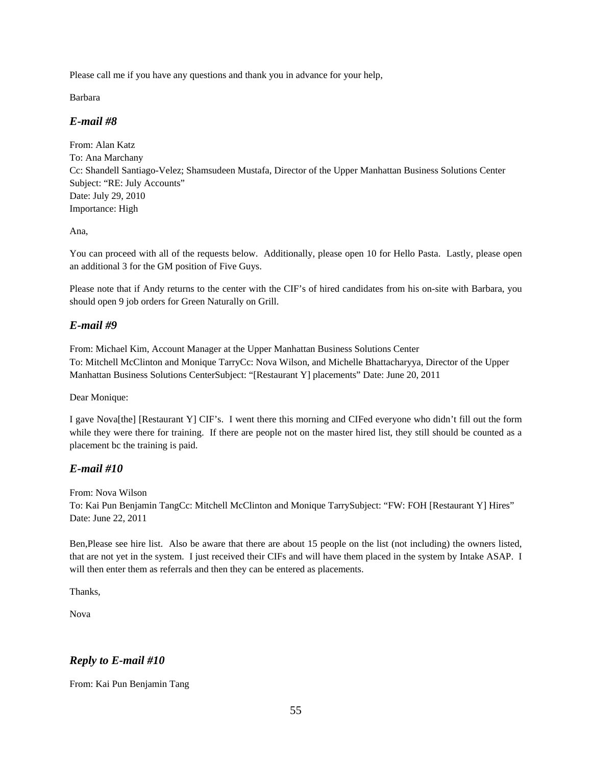Please call me if you have any questions and thank you in advance for your help,

Barbara

### *E-mail #8*

From: Alan Katz
To: Ana Marchany
Cc: Shandell Santiago-Velez; Shamsudeen Mustafa, Director of the Upper Manhattan Business Solutions Center
Subject: "RE: July Accounts"
Date: July 29, 2010
Importance: High

Ana,

You can proceed with all of the requests below. Additionally, please open 10 for Hello Pasta. Lastly, please open an additional 3 for the GM position of Five Guys.

Please note that if Andy returns to the center with the CIF's of hired candidates from his on-site with Barbara, you should open 9 job orders for Green Naturally on Grill.

### *E-mail #9*

From: Michael Kim, Account Manager at the Upper Manhattan Business Solutions Center
To: Mitchell McClinton and Monique TarryCc: Nova Wilson, and Michelle Bhattacharyya, Director of the Upper Manhattan Business Solutions CenterSubject: "[Restaurant Y] placements" Date: June 20, 2011

Dear Monique:

I gave Nova[the] [Restaurant Y] CIF's. I went there this morning and CIFed everyone who didn't fill out the form while they were there for training. If there are people not on the master hired list, they still should be counted as a placement bc the training is paid.

### *E-mail #10*

From: Nova Wilson
To: Kai Pun Benjamin TangCc: Mitchell McClinton and Monique TarrySubject: "FW: FOH [Restaurant Y] Hires"
Date: June 22, 2011

Ben,Please see hire list. Also be aware that there are about 15 people on the list (not including) the owners listed, that are not yet in the system. I just received their CIFs and will have them placed in the system by Intake ASAP. I will then enter them as referrals and then they can be entered as placements.

Thanks,

Nova

### *Reply to E-mail #10*

From: Kai Pun Benjamin Tang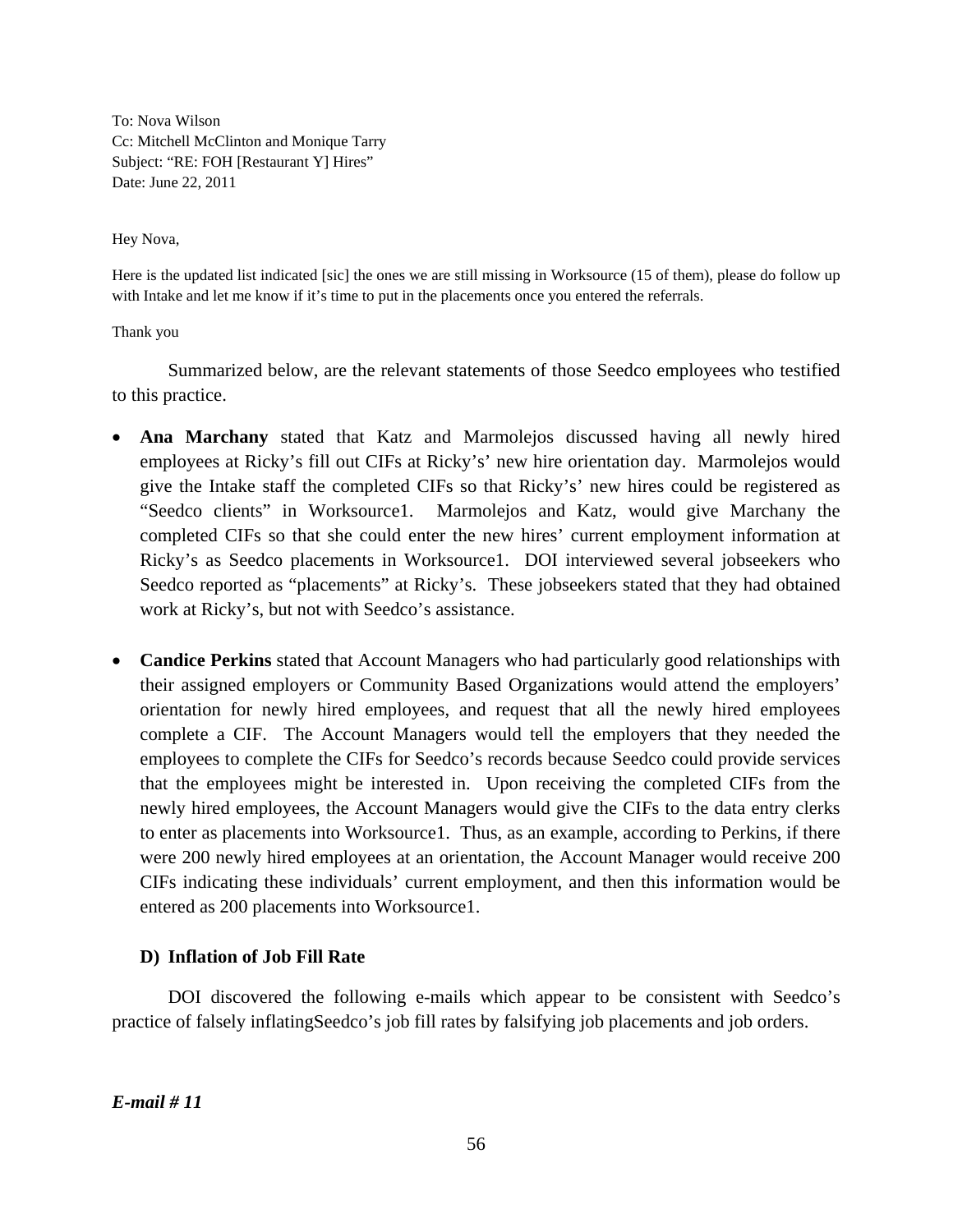To: Nova Wilson  
Cc: Mitchell McClinton and Monique Tarry  
Subject: "RE: FOH [Restaurant Y] Hires"  
Date: June 22, 2011

Hey Nova,

Here is the updated list indicated [sic] the ones we are still missing in Worksource (15 of them), please do follow up with Intake and let me know if it's time to put in the placements once you entered the referrals.

Thank you

Summarized below, are the relevant statements of those Seedco employees who testified to this practice.

- **Ana Marchany** stated that Katz and Marmolejos discussed having all newly hired employees at Ricky's fill out CIFs at Ricky's' new hire orientation day. Marmolejos would give the Intake staff the completed CIFs so that Ricky's' new hires could be registered as "Seedco clients" in Worksource1. Marmolejos and Katz, would give Marchany the completed CIFs so that she could enter the new hires' current employment information at Ricky's as Seedco placements in Worksource1. DOI interviewed several jobseekers who Seedco reported as "placements" at Ricky's. These jobseekers stated that they had obtained work at Ricky's, but not with Seedco's assistance.

- **Candice Perkins** stated that Account Managers who had particularly good relationships with their assigned employers or Community Based Organizations would attend the employers' orientation for newly hired employees, and request that all the newly hired employees complete a CIF. The Account Managers would tell the employers that they needed the employees to complete the CIFs for Seedco's records because Seedco could provide services that the employees might be interested in. Upon receiving the completed CIFs from the newly hired employees, the Account Managers would give the CIFs to the data entry clerks to enter as placements into Worksource1. Thus, as an example, according to Perkins, if there were 200 newly hired employees at an orientation, the Account Manager would receive 200 CIFs indicating these individuals' current employment, and then this information would be entered as 200 placements into Worksource1.

### D) Inflation of Job Fill Rate

DOI discovered the following e-mails which appear to be consistent with Seedco's practice of falsely inflatingSeedco's job fill rates by falsifying job placements and job orders.

***E-mail # 11***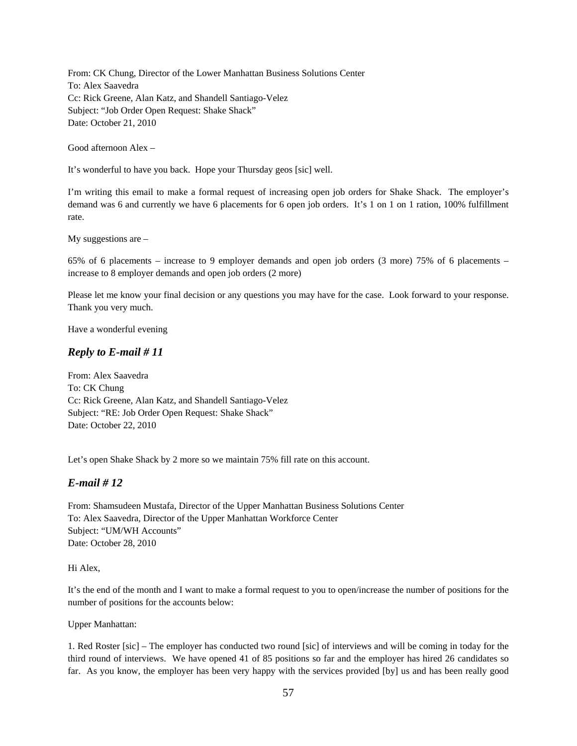From: CK Chung, Director of the Lower Manhattan Business Solutions Center
To: Alex Saavedra
Cc: Rick Greene, Alan Katz, and Shandell Santiago-Velez
Subject: "Job Order Open Request: Shake Shack"
Date: October 21, 2010

Good afternoon Alex –

It's wonderful to have you back. Hope your Thursday geos [sic] well.

I'm writing this email to make a formal request of increasing open job orders for Shake Shack. The employer's demand was 6 and currently we have 6 placements for 6 open job orders. It's 1 on 1 on 1 ration, 100% fulfillment rate.

My suggestions are –

65% of 6 placements – increase to 9 employer demands and open job orders (3 more) 75% of 6 placements – increase to 8 employer demands and open job orders (2 more)

Please let me know your final decision or any questions you may have for the case. Look forward to your response. Thank you very much.

Have a wonderful evening

### *Reply to E-mail # 11*

From: Alex Saavedra
To: CK Chung
Cc: Rick Greene, Alan Katz, and Shandell Santiago-Velez
Subject: "RE: Job Order Open Request: Shake Shack"
Date: October 22, 2010

Let's open Shake Shack by 2 more so we maintain 75% fill rate on this account.

### *E-mail # 12*

From: Shamsudeen Mustafa, Director of the Upper Manhattan Business Solutions Center
To: Alex Saavedra, Director of the Upper Manhattan Workforce Center
Subject: "UM/WH Accounts"
Date: October 28, 2010

Hi Alex,

It's the end of the month and I want to make a formal request to you to open/increase the number of positions for the number of positions for the accounts below:

Upper Manhattan:

1. Red Roster [sic] – The employer has conducted two round [sic] of interviews and will be coming in today for the third round of interviews. We have opened 41 of 85 positions so far and the employer has hired 26 candidates so far. As you know, the employer has been very happy with the services provided [by] us and has been really good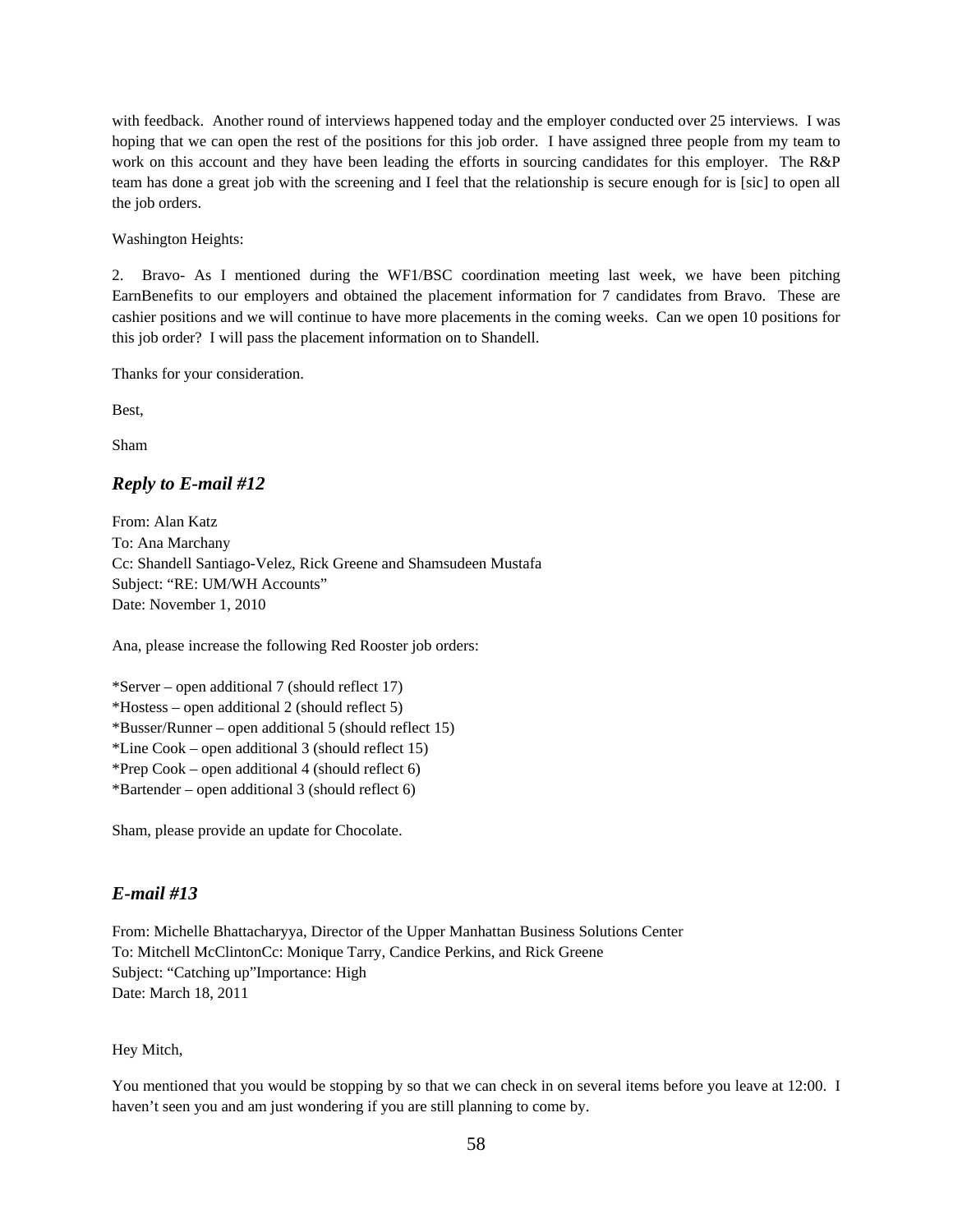with feedback. Another round of interviews happened today and the employer conducted over 25 interviews. I was hoping that we can open the rest of the positions for this job order. I have assigned three people from my team to work on this account and they have been leading the efforts in sourcing candidates for this employer. The R&P team has done a great job with the screening and I feel that the relationship is secure enough for is [sic] to open all the job orders.

Washington Heights:

2. Bravo- As I mentioned during the WF1/BSC coordination meeting last week, we have been pitching EarnBenefits to our employers and obtained the placement information for 7 candidates from Bravo. These are cashier positions and we will continue to have more placements in the coming weeks. Can we open 10 positions for this job order? I will pass the placement information on to Shandell.

Thanks for your consideration.

Best,

Sham

### *Reply to E-mail #12*

From: Alan Katz
To: Ana Marchany
Cc: Shandell Santiago-Velez, Rick Greene and Shamsudeen Mustafa
Subject: "RE: UM/WH Accounts"
Date: November 1, 2010

Ana, please increase the following Red Rooster job orders:

*Server – open additional 7 (should reflect 17)
*Hostess – open additional 2 (should reflect 5)
*Busser/Runner – open additional 5 (should reflect 15)
*Line Cook – open additional 3 (should reflect 15)
*Prep Cook – open additional 4 (should reflect 6)
*Bartender – open additional 3 (should reflect 6)

Sham, please provide an update for Chocolate.

### *E-mail #13*

From: Michelle Bhattacharyya, Director of the Upper Manhattan Business Solutions Center
To: Mitchell McClintonCc: Monique Tarry, Candice Perkins, and Rick Greene
Subject: "Catching up"Importance: High
Date: March 18, 2011

Hey Mitch,

You mentioned that you would be stopping by so that we can check in on several items before you leave at 12:00. I haven't seen you and am just wondering if you are still planning to come by.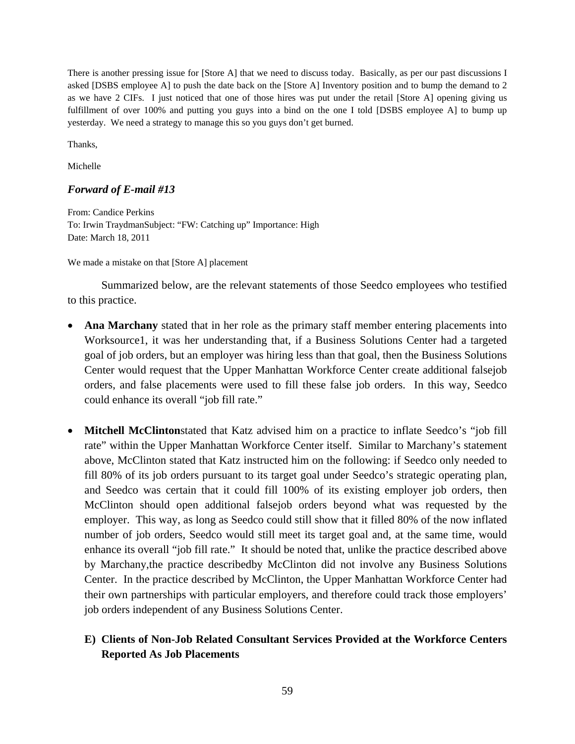There is another pressing issue for [Store A] that we need to discuss today. Basically, as per our past discussions I asked [DSBS employee A] to push the date back on the [Store A] Inventory position and to bump the demand to 2 as we have 2 CIFs. I just noticed that one of those hires was put under the retail [Store A] opening giving us fulfillment of over 100% and putting you guys into a bind on the one I told [DSBS employee A] to bump up yesterday. We need a strategy to manage this so you guys don't get burned.

Thanks,

Michelle

### *Forward of E-mail #13*

From: Candice Perkins
To: Irwin TraydmanSubject: "FW: Catching up" Importance: High
Date: March 18, 2011

We made a mistake on that [Store A] placement

Summarized below, are the relevant statements of those Seedco employees who testified to this practice.

- **Ana Marchany** stated that in her role as the primary staff member entering placements into Worksource1, it was her understanding that, if a Business Solutions Center had a targeted goal of job orders, but an employer was hiring less than that goal, then the Business Solutions Center would request that the Upper Manhattan Workforce Center create additional falsejob orders, and false placements were used to fill these false job orders. In this way, Seedco could enhance its overall "job fill rate."

- **Mitchell McClinton**stated that Katz advised him on a practice to inflate Seedco's "job fill rate" within the Upper Manhattan Workforce Center itself. Similar to Marchany's statement above, McClinton stated that Katz instructed him on the following: if Seedco only needed to fill 80% of its job orders pursuant to its target goal under Seedco's strategic operating plan, and Seedco was certain that it could fill 100% of its existing employer job orders, then McClinton should open additional falsejob orders beyond what was requested by the employer. This way, as long as Seedco could still show that it filled 80% of the now inflated number of job orders, Seedco would still meet its target goal and, at the same time, would enhance its overall "job fill rate." It should be noted that, unlike the practice described above by Marchany,the practice describedby McClinton did not involve any Business Solutions Center. In the practice described by McClinton, the Upper Manhattan Workforce Center had their own partnerships with particular employers, and therefore could track those employers' job orders independent of any Business Solutions Center.

### E) Clients of Non-Job Related Consultant Services Provided at the Workforce Centers Reported As Job Placements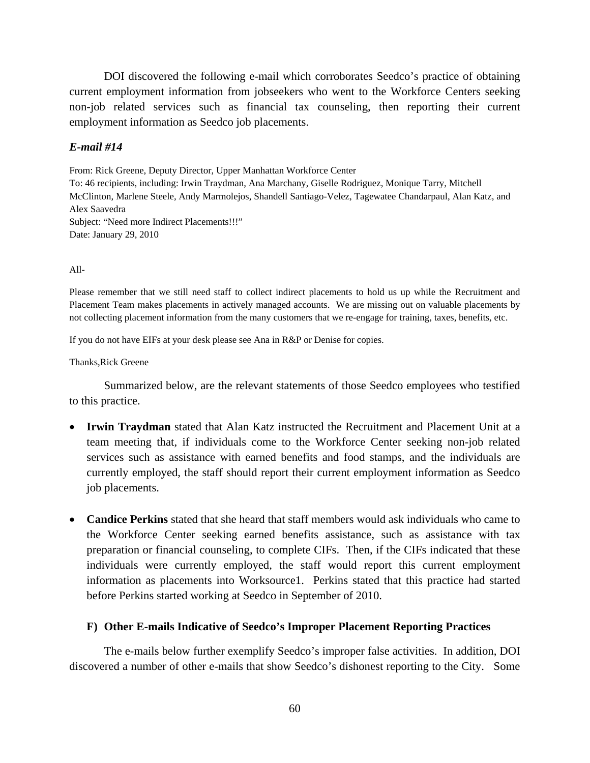DOI discovered the following e-mail which corroborates Seedco's practice of obtaining current employment information from jobseekers who went to the Workforce Centers seeking non-job related services such as financial tax counseling, then reporting their current employment information as Seedco job placements.

***E-mail #14***

From: Rick Greene, Deputy Director, Upper Manhattan Workforce Center
To: 46 recipients, including: Irwin Traydman, Ana Marchany, Giselle Rodriguez, Monique Tarry, Mitchell McClinton, Marlene Steele, Andy Marmolejos, Shandell Santiago-Velez, Tagewatee Chandarpaul, Alan Katz, and Alex Saavedra
Subject: "Need more Indirect Placements!!!"
Date: January 29, 2010

All-

Please remember that we still need staff to collect indirect placements to hold us up while the Recruitment and Placement Team makes placements in actively managed accounts. We are missing out on valuable placements by not collecting placement information from the many customers that we re-engage for training, taxes, benefits, etc.

If you do not have EIFs at your desk please see Ana in R&P or Denise for copies.

Thanks,Rick Greene

Summarized below, are the relevant statements of those Seedco employees who testified to this practice.

- **Irwin Traydman** stated that Alan Katz instructed the Recruitment and Placement Unit at a team meeting that, if individuals come to the Workforce Center seeking non-job related services such as assistance with earned benefits and food stamps, and the individuals are currently employed, the staff should report their current employment information as Seedco job placements.

- **Candice Perkins** stated that she heard that staff members would ask individuals who came to the Workforce Center seeking earned benefits assistance, such as assistance with tax preparation or financial counseling, to complete CIFs. Then, if the CIFs indicated that these individuals were currently employed, the staff would report this current employment information as placements into Worksource1. Perkins stated that this practice had started before Perkins started working at Seedco in September of 2010.

### F) Other E-mails Indicative of Seedco's Improper Placement Reporting Practices

The e-mails below further exemplify Seedco's improper false activities. In addition, DOI discovered a number of other e-mails that show Seedco's dishonest reporting to the City. Some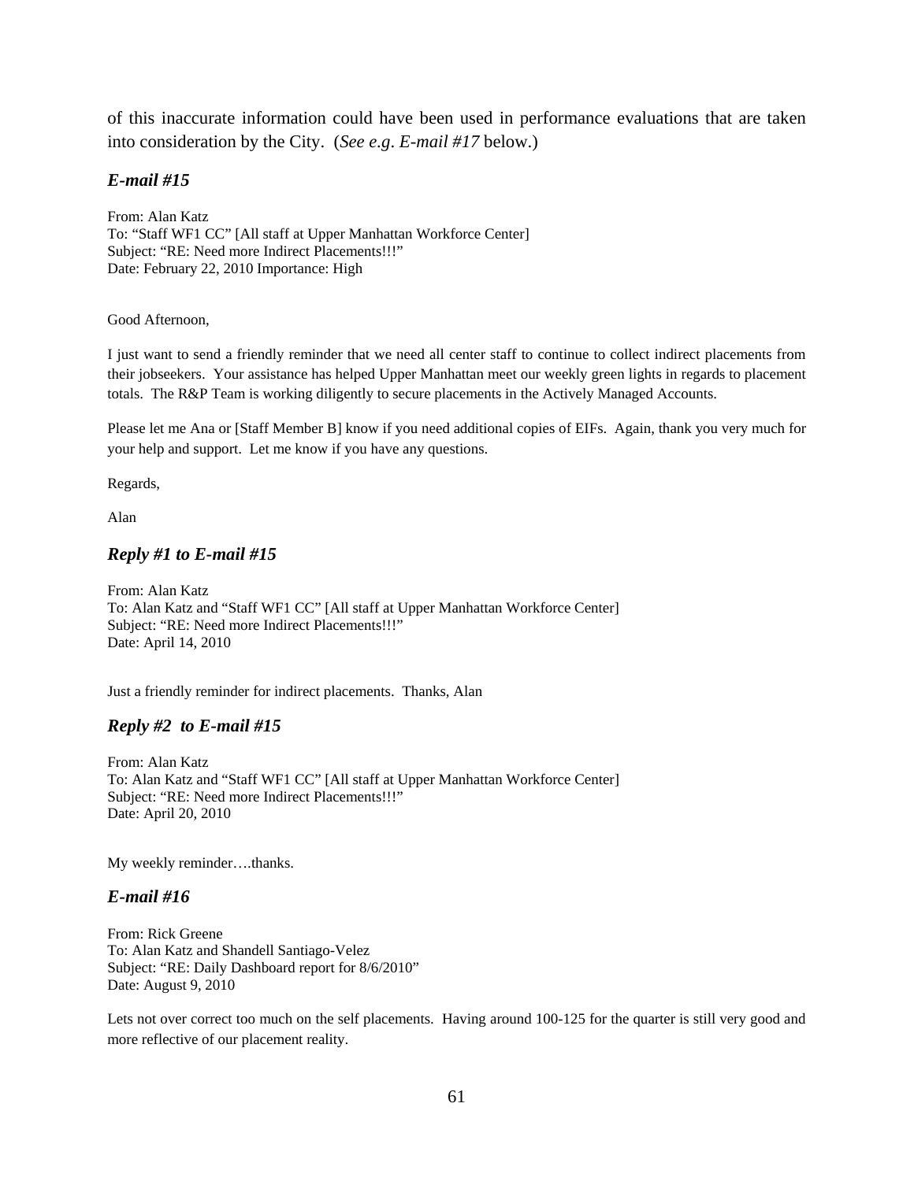of this inaccurate information could have been used in performance evaluations that are taken into consideration by the City. (*See e.g. E-mail #17* below.)

### *E-mail #15*

From: Alan Katz
To: "Staff WF1 CC" [All staff at Upper Manhattan Workforce Center]
Subject: "RE: Need more Indirect Placements!!!"
Date: February 22, 2010 Importance: High

Good Afternoon,

I just want to send a friendly reminder that we need all center staff to continue to collect indirect placements from their jobseekers. Your assistance has helped Upper Manhattan meet our weekly green lights in regards to placement totals. The R&P Team is working diligently to secure placements in the Actively Managed Accounts.

Please let me Ana or [Staff Member B] know if you need additional copies of EIFs. Again, thank you very much for your help and support. Let me know if you have any questions.

Regards,

Alan

### *Reply #1 to E-mail #15*

From: Alan Katz
To: Alan Katz and "Staff WF1 CC" [All staff at Upper Manhattan Workforce Center]
Subject: "RE: Need more Indirect Placements!!!"
Date: April 14, 2010

Just a friendly reminder for indirect placements. Thanks, Alan

### *Reply #2 to E-mail #15*

From: Alan Katz
To: Alan Katz and "Staff WF1 CC" [All staff at Upper Manhattan Workforce Center]
Subject: "RE: Need more Indirect Placements!!!"
Date: April 20, 2010

My weekly reminder….thanks.

### *E-mail #16*

From: Rick Greene
To: Alan Katz and Shandell Santiago-Velez
Subject: "RE: Daily Dashboard report for 8/6/2010"
Date: August 9, 2010

Lets not over correct too much on the self placements. Having around 100-125 for the quarter is still very good and more reflective of our placement reality.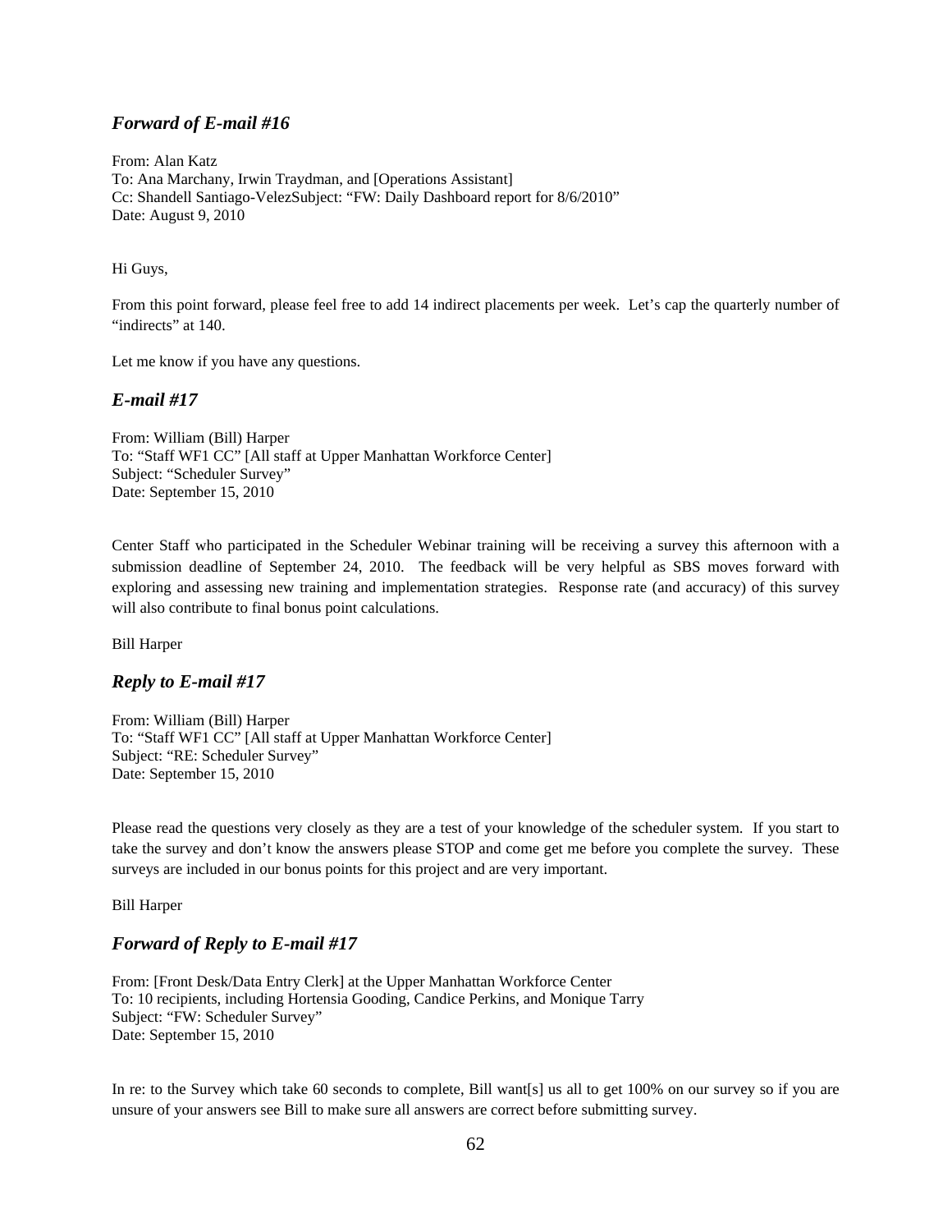### *Forward of E-mail #16*

From: Alan Katz
To: Ana Marchany, Irwin Traydman, and [Operations Assistant]
Cc: Shandell Santiago-VelezSubject: "FW: Daily Dashboard report for 8/6/2010"
Date: August 9, 2010

Hi Guys,

From this point forward, please feel free to add 14 indirect placements per week. Let's cap the quarterly number of "indirects" at 140.

Let me know if you have any questions.

### *E-mail #17*

From: William (Bill) Harper
To: "Staff WF1 CC" [All staff at Upper Manhattan Workforce Center]
Subject: "Scheduler Survey"
Date: September 15, 2010

Center Staff who participated in the Scheduler Webinar training will be receiving a survey this afternoon with a submission deadline of September 24, 2010. The feedback will be very helpful as SBS moves forward with exploring and assessing new training and implementation strategies. Response rate (and accuracy) of this survey will also contribute to final bonus point calculations.

Bill Harper

### *Reply to E-mail #17*

From: William (Bill) Harper
To: "Staff WF1 CC" [All staff at Upper Manhattan Workforce Center]
Subject: "RE: Scheduler Survey"
Date: September 15, 2010

Please read the questions very closely as they are a test of your knowledge of the scheduler system. If you start to take the survey and don't know the answers please STOP and come get me before you complete the survey. These surveys are included in our bonus points for this project and are very important.

Bill Harper

### *Forward of Reply to E-mail #17*

From: [Front Desk/Data Entry Clerk] at the Upper Manhattan Workforce Center
To: 10 recipients, including Hortensia Gooding, Candice Perkins, and Monique Tarry
Subject: "FW: Scheduler Survey"
Date: September 15, 2010

In re: to the Survey which take 60 seconds to complete, Bill want[s] us all to get 100% on our survey so if you are unsure of your answers see Bill to make sure all answers are correct before submitting survey.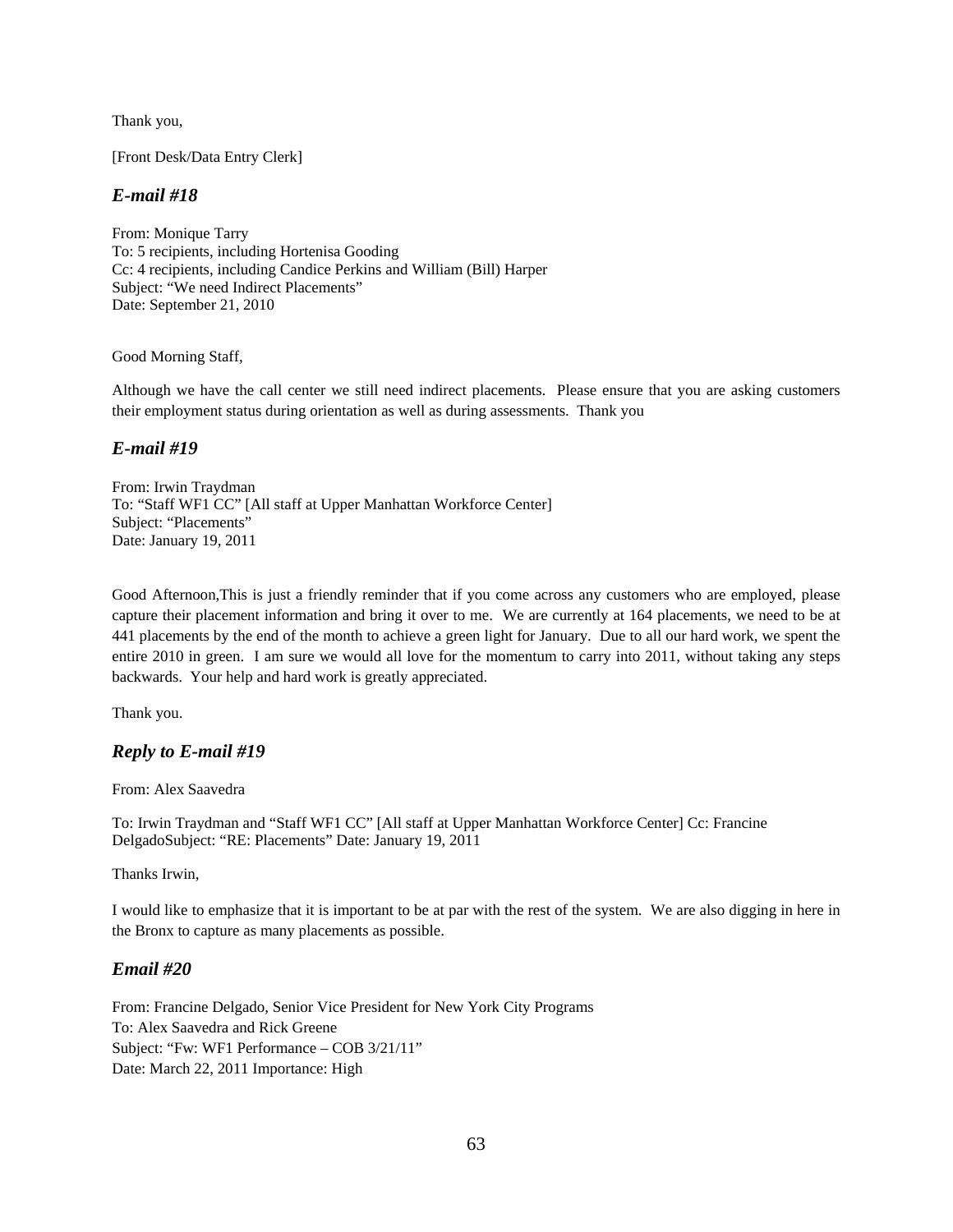Thank you,

[Front Desk/Data Entry Clerk]

### *E-mail #18*

From: Monique Tarry
To: 5 recipients, including Hortenisa Gooding
Cc: 4 recipients, including Candice Perkins and William (Bill) Harper
Subject: "We need Indirect Placements"
Date: September 21, 2010

Good Morning Staff,

Although we have the call center we still need indirect placements. Please ensure that you are asking customers their employment status during orientation as well as during assessments. Thank you

### *E-mail #19*

From: Irwin Traydman
To: "Staff WF1 CC" [All staff at Upper Manhattan Workforce Center]
Subject: "Placements"
Date: January 19, 2011

Good Afternoon,This is just a friendly reminder that if you come across any customers who are employed, please capture their placement information and bring it over to me. We are currently at 164 placements, we need to be at 441 placements by the end of the month to achieve a green light for January. Due to all our hard work, we spent the entire 2010 in green. I am sure we would all love for the momentum to carry into 2011, without taking any steps backwards. Your help and hard work is greatly appreciated.

Thank you.

### *Reply to E-mail #19*

From: Alex Saavedra

To: Irwin Traydman and "Staff WF1 CC" [All staff at Upper Manhattan Workforce Center] Cc: Francine DelgadoSubject: "RE: Placements" Date: January 19, 2011

Thanks Irwin,

I would like to emphasize that it is important to be at par with the rest of the system. We are also digging in here in the Bronx to capture as many placements as possible.

### *Email #20*

From: Francine Delgado, Senior Vice President for New York City Programs
To: Alex Saavedra and Rick Greene
Subject: "Fw: WF1 Performance – COB 3/21/11"
Date: March 22, 2011 Importance: High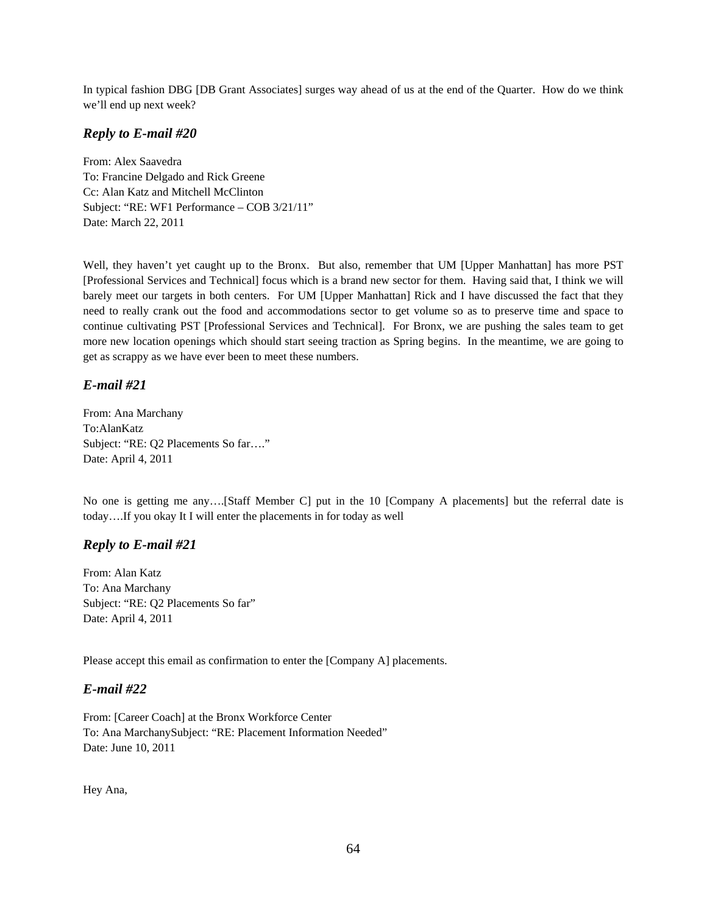In typical fashion DBG [DB Grant Associates] surges way ahead of us at the end of the Quarter. How do we think we'll end up next week?

### *Reply to E-mail #20*

From: Alex Saavedra
To: Francine Delgado and Rick Greene
Cc: Alan Katz and Mitchell McClinton
Subject: "RE: WF1 Performance – COB 3/21/11"
Date: March 22, 2011

Well, they haven't yet caught up to the Bronx. But also, remember that UM [Upper Manhattan] has more PST [Professional Services and Technical] focus which is a brand new sector for them. Having said that, I think we will barely meet our targets in both centers. For UM [Upper Manhattan] Rick and I have discussed the fact that they need to really crank out the food and accommodations sector to get volume so as to preserve time and space to continue cultivating PST [Professional Services and Technical]. For Bronx, we are pushing the sales team to get more new location openings which should start seeing traction as Spring begins. In the meantime, we are going to get as scrappy as we have ever been to meet these numbers.

### *E-mail #21*

From: Ana Marchany
To:AlanKatz
Subject: "RE: Q2 Placements So far…."
Date: April 4, 2011

No one is getting me any….[Staff Member C] put in the 10 [Company A placements] but the referral date is today….If you okay It I will enter the placements in for today as well

### *Reply to E-mail #21*

From: Alan Katz
To: Ana Marchany
Subject: "RE: Q2 Placements So far"
Date: April 4, 2011

Please accept this email as confirmation to enter the [Company A] placements.

### *E-mail #22*

From: [Career Coach] at the Bronx Workforce Center
To: Ana MarchanySubject: "RE: Placement Information Needed"
Date: June 10, 2011

Hey Ana,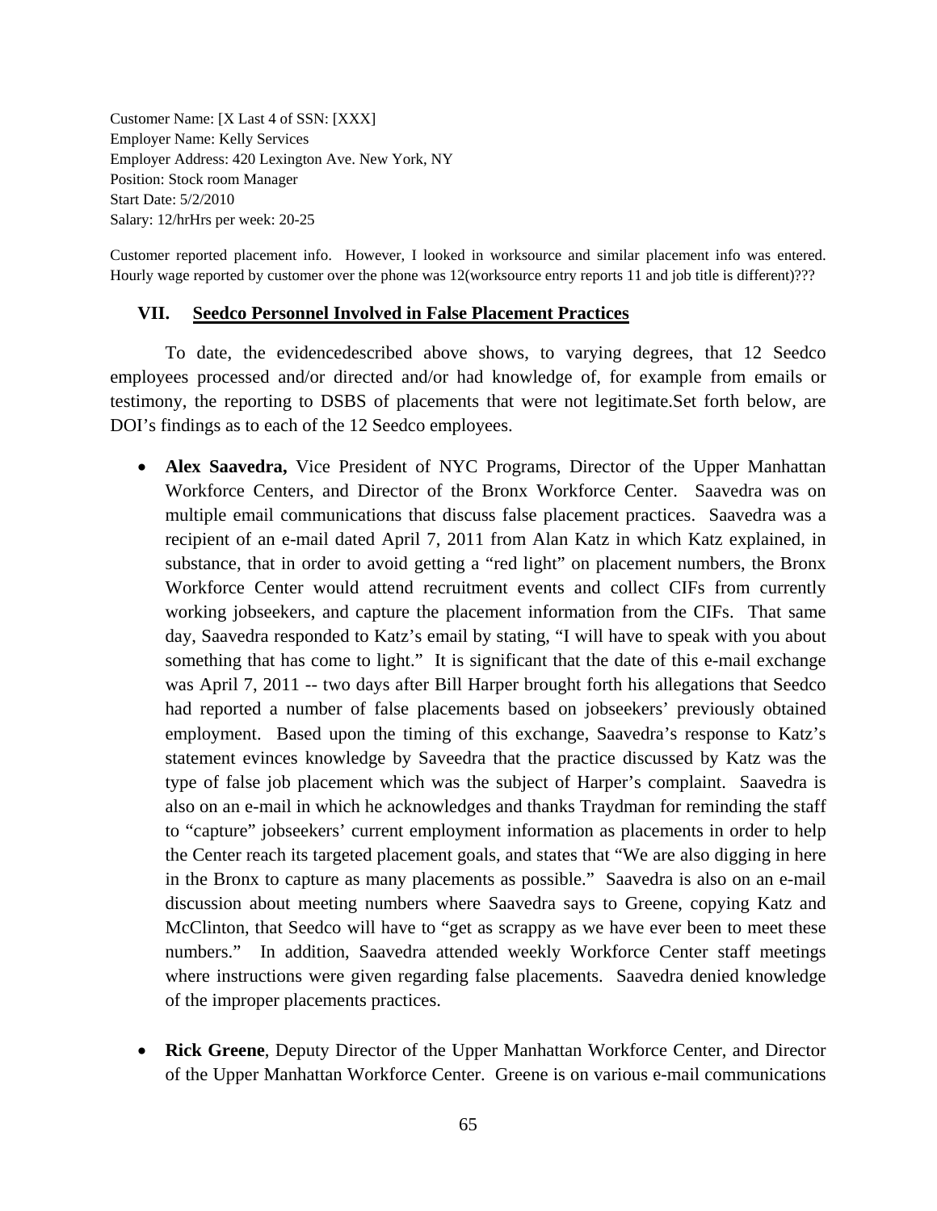Customer Name: [X Last 4 of SSN: [XXX]
Employer Name: Kelly Services
Employer Address: 420 Lexington Ave. New York, NY
Position: Stock room Manager
Start Date: 5/2/2010
Salary: 12/hrHrs per week: 20-25

Customer reported placement info. However, I looked in worksource and similar placement info was entered. Hourly wage reported by customer over the phone was 12(worksource entry reports 11 and job title is different)???

## VII. Seedco Personnel Involved in False Placement Practices

To date, the evidencedescribed above shows, to varying degrees, that 12 Seedco employees processed and/or directed and/or had knowledge of, for example from emails or testimony, the reporting to DSBS of placements that were not legitimate.Set forth below, are DOI's findings as to each of the 12 Seedco employees.

- **Alex Saavedra,** Vice President of NYC Programs, Director of the Upper Manhattan Workforce Centers, and Director of the Bronx Workforce Center. Saavedra was on multiple email communications that discuss false placement practices. Saavedra was a recipient of an e-mail dated April 7, 2011 from Alan Katz in which Katz explained, in substance, that in order to avoid getting a "red light" on placement numbers, the Bronx Workforce Center would attend recruitment events and collect CIFs from currently working jobseekers, and capture the placement information from the CIFs. That same day, Saavedra responded to Katz's email by stating, "I will have to speak with you about something that has come to light." It is significant that the date of this e-mail exchange was April 7, 2011 -- two days after Bill Harper brought forth his allegations that Seedco had reported a number of false placements based on jobseekers' previously obtained employment. Based upon the timing of this exchange, Saavedra's response to Katz's statement evinces knowledge by Saveedra that the practice discussed by Katz was the type of false job placement which was the subject of Harper's complaint. Saavedra is also on an e-mail in which he acknowledges and thanks Traydman for reminding the staff to "capture" jobseekers' current employment information as placements in order to help the Center reach its targeted placement goals, and states that "We are also digging in here in the Bronx to capture as many placements as possible." Saavedra is also on an e-mail discussion about meeting numbers where Saavedra says to Greene, copying Katz and McClinton, that Seedco will have to "get as scrappy as we have ever been to meet these numbers." In addition, Saavedra attended weekly Workforce Center staff meetings where instructions were given regarding false placements. Saavedra denied knowledge of the improper placements practices.

- **Rick Greene**, Deputy Director of the Upper Manhattan Workforce Center, and Director of the Upper Manhattan Workforce Center. Greene is on various e-mail communications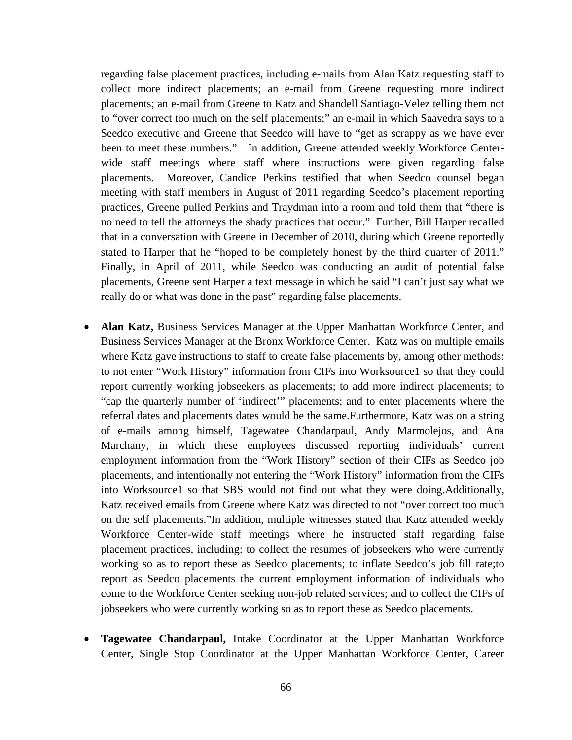regarding false placement practices, including e-mails from Alan Katz requesting staff to collect more indirect placements; an e-mail from Greene requesting more indirect placements; an e-mail from Greene to Katz and Shandell Santiago-Velez telling them not to "over correct too much on the self placements;" an e-mail in which Saavedra says to a Seedco executive and Greene that Seedco will have to "get as scrappy as we have ever been to meet these numbers." In addition, Greene attended weekly Workforce Center-wide staff meetings where staff where instructions were given regarding false placements. Moreover, Candice Perkins testified that when Seedco counsel began meeting with staff members in August of 2011 regarding Seedco's placement reporting practices, Greene pulled Perkins and Traydman into a room and told them that "there is no need to tell the attorneys the shady practices that occur." Further, Bill Harper recalled that in a conversation with Greene in December of 2010, during which Greene reportedly stated to Harper that he "hoped to be completely honest by the third quarter of 2011." Finally, in April of 2011, while Seedco was conducting an audit of potential false placements, Greene sent Harper a text message in which he said "I can't just say what we really do or what was done in the past" regarding false placements.

- **Alan Katz,** Business Services Manager at the Upper Manhattan Workforce Center, and Business Services Manager at the Bronx Workforce Center. Katz was on multiple emails where Katz gave instructions to staff to create false placements by, among other methods: to not enter "Work History" information from CIFs into Worksource1 so that they could report currently working jobseekers as placements; to add more indirect placements; to "cap the quarterly number of 'indirect'" placements; and to enter placements where the referral dates and placements dates would be the same.Furthermore, Katz was on a string of e-mails among himself, Tagewatee Chandarpaul, Andy Marmolejos, and Ana Marchany, in which these employees discussed reporting individuals' current employment information from the "Work History" section of their CIFs as Seedco job placements, and intentionally not entering the "Work History" information from the CIFs into Worksource1 so that SBS would not find out what they were doing.Additionally, Katz received emails from Greene where Katz was directed to not "over correct too much on the self placements."In addition, multiple witnesses stated that Katz attended weekly Workforce Center-wide staff meetings where he instructed staff regarding false placement practices, including: to collect the resumes of jobseekers who were currently working so as to report these as Seedco placements; to inflate Seedco's job fill rate;to report as Seedco placements the current employment information of individuals who come to the Workforce Center seeking non-job related services; and to collect the CIFs of jobseekers who were currently working so as to report these as Seedco placements.

- **Tagewatee Chandarpaul,** Intake Coordinator at the Upper Manhattan Workforce Center, Single Stop Coordinator at the Upper Manhattan Workforce Center, Career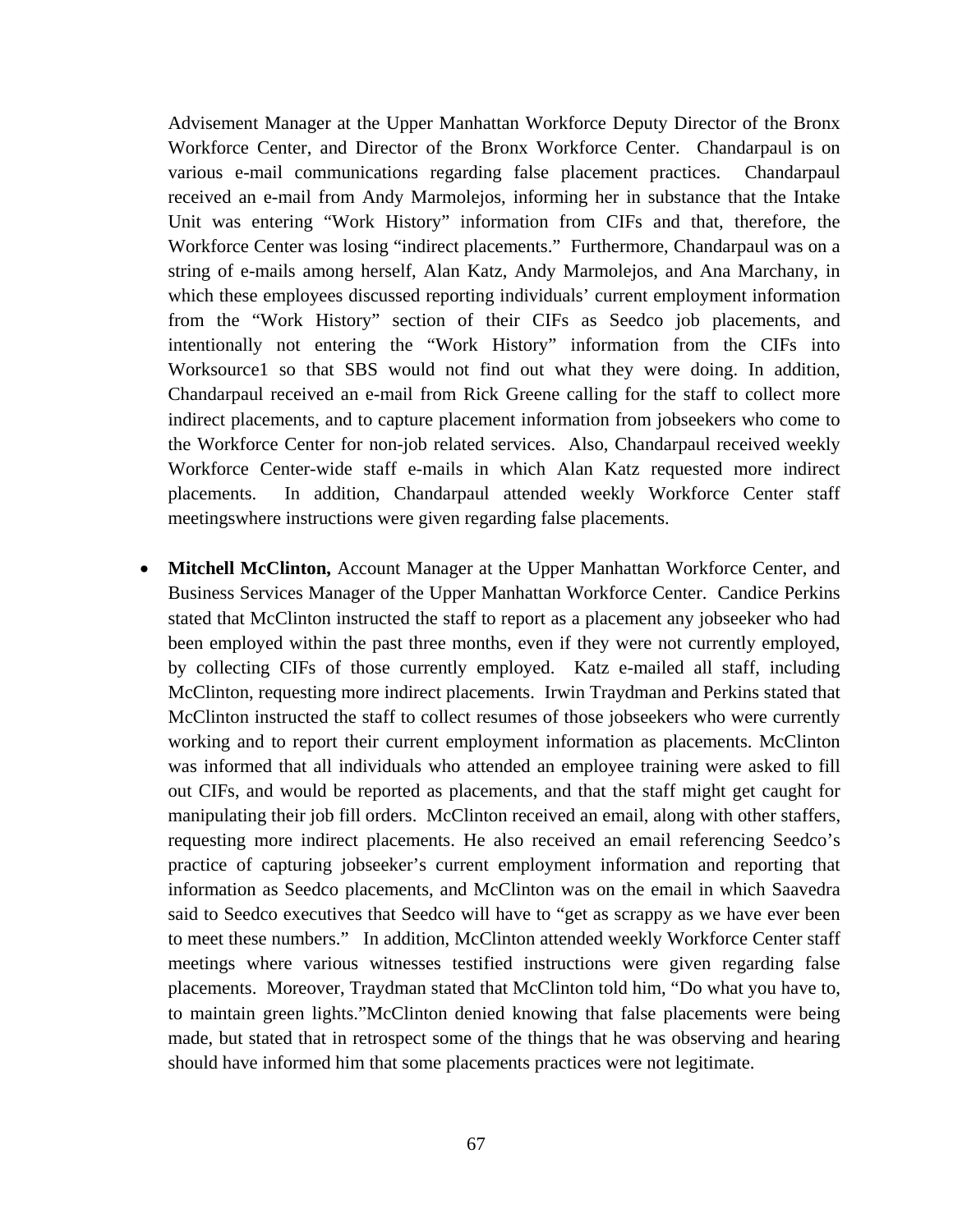Advisement Manager at the Upper Manhattan Workforce Deputy Director of the Bronx Workforce Center, and Director of the Bronx Workforce Center. Chandarpaul is on various e-mail communications regarding false placement practices. Chandarpaul received an e-mail from Andy Marmolejos, informing her in substance that the Intake Unit was entering "Work History" information from CIFs and that, therefore, the Workforce Center was losing "indirect placements." Furthermore, Chandarpaul was on a string of e-mails among herself, Alan Katz, Andy Marmolejos, and Ana Marchany, in which these employees discussed reporting individuals' current employment information from the "Work History" section of their CIFs as Seedco job placements, and intentionally not entering the "Work History" information from the CIFs into Worksource1 so that SBS would not find out what they were doing. In addition, Chandarpaul received an e-mail from Rick Greene calling for the staff to collect more indirect placements, and to capture placement information from jobseekers who come to the Workforce Center for non-job related services. Also, Chandarpaul received weekly Workforce Center-wide staff e-mails in which Alan Katz requested more indirect placements. In addition, Chandarpaul attended weekly Workforce Center staff meetingswhere instructions were given regarding false placements.

- **Mitchell McClinton,** Account Manager at the Upper Manhattan Workforce Center, and Business Services Manager of the Upper Manhattan Workforce Center. Candice Perkins stated that McClinton instructed the staff to report as a placement any jobseeker who had been employed within the past three months, even if they were not currently employed, by collecting CIFs of those currently employed. Katz e-mailed all staff, including McClinton, requesting more indirect placements. Irwin Traydman and Perkins stated that McClinton instructed the staff to collect resumes of those jobseekers who were currently working and to report their current employment information as placements. McClinton was informed that all individuals who attended an employee training were asked to fill out CIFs, and would be reported as placements, and that the staff might get caught for manipulating their job fill orders. McClinton received an email, along with other staffers, requesting more indirect placements. He also received an email referencing Seedco's practice of capturing jobseeker's current employment information and reporting that information as Seedco placements, and McClinton was on the email in which Saavedra said to Seedco executives that Seedco will have to "get as scrappy as we have ever been to meet these numbers." In addition, McClinton attended weekly Workforce Center staff meetings where various witnesses testified instructions were given regarding false placements. Moreover, Traydman stated that McClinton told him, "Do what you have to, to maintain green lights."McClinton denied knowing that false placements were being made, but stated that in retrospect some of the things that he was observing and hearing should have informed him that some placements practices were not legitimate.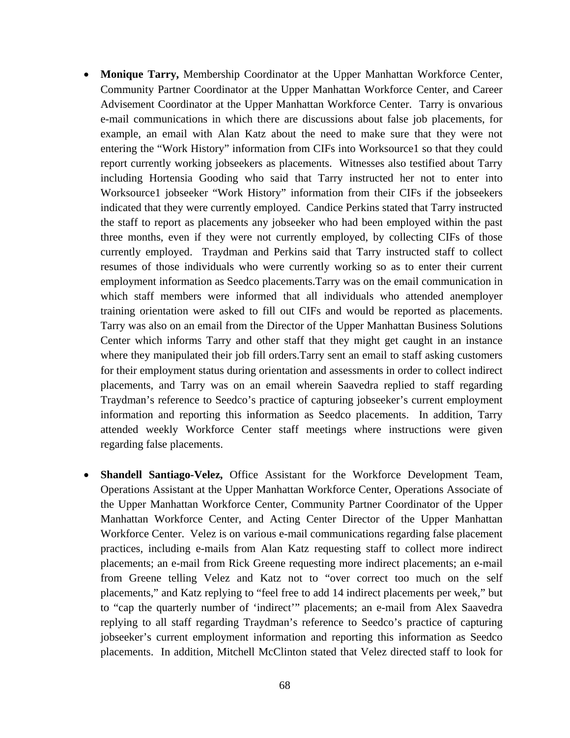- **Monique Tarry,** Membership Coordinator at the Upper Manhattan Workforce Center, Community Partner Coordinator at the Upper Manhattan Workforce Center, and Career Advisement Coordinator at the Upper Manhattan Workforce Center. Tarry is onvarious e-mail communications in which there are discussions about false job placements, for example, an email with Alan Katz about the need to make sure that they were not entering the "Work History" information from CIFs into Worksource1 so that they could report currently working jobseekers as placements. Witnesses also testified about Tarry including Hortensia Gooding who said that Tarry instructed her not to enter into Worksource1 jobseeker "Work History" information from their CIFs if the jobseekers indicated that they were currently employed. Candice Perkins stated that Tarry instructed the staff to report as placements any jobseeker who had been employed within the past three months, even if they were not currently employed, by collecting CIFs of those currently employed. Traydman and Perkins said that Tarry instructed staff to collect resumes of those individuals who were currently working so as to enter their current employment information as Seedco placements.Tarry was on the email communication in which staff members were informed that all individuals who attended anemployer training orientation were asked to fill out CIFs and would be reported as placements. Tarry was also on an email from the Director of the Upper Manhattan Business Solutions Center which informs Tarry and other staff that they might get caught in an instance where they manipulated their job fill orders.Tarry sent an email to staff asking customers for their employment status during orientation and assessments in order to collect indirect placements, and Tarry was on an email wherein Saavedra replied to staff regarding Traydman's reference to Seedco's practice of capturing jobseeker's current employment information and reporting this information as Seedco placements. In addition, Tarry attended weekly Workforce Center staff meetings where instructions were given regarding false placements.

- **Shandell Santiago-Velez,** Office Assistant for the Workforce Development Team, Operations Assistant at the Upper Manhattan Workforce Center, Operations Associate of the Upper Manhattan Workforce Center, Community Partner Coordinator of the Upper Manhattan Workforce Center, and Acting Center Director of the Upper Manhattan Workforce Center. Velez is on various e-mail communications regarding false placement practices, including e-mails from Alan Katz requesting staff to collect more indirect placements; an e-mail from Rick Greene requesting more indirect placements; an e-mail from Greene telling Velez and Katz not to "over correct too much on the self placements," and Katz replying to "feel free to add 14 indirect placements per week," but to "cap the quarterly number of 'indirect'" placements; an e-mail from Alex Saavedra replying to all staff regarding Traydman's reference to Seedco's practice of capturing jobseeker's current employment information and reporting this information as Seedco placements. In addition, Mitchell McClinton stated that Velez directed staff to look for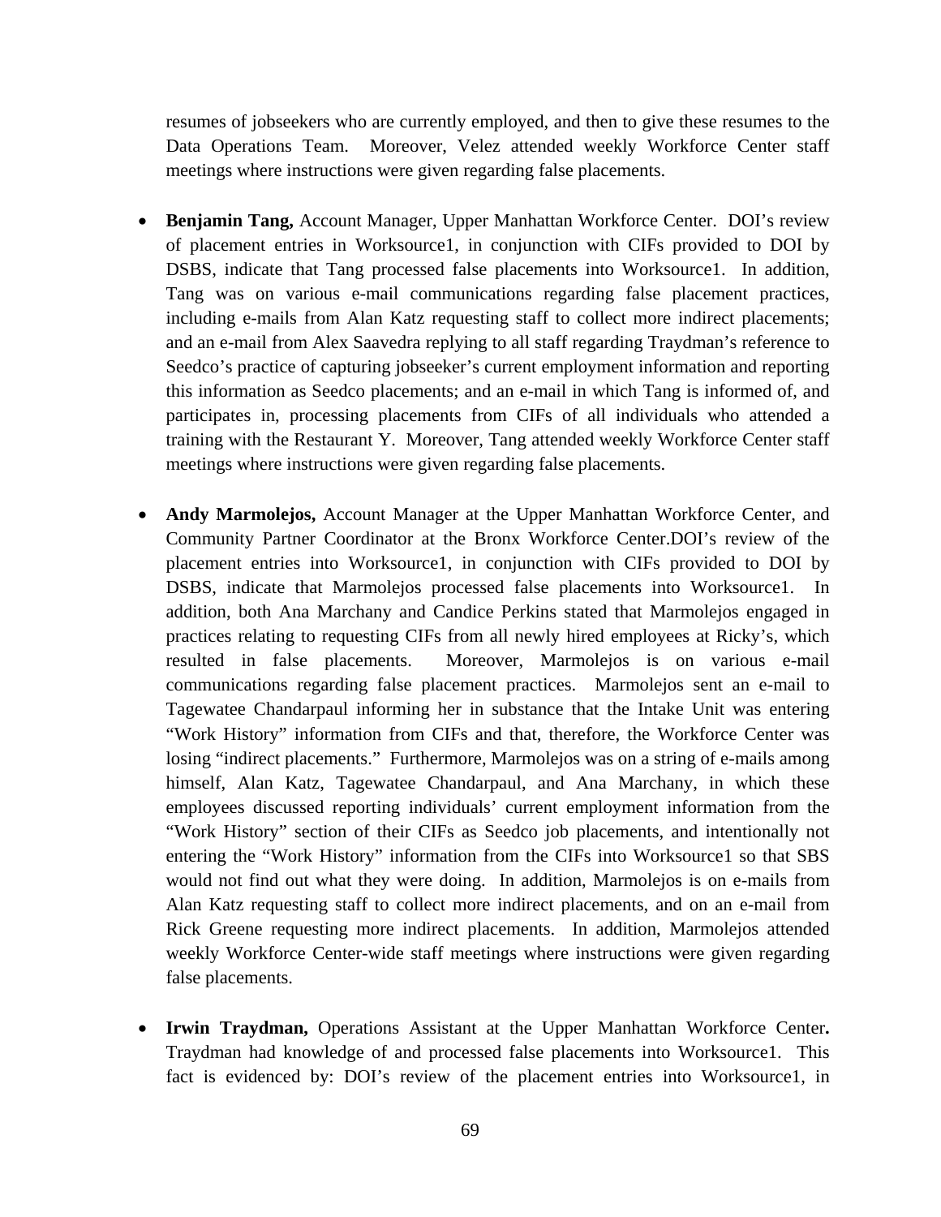resumes of jobseekers who are currently employed, and then to give these resumes to the Data Operations Team. Moreover, Velez attended weekly Workforce Center staff meetings where instructions were given regarding false placements.

- **Benjamin Tang,** Account Manager, Upper Manhattan Workforce Center. DOI's review of placement entries in Worksource1, in conjunction with CIFs provided to DOI by DSBS, indicate that Tang processed false placements into Worksource1. In addition, Tang was on various e-mail communications regarding false placement practices, including e-mails from Alan Katz requesting staff to collect more indirect placements; and an e-mail from Alex Saavedra replying to all staff regarding Traydman's reference to Seedco's practice of capturing jobseeker's current employment information and reporting this information as Seedco placements; and an e-mail in which Tang is informed of, and participates in, processing placements from CIFs of all individuals who attended a training with the Restaurant Y. Moreover, Tang attended weekly Workforce Center staff meetings where instructions were given regarding false placements.

- **Andy Marmolejos,** Account Manager at the Upper Manhattan Workforce Center, and Community Partner Coordinator at the Bronx Workforce Center.DOI's review of the placement entries into Worksource1, in conjunction with CIFs provided to DOI by DSBS, indicate that Marmolejos processed false placements into Worksource1. In addition, both Ana Marchany and Candice Perkins stated that Marmolejos engaged in practices relating to requesting CIFs from all newly hired employees at Ricky's, which resulted in false placements. Moreover, Marmolejos is on various e-mail communications regarding false placement practices. Marmolejos sent an e-mail to Tagewatee Chandarpaul informing her in substance that the Intake Unit was entering "Work History" information from CIFs and that, therefore, the Workforce Center was losing "indirect placements." Furthermore, Marmolejos was on a string of e-mails among himself, Alan Katz, Tagewatee Chandarpaul, and Ana Marchany, in which these employees discussed reporting individuals' current employment information from the "Work History" section of their CIFs as Seedco job placements, and intentionally not entering the "Work History" information from the CIFs into Worksource1 so that SBS would not find out what they were doing. In addition, Marmolejos is on e-mails from Alan Katz requesting staff to collect more indirect placements, and on an e-mail from Rick Greene requesting more indirect placements. In addition, Marmolejos attended weekly Workforce Center-wide staff meetings where instructions were given regarding false placements.

- **Irwin Traydman,** Operations Assistant at the Upper Manhattan Workforce Center**.** Traydman had knowledge of and processed false placements into Worksource1. This fact is evidenced by: DOI's review of the placement entries into Worksource1, in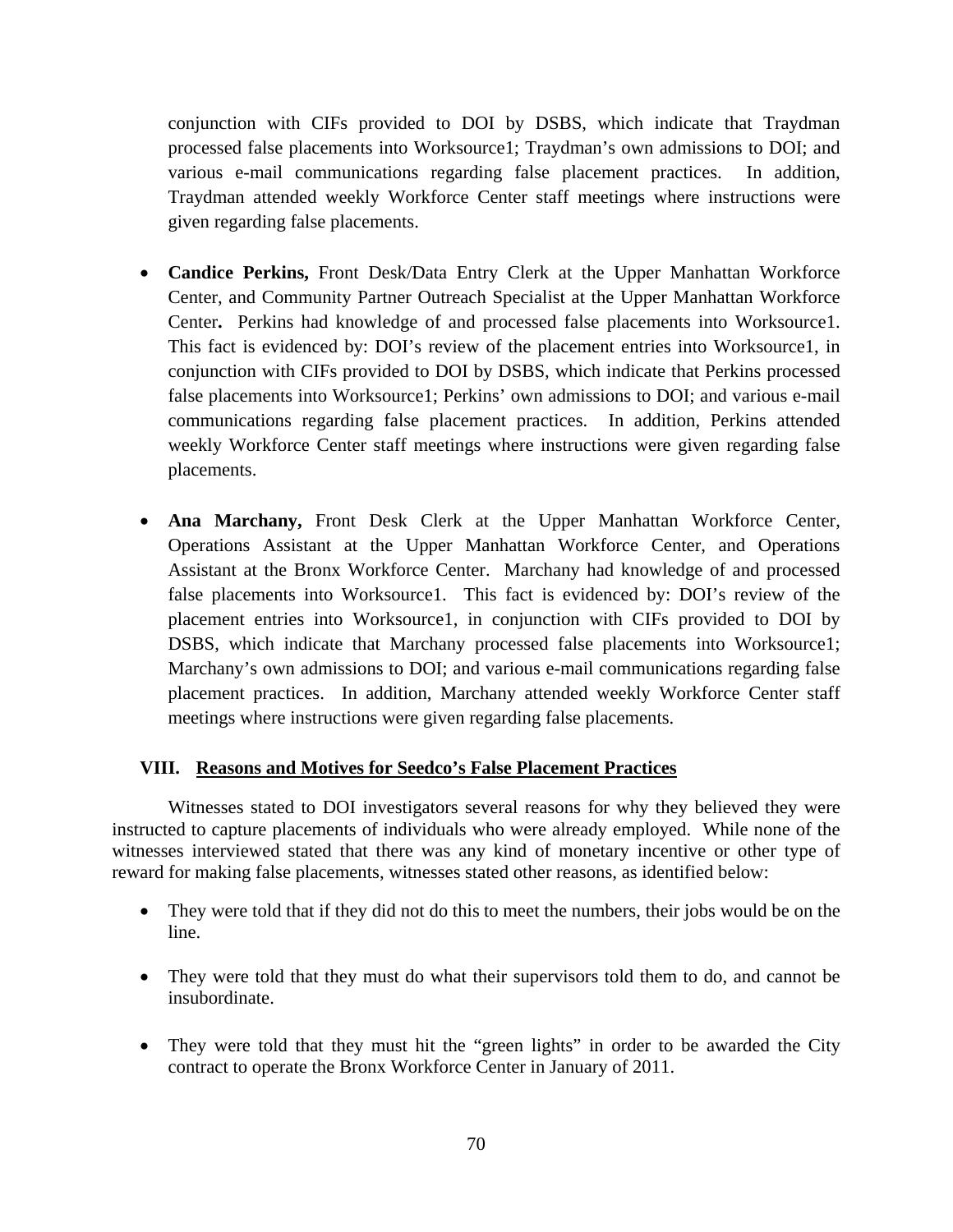conjunction with CIFs provided to DOI by DSBS, which indicate that Traydman processed false placements into Worksource1; Traydman's own admissions to DOI; and various e-mail communications regarding false placement practices. In addition, Traydman attended weekly Workforce Center staff meetings where instructions were given regarding false placements.

- **Candice Perkins,** Front Desk/Data Entry Clerk at the Upper Manhattan Workforce Center, and Community Partner Outreach Specialist at the Upper Manhattan Workforce Center**.** Perkins had knowledge of and processed false placements into Worksource1. This fact is evidenced by: DOI's review of the placement entries into Worksource1, in conjunction with CIFs provided to DOI by DSBS, which indicate that Perkins processed false placements into Worksource1; Perkins' own admissions to DOI; and various e-mail communications regarding false placement practices. In addition, Perkins attended weekly Workforce Center staff meetings where instructions were given regarding false placements.

- **Ana Marchany,** Front Desk Clerk at the Upper Manhattan Workforce Center, Operations Assistant at the Upper Manhattan Workforce Center, and Operations Assistant at the Bronx Workforce Center. Marchany had knowledge of and processed false placements into Worksource1. This fact is evidenced by: DOI's review of the placement entries into Worksource1, in conjunction with CIFs provided to DOI by DSBS, which indicate that Marchany processed false placements into Worksource1; Marchany's own admissions to DOI; and various e-mail communications regarding false placement practices. In addition, Marchany attended weekly Workforce Center staff meetings where instructions were given regarding false placements.

## VIII. Reasons and Motives for Seedco's False Placement Practices

Witnesses stated to DOI investigators several reasons for why they believed they were instructed to capture placements of individuals who were already employed. While none of the witnesses interviewed stated that there was any kind of monetary incentive or other type of reward for making false placements, witnesses stated other reasons, as identified below:

- They were told that if they did not do this to meet the numbers, their jobs would be on the line.

- They were told that they must do what their supervisors told them to do, and cannot be insubordinate.

- They were told that they must hit the "green lights" in order to be awarded the City contract to operate the Bronx Workforce Center in January of 2011.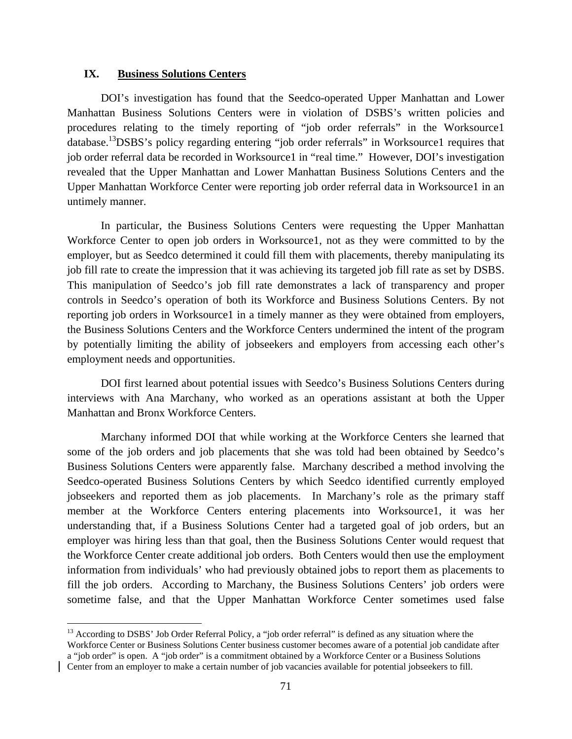## IX. Business Solutions Centers

DOI's investigation has found that the Seedco-operated Upper Manhattan and Lower Manhattan Business Solutions Centers were in violation of DSBS's written policies and procedures relating to the timely reporting of "job order referrals" in the Worksource1 database.[13] DSBS's policy regarding entering "job order referrals" in Worksource1 requires that job order referral data be recorded in Worksource1 in "real time." However, DOI's investigation revealed that the Upper Manhattan and Lower Manhattan Business Solutions Centers and the Upper Manhattan Workforce Center were reporting job order referral data in Worksource1 in an untimely manner.

In particular, the Business Solutions Centers were requesting the Upper Manhattan Workforce Center to open job orders in Worksource1, not as they were committed to by the employer, but as Seedco determined it could fill them with placements, thereby manipulating its job fill rate to create the impression that it was achieving its targeted job fill rate as set by DSBS. This manipulation of Seedco's job fill rate demonstrates a lack of transparency and proper controls in Seedco's operation of both its Workforce and Business Solutions Centers. By not reporting job orders in Worksource1 in a timely manner as they were obtained from employers, the Business Solutions Centers and the Workforce Centers undermined the intent of the program by potentially limiting the ability of jobseekers and employers from accessing each other's employment needs and opportunities.

DOI first learned about potential issues with Seedco's Business Solutions Centers during interviews with Ana Marchany, who worked as an operations assistant at both the Upper Manhattan and Bronx Workforce Centers.

Marchany informed DOI that while working at the Workforce Centers she learned that some of the job orders and job placements that she was told had been obtained by Seedco's Business Solutions Centers were apparently false. Marchany described a method involving the Seedco-operated Business Solutions Centers by which Seedco identified currently employed jobseekers and reported them as job placements. In Marchany's role as the primary staff member at the Workforce Centers entering placements into Worksource1, it was her understanding that, if a Business Solutions Center had a targeted goal of job orders, but an employer was hiring less than that goal, then the Business Solutions Center would request that the Workforce Center create additional job orders. Both Centers would then use the employment information from individuals' who had previously obtained jobs to report them as placements to fill the job orders. According to Marchany, the Business Solutions Centers' job orders were sometime false, and that the Upper Manhattan Workforce Center sometimes used false

[13] According to DSBS' Job Order Referral Policy, a "job order referral" is defined as any situation where the Workforce Center or Business Solutions Center business customer becomes aware of a potential job candidate after a "job order" is open. A "job order" is a commitment obtained by a Workforce Center or a Business Solutions Center from an employer to make a certain number of job vacancies available for potential jobseekers to fill.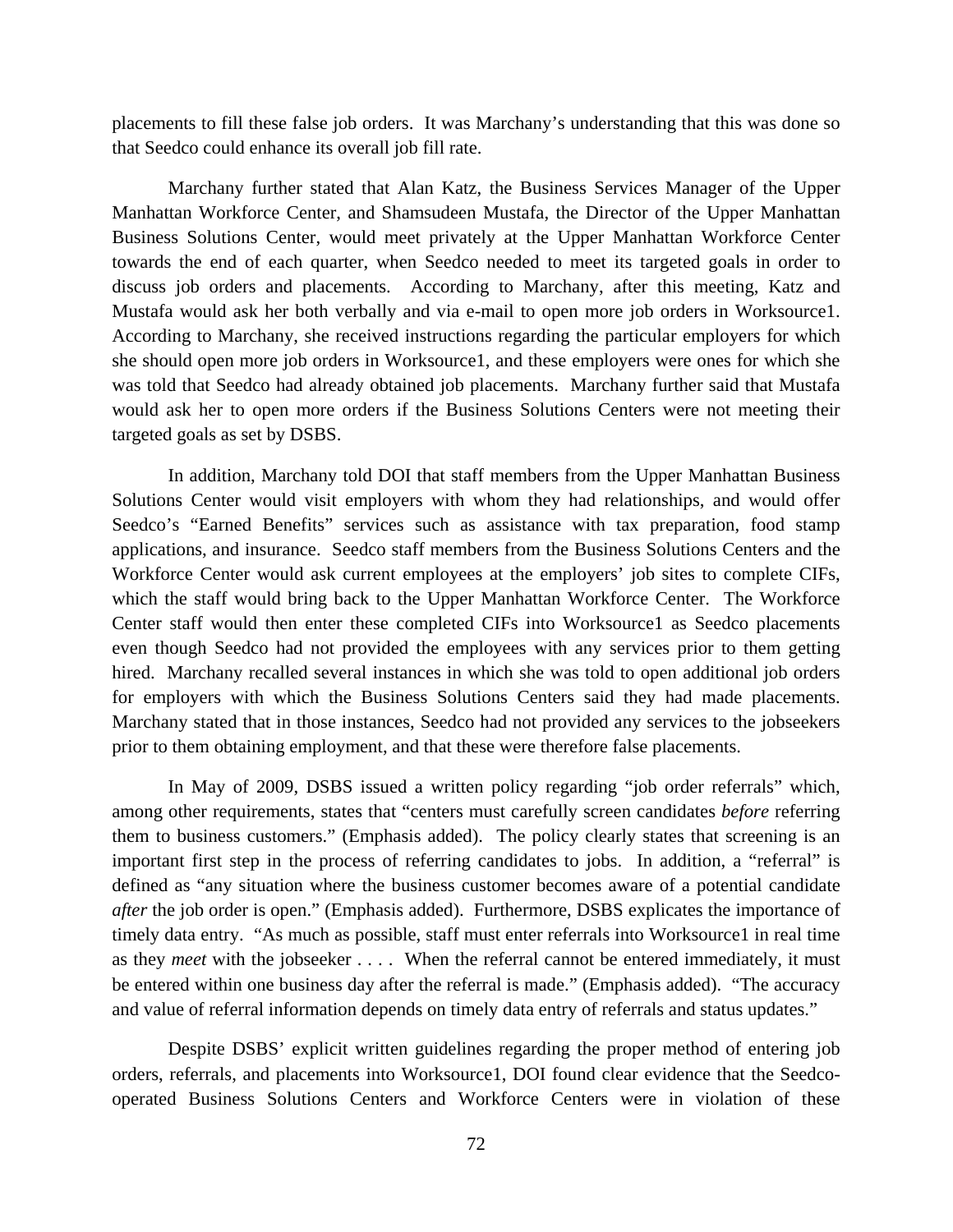placements to fill these false job orders. It was Marchany's understanding that this was done so that Seedco could enhance its overall job fill rate.

Marchany further stated that Alan Katz, the Business Services Manager of the Upper Manhattan Workforce Center, and Shamsudeen Mustafa, the Director of the Upper Manhattan Business Solutions Center, would meet privately at the Upper Manhattan Workforce Center towards the end of each quarter, when Seedco needed to meet its targeted goals in order to discuss job orders and placements. According to Marchany, after this meeting, Katz and Mustafa would ask her both verbally and via e-mail to open more job orders in Worksource1. According to Marchany, she received instructions regarding the particular employers for which she should open more job orders in Worksource1, and these employers were ones for which she was told that Seedco had already obtained job placements. Marchany further said that Mustafa would ask her to open more orders if the Business Solutions Centers were not meeting their targeted goals as set by DSBS.

In addition, Marchany told DOI that staff members from the Upper Manhattan Business Solutions Center would visit employers with whom they had relationships, and would offer Seedco's "Earned Benefits" services such as assistance with tax preparation, food stamp applications, and insurance. Seedco staff members from the Business Solutions Centers and the Workforce Center would ask current employees at the employers' job sites to complete CIFs, which the staff would bring back to the Upper Manhattan Workforce Center. The Workforce Center staff would then enter these completed CIFs into Worksource1 as Seedco placements even though Seedco had not provided the employees with any services prior to them getting hired. Marchany recalled several instances in which she was told to open additional job orders for employers with which the Business Solutions Centers said they had made placements. Marchany stated that in those instances, Seedco had not provided any services to the jobseekers prior to them obtaining employment, and that these were therefore false placements.

In May of 2009, DSBS issued a written policy regarding "job order referrals" which, among other requirements, states that "centers must carefully screen candidates *before* referring them to business customers." (Emphasis added). The policy clearly states that screening is an important first step in the process of referring candidates to jobs. In addition, a "referral" is defined as "any situation where the business customer becomes aware of a potential candidate *after* the job order is open." (Emphasis added). Furthermore, DSBS explicates the importance of timely data entry. "As much as possible, staff must enter referrals into Worksource1 in real time as they *meet* with the jobseeker . . . . When the referral cannot be entered immediately, it must be entered within one business day after the referral is made." (Emphasis added). "The accuracy and value of referral information depends on timely data entry of referrals and status updates."

Despite DSBS' explicit written guidelines regarding the proper method of entering job orders, referrals, and placements into Worksource1, DOI found clear evidence that the Seedco-operated Business Solutions Centers and Workforce Centers were in violation of these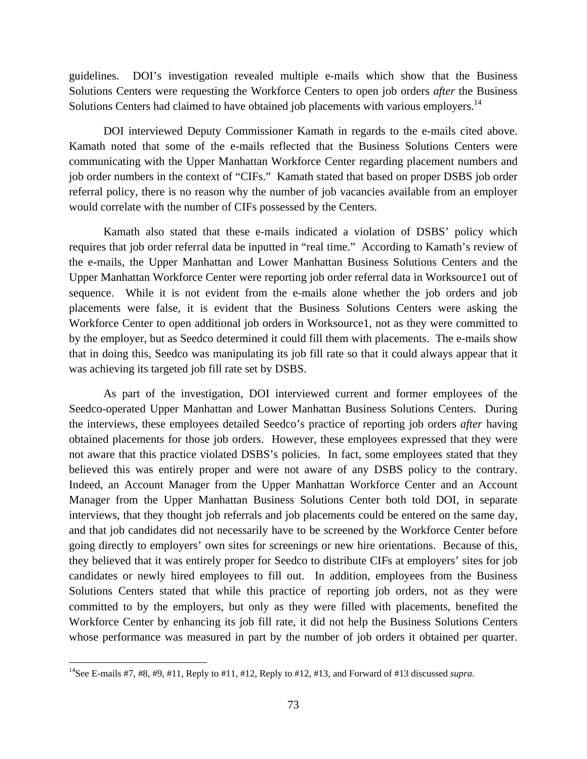guidelines. DOI's investigation revealed multiple e-mails which show that the Business Solutions Centers were requesting the Workforce Centers to open job orders *after* the Business Solutions Centers had claimed to have obtained job placements with various employers.[14]

DOI interviewed Deputy Commissioner Kamath in regards to the e-mails cited above. Kamath noted that some of the e-mails reflected that the Business Solutions Centers were communicating with the Upper Manhattan Workforce Center regarding placement numbers and job order numbers in the context of "CIFs." Kamath stated that based on proper DSBS job order referral policy, there is no reason why the number of job vacancies available from an employer would correlate with the number of CIFs possessed by the Centers.

Kamath also stated that these e-mails indicated a violation of DSBS' policy which requires that job order referral data be inputted in "real time." According to Kamath's review of the e-mails, the Upper Manhattan and Lower Manhattan Business Solutions Centers and the Upper Manhattan Workforce Center were reporting job order referral data in Worksource1 out of sequence. While it is not evident from the e-mails alone whether the job orders and job placements were false, it is evident that the Business Solutions Centers were asking the Workforce Center to open additional job orders in Worksource1, not as they were committed to by the employer, but as Seedco determined it could fill them with placements. The e-mails show that in doing this, Seedco was manipulating its job fill rate so that it could always appear that it was achieving its targeted job fill rate set by DSBS.

As part of the investigation, DOI interviewed current and former employees of the Seedco-operated Upper Manhattan and Lower Manhattan Business Solutions Centers. During the interviews, these employees detailed Seedco's practice of reporting job orders *after* having obtained placements for those job orders. However, these employees expressed that they were not aware that this practice violated DSBS's policies. In fact, some employees stated that they believed this was entirely proper and were not aware of any DSBS policy to the contrary. Indeed, an Account Manager from the Upper Manhattan Workforce Center and an Account Manager from the Upper Manhattan Business Solutions Center both told DOI, in separate interviews, that they thought job referrals and job placements could be entered on the same day, and that job candidates did not necessarily have to be screened by the Workforce Center before going directly to employers' own sites for screenings or new hire orientations. Because of this, they believed that it was entirely proper for Seedco to distribute CIFs at employers' sites for job candidates or newly hired employees to fill out. In addition, employees from the Business Solutions Centers stated that while this practice of reporting job orders, not as they were committed to by the employers, but only as they were filled with placements, benefited the Workforce Center by enhancing its job fill rate, it did not help the Business Solutions Centers whose performance was measured in part by the number of job orders it obtained per quarter.

[14] See E-mails #7, #8, #9, #11, Reply to #11, #12, Reply to #12, #13, and Forward of #13 discussed *supra*.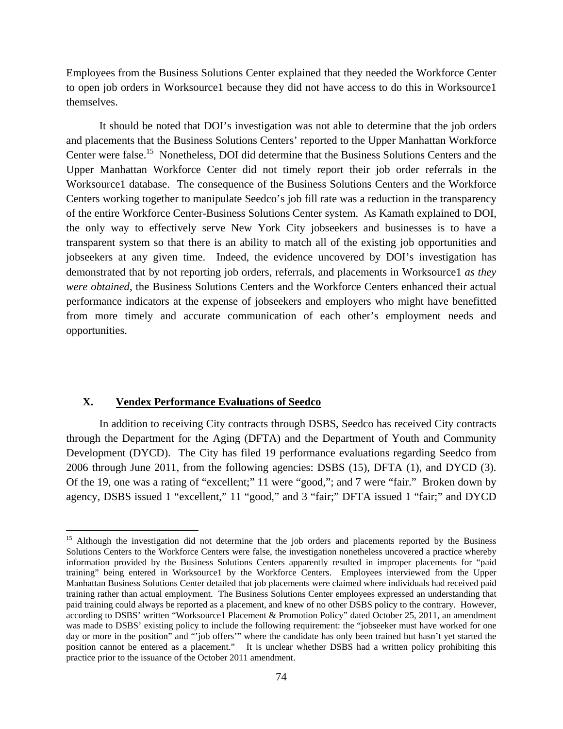Employees from the Business Solutions Center explained that they needed the Workforce Center to open job orders in Worksource1 because they did not have access to do this in Worksource1 themselves.

It should be noted that DOI's investigation was not able to determine that the job orders and placements that the Business Solutions Centers' reported to the Upper Manhattan Workforce Center were false.[15] Nonetheless, DOI did determine that the Business Solutions Centers and the Upper Manhattan Workforce Center did not timely report their job order referrals in the Worksource1 database. The consequence of the Business Solutions Centers and the Workforce Centers working together to manipulate Seedco's job fill rate was a reduction in the transparency of the entire Workforce Center-Business Solutions Center system. As Kamath explained to DOI, the only way to effectively serve New York City jobseekers and businesses is to have a transparent system so that there is an ability to match all of the existing job opportunities and jobseekers at any given time. Indeed, the evidence uncovered by DOI's investigation has demonstrated that by not reporting job orders, referrals, and placements in Worksource1 *as they were obtained*, the Business Solutions Centers and the Workforce Centers enhanced their actual performance indicators at the expense of jobseekers and employers who might have benefitted from more timely and accurate communication of each other's employment needs and opportunities.

## X. Vendex Performance Evaluations of Seedco

In addition to receiving City contracts through DSBS, Seedco has received City contracts through the Department for the Aging (DFTA) and the Department of Youth and Community Development (DYCD). The City has filed 19 performance evaluations regarding Seedco from 2006 through June 2011, from the following agencies: DSBS (15), DFTA (1), and DYCD (3). Of the 19, one was a rating of "excellent;" 11 were "good,"; and 7 were "fair." Broken down by agency, DSBS issued 1 "excellent," 11 "good," and 3 "fair;" DFTA issued 1 "fair;" and DYCD

---

[15] Although the investigation did not determine that the job orders and placements reported by the Business Solutions Centers to the Workforce Centers were false, the investigation nonetheless uncovered a practice whereby information provided by the Business Solutions Centers apparently resulted in improper placements for "paid training" being entered in Worksource1 by the Workforce Centers. Employees interviewed from the Upper Manhattan Business Solutions Center detailed that job placements were claimed where individuals had received paid training rather than actual employment. The Business Solutions Center employees expressed an understanding that paid training could always be reported as a placement, and knew of no other DSBS policy to the contrary. However, according to DSBS' written "Worksource1 Placement & Promotion Policy" dated October 25, 2011, an amendment was made to DSBS' existing policy to include the following requirement: the "jobseeker must have worked for one day or more in the position" and "'job offers'" where the candidate has only been trained but hasn't yet started the position cannot be entered as a placement." It is unclear whether DSBS had a written policy prohibiting this practice prior to the issuance of the October 2011 amendment.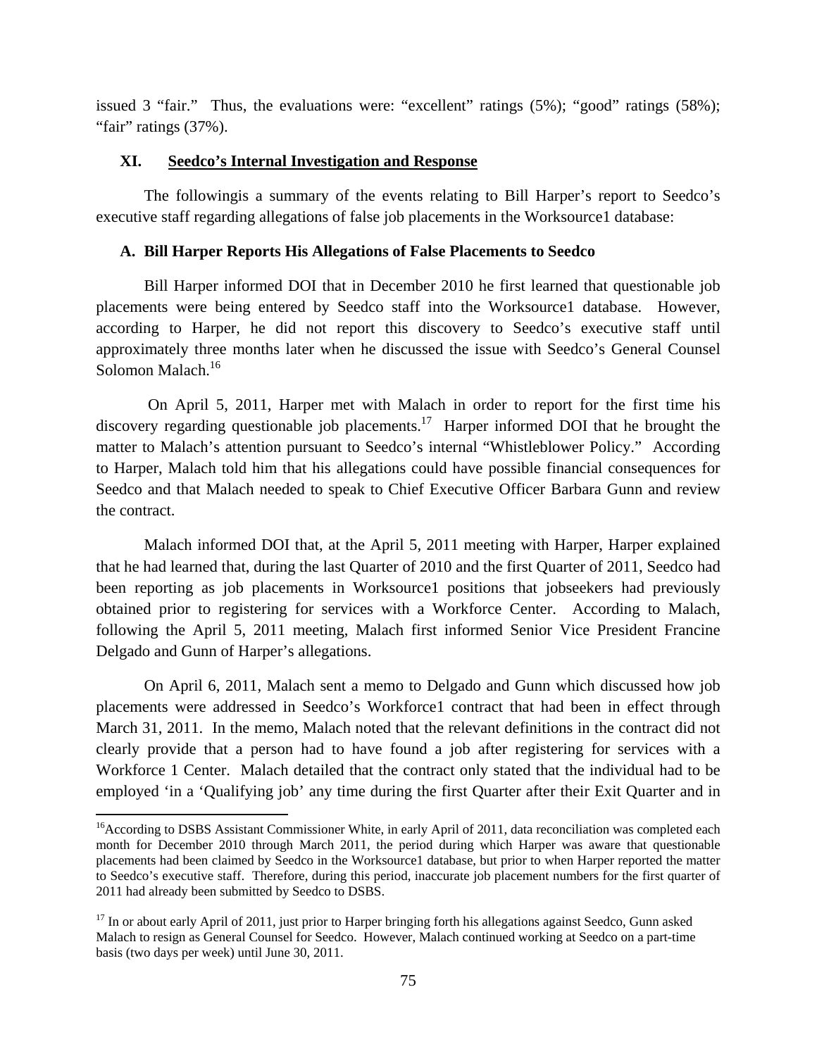issued 3 "fair." Thus, the evaluations were: "excellent" ratings (5%); "good" ratings (58%); "fair" ratings (37%).

## XI. Seedco's Internal Investigation and Response

The followingis a summary of the events relating to Bill Harper's report to Seedco's executive staff regarding allegations of false job placements in the Worksource1 database:

### A. Bill Harper Reports His Allegations of False Placements to Seedco

Bill Harper informed DOI that in December 2010 he first learned that questionable job placements were being entered by Seedco staff into the Worksource1 database. However, according to Harper, he did not report this discovery to Seedco's executive staff until approximately three months later when he discussed the issue with Seedco's General Counsel Solomon Malach.[16]

On April 5, 2011, Harper met with Malach in order to report for the first time his discovery regarding questionable job placements.[17] Harper informed DOI that he brought the matter to Malach's attention pursuant to Seedco's internal "Whistleblower Policy." According to Harper, Malach told him that his allegations could have possible financial consequences for Seedco and that Malach needed to speak to Chief Executive Officer Barbara Gunn and review the contract.

Malach informed DOI that, at the April 5, 2011 meeting with Harper, Harper explained that he had learned that, during the last Quarter of 2010 and the first Quarter of 2011, Seedco had been reporting as job placements in Worksource1 positions that jobseekers had previously obtained prior to registering for services with a Workforce Center. According to Malach, following the April 5, 2011 meeting, Malach first informed Senior Vice President Francine Delgado and Gunn of Harper's allegations.

On April 6, 2011, Malach sent a memo to Delgado and Gunn which discussed how job placements were addressed in Seedco's Workforce1 contract that had been in effect through March 31, 2011. In the memo, Malach noted that the relevant definitions in the contract did not clearly provide that a person had to have found a job after registering for services with a Workforce 1 Center. Malach detailed that the contract only stated that the individual had to be employed 'in a 'Qualifying job' any time during the first Quarter after their Exit Quarter and in

---

[16] According to DSBS Assistant Commissioner White, in early April of 2011, data reconciliation was completed each month for December 2010 through March 2011, the period during which Harper was aware that questionable placements had been claimed by Seedco in the Worksource1 database, but prior to when Harper reported the matter to Seedco's executive staff. Therefore, during this period, inaccurate job placement numbers for the first quarter of 2011 had already been submitted by Seedco to DSBS.

[17] In or about early April of 2011, just prior to Harper bringing forth his allegations against Seedco, Gunn asked Malach to resign as General Counsel for Seedco. However, Malach continued working at Seedco on a part-time basis (two days per week) until June 30, 2011.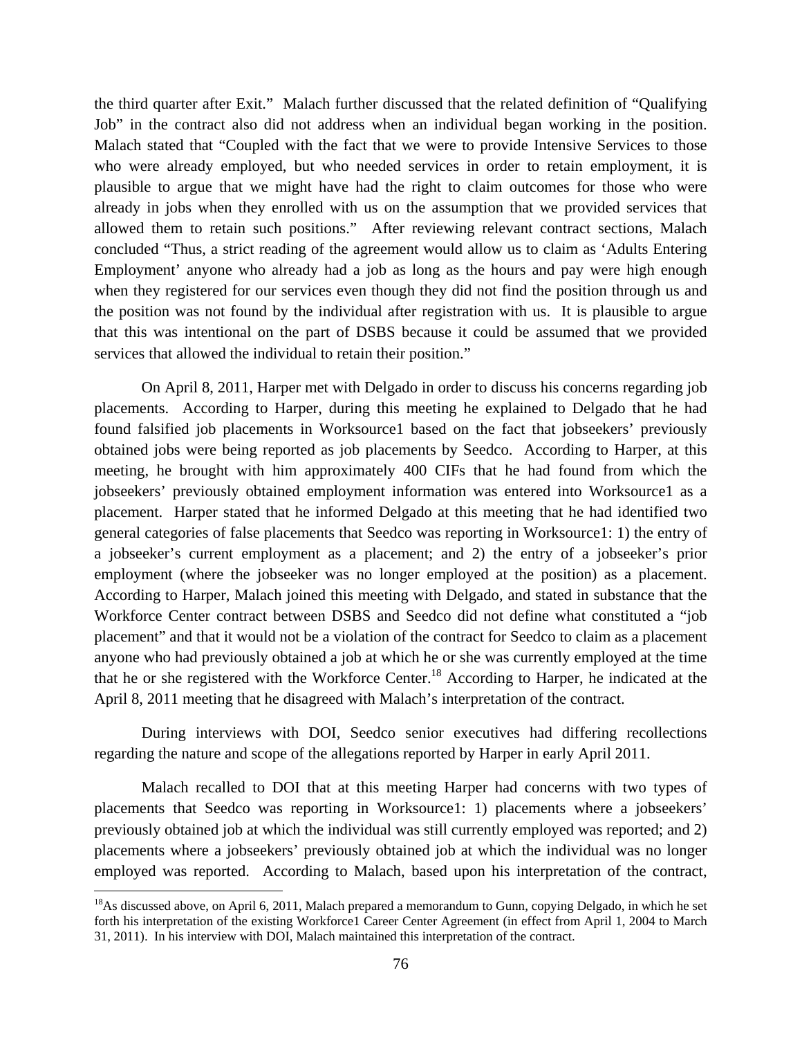the third quarter after Exit." Malach further discussed that the related definition of "Qualifying Job" in the contract also did not address when an individual began working in the position. Malach stated that "Coupled with the fact that we were to provide Intensive Services to those who were already employed, but who needed services in order to retain employment, it is plausible to argue that we might have had the right to claim outcomes for those who were already in jobs when they enrolled with us on the assumption that we provided services that allowed them to retain such positions." After reviewing relevant contract sections, Malach concluded "Thus, a strict reading of the agreement would allow us to claim as 'Adults Entering Employment' anyone who already had a job as long as the hours and pay were high enough when they registered for our services even though they did not find the position through us and the position was not found by the individual after registration with us. It is plausible to argue that this was intentional on the part of DSBS because it could be assumed that we provided services that allowed the individual to retain their position."

On April 8, 2011, Harper met with Delgado in order to discuss his concerns regarding job placements. According to Harper, during this meeting he explained to Delgado that he had found falsified job placements in Worksource1 based on the fact that jobseekers' previously obtained jobs were being reported as job placements by Seedco. According to Harper, at this meeting, he brought with him approximately 400 CIFs that he had found from which the jobseekers' previously obtained employment information was entered into Worksource1 as a placement. Harper stated that he informed Delgado at this meeting that he had identified two general categories of false placements that Seedco was reporting in Worksource1: 1) the entry of a jobseeker's current employment as a placement; and 2) the entry of a jobseeker's prior employment (where the jobseeker was no longer employed at the position) as a placement. According to Harper, Malach joined this meeting with Delgado, and stated in substance that the Workforce Center contract between DSBS and Seedco did not define what constituted a "job placement" and that it would not be a violation of the contract for Seedco to claim as a placement anyone who had previously obtained a job at which he or she was currently employed at the time that he or she registered with the Workforce Center.[18] According to Harper, he indicated at the April 8, 2011 meeting that he disagreed with Malach's interpretation of the contract.

During interviews with DOI, Seedco senior executives had differing recollections regarding the nature and scope of the allegations reported by Harper in early April 2011.

Malach recalled to DOI that at this meeting Harper had concerns with two types of placements that Seedco was reporting in Worksource1: 1) placements where a jobseekers' previously obtained job at which the individual was still currently employed was reported; and 2) placements where a jobseekers' previously obtained job at which the individual was no longer employed was reported. According to Malach, based upon his interpretation of the contract,

[18] As discussed above, on April 6, 2011, Malach prepared a memorandum to Gunn, copying Delgado, in which he set forth his interpretation of the existing Workforce1 Career Center Agreement (in effect from April 1, 2004 to March 31, 2011). In his interview with DOI, Malach maintained this interpretation of the contract.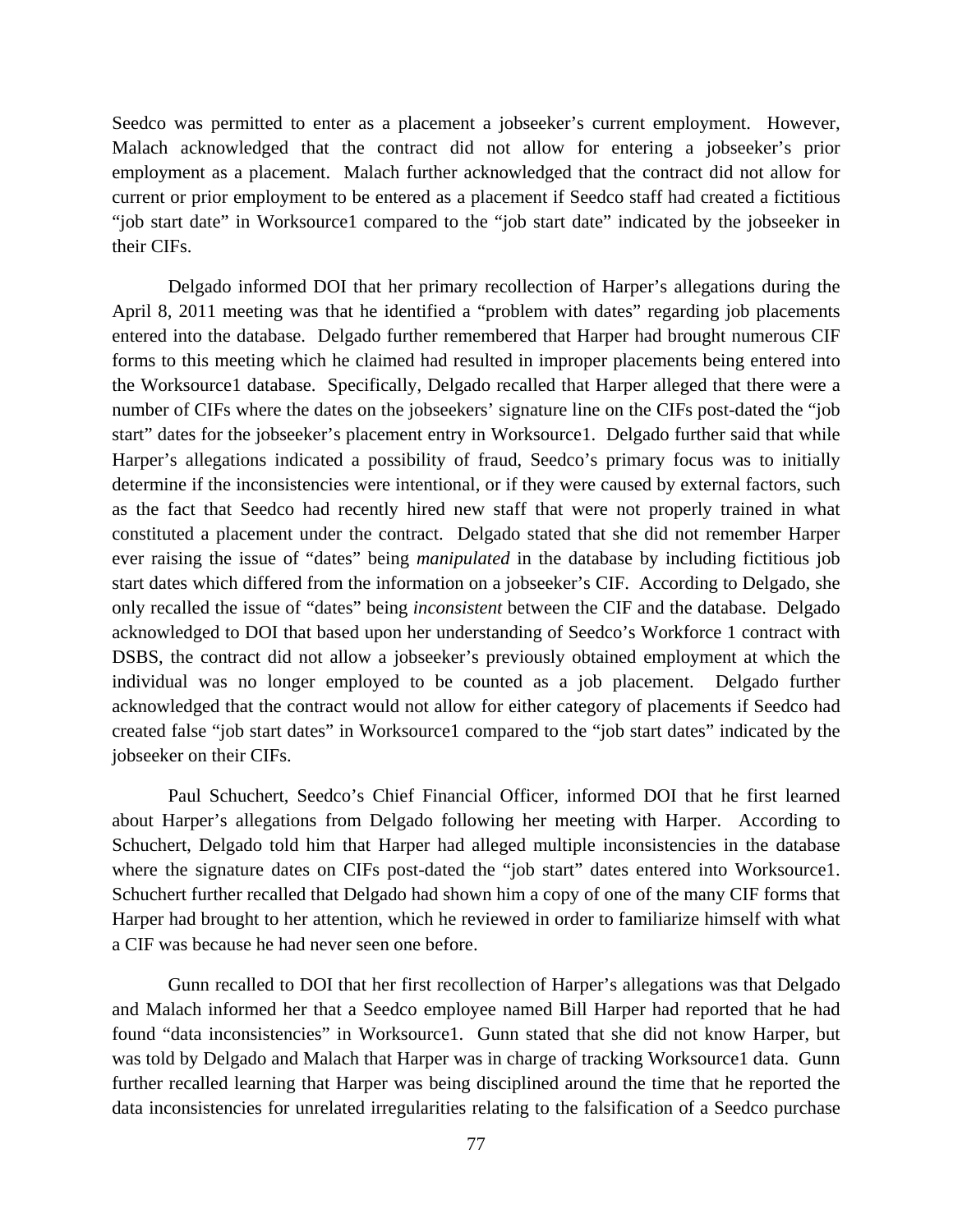Seedco was permitted to enter as a placement a jobseeker's current employment. However, Malach acknowledged that the contract did not allow for entering a jobseeker's prior employment as a placement. Malach further acknowledged that the contract did not allow for current or prior employment to be entered as a placement if Seedco staff had created a fictitious "job start date" in Worksource1 compared to the "job start date" indicated by the jobseeker in their CIFs.

Delgado informed DOI that her primary recollection of Harper's allegations during the April 8, 2011 meeting was that he identified a "problem with dates" regarding job placements entered into the database. Delgado further remembered that Harper had brought numerous CIF forms to this meeting which he claimed had resulted in improper placements being entered into the Worksource1 database. Specifically, Delgado recalled that Harper alleged that there were a number of CIFs where the dates on the jobseekers' signature line on the CIFs post-dated the "job start" dates for the jobseeker's placement entry in Worksource1. Delgado further said that while Harper's allegations indicated a possibility of fraud, Seedco's primary focus was to initially determine if the inconsistencies were intentional, or if they were caused by external factors, such as the fact that Seedco had recently hired new staff that were not properly trained in what constituted a placement under the contract. Delgado stated that she did not remember Harper ever raising the issue of "dates" being *manipulated* in the database by including fictitious job start dates which differed from the information on a jobseeker's CIF. According to Delgado, she only recalled the issue of "dates" being *inconsistent* between the CIF and the database. Delgado acknowledged to DOI that based upon her understanding of Seedco's Workforce 1 contract with DSBS, the contract did not allow a jobseeker's previously obtained employment at which the individual was no longer employed to be counted as a job placement. Delgado further acknowledged that the contract would not allow for either category of placements if Seedco had created false "job start dates" in Worksource1 compared to the "job start dates" indicated by the jobseeker on their CIFs.

Paul Schuchert, Seedco's Chief Financial Officer, informed DOI that he first learned about Harper's allegations from Delgado following her meeting with Harper. According to Schuchert, Delgado told him that Harper had alleged multiple inconsistencies in the database where the signature dates on CIFs post-dated the "job start" dates entered into Worksource1. Schuchert further recalled that Delgado had shown him a copy of one of the many CIF forms that Harper had brought to her attention, which he reviewed in order to familiarize himself with what a CIF was because he had never seen one before.

Gunn recalled to DOI that her first recollection of Harper's allegations was that Delgado and Malach informed her that a Seedco employee named Bill Harper had reported that he had found "data inconsistencies" in Worksource1. Gunn stated that she did not know Harper, but was told by Delgado and Malach that Harper was in charge of tracking Worksource1 data. Gunn further recalled learning that Harper was being disciplined around the time that he reported the data inconsistencies for unrelated irregularities relating to the falsification of a Seedco purchase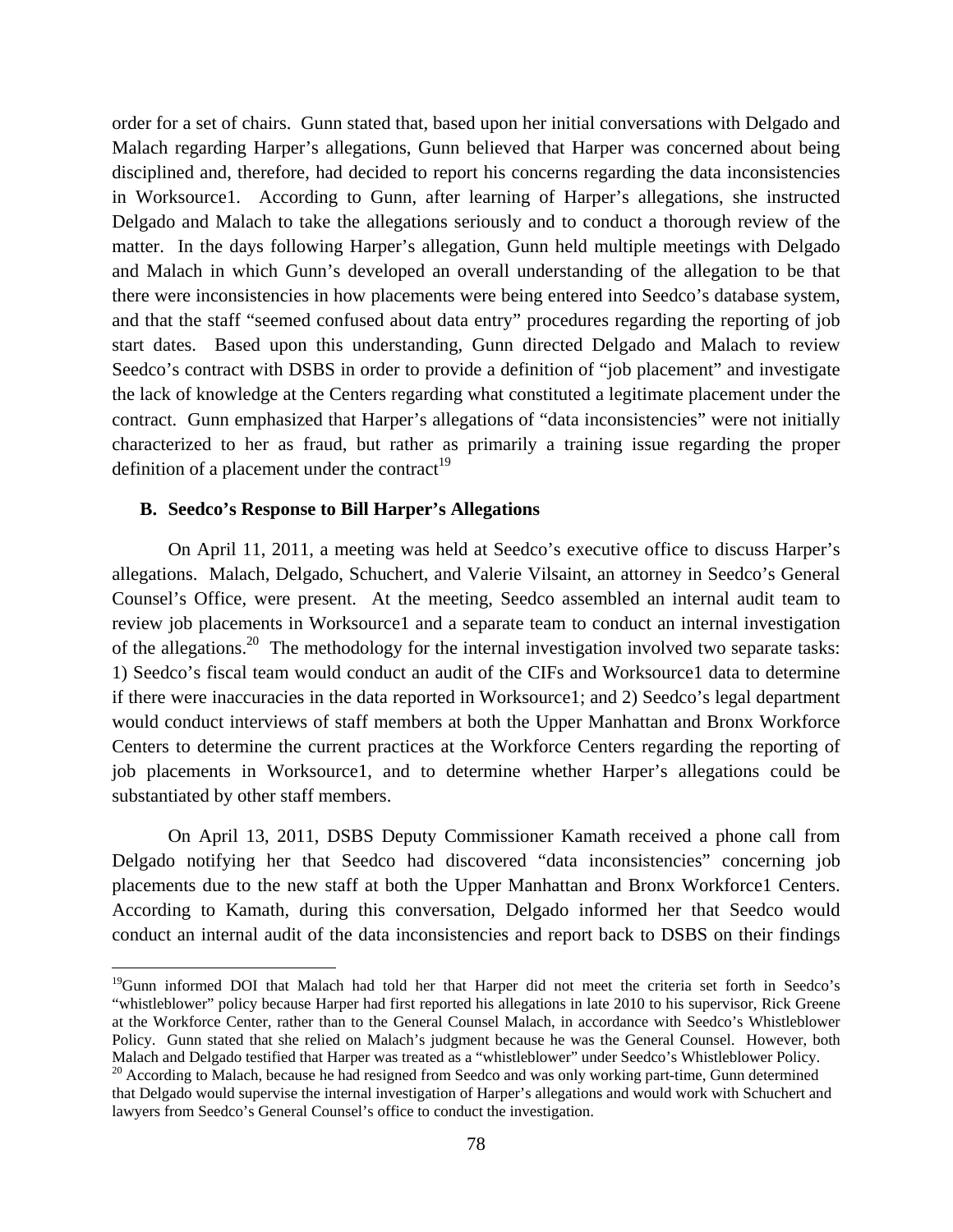order for a set of chairs. Gunn stated that, based upon her initial conversations with Delgado and Malach regarding Harper's allegations, Gunn believed that Harper was concerned about being disciplined and, therefore, had decided to report his concerns regarding the data inconsistencies in Worksource1. According to Gunn, after learning of Harper's allegations, she instructed Delgado and Malach to take the allegations seriously and to conduct a thorough review of the matter. In the days following Harper's allegation, Gunn held multiple meetings with Delgado and Malach in which Gunn's developed an overall understanding of the allegation to be that there were inconsistencies in how placements were being entered into Seedco's database system, and that the staff "seemed confused about data entry" procedures regarding the reporting of job start dates. Based upon this understanding, Gunn directed Delgado and Malach to review Seedco's contract with DSBS in order to provide a definition of "job placement" and investigate the lack of knowledge at the Centers regarding what constituted a legitimate placement under the contract. Gunn emphasized that Harper's allegations of "data inconsistencies" were not initially characterized to her as fraud, but rather as primarily a training issue regarding the proper definition of a placement under the contract[19]

### B. Seedco's Response to Bill Harper's Allegations

On April 11, 2011, a meeting was held at Seedco's executive office to discuss Harper's allegations. Malach, Delgado, Schuchert, and Valerie Vilsaint, an attorney in Seedco's General Counsel's Office, were present. At the meeting, Seedco assembled an internal audit team to review job placements in Worksource1 and a separate team to conduct an internal investigation of the allegations.[20] The methodology for the internal investigation involved two separate tasks: 1) Seedco's fiscal team would conduct an audit of the CIFs and Worksource1 data to determine if there were inaccuracies in the data reported in Worksource1; and 2) Seedco's legal department would conduct interviews of staff members at both the Upper Manhattan and Bronx Workforce Centers to determine the current practices at the Workforce Centers regarding the reporting of job placements in Worksource1, and to determine whether Harper's allegations could be substantiated by other staff members.

On April 13, 2011, DSBS Deputy Commissioner Kamath received a phone call from Delgado notifying her that Seedco had discovered "data inconsistencies" concerning job placements due to the new staff at both the Upper Manhattan and Bronx Workforce1 Centers. According to Kamath, during this conversation, Delgado informed her that Seedco would conduct an internal audit of the data inconsistencies and report back to DSBS on their findings

---

[19]Gunn informed DOI that Malach had told her that Harper did not meet the criteria set forth in Seedco's "whistleblower" policy because Harper had first reported his allegations in late 2010 to his supervisor, Rick Greene at the Workforce Center, rather than to the General Counsel Malach, in accordance with Seedco's Whistleblower Policy. Gunn stated that she relied on Malach's judgment because he was the General Counsel. However, both Malach and Delgado testified that Harper was treated as a "whistleblower" under Seedco's Whistleblower Policy.

[20] According to Malach, because he had resigned from Seedco and was only working part-time, Gunn determined that Delgado would supervise the internal investigation of Harper's allegations and would work with Schuchert and lawyers from Seedco's General Counsel's office to conduct the investigation.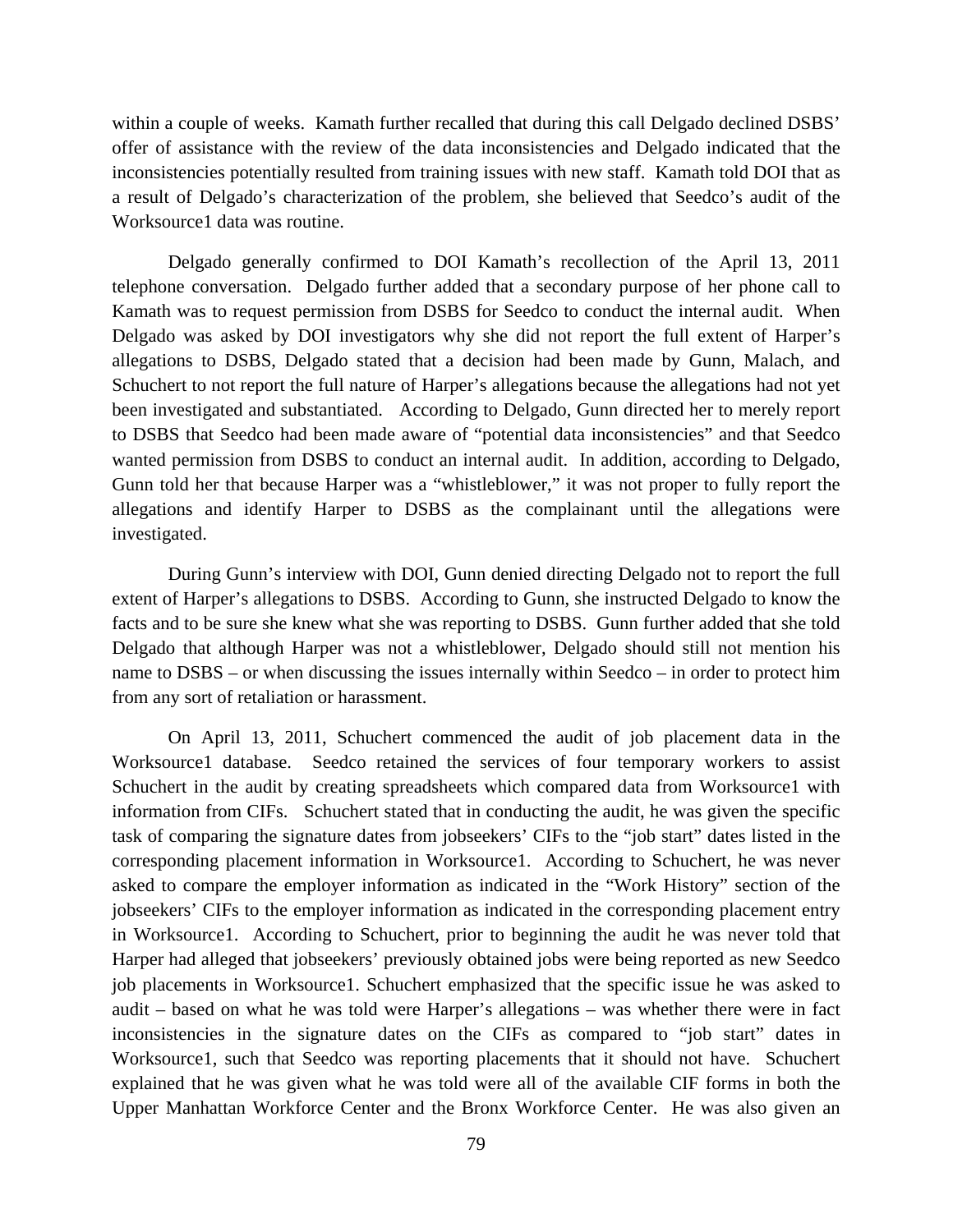within a couple of weeks. Kamath further recalled that during this call Delgado declined DSBS' offer of assistance with the review of the data inconsistencies and Delgado indicated that the inconsistencies potentially resulted from training issues with new staff. Kamath told DOI that as a result of Delgado's characterization of the problem, she believed that Seedco's audit of the Worksource1 data was routine.

Delgado generally confirmed to DOI Kamath's recollection of the April 13, 2011 telephone conversation. Delgado further added that a secondary purpose of her phone call to Kamath was to request permission from DSBS for Seedco to conduct the internal audit. When Delgado was asked by DOI investigators why she did not report the full extent of Harper's allegations to DSBS, Delgado stated that a decision had been made by Gunn, Malach, and Schuchert to not report the full nature of Harper's allegations because the allegations had not yet been investigated and substantiated. According to Delgado, Gunn directed her to merely report to DSBS that Seedco had been made aware of "potential data inconsistencies" and that Seedco wanted permission from DSBS to conduct an internal audit. In addition, according to Delgado, Gunn told her that because Harper was a "whistleblower," it was not proper to fully report the allegations and identify Harper to DSBS as the complainant until the allegations were investigated.

During Gunn's interview with DOI, Gunn denied directing Delgado not to report the full extent of Harper's allegations to DSBS. According to Gunn, she instructed Delgado to know the facts and to be sure she knew what she was reporting to DSBS. Gunn further added that she told Delgado that although Harper was not a whistleblower, Delgado should still not mention his name to DSBS – or when discussing the issues internally within Seedco – in order to protect him from any sort of retaliation or harassment.

On April 13, 2011, Schuchert commenced the audit of job placement data in the Worksource1 database. Seedco retained the services of four temporary workers to assist Schuchert in the audit by creating spreadsheets which compared data from Worksource1 with information from CIFs. Schuchert stated that in conducting the audit, he was given the specific task of comparing the signature dates from jobseekers' CIFs to the "job start" dates listed in the corresponding placement information in Worksource1. According to Schuchert, he was never asked to compare the employer information as indicated in the "Work History" section of the jobseekers' CIFs to the employer information as indicated in the corresponding placement entry in Worksource1. According to Schuchert, prior to beginning the audit he was never told that Harper had alleged that jobseekers' previously obtained jobs were being reported as new Seedco job placements in Worksource1. Schuchert emphasized that the specific issue he was asked to audit – based on what he was told were Harper's allegations – was whether there were in fact inconsistencies in the signature dates on the CIFs as compared to "job start" dates in Worksource1, such that Seedco was reporting placements that it should not have. Schuchert explained that he was given what he was told were all of the available CIF forms in both the Upper Manhattan Workforce Center and the Bronx Workforce Center. He was also given an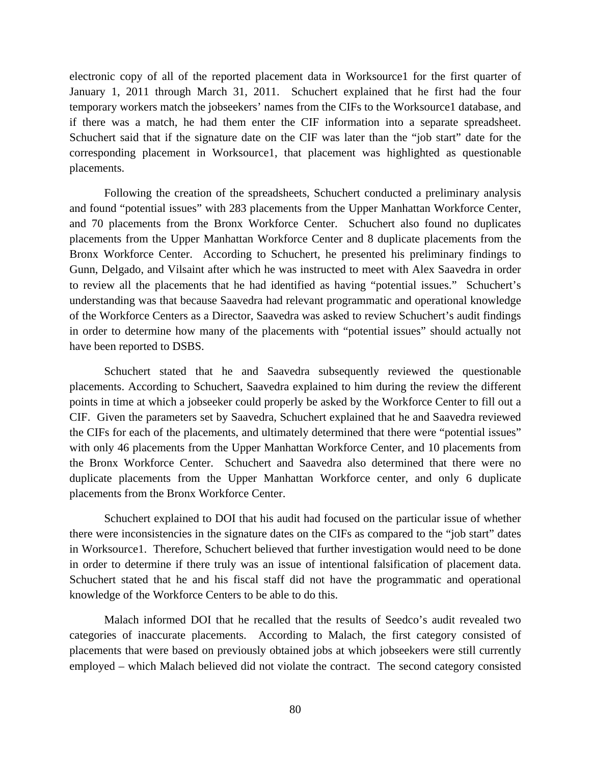electronic copy of all of the reported placement data in Worksource1 for the first quarter of January 1, 2011 through March 31, 2011. Schuchert explained that he first had the four temporary workers match the jobseekers' names from the CIFs to the Worksource1 database, and if there was a match, he had them enter the CIF information into a separate spreadsheet. Schuchert said that if the signature date on the CIF was later than the "job start" date for the corresponding placement in Worksource1, that placement was highlighted as questionable placements.

Following the creation of the spreadsheets, Schuchert conducted a preliminary analysis and found "potential issues" with 283 placements from the Upper Manhattan Workforce Center, and 70 placements from the Bronx Workforce Center. Schuchert also found no duplicates placements from the Upper Manhattan Workforce Center and 8 duplicate placements from the Bronx Workforce Center. According to Schuchert, he presented his preliminary findings to Gunn, Delgado, and Vilsaint after which he was instructed to meet with Alex Saavedra in order to review all the placements that he had identified as having "potential issues." Schuchert's understanding was that because Saavedra had relevant programmatic and operational knowledge of the Workforce Centers as a Director, Saavedra was asked to review Schuchert's audit findings in order to determine how many of the placements with "potential issues" should actually not have been reported to DSBS.

Schuchert stated that he and Saavedra subsequently reviewed the questionable placements. According to Schuchert, Saavedra explained to him during the review the different points in time at which a jobseeker could properly be asked by the Workforce Center to fill out a CIF. Given the parameters set by Saavedra, Schuchert explained that he and Saavedra reviewed the CIFs for each of the placements, and ultimately determined that there were "potential issues" with only 46 placements from the Upper Manhattan Workforce Center, and 10 placements from the Bronx Workforce Center. Schuchert and Saavedra also determined that there were no duplicate placements from the Upper Manhattan Workforce center, and only 6 duplicate placements from the Bronx Workforce Center.

Schuchert explained to DOI that his audit had focused on the particular issue of whether there were inconsistencies in the signature dates on the CIFs as compared to the "job start" dates in Worksource1. Therefore, Schuchert believed that further investigation would need to be done in order to determine if there truly was an issue of intentional falsification of placement data. Schuchert stated that he and his fiscal staff did not have the programmatic and operational knowledge of the Workforce Centers to be able to do this.

Malach informed DOI that he recalled that the results of Seedco's audit revealed two categories of inaccurate placements. According to Malach, the first category consisted of placements that were based on previously obtained jobs at which jobseekers were still currently employed – which Malach believed did not violate the contract. The second category consisted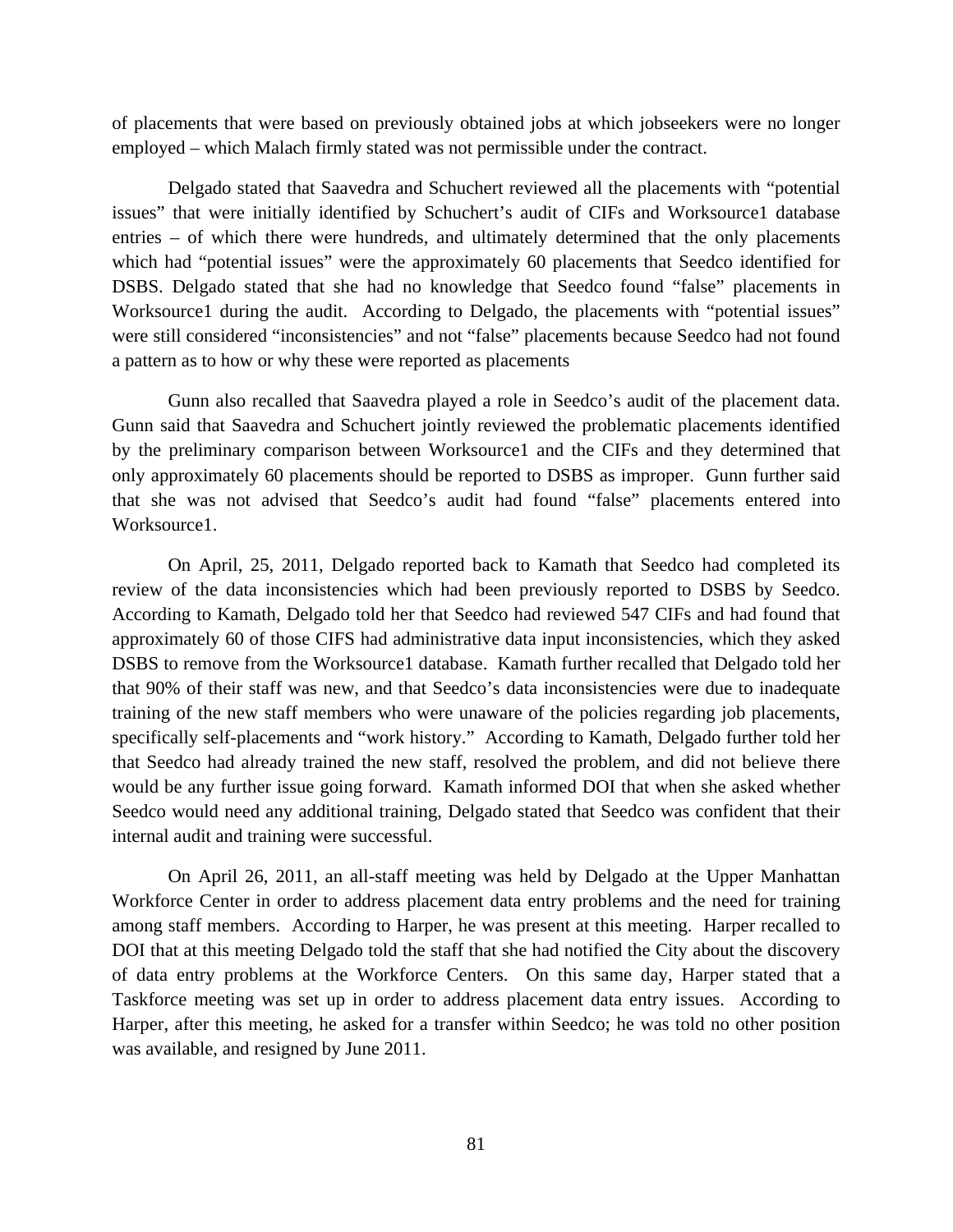of placements that were based on previously obtained jobs at which jobseekers were no longer employed – which Malach firmly stated was not permissible under the contract.

Delgado stated that Saavedra and Schuchert reviewed all the placements with "potential issues" that were initially identified by Schuchert's audit of CIFs and Worksource1 database entries – of which there were hundreds, and ultimately determined that the only placements which had "potential issues" were the approximately 60 placements that Seedco identified for DSBS. Delgado stated that she had no knowledge that Seedco found "false" placements in Worksource1 during the audit. According to Delgado, the placements with "potential issues" were still considered "inconsistencies" and not "false" placements because Seedco had not found a pattern as to how or why these were reported as placements

Gunn also recalled that Saavedra played a role in Seedco's audit of the placement data. Gunn said that Saavedra and Schuchert jointly reviewed the problematic placements identified by the preliminary comparison between Worksource1 and the CIFs and they determined that only approximately 60 placements should be reported to DSBS as improper. Gunn further said that she was not advised that Seedco's audit had found "false" placements entered into Worksource1.

On April, 25, 2011, Delgado reported back to Kamath that Seedco had completed its review of the data inconsistencies which had been previously reported to DSBS by Seedco. According to Kamath, Delgado told her that Seedco had reviewed 547 CIFs and had found that approximately 60 of those CIFS had administrative data input inconsistencies, which they asked DSBS to remove from the Worksource1 database. Kamath further recalled that Delgado told her that 90% of their staff was new, and that Seedco's data inconsistencies were due to inadequate training of the new staff members who were unaware of the policies regarding job placements, specifically self-placements and "work history." According to Kamath, Delgado further told her that Seedco had already trained the new staff, resolved the problem, and did not believe there would be any further issue going forward. Kamath informed DOI that when she asked whether Seedco would need any additional training, Delgado stated that Seedco was confident that their internal audit and training were successful.

On April 26, 2011, an all-staff meeting was held by Delgado at the Upper Manhattan Workforce Center in order to address placement data entry problems and the need for training among staff members. According to Harper, he was present at this meeting. Harper recalled to DOI that at this meeting Delgado told the staff that she had notified the City about the discovery of data entry problems at the Workforce Centers. On this same day, Harper stated that a Taskforce meeting was set up in order to address placement data entry issues. According to Harper, after this meeting, he asked for a transfer within Seedco; he was told no other position was available, and resigned by June 2011.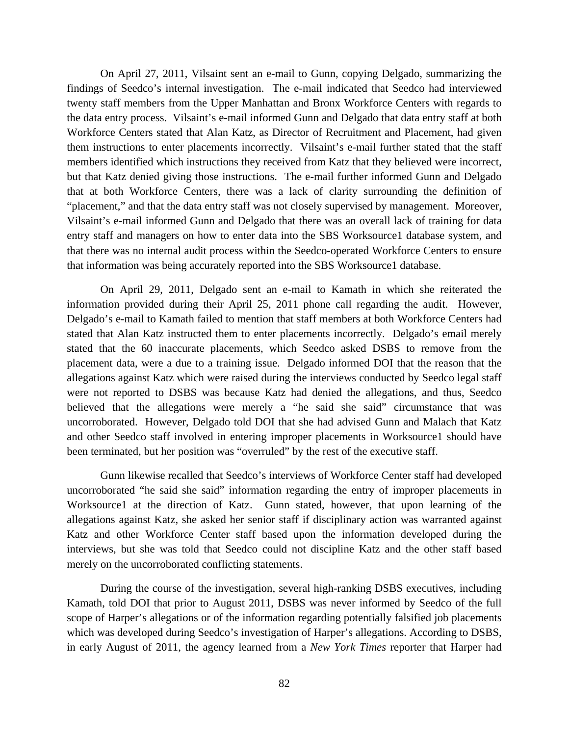On April 27, 2011, Vilsaint sent an e-mail to Gunn, copying Delgado, summarizing the findings of Seedco's internal investigation. The e-mail indicated that Seedco had interviewed twenty staff members from the Upper Manhattan and Bronx Workforce Centers with regards to the data entry process. Vilsaint's e-mail informed Gunn and Delgado that data entry staff at both Workforce Centers stated that Alan Katz, as Director of Recruitment and Placement, had given them instructions to enter placements incorrectly. Vilsaint's e-mail further stated that the staff members identified which instructions they received from Katz that they believed were incorrect, but that Katz denied giving those instructions. The e-mail further informed Gunn and Delgado that at both Workforce Centers, there was a lack of clarity surrounding the definition of "placement," and that the data entry staff was not closely supervised by management. Moreover, Vilsaint's e-mail informed Gunn and Delgado that there was an overall lack of training for data entry staff and managers on how to enter data into the SBS Worksource1 database system, and that there was no internal audit process within the Seedco-operated Workforce Centers to ensure that information was being accurately reported into the SBS Worksource1 database.

On April 29, 2011, Delgado sent an e-mail to Kamath in which she reiterated the information provided during their April 25, 2011 phone call regarding the audit. However, Delgado's e-mail to Kamath failed to mention that staff members at both Workforce Centers had stated that Alan Katz instructed them to enter placements incorrectly. Delgado's email merely stated that the 60 inaccurate placements, which Seedco asked DSBS to remove from the placement data, were a due to a training issue. Delgado informed DOI that the reason that the allegations against Katz which were raised during the interviews conducted by Seedco legal staff were not reported to DSBS was because Katz had denied the allegations, and thus, Seedco believed that the allegations were merely a "he said she said" circumstance that was uncorroborated. However, Delgado told DOI that she had advised Gunn and Malach that Katz and other Seedco staff involved in entering improper placements in Worksource1 should have been terminated, but her position was "overruled" by the rest of the executive staff.

Gunn likewise recalled that Seedco's interviews of Workforce Center staff had developed uncorroborated "he said she said" information regarding the entry of improper placements in Worksource1 at the direction of Katz. Gunn stated, however, that upon learning of the allegations against Katz, she asked her senior staff if disciplinary action was warranted against Katz and other Workforce Center staff based upon the information developed during the interviews, but she was told that Seedco could not discipline Katz and the other staff based merely on the uncorroborated conflicting statements.

During the course of the investigation, several high-ranking DSBS executives, including Kamath, told DOI that prior to August 2011, DSBS was never informed by Seedco of the full scope of Harper's allegations or of the information regarding potentially falsified job placements which was developed during Seedco's investigation of Harper's allegations. According to DSBS, in early August of 2011, the agency learned from a *New York Times* reporter that Harper had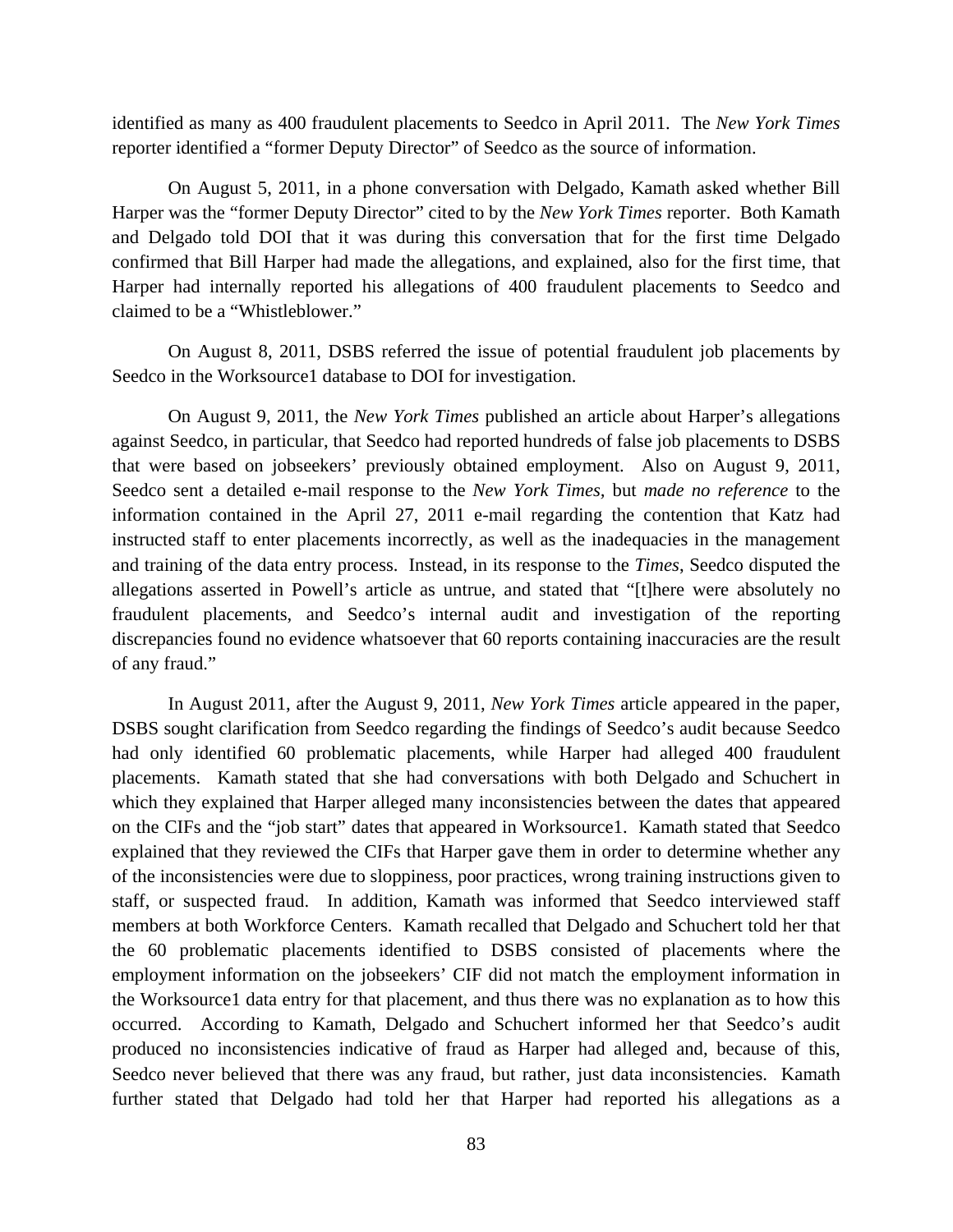identified as many as 400 fraudulent placements to Seedco in April 2011. The *New York Times* reporter identified a "former Deputy Director" of Seedco as the source of information.

On August 5, 2011, in a phone conversation with Delgado, Kamath asked whether Bill Harper was the "former Deputy Director" cited to by the *New York Times* reporter. Both Kamath and Delgado told DOI that it was during this conversation that for the first time Delgado confirmed that Bill Harper had made the allegations, and explained, also for the first time, that Harper had internally reported his allegations of 400 fraudulent placements to Seedco and claimed to be a "Whistleblower."

On August 8, 2011, DSBS referred the issue of potential fraudulent job placements by Seedco in the Worksource1 database to DOI for investigation.

On August 9, 2011, the *New York Times* published an article about Harper's allegations against Seedco, in particular, that Seedco had reported hundreds of false job placements to DSBS that were based on jobseekers' previously obtained employment. Also on August 9, 2011, Seedco sent a detailed e-mail response to the *New York Times*, but *made no reference* to the information contained in the April 27, 2011 e-mail regarding the contention that Katz had instructed staff to enter placements incorrectly, as well as the inadequacies in the management and training of the data entry process. Instead, in its response to the *Times*, Seedco disputed the allegations asserted in Powell's article as untrue, and stated that "[t]here were absolutely no fraudulent placements, and Seedco's internal audit and investigation of the reporting discrepancies found no evidence whatsoever that 60 reports containing inaccuracies are the result of any fraud."

In August 2011, after the August 9, 2011, *New York Times* article appeared in the paper, DSBS sought clarification from Seedco regarding the findings of Seedco's audit because Seedco had only identified 60 problematic placements, while Harper had alleged 400 fraudulent placements. Kamath stated that she had conversations with both Delgado and Schuchert in which they explained that Harper alleged many inconsistencies between the dates that appeared on the CIFs and the "job start" dates that appeared in Worksource1. Kamath stated that Seedco explained that they reviewed the CIFs that Harper gave them in order to determine whether any of the inconsistencies were due to sloppiness, poor practices, wrong training instructions given to staff, or suspected fraud. In addition, Kamath was informed that Seedco interviewed staff members at both Workforce Centers. Kamath recalled that Delgado and Schuchert told her that the 60 problematic placements identified to DSBS consisted of placements where the employment information on the jobseekers' CIF did not match the employment information in the Worksource1 data entry for that placement, and thus there was no explanation as to how this occurred. According to Kamath, Delgado and Schuchert informed her that Seedco's audit produced no inconsistencies indicative of fraud as Harper had alleged and, because of this, Seedco never believed that there was any fraud, but rather, just data inconsistencies. Kamath further stated that Delgado had told her that Harper had reported his allegations as a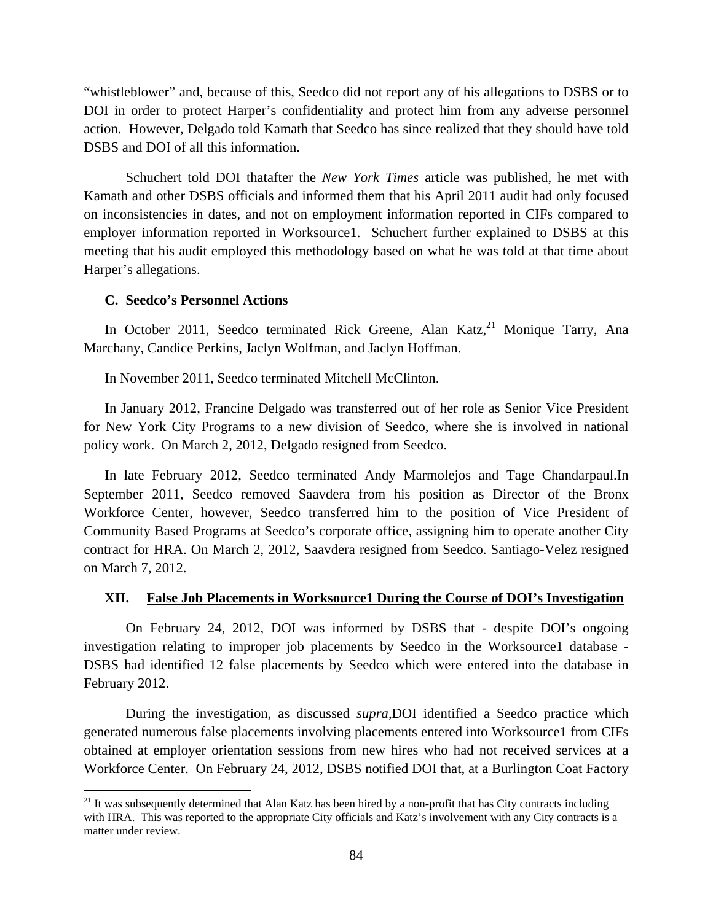"whistleblower" and, because of this, Seedco did not report any of his allegations to DSBS or to DOI in order to protect Harper's confidentiality and protect him from any adverse personnel action. However, Delgado told Kamath that Seedco has since realized that they should have told DSBS and DOI of all this information.

Schuchert told DOI thatafter the *New York Times* article was published, he met with Kamath and other DSBS officials and informed them that his April 2011 audit had only focused on inconsistencies in dates, and not on employment information reported in CIFs compared to employer information reported in Worksource1. Schuchert further explained to DSBS at this meeting that his audit employed this methodology based on what he was told at that time about Harper's allegations.

### C. Seedco's Personnel Actions

In October 2011, Seedco terminated Rick Greene, Alan Katz,[21] Monique Tarry, Ana Marchany, Candice Perkins, Jaclyn Wolfman, and Jaclyn Hoffman.

In November 2011, Seedco terminated Mitchell McClinton.

In January 2012, Francine Delgado was transferred out of her role as Senior Vice President for New York City Programs to a new division of Seedco, where she is involved in national policy work. On March 2, 2012, Delgado resigned from Seedco.

In late February 2012, Seedco terminated Andy Marmolejos and Tage Chandarpaul.In September 2011, Seedco removed Saavdera from his position as Director of the Bronx Workforce Center, however, Seedco transferred him to the position of Vice President of Community Based Programs at Seedco's corporate office, assigning him to operate another City contract for HRA. On March 2, 2012, Saavdera resigned from Seedco. Santiago-Velez resigned on March 7, 2012.

## XII. False Job Placements in Worksource1 During the Course of DOI's Investigation

On February 24, 2012, DOI was informed by DSBS that - despite DOI's ongoing investigation relating to improper job placements by Seedco in the Worksource1 database - DSBS had identified 12 false placements by Seedco which were entered into the database in February 2012.

During the investigation, as discussed *supra*,DOI identified a Seedco practice which generated numerous false placements involving placements entered into Worksource1 from CIFs obtained at employer orientation sessions from new hires who had not received services at a Workforce Center. On February 24, 2012, DSBS notified DOI that, at a Burlington Coat Factory

[21] It was subsequently determined that Alan Katz has been hired by a non-profit that has City contracts including with HRA. This was reported to the appropriate City officials and Katz's involvement with any City contracts is a matter under review.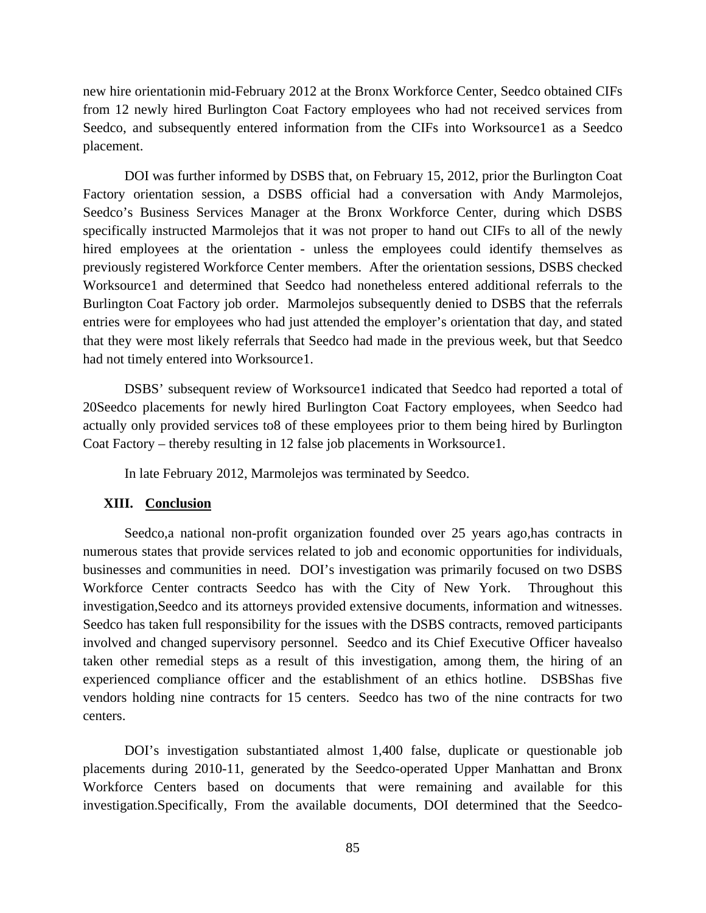new hire orientationin mid-February 2012 at the Bronx Workforce Center, Seedco obtained CIFs from 12 newly hired Burlington Coat Factory employees who had not received services from Seedco, and subsequently entered information from the CIFs into Worksource1 as a Seedco placement.

DOI was further informed by DSBS that, on February 15, 2012, prior the Burlington Coat Factory orientation session, a DSBS official had a conversation with Andy Marmolejos, Seedco's Business Services Manager at the Bronx Workforce Center, during which DSBS specifically instructed Marmolejos that it was not proper to hand out CIFs to all of the newly hired employees at the orientation - unless the employees could identify themselves as previously registered Workforce Center members. After the orientation sessions, DSBS checked Worksource1 and determined that Seedco had nonetheless entered additional referrals to the Burlington Coat Factory job order. Marmolejos subsequently denied to DSBS that the referrals entries were for employees who had just attended the employer's orientation that day, and stated that they were most likely referrals that Seedco had made in the previous week, but that Seedco had not timely entered into Worksource1.

DSBS' subsequent review of Worksource1 indicated that Seedco had reported a total of 20Seedco placements for newly hired Burlington Coat Factory employees, when Seedco had actually only provided services to8 of these employees prior to them being hired by Burlington Coat Factory – thereby resulting in 12 false job placements in Worksource1.

In late February 2012, Marmolejos was terminated by Seedco.

## XIII. Conclusion

Seedco,a national non-profit organization founded over 25 years ago,has contracts in numerous states that provide services related to job and economic opportunities for individuals, businesses and communities in need. DOI's investigation was primarily focused on two DSBS Workforce Center contracts Seedco has with the City of New York. Throughout this investigation,Seedco and its attorneys provided extensive documents, information and witnesses. Seedco has taken full responsibility for the issues with the DSBS contracts, removed participants involved and changed supervisory personnel. Seedco and its Chief Executive Officer havealso taken other remedial steps as a result of this investigation, among them, the hiring of an experienced compliance officer and the establishment of an ethics hotline. DSBShas five vendors holding nine contracts for 15 centers. Seedco has two of the nine contracts for two centers.

DOI's investigation substantiated almost 1,400 false, duplicate or questionable job placements during 2010-11, generated by the Seedco-operated Upper Manhattan and Bronx Workforce Centers based on documents that were remaining and available for this investigation.Specifically, From the available documents, DOI determined that the Seedco-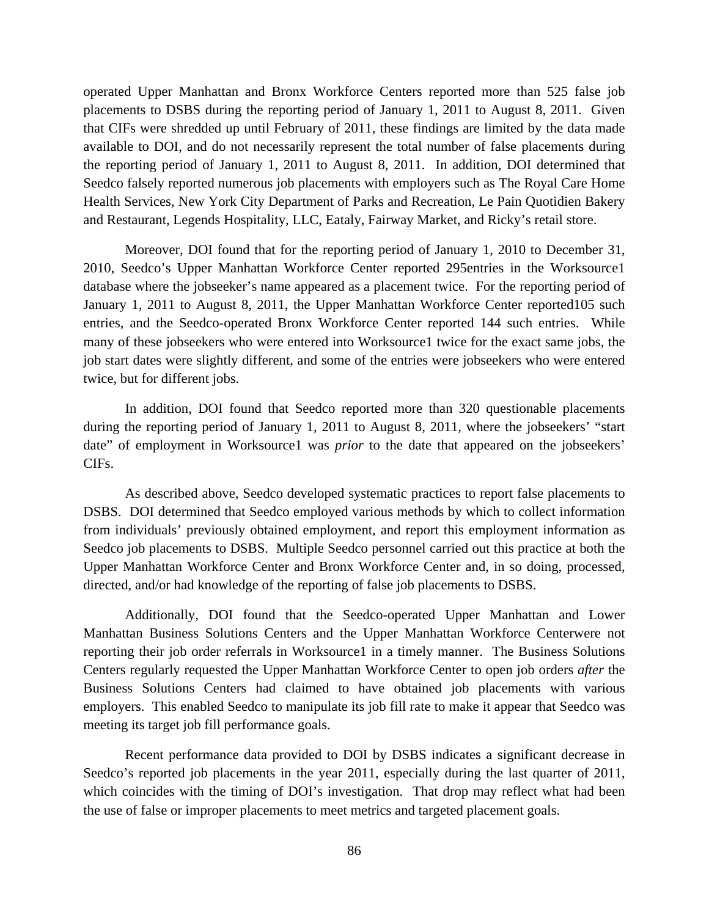operated Upper Manhattan and Bronx Workforce Centers reported more than 525 false job placements to DSBS during the reporting period of January 1, 2011 to August 8, 2011. Given that CIFs were shredded up until February of 2011, these findings are limited by the data made available to DOI, and do not necessarily represent the total number of false placements during the reporting period of January 1, 2011 to August 8, 2011. In addition, DOI determined that Seedco falsely reported numerous job placements with employers such as The Royal Care Home Health Services, New York City Department of Parks and Recreation, Le Pain Quotidien Bakery and Restaurant, Legends Hospitality, LLC, Eataly, Fairway Market, and Ricky's retail store.

Moreover, DOI found that for the reporting period of January 1, 2010 to December 31, 2010, Seedco's Upper Manhattan Workforce Center reported 295entries in the Worksource1 database where the jobseeker's name appeared as a placement twice. For the reporting period of January 1, 2011 to August 8, 2011, the Upper Manhattan Workforce Center reported105 such entries, and the Seedco-operated Bronx Workforce Center reported 144 such entries. While many of these jobseekers who were entered into Worksource1 twice for the exact same jobs, the job start dates were slightly different, and some of the entries were jobseekers who were entered twice, but for different jobs.

In addition, DOI found that Seedco reported more than 320 questionable placements during the reporting period of January 1, 2011 to August 8, 2011, where the jobseekers' "start date" of employment in Worksource1 was *prior* to the date that appeared on the jobseekers' CIFs.

As described above, Seedco developed systematic practices to report false placements to DSBS. DOI determined that Seedco employed various methods by which to collect information from individuals' previously obtained employment, and report this employment information as Seedco job placements to DSBS. Multiple Seedco personnel carried out this practice at both the Upper Manhattan Workforce Center and Bronx Workforce Center and, in so doing, processed, directed, and/or had knowledge of the reporting of false job placements to DSBS.

Additionally, DOI found that the Seedco-operated Upper Manhattan and Lower Manhattan Business Solutions Centers and the Upper Manhattan Workforce Centerwere not reporting their job order referrals in Worksource1 in a timely manner. The Business Solutions Centers regularly requested the Upper Manhattan Workforce Center to open job orders *after* the Business Solutions Centers had claimed to have obtained job placements with various employers. This enabled Seedco to manipulate its job fill rate to make it appear that Seedco was meeting its target job fill performance goals.

Recent performance data provided to DOI by DSBS indicates a significant decrease in Seedco's reported job placements in the year 2011, especially during the last quarter of 2011, which coincides with the timing of DOI's investigation. That drop may reflect what had been the use of false or improper placements to meet metrics and targeted placement goals.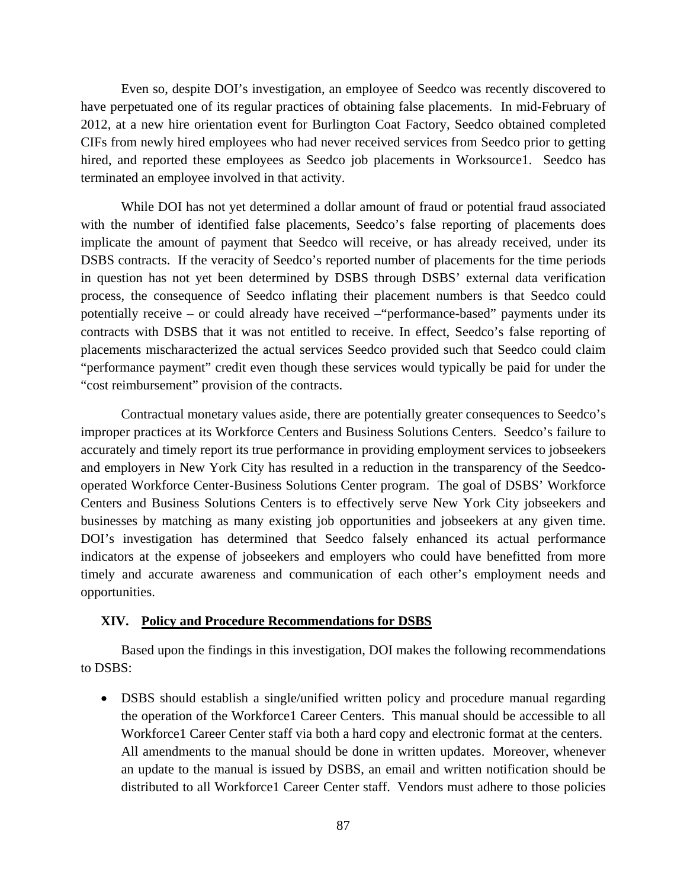Even so, despite DOI's investigation, an employee of Seedco was recently discovered to have perpetuated one of its regular practices of obtaining false placements. In mid-February of 2012, at a new hire orientation event for Burlington Coat Factory, Seedco obtained completed CIFs from newly hired employees who had never received services from Seedco prior to getting hired, and reported these employees as Seedco job placements in Worksource1. Seedco has terminated an employee involved in that activity.

While DOI has not yet determined a dollar amount of fraud or potential fraud associated with the number of identified false placements, Seedco's false reporting of placements does implicate the amount of payment that Seedco will receive, or has already received, under its DSBS contracts. If the veracity of Seedco's reported number of placements for the time periods in question has not yet been determined by DSBS through DSBS' external data verification process, the consequence of Seedco inflating their placement numbers is that Seedco could potentially receive – or could already have received –"performance-based" payments under its contracts with DSBS that it was not entitled to receive. In effect, Seedco's false reporting of placements mischaracterized the actual services Seedco provided such that Seedco could claim "performance payment" credit even though these services would typically be paid for under the "cost reimbursement" provision of the contracts.

Contractual monetary values aside, there are potentially greater consequences to Seedco's improper practices at its Workforce Centers and Business Solutions Centers. Seedco's failure to accurately and timely report its true performance in providing employment services to jobseekers and employers in New York City has resulted in a reduction in the transparency of the Seedco-operated Workforce Center-Business Solutions Center program. The goal of DSBS' Workforce Centers and Business Solutions Centers is to effectively serve New York City jobseekers and businesses by matching as many existing job opportunities and jobseekers at any given time. DOI's investigation has determined that Seedco falsely enhanced its actual performance indicators at the expense of jobseekers and employers who could have benefitted from more timely and accurate awareness and communication of each other's employment needs and opportunities.

## XIV. Policy and Procedure Recommendations for DSBS

Based upon the findings in this investigation, DOI makes the following recommendations to DSBS:

- DSBS should establish a single/unified written policy and procedure manual regarding the operation of the Workforce1 Career Centers. This manual should be accessible to all Workforce1 Career Center staff via both a hard copy and electronic format at the centers. All amendments to the manual should be done in written updates. Moreover, whenever an update to the manual is issued by DSBS, an email and written notification should be distributed to all Workforce1 Career Center staff. Vendors must adhere to those policies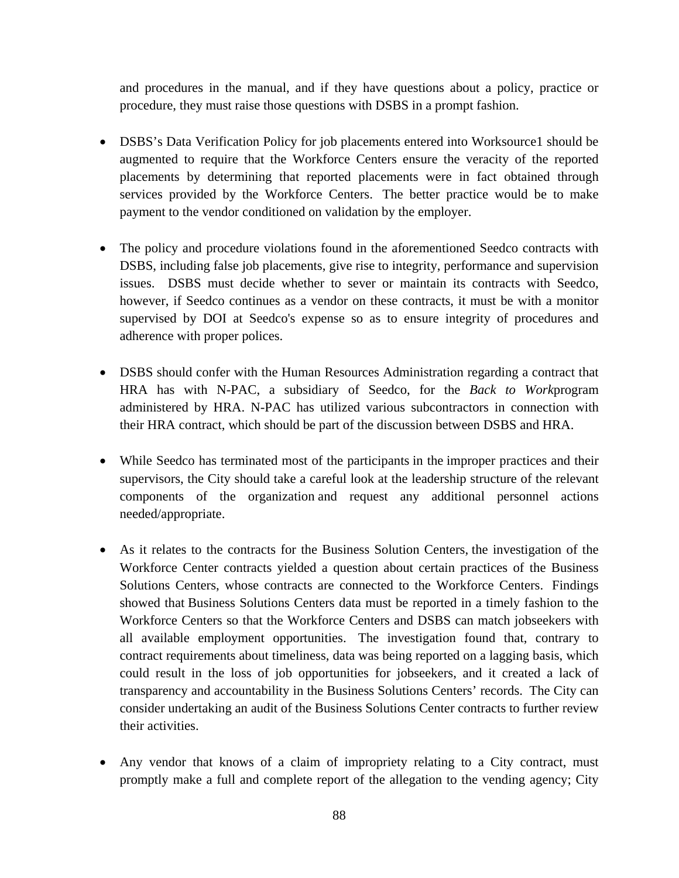and procedures in the manual, and if they have questions about a policy, practice or procedure, they must raise those questions with DSBS in a prompt fashion.

- DSBS's Data Verification Policy for job placements entered into Worksource1 should be augmented to require that the Workforce Centers ensure the veracity of the reported placements by determining that reported placements were in fact obtained through services provided by the Workforce Centers. The better practice would be to make payment to the vendor conditioned on validation by the employer.

- The policy and procedure violations found in the aforementioned Seedco contracts with DSBS, including false job placements, give rise to integrity, performance and supervision issues. DSBS must decide whether to sever or maintain its contracts with Seedco, however, if Seedco continues as a vendor on these contracts, it must be with a monitor supervised by DOI at Seedco's expense so as to ensure integrity of procedures and adherence with proper polices.

- DSBS should confer with the Human Resources Administration regarding a contract that HRA has with N-PAC, a subsidiary of Seedco, for the *Back to Work*program administered by HRA. N-PAC has utilized various subcontractors in connection with their HRA contract, which should be part of the discussion between DSBS and HRA.

- While Seedco has terminated most of the participants in the improper practices and their supervisors, the City should take a careful look at the leadership structure of the relevant components of the organization and request any additional personnel actions needed/appropriate.

- As it relates to the contracts for the Business Solution Centers, the investigation of the Workforce Center contracts yielded a question about certain practices of the Business Solutions Centers, whose contracts are connected to the Workforce Centers. Findings showed that Business Solutions Centers data must be reported in a timely fashion to the Workforce Centers so that the Workforce Centers and DSBS can match jobseekers with all available employment opportunities. The investigation found that, contrary to contract requirements about timeliness, data was being reported on a lagging basis, which could result in the loss of job opportunities for jobseekers, and it created a lack of transparency and accountability in the Business Solutions Centers' records. The City can consider undertaking an audit of the Business Solution Center contracts to further review their activities.

- Any vendor that knows of a claim of impropriety relating to a City contract, must promptly make a full and complete report of the allegation to the vending agency; City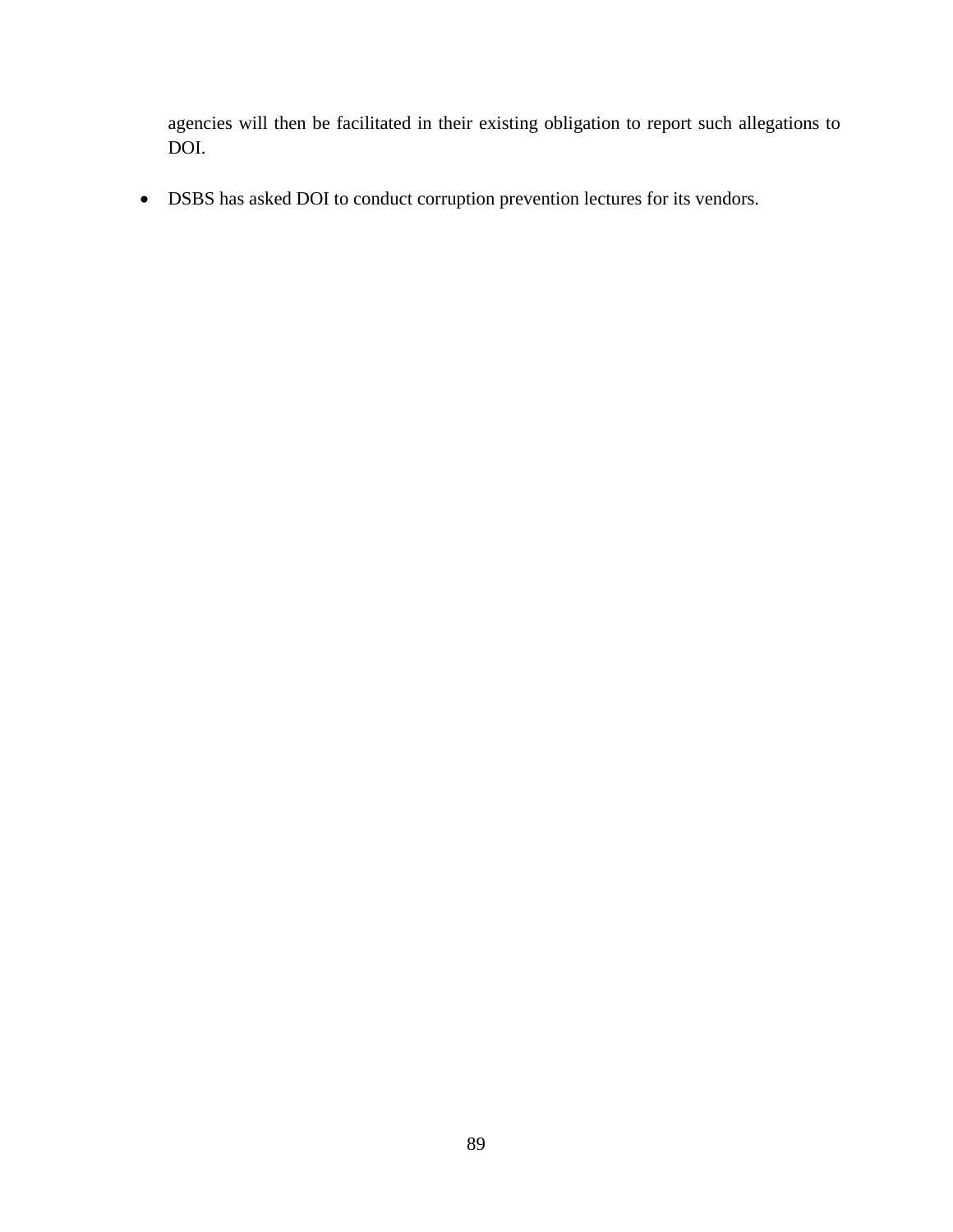agencies will then be facilitated in their existing obligation to report such allegations to DOI.

- DSBS has asked DOI to conduct corruption prevention lectures for its vendors.